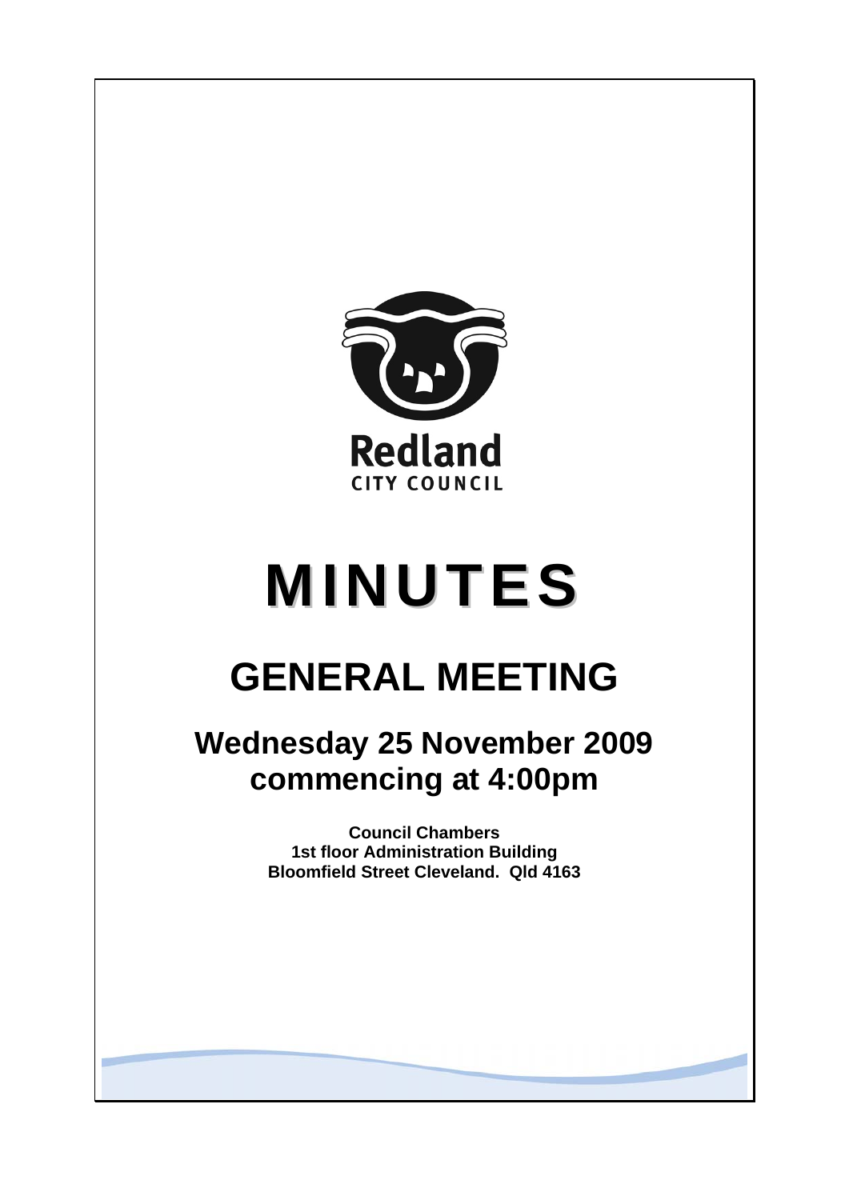Redland
CITY COUNCIL

# MINUTES

# GENERAL MEETING

## Wednesday 25 November 2009 commencing at 4:00pm

**Council Chambers**
**1st floor Administration Building**
**Bloomfield Street Cleveland. Qld 4163**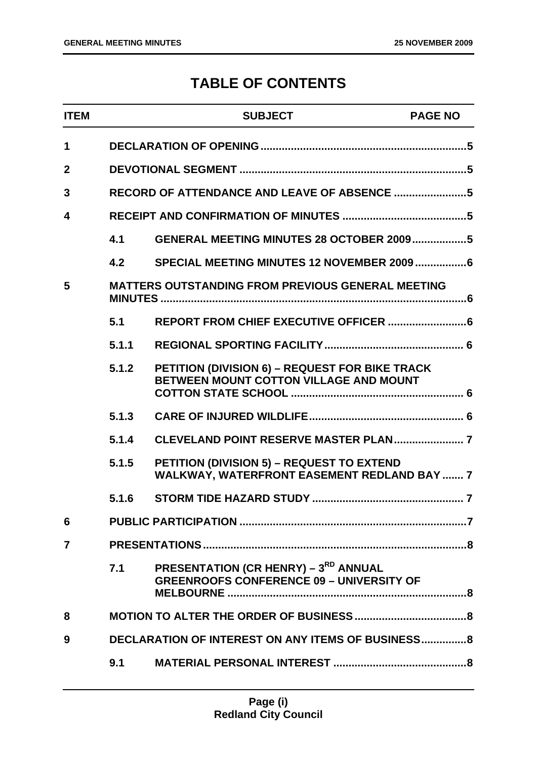# TABLE OF CONTENTS

| ITEM | | SUBJECT | PAGE NO |
|---|---|---|---|
| 1 | | DECLARATION OF OPENING | 5 |
| 2 | | DEVOTIONAL SEGMENT | 5 |
| 3 | | RECORD OF ATTENDANCE AND LEAVE OF ABSENCE | 5 |
| 4 | | RECEIPT AND CONFIRMATION OF MINUTES | 5 |
| | 4.1 | GENERAL MEETING MINUTES 28 OCTOBER 2009 | 5 |
| | 4.2 | SPECIAL MEETING MINUTES 12 NOVEMBER 2009 | 6 |
| 5 | | MATTERS OUTSTANDING FROM PREVIOUS GENERAL MEETING MINUTES | 6 |
| | 5.1 | REPORT FROM CHIEF EXECUTIVE OFFICER | 6 |
| | 5.1.1 | REGIONAL SPORTING FACILITY | 6 |
| | 5.1.2 | PETITION (DIVISION 6) – REQUEST FOR BIKE TRACK BETWEEN MOUNT COTTON VILLAGE AND MOUNT COTTON STATE SCHOOL | 6 |
| | 5.1.3 | CARE OF INJURED WILDLIFE | 6 |
| | 5.1.4 | CLEVELAND POINT RESERVE MASTER PLAN | 7 |
| | 5.1.5 | PETITION (DIVISION 5) – REQUEST TO EXTEND WALKWAY, WATERFRONT EASEMENT REDLAND BAY | 7 |
| | 5.1.6 | STORM TIDE HAZARD STUDY | 7 |
| 6 | | PUBLIC PARTICIPATION | 7 |
| 7 | | PRESENTATIONS | 8 |
| | 7.1 | PRESENTATION (CR HENRY) – 3RD ANNUAL GREENROOFS CONFERENCE 09 – UNIVERSITY OF MELBOURNE | 8 |
| 8 | | MOTION TO ALTER THE ORDER OF BUSINESS | 8 |
| 9 | | DECLARATION OF INTEREST ON ANY ITEMS OF BUSINESS | 8 |
| | 9.1 | MATERIAL PERSONAL INTEREST | 8 |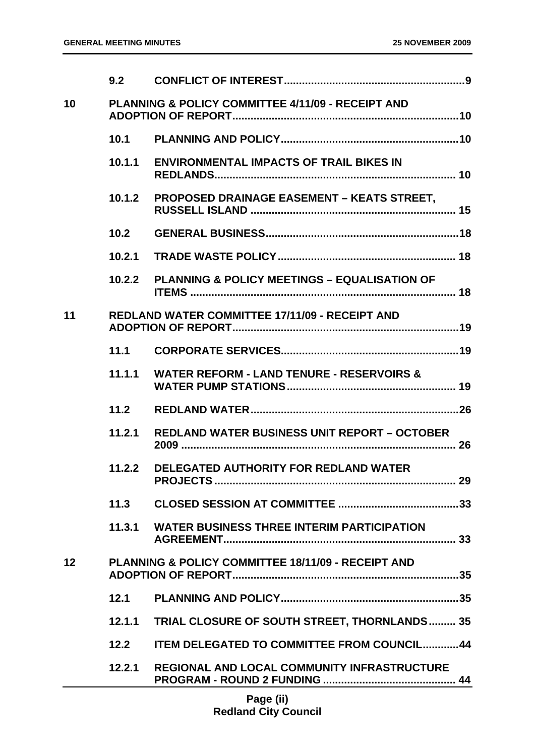| | | | |
|---|---|---|---|
| | 9.2 | CONFLICT OF INTEREST | 9 |
| 10 | PLANNING & POLICY COMMITTEE 4/11/09 - RECEIPT AND ADOPTION OF REPORT | | 10 |
| | 10.1 | PLANNING AND POLICY | 10 |
| | 10.1.1 | ENVIRONMENTAL IMPACTS OF TRAIL BIKES IN REDLANDS | 10 |
| | 10.1.2 | PROPOSED DRAINAGE EASEMENT – KEATS STREET, RUSSELL ISLAND | 15 |
| | 10.2 | GENERAL BUSINESS | 18 |
| | 10.2.1 | TRADE WASTE POLICY | 18 |
| | 10.2.2 | PLANNING & POLICY MEETINGS – EQUALISATION OF ITEMS | 18 |
| 11 | REDLAND WATER COMMITTEE 17/11/09 - RECEIPT AND ADOPTION OF REPORT | | 19 |
| | 11.1 | CORPORATE SERVICES | 19 |
| | 11.1.1 | WATER REFORM - LAND TENURE - RESERVOIRS & WATER PUMP STATIONS | 19 |
| | 11.2 | REDLAND WATER | 26 |
| | 11.2.1 | REDLAND WATER BUSINESS UNIT REPORT – OCTOBER 2009 | 26 |
| | 11.2.2 | DELEGATED AUTHORITY FOR REDLAND WATER PROJECTS | 29 |
| | 11.3 | CLOSED SESSION AT COMMITTEE | 33 |
| | 11.3.1 | WATER BUSINESS THREE INTERIM PARTICIPATION AGREEMENT | 33 |
| 12 | PLANNING & POLICY COMMITTEE 18/11/09 - RECEIPT AND ADOPTION OF REPORT | | 35 |
| | 12.1 | PLANNING AND POLICY | 35 |
| | 12.1.1 | TRIAL CLOSURE OF SOUTH STREET, THORNLANDS | 35 |
| | 12.2 | ITEM DELEGATED TO COMMITTEE FROM COUNCIL | 44 |
| | 12.2.1 | REGIONAL AND LOCAL COMMUNITY INFRASTRUCTURE PROGRAM - ROUND 2 FUNDING | 44 |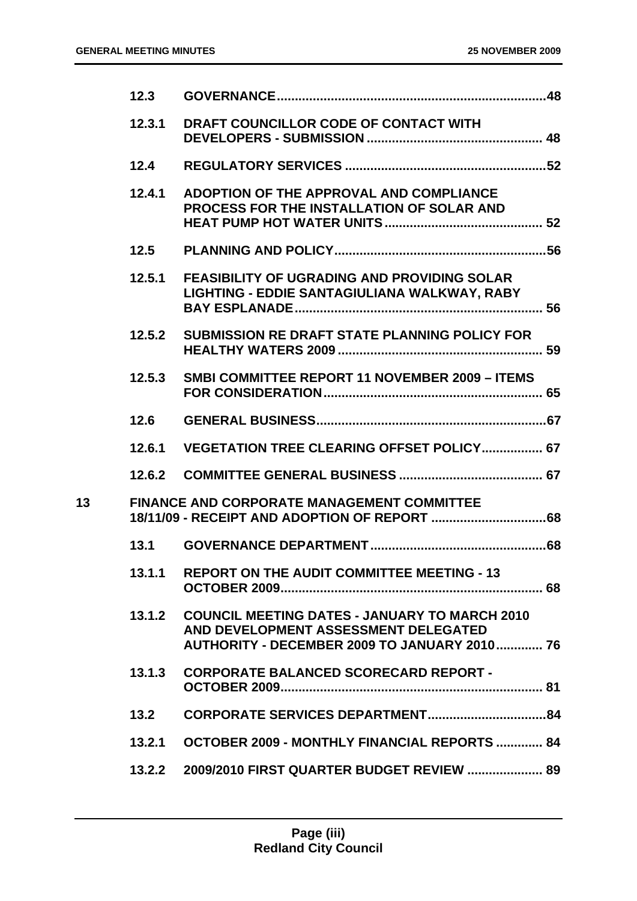| | | | |
|---|---|---|---|
| | **12.3** | **GOVERNANCE** | **48** |
| | **12.3.1** | **DRAFT COUNCILLOR CODE OF CONTACT WITH DEVELOPERS - SUBMISSION** | **48** |
| | **12.4** | **REGULATORY SERVICES** | **52** |
| | **12.4.1** | **ADOPTION OF THE APPROVAL AND COMPLIANCE PROCESS FOR THE INSTALLATION OF SOLAR AND HEAT PUMP HOT WATER UNITS** | **52** |
| | **12.5** | **PLANNING AND POLICY** | **56** |
| | **12.5.1** | **FEASIBILITY OF UGRADING AND PROVIDING SOLAR LIGHTING - EDDIE SANTAGIULIANA WALKWAY, RABY BAY ESPLANADE** | **56** |
| | **12.5.2** | **SUBMISSION RE DRAFT STATE PLANNING POLICY FOR HEALTHY WATERS 2009** | **59** |
| | **12.5.3** | **SMBI COMMITTEE REPORT 11 NOVEMBER 2009 – ITEMS FOR CONSIDERATION** | **65** |
| | **12.6** | **GENERAL BUSINESS** | **67** |
| | **12.6.1** | **VEGETATION TREE CLEARING OFFSET POLICY** | **67** |
| | **12.6.2** | **COMMITTEE GENERAL BUSINESS** | **67** |
| **13** | | **FINANCE AND CORPORATE MANAGEMENT COMMITTEE 18/11/09 - RECEIPT AND ADOPTION OF REPORT** | **68** |
| | **13.1** | **GOVERNANCE DEPARTMENT** | **68** |
| | **13.1.1** | **REPORT ON THE AUDIT COMMITTEE MEETING - 13 OCTOBER 2009** | **68** |
| | **13.1.2** | **COUNCIL MEETING DATES - JANUARY TO MARCH 2010 AND DEVELOPMENT ASSESSMENT DELEGATED AUTHORITY - DECEMBER 2009 TO JANUARY 2010** | **76** |
| | **13.1.3** | **CORPORATE BALANCED SCORECARD REPORT - OCTOBER 2009** | **81** |
| | **13.2** | **CORPORATE SERVICES DEPARTMENT** | **84** |
| | **13.2.1** | **OCTOBER 2009 - MONTHLY FINANCIAL REPORTS** | **84** |
| | **13.2.2** | **2009/2010 FIRST QUARTER BUDGET REVIEW** | **89** |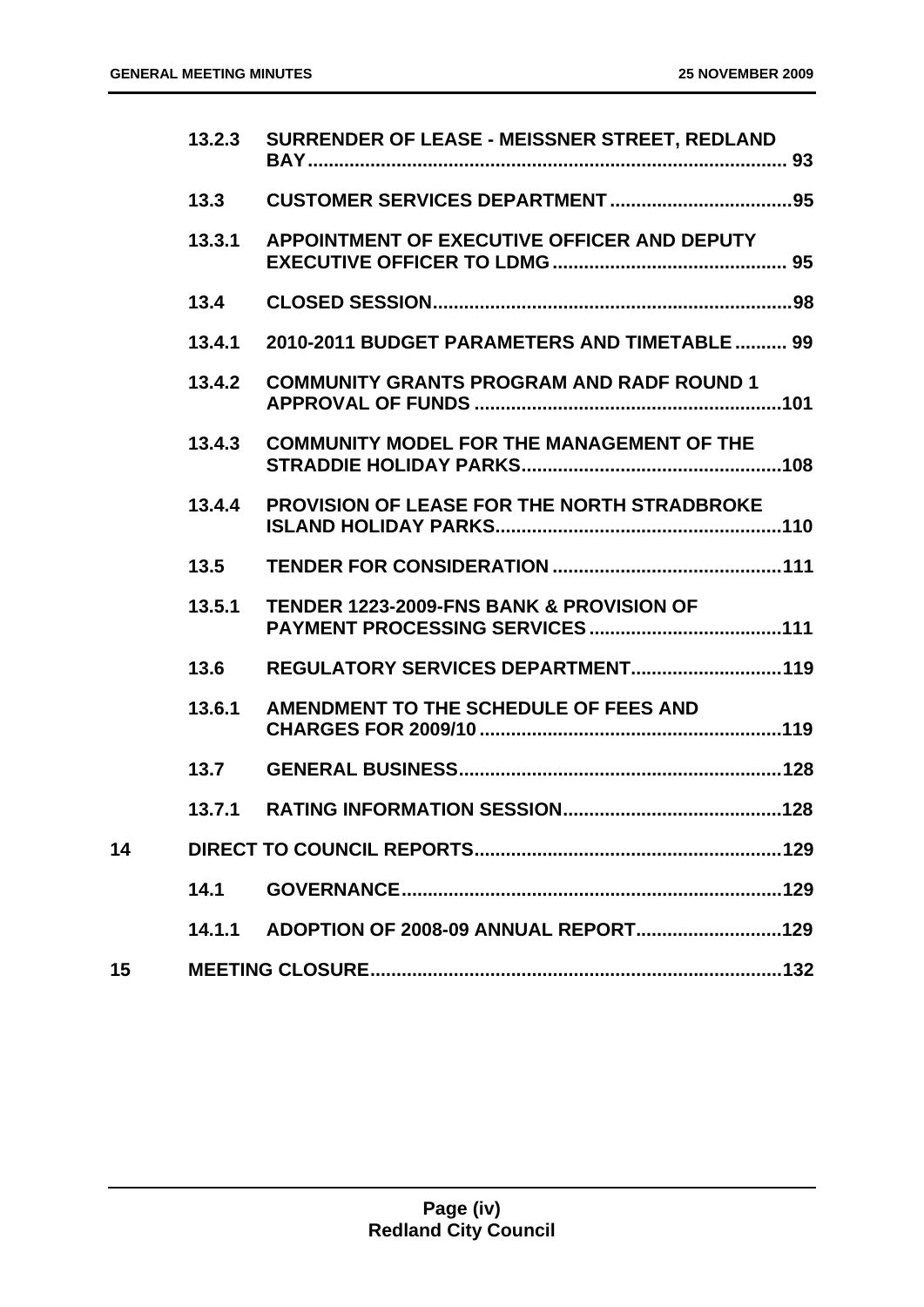| | | | |
|---|---|---|---|
| | 13.2.3 | SURRENDER OF LEASE - MEISSNER STREET, REDLAND BAY | 93 |
| | 13.3 | CUSTOMER SERVICES DEPARTMENT | 95 |
| | 13.3.1 | APPOINTMENT OF EXECUTIVE OFFICER AND DEPUTY EXECUTIVE OFFICER TO LDMG | 95 |
| | 13.4 | CLOSED SESSION | 98 |
| | 13.4.1 | 2010-2011 BUDGET PARAMETERS AND TIMETABLE | 99 |
| | 13.4.2 | COMMUNITY GRANTS PROGRAM AND RADF ROUND 1 APPROVAL OF FUNDS | 101 |
| | 13.4.3 | COMMUNITY MODEL FOR THE MANAGEMENT OF THE STRADDIE HOLIDAY PARKS | 108 |
| | 13.4.4 | PROVISION OF LEASE FOR THE NORTH STRADBROKE ISLAND HOLIDAY PARKS | 110 |
| | 13.5 | TENDER FOR CONSIDERATION | 111 |
| | 13.5.1 | TENDER 1223-2009-FNS BANK & PROVISION OF PAYMENT PROCESSING SERVICES | 111 |
| | 13.6 | REGULATORY SERVICES DEPARTMENT | 119 |
| | 13.6.1 | AMENDMENT TO THE SCHEDULE OF FEES AND CHARGES FOR 2009/10 | 119 |
| | 13.7 | GENERAL BUSINESS | 128 |
| | 13.7.1 | RATING INFORMATION SESSION | 128 |
| 14 | | DIRECT TO COUNCIL REPORTS | 129 |
| | 14.1 | GOVERNANCE | 129 |
| | 14.1.1 | ADOPTION OF 2008-09 ANNUAL REPORT | 129 |
| 15 | | MEETING CLOSURE | 132 |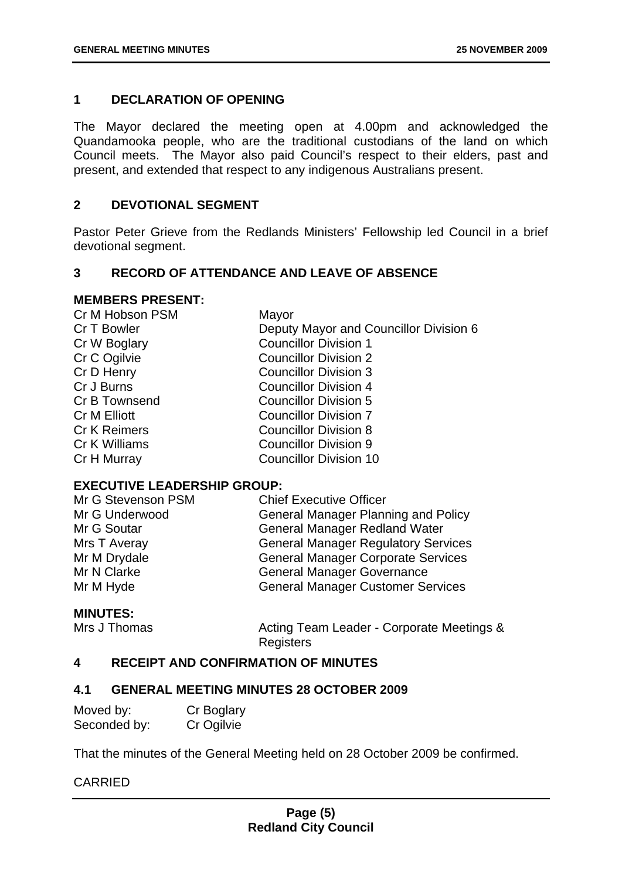## 1 DECLARATION OF OPENING

The Mayor declared the meeting open at 4.00pm and acknowledged the Quandamooka people, who are the traditional custodians of the land on which Council meets. The Mayor also paid Council's respect to their elders, past and present, and extended that respect to any indigenous Australians present.

## 2 DEVOTIONAL SEGMENT

Pastor Peter Grieve from the Redlands Ministers' Fellowship led Council in a brief devotional segment.

## 3 RECORD OF ATTENDANCE AND LEAVE OF ABSENCE

**MEMBERS PRESENT:**

| | |
|---|---|
| Cr M Hobson PSM | Mayor |
| Cr T Bowler | Deputy Mayor and Councillor Division 6 |
| Cr W Boglary | Councillor Division 1 |
| Cr C Ogilvie | Councillor Division 2 |
| Cr D Henry | Councillor Division 3 |
| Cr J Burns | Councillor Division 4 |
| Cr B Townsend | Councillor Division 5 |
| Cr M Elliott | Councillor Division 7 |
| Cr K Reimers | Councillor Division 8 |
| Cr K Williams | Councillor Division 9 |
| Cr H Murray | Councillor Division 10 |

**EXECUTIVE LEADERSHIP GROUP:**

| | |
|---|---|
| Mr G Stevenson PSM | Chief Executive Officer |
| Mr G Underwood | General Manager Planning and Policy |
| Mr G Soutar | General Manager Redland Water |
| Mrs T Averay | General Manager Regulatory Services |
| Mr M Drydale | General Manager Corporate Services |
| Mr N Clarke | General Manager Governance |
| Mr M Hyde | General Manager Customer Services |

**MINUTES:**

| | |
|---|---|
| Mrs J Thomas | Acting Team Leader - Corporate Meetings & Registers |

## 4 RECEIPT AND CONFIRMATION OF MINUTES

### 4.1 GENERAL MEETING MINUTES 28 OCTOBER 2009

| | |
|---|---|
| Moved by: | Cr Boglary |
| Seconded by: | Cr Ogilvie |

That the minutes of the General Meeting held on 28 October 2009 be confirmed.

CARRIED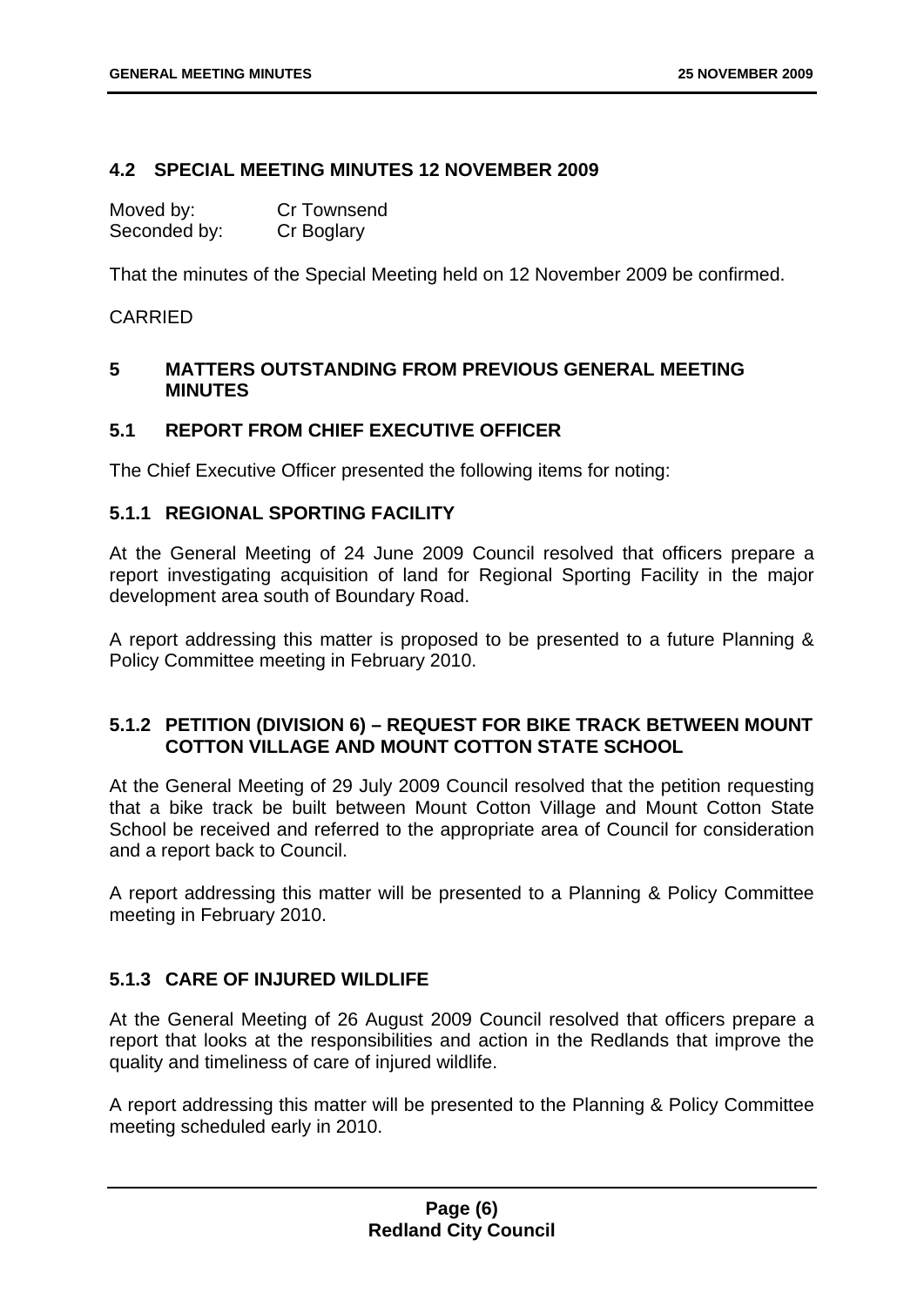## 4.2 SPECIAL MEETING MINUTES 12 NOVEMBER 2009

Moved by: Cr Townsend
Seconded by: Cr Boglary

That the minutes of the Special Meeting held on 12 November 2009 be confirmed.

CARRIED

# 5 MATTERS OUTSTANDING FROM PREVIOUS GENERAL MEETING MINUTES

## 5.1 REPORT FROM CHIEF EXECUTIVE OFFICER

The Chief Executive Officer presented the following items for noting:

### 5.1.1 REGIONAL SPORTING FACILITY

At the General Meeting of 24 June 2009 Council resolved that officers prepare a report investigating acquisition of land for Regional Sporting Facility in the major development area south of Boundary Road.

A report addressing this matter is proposed to be presented to a future Planning & Policy Committee meeting in February 2010.

### 5.1.2 PETITION (DIVISION 6) – REQUEST FOR BIKE TRACK BETWEEN MOUNT COTTON VILLAGE AND MOUNT COTTON STATE SCHOOL

At the General Meeting of 29 July 2009 Council resolved that the petition requesting that a bike track be built between Mount Cotton Village and Mount Cotton State School be received and referred to the appropriate area of Council for consideration and a report back to Council.

A report addressing this matter will be presented to a Planning & Policy Committee meeting in February 2010.

### 5.1.3 CARE OF INJURED WILDLIFE

At the General Meeting of 26 August 2009 Council resolved that officers prepare a report that looks at the responsibilities and action in the Redlands that improve the quality and timeliness of care of injured wildlife.

A report addressing this matter will be presented to the Planning & Policy Committee meeting scheduled early in 2010.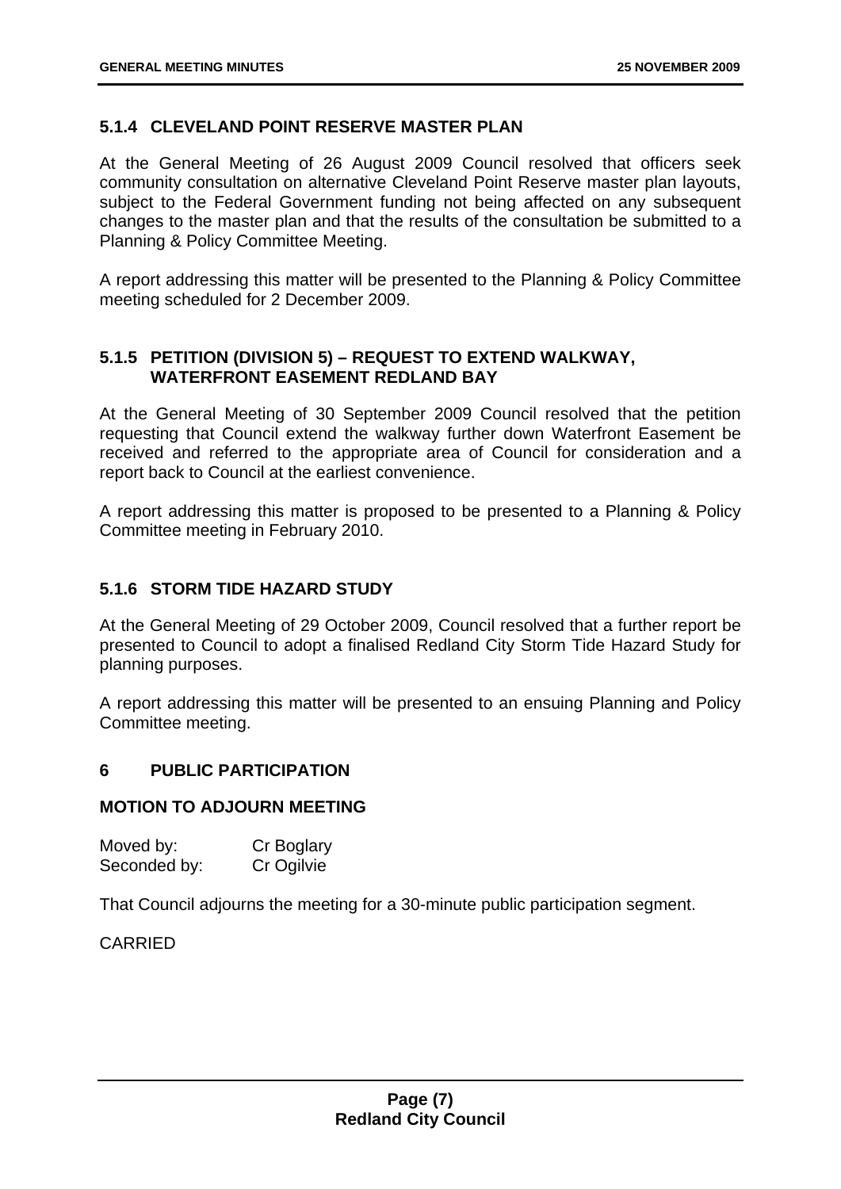### 5.1.4 CLEVELAND POINT RESERVE MASTER PLAN

At the General Meeting of 26 August 2009 Council resolved that officers seek community consultation on alternative Cleveland Point Reserve master plan layouts, subject to the Federal Government funding not being affected on any subsequent changes to the master plan and that the results of the consultation be submitted to a Planning & Policy Committee Meeting.

A report addressing this matter will be presented to the Planning & Policy Committee meeting scheduled for 2 December 2009.

### 5.1.5 PETITION (DIVISION 5) – REQUEST TO EXTEND WALKWAY, WATERFRONT EASEMENT REDLAND BAY

At the General Meeting of 30 September 2009 Council resolved that the petition requesting that Council extend the walkway further down Waterfront Easement be received and referred to the appropriate area of Council for consideration and a report back to Council at the earliest convenience.

A report addressing this matter is proposed to be presented to a Planning & Policy Committee meeting in February 2010.

### 5.1.6 STORM TIDE HAZARD STUDY

At the General Meeting of 29 October 2009, Council resolved that a further report be presented to Council to adopt a finalised Redland City Storm Tide Hazard Study for planning purposes.

A report addressing this matter will be presented to an ensuing Planning and Policy Committee meeting.

## 6 PUBLIC PARTICIPATION

### MOTION TO ADJOURN MEETING

Moved by: Cr Boglary
Seconded by: Cr Ogilvie

That Council adjourns the meeting for a 30-minute public participation segment.

CARRIED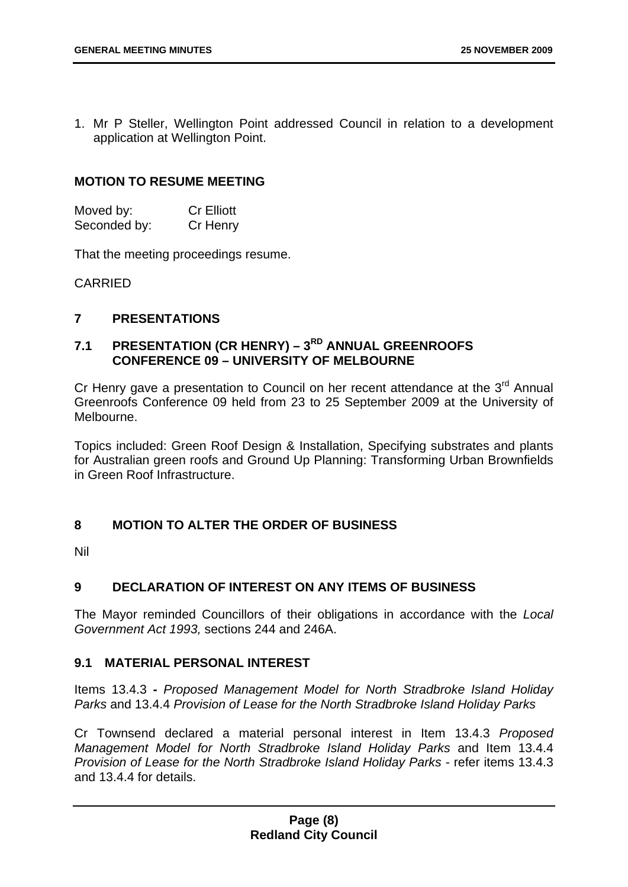1. Mr P Steller, Wellington Point addressed Council in relation to a development application at Wellington Point.

**MOTION TO RESUME MEETING**

Moved by: Cr Elliott
Seconded by: Cr Henry

That the meeting proceedings resume.

CARRIED

## 7 PRESENTATIONS

### 7.1 PRESENTATION (CR HENRY) – 3RD ANNUAL GREENROOFS CONFERENCE 09 – UNIVERSITY OF MELBOURNE

Cr Henry gave a presentation to Council on her recent attendance at the 3rd Annual Greenroofs Conference 09 held from 23 to 25 September 2009 at the University of Melbourne.

Topics included: Green Roof Design & Installation, Specifying substrates and plants for Australian green roofs and Ground Up Planning: Transforming Urban Brownfields in Green Roof Infrastructure.

## 8 MOTION TO ALTER THE ORDER OF BUSINESS

Nil

## 9 DECLARATION OF INTEREST ON ANY ITEMS OF BUSINESS

The Mayor reminded Councillors of their obligations in accordance with the *Local Government Act 1993,* sections 244 and 246A.

### 9.1 MATERIAL PERSONAL INTEREST

Items 13.4.3 **-** *Proposed Management Model for North Stradbroke Island Holiday Parks* and 13.4.4 *Provision of Lease for the North Stradbroke Island Holiday Parks*

Cr Townsend declared a material personal interest in Item 13.4.3 *Proposed Management Model for North Stradbroke Island Holiday Parks* and Item 13.4.4 *Provision of Lease for the North Stradbroke Island Holiday Parks* - refer items 13.4.3 and 13.4.4 for details.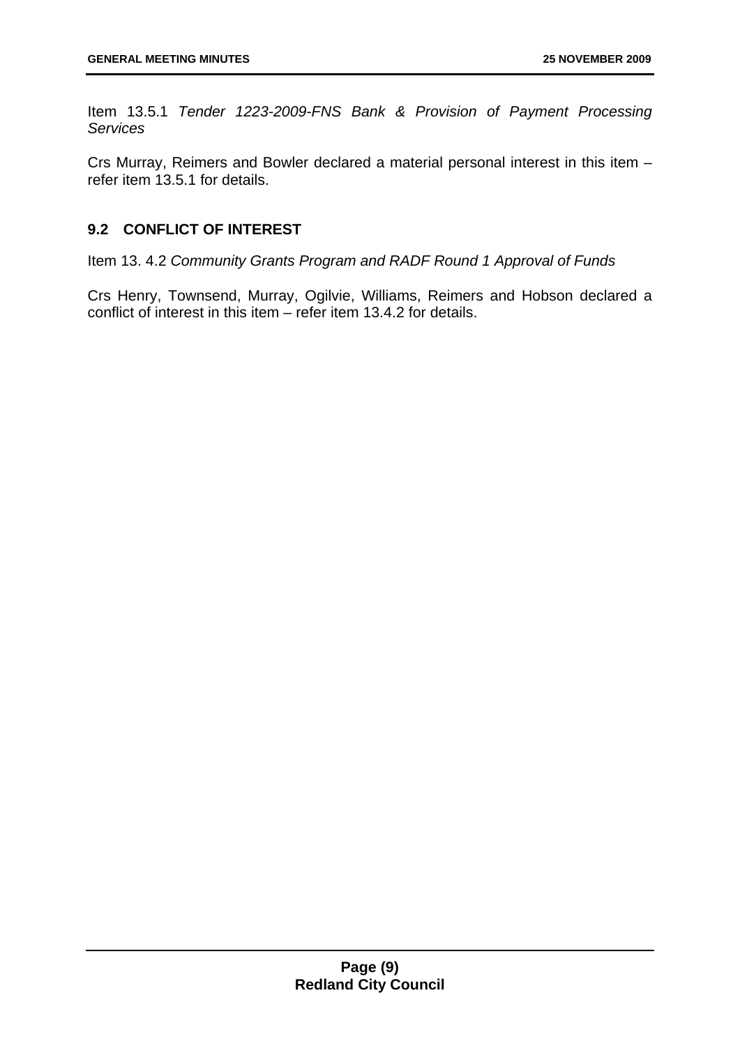Item 13.5.1 *Tender 1223-2009-FNS Bank & Provision of Payment Processing Services*

Crs Murray, Reimers and Bowler declared a material personal interest in this item – refer item 13.5.1 for details.

### 9.2 CONFLICT OF INTEREST

Item 13. 4.2 *Community Grants Program and RADF Round 1 Approval of Funds*

Crs Henry, Townsend, Murray, Ogilvie, Williams, Reimers and Hobson declared a conflict of interest in this item – refer item 13.4.2 for details.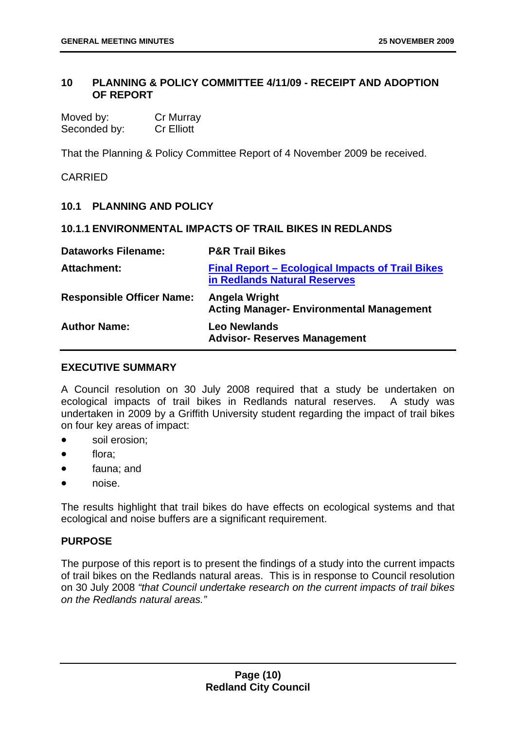## 10 PLANNING & POLICY COMMITTEE 4/11/09 - RECEIPT AND ADOPTION OF REPORT

Moved by: Cr Murray
Seconded by: Cr Elliott

That the Planning & Policy Committee Report of 4 November 2009 be received.

CARRIED

### 10.1 PLANNING AND POLICY

#### 10.1.1 ENVIRONMENTAL IMPACTS OF TRAIL BIKES IN REDLANDS

| | |
|---|---|
| **Dataworks Filename:** | **P&R Trail Bikes** |
| **Attachment:** | **Final Report – Ecological Impacts of Trail Bikes in Redlands Natural Reserves** |
| **Responsible Officer Name:** | **Angela Wright**<br>**Acting Manager- Environmental Management** |
| **Author Name:** | **Leo Newlands**<br>**Advisor- Reserves Management** |

**EXECUTIVE SUMMARY**

A Council resolution on 30 July 2008 required that a study be undertaken on ecological impacts of trail bikes in Redlands natural reserves. A study was undertaken in 2009 by a Griffith University student regarding the impact of trail bikes on four key areas of impact:

- soil erosion;
- flora;
- fauna; and
- noise.

The results highlight that trail bikes do have effects on ecological systems and that ecological and noise buffers are a significant requirement.

**PURPOSE**

The purpose of this report is to present the findings of a study into the current impacts of trail bikes on the Redlands natural areas. This is in response to Council resolution on 30 July 2008 *"that Council undertake research on the current impacts of trail bikes on the Redlands natural areas."*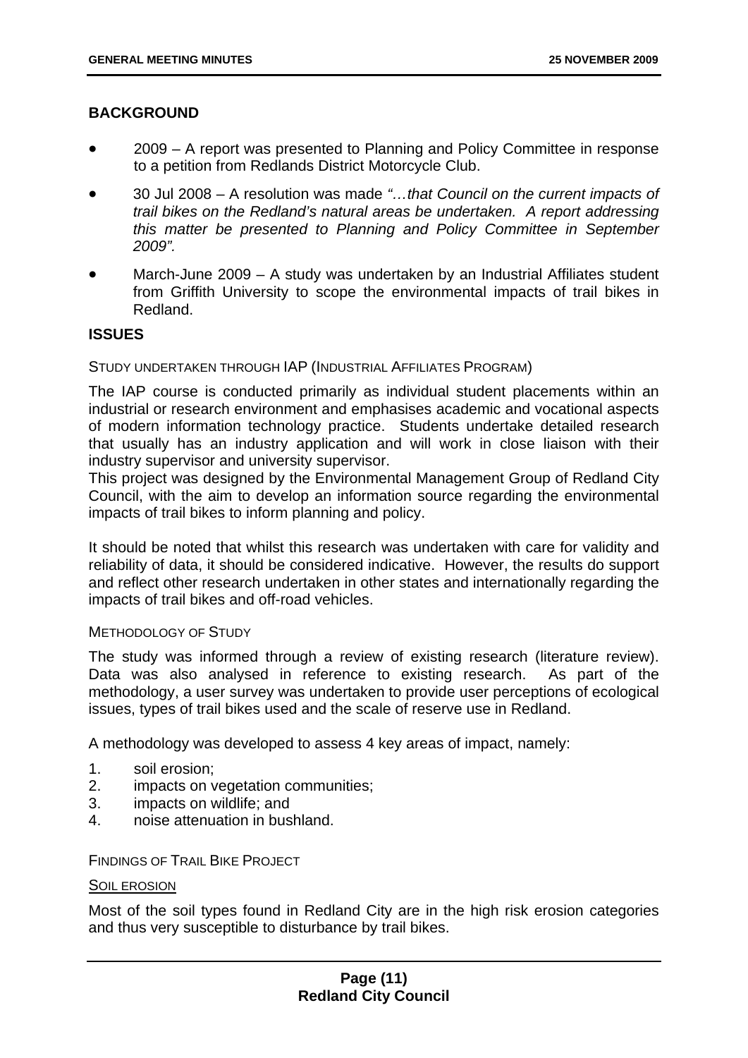## BACKGROUND

- 2009 – A report was presented to Planning and Policy Committee in response to a petition from Redlands District Motorcycle Club.
- 30 Jul 2008 – A resolution was made *"…that Council on the current impacts of trail bikes on the Redland's natural areas be undertaken. A report addressing this matter be presented to Planning and Policy Committee in September 2009".*
- March-June 2009 – A study was undertaken by an Industrial Affiliates student from Griffith University to scope the environmental impacts of trail bikes in Redland.

## ISSUES

### STUDY UNDERTAKEN THROUGH IAP (INDUSTRIAL AFFILIATES PROGRAM)

The IAP course is conducted primarily as individual student placements within an industrial or research environment and emphasises academic and vocational aspects of modern information technology practice. Students undertake detailed research that usually has an industry application and will work in close liaison with their industry supervisor and university supervisor.

This project was designed by the Environmental Management Group of Redland City Council, with the aim to develop an information source regarding the environmental impacts of trail bikes to inform planning and policy.

It should be noted that whilst this research was undertaken with care for validity and reliability of data, it should be considered indicative. However, the results do support and reflect other research undertaken in other states and internationally regarding the impacts of trail bikes and off-road vehicles.

### METHODOLOGY OF STUDY

The study was informed through a review of existing research (literature review). Data was also analysed in reference to existing research. As part of the methodology, a user survey was undertaken to provide user perceptions of ecological issues, types of trail bikes used and the scale of reserve use in Redland.

A methodology was developed to assess 4 key areas of impact, namely:

1. soil erosion;
2. impacts on vegetation communities;
3. impacts on wildlife; and
4. noise attenuation in bushland.

### FINDINGS OF TRAIL BIKE PROJECT

#### SOIL EROSION

Most of the soil types found in Redland City are in the high risk erosion categories and thus very susceptible to disturbance by trail bikes.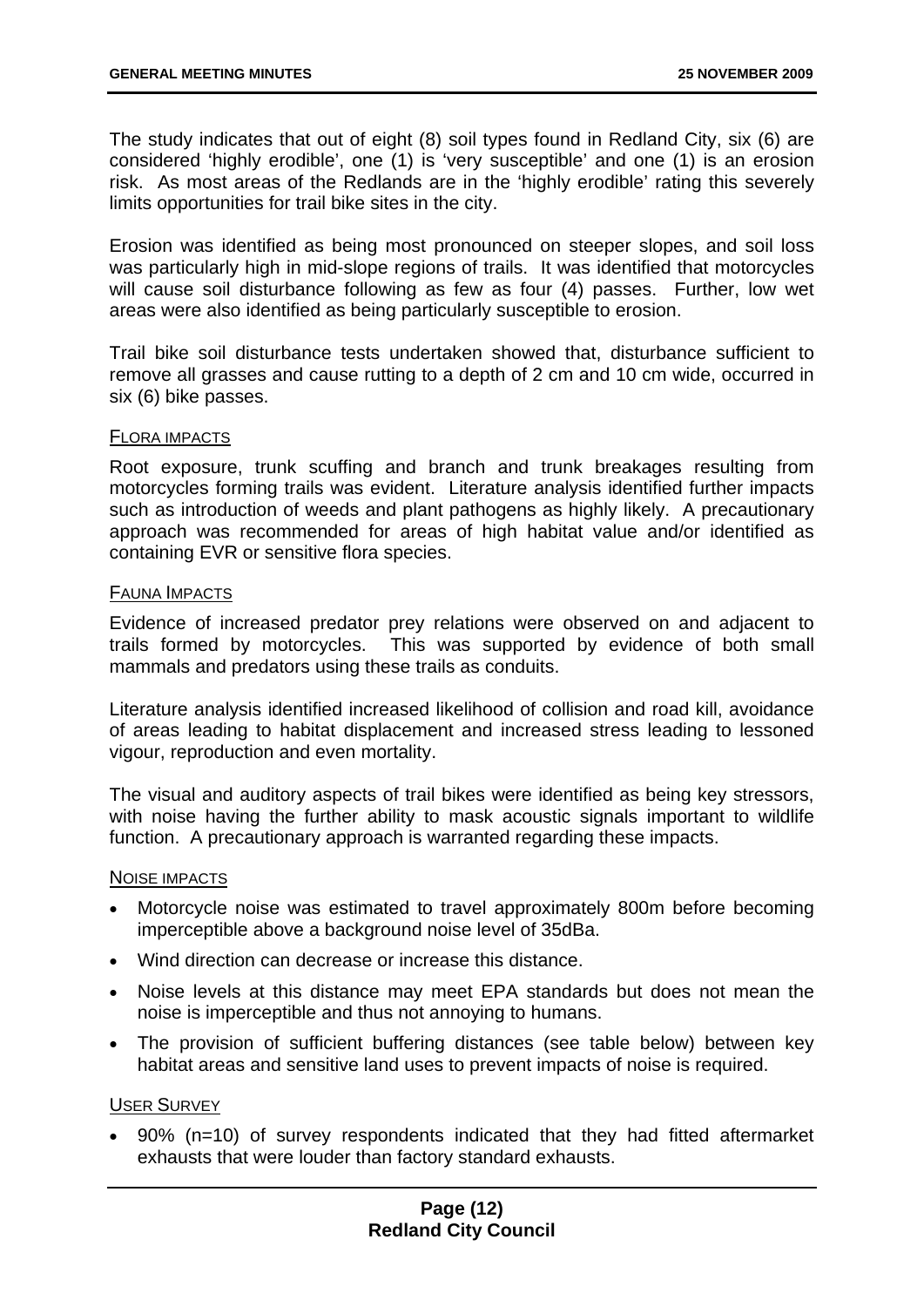The study indicates that out of eight (8) soil types found in Redland City, six (6) are considered 'highly erodible', one (1) is 'very susceptible' and one (1) is an erosion risk. As most areas of the Redlands are in the 'highly erodible' rating this severely limits opportunities for trail bike sites in the city.

Erosion was identified as being most pronounced on steeper slopes, and soil loss was particularly high in mid-slope regions of trails. It was identified that motorcycles will cause soil disturbance following as few as four (4) passes. Further, low wet areas were also identified as being particularly susceptible to erosion.

Trail bike soil disturbance tests undertaken showed that, disturbance sufficient to remove all grasses and cause rutting to a depth of 2 cm and 10 cm wide, occurred in six (6) bike passes.

FLORA IMPACTS

Root exposure, trunk scuffing and branch and trunk breakages resulting from motorcycles forming trails was evident. Literature analysis identified further impacts such as introduction of weeds and plant pathogens as highly likely. A precautionary approach was recommended for areas of high habitat value and/or identified as containing EVR or sensitive flora species.

FAUNA IMPACTS

Evidence of increased predator prey relations were observed on and adjacent to trails formed by motorcycles. This was supported by evidence of both small mammals and predators using these trails as conduits.

Literature analysis identified increased likelihood of collision and road kill, avoidance of areas leading to habitat displacement and increased stress leading to lessoned vigour, reproduction and even mortality.

The visual and auditory aspects of trail bikes were identified as being key stressors, with noise having the further ability to mask acoustic signals important to wildlife function. A precautionary approach is warranted regarding these impacts.

NOISE IMPACTS

- Motorcycle noise was estimated to travel approximately 800m before becoming imperceptible above a background noise level of 35dBa.
- Wind direction can decrease or increase this distance.
- Noise levels at this distance may meet EPA standards but does not mean the noise is imperceptible and thus not annoying to humans.
- The provision of sufficient buffering distances (see table below) between key habitat areas and sensitive land uses to prevent impacts of noise is required.

USER SURVEY

- 90% (n=10) of survey respondents indicated that they had fitted aftermarket exhausts that were louder than factory standard exhausts.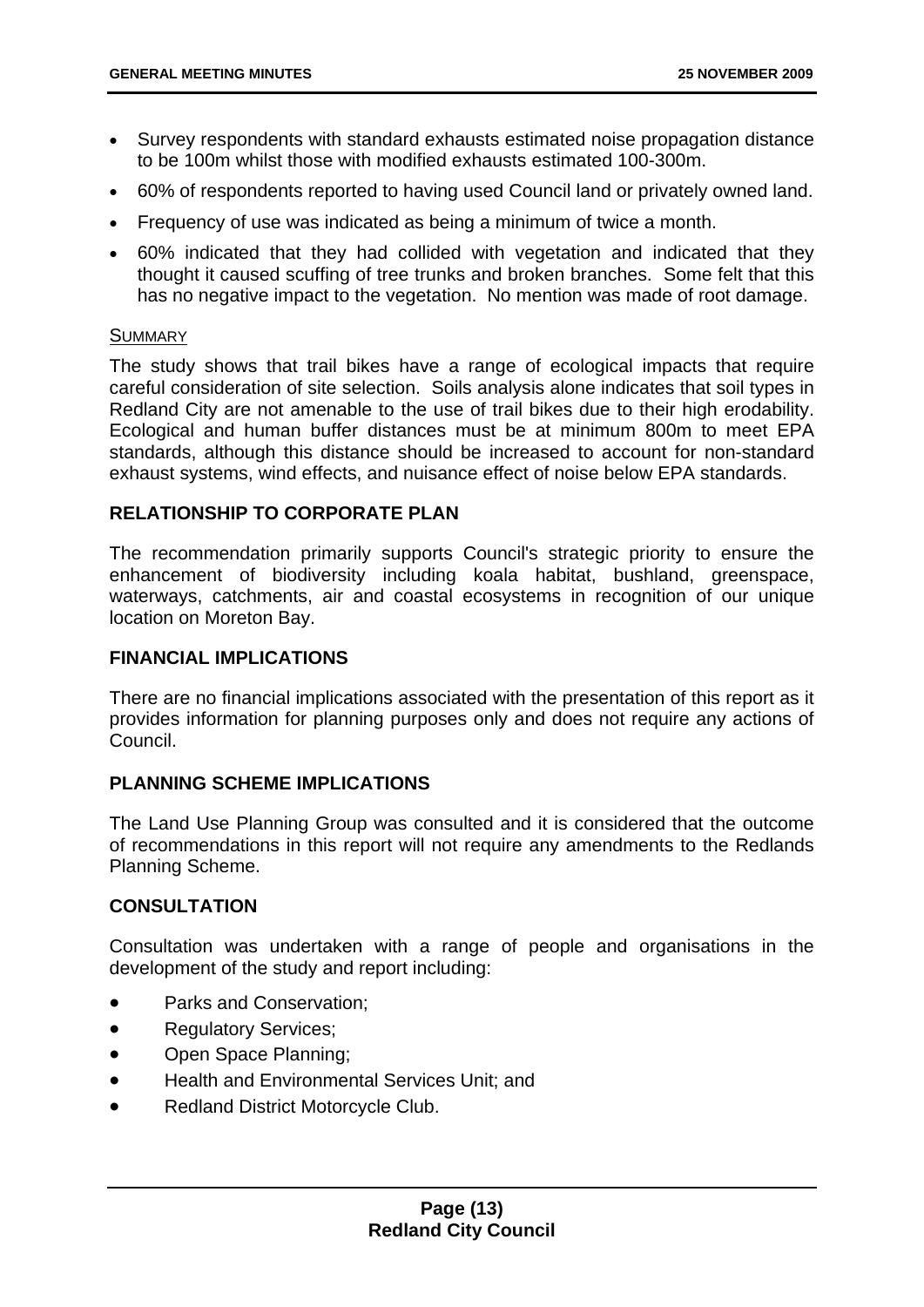- Survey respondents with standard exhausts estimated noise propagation distance to be 100m whilst those with modified exhausts estimated 100-300m.
- 60% of respondents reported to having used Council land or privately owned land.
- Frequency of use was indicated as being a minimum of twice a month.
- 60% indicated that they had collided with vegetation and indicated that they thought it caused scuffing of tree trunks and broken branches. Some felt that this has no negative impact to the vegetation. No mention was made of root damage.

SUMMARY

The study shows that trail bikes have a range of ecological impacts that require careful consideration of site selection. Soils analysis alone indicates that soil types in Redland City are not amenable to the use of trail bikes due to their high erodability. Ecological and human buffer distances must be at minimum 800m to meet EPA standards, although this distance should be increased to account for non-standard exhaust systems, wind effects, and nuisance effect of noise below EPA standards.

## RELATIONSHIP TO CORPORATE PLAN

The recommendation primarily supports Council's strategic priority to ensure the enhancement of biodiversity including koala habitat, bushland, greenspace, waterways, catchments, air and coastal ecosystems in recognition of our unique location on Moreton Bay.

## FINANCIAL IMPLICATIONS

There are no financial implications associated with the presentation of this report as it provides information for planning purposes only and does not require any actions of Council.

## PLANNING SCHEME IMPLICATIONS

The Land Use Planning Group was consulted and it is considered that the outcome of recommendations in this report will not require any amendments to the Redlands Planning Scheme.

## CONSULTATION

Consultation was undertaken with a range of people and organisations in the development of the study and report including:

- Parks and Conservation;
- Regulatory Services;
- Open Space Planning;
- Health and Environmental Services Unit; and
- Redland District Motorcycle Club.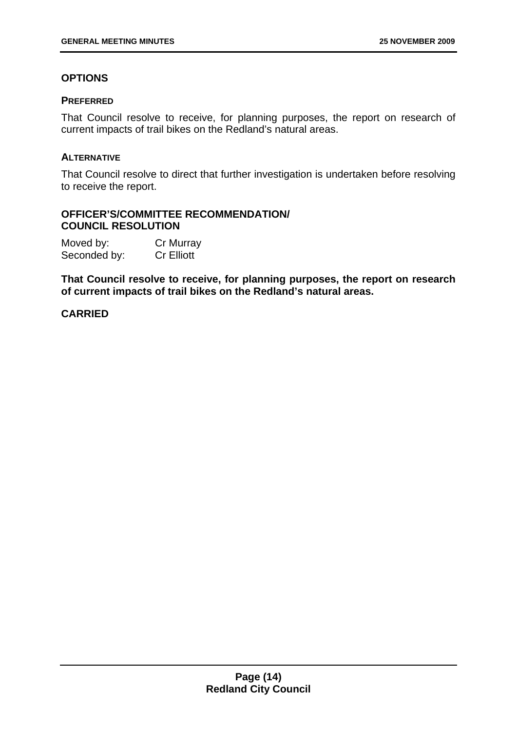## OPTIONS

### PREFERRED

That Council resolve to receive, for planning purposes, the report on research of current impacts of trail bikes on the Redland's natural areas.

### ALTERNATIVE

That Council resolve to direct that further investigation is undertaken before resolving to receive the report.

## OFFICER'S/COMMITTEE RECOMMENDATION/ COUNCIL RESOLUTION

Moved by: Cr Murray
Seconded by: Cr Elliott

**That Council resolve to receive, for planning purposes, the report on research of current impacts of trail bikes on the Redland's natural areas.**

**CARRIED**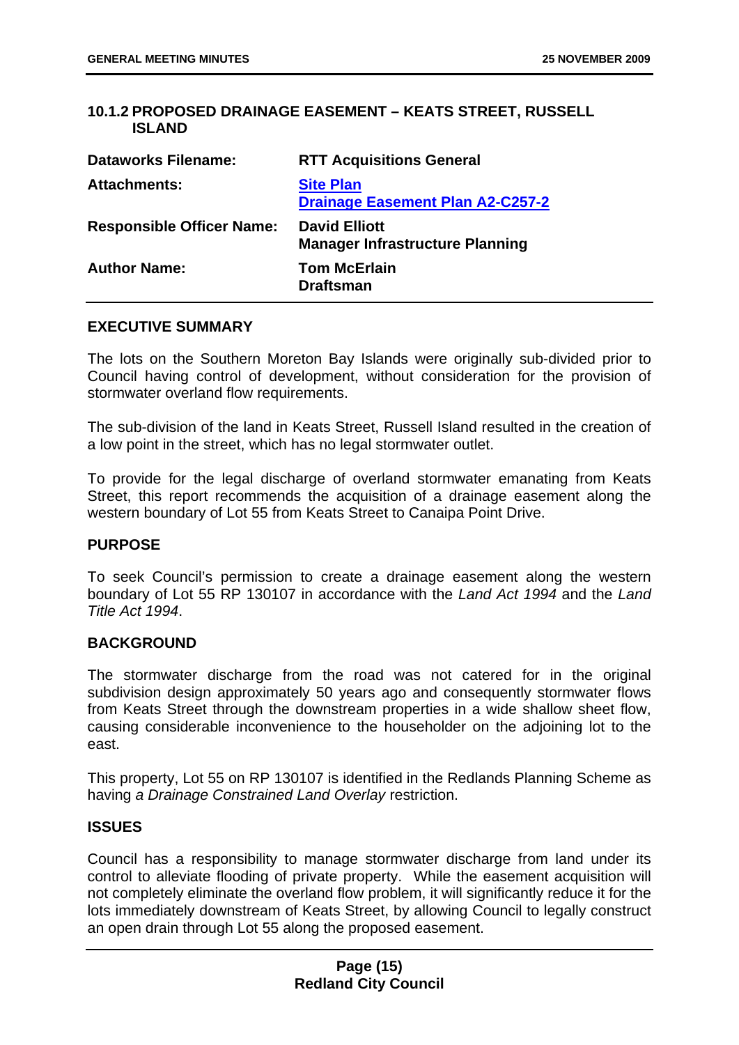## 10.1.2 PROPOSED DRAINAGE EASEMENT – KEATS STREET, RUSSELL ISLAND

| | |
|---|---|
| **Dataworks Filename:** | **RTT Acquisitions General** |
| **Attachments:** | **Site Plan**<br>**Drainage Easement Plan A2-C257-2** |
| **Responsible Officer Name:** | **David Elliott**<br>**Manager Infrastructure Planning** |
| **Author Name:** | **Tom McErlain**<br>**Draftsman** |

### EXECUTIVE SUMMARY

The lots on the Southern Moreton Bay Islands were originally sub-divided prior to Council having control of development, without consideration for the provision of stormwater overland flow requirements.

The sub-division of the land in Keats Street, Russell Island resulted in the creation of a low point in the street, which has no legal stormwater outlet.

To provide for the legal discharge of overland stormwater emanating from Keats Street, this report recommends the acquisition of a drainage easement along the western boundary of Lot 55 from Keats Street to Canaipa Point Drive.

### PURPOSE

To seek Council's permission to create a drainage easement along the western boundary of Lot 55 RP 130107 in accordance with the *Land Act 1994* and the *Land Title Act 1994*.

### BACKGROUND

The stormwater discharge from the road was not catered for in the original subdivision design approximately 50 years ago and consequently stormwater flows from Keats Street through the downstream properties in a wide shallow sheet flow, causing considerable inconvenience to the householder on the adjoining lot to the east.

This property, Lot 55 on RP 130107 is identified in the Redlands Planning Scheme as having *a Drainage Constrained Land Overlay* restriction.

### ISSUES

Council has a responsibility to manage stormwater discharge from land under its control to alleviate flooding of private property. While the easement acquisition will not completely eliminate the overland flow problem, it will significantly reduce it for the lots immediately downstream of Keats Street, by allowing Council to legally construct an open drain through Lot 55 along the proposed easement.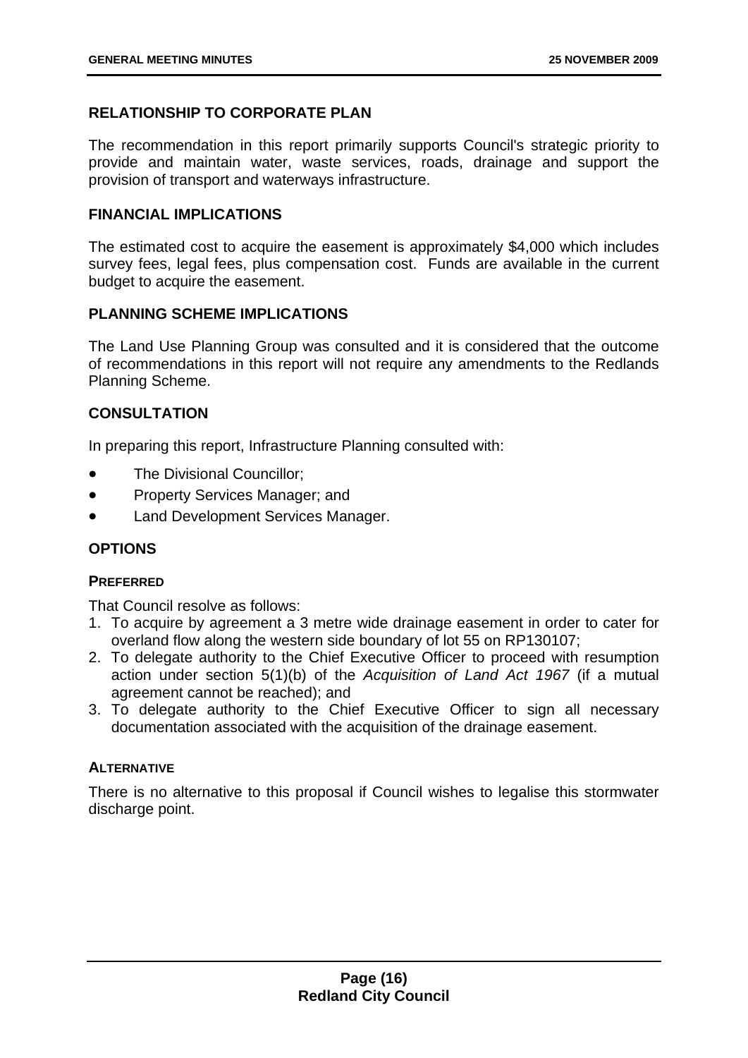## RELATIONSHIP TO CORPORATE PLAN

The recommendation in this report primarily supports Council's strategic priority to provide and maintain water, waste services, roads, drainage and support the provision of transport and waterways infrastructure.

## FINANCIAL IMPLICATIONS

The estimated cost to acquire the easement is approximately $4,000 which includes survey fees, legal fees, plus compensation cost. Funds are available in the current budget to acquire the easement.

## PLANNING SCHEME IMPLICATIONS

The Land Use Planning Group was consulted and it is considered that the outcome of recommendations in this report will not require any amendments to the Redlands Planning Scheme.

## CONSULTATION

In preparing this report, Infrastructure Planning consulted with:

- The Divisional Councillor;
- Property Services Manager; and
- Land Development Services Manager.

## OPTIONS

### PREFERRED

That Council resolve as follows:

1. To acquire by agreement a 3 metre wide drainage easement in order to cater for overland flow along the western side boundary of lot 55 on RP130107;
2. To delegate authority to the Chief Executive Officer to proceed with resumption action under section 5(1)(b) of the *Acquisition of Land Act 1967* (if a mutual agreement cannot be reached); and
3. To delegate authority to the Chief Executive Officer to sign all necessary documentation associated with the acquisition of the drainage easement.

### ALTERNATIVE

There is no alternative to this proposal if Council wishes to legalise this stormwater discharge point.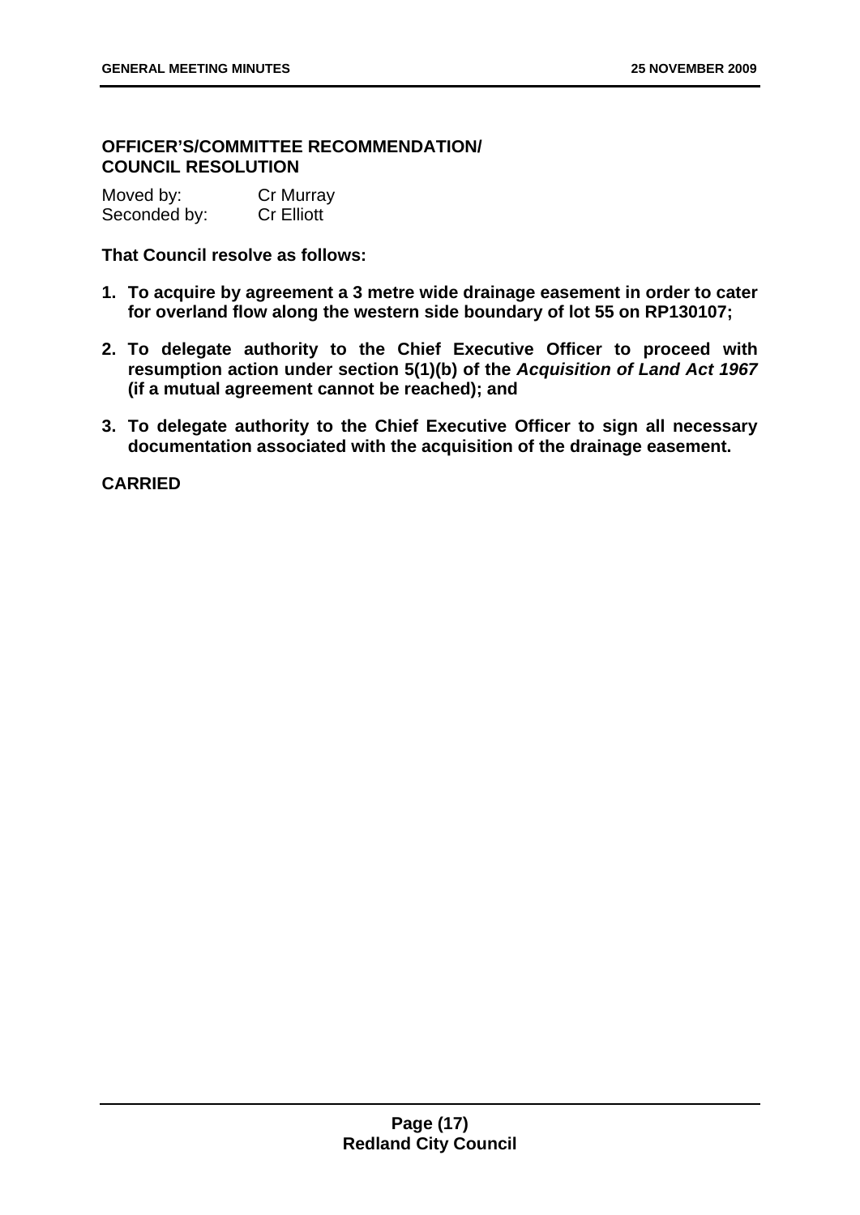**OFFICER'S/COMMITTEE RECOMMENDATION/ COUNCIL RESOLUTION**

Moved by: Cr Murray
Seconded by: Cr Elliott

**That Council resolve as follows:**

1. **To acquire by agreement a 3 metre wide drainage easement in order to cater for overland flow along the western side boundary of lot 55 on RP130107;**
2. **To delegate authority to the Chief Executive Officer to proceed with resumption action under section 5(1)(b) of the *Acquisition of Land Act 1967* (if a mutual agreement cannot be reached); and**
3. **To delegate authority to the Chief Executive Officer to sign all necessary documentation associated with the acquisition of the drainage easement.**

**CARRIED**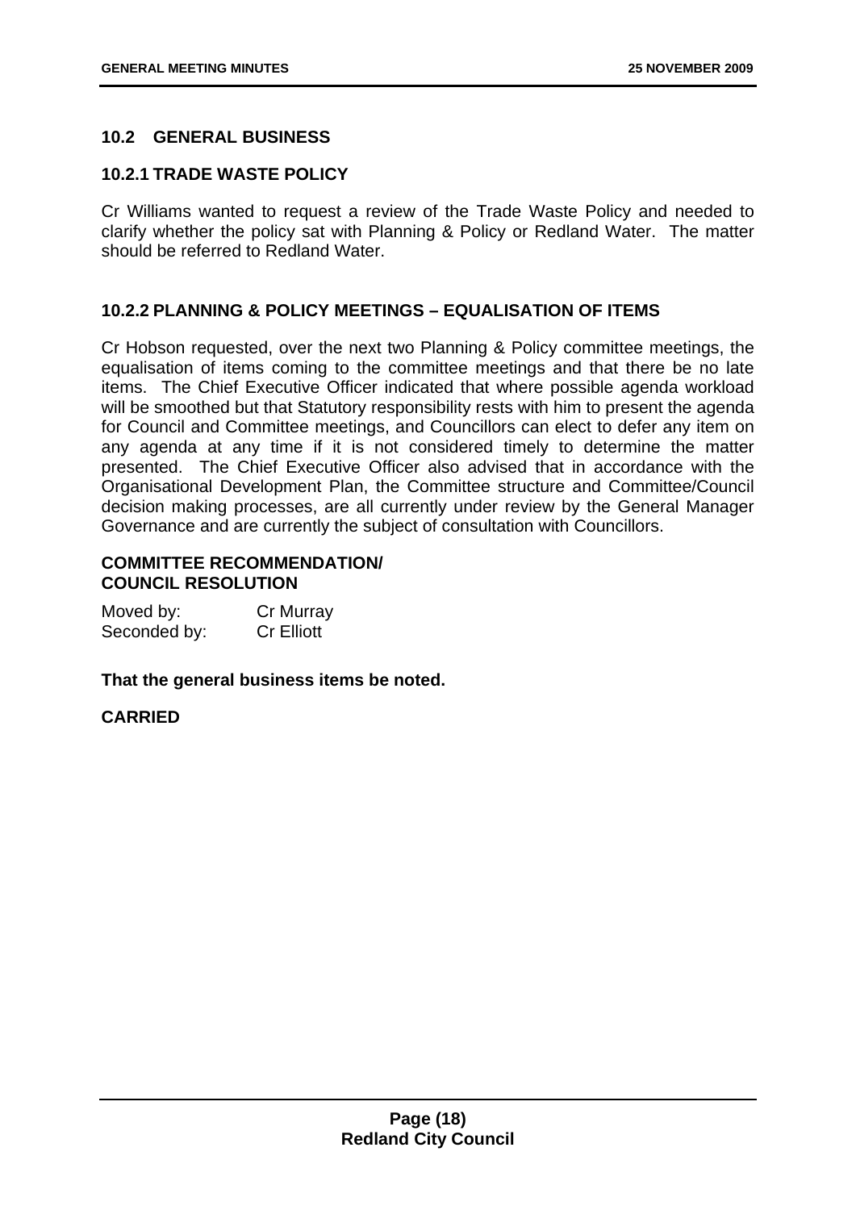## 10.2 GENERAL BUSINESS

### 10.2.1 TRADE WASTE POLICY

Cr Williams wanted to request a review of the Trade Waste Policy and needed to clarify whether the policy sat with Planning & Policy or Redland Water. The matter should be referred to Redland Water.

### 10.2.2 PLANNING & POLICY MEETINGS – EQUALISATION OF ITEMS

Cr Hobson requested, over the next two Planning & Policy committee meetings, the equalisation of items coming to the committee meetings and that there be no late items. The Chief Executive Officer indicated that where possible agenda workload will be smoothed but that Statutory responsibility rests with him to present the agenda for Council and Committee meetings, and Councillors can elect to defer any item on any agenda at any time if it is not considered timely to determine the matter presented. The Chief Executive Officer also advised that in accordance with the Organisational Development Plan, the Committee structure and Committee/Council decision making processes, are all currently under review by the General Manager Governance and are currently the subject of consultation with Councillors.

**COMMITTEE RECOMMENDATION/
COUNCIL RESOLUTION**

Moved by: Cr Murray
Seconded by: Cr Elliott

**That the general business items be noted.**

**CARRIED**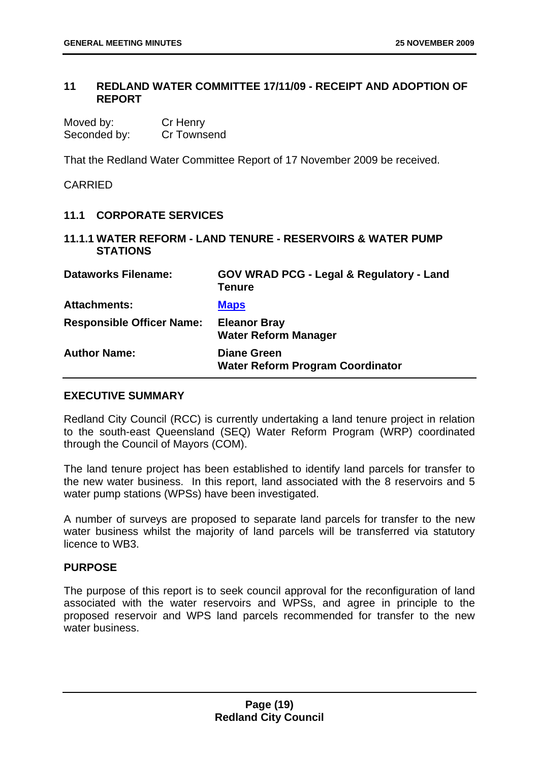## 11 REDLAND WATER COMMITTEE 17/11/09 - RECEIPT AND ADOPTION OF REPORT

| | |
|---|---|
| Moved by: | Cr Henry |
| Seconded by: | Cr Townsend |

That the Redland Water Committee Report of 17 November 2009 be received.

CARRIED

### 11.1 CORPORATE SERVICES

#### 11.1.1 WATER REFORM - LAND TENURE - RESERVOIRS & WATER PUMP STATIONS

| | |
|---|---|
| **Dataworks Filename:** | **GOV WRAD PCG - Legal & Regulatory - Land Tenure** |
| **Attachments:** | **Maps** |
| **Responsible Officer Name:** | **Eleanor Bray**<br>**Water Reform Manager** |
| **Author Name:** | **Diane Green**<br>**Water Reform Program Coordinator** |

**EXECUTIVE SUMMARY**

Redland City Council (RCC) is currently undertaking a land tenure project in relation to the south-east Queensland (SEQ) Water Reform Program (WRP) coordinated through the Council of Mayors (COM).

The land tenure project has been established to identify land parcels for transfer to the new water business. In this report, land associated with the 8 reservoirs and 5 water pump stations (WPSs) have been investigated.

A number of surveys are proposed to separate land parcels for transfer to the new water business whilst the majority of land parcels will be transferred via statutory licence to WB3.

**PURPOSE**

The purpose of this report is to seek council approval for the reconfiguration of land associated with the water reservoirs and WPSs, and agree in principle to the proposed reservoir and WPS land parcels recommended for transfer to the new water business.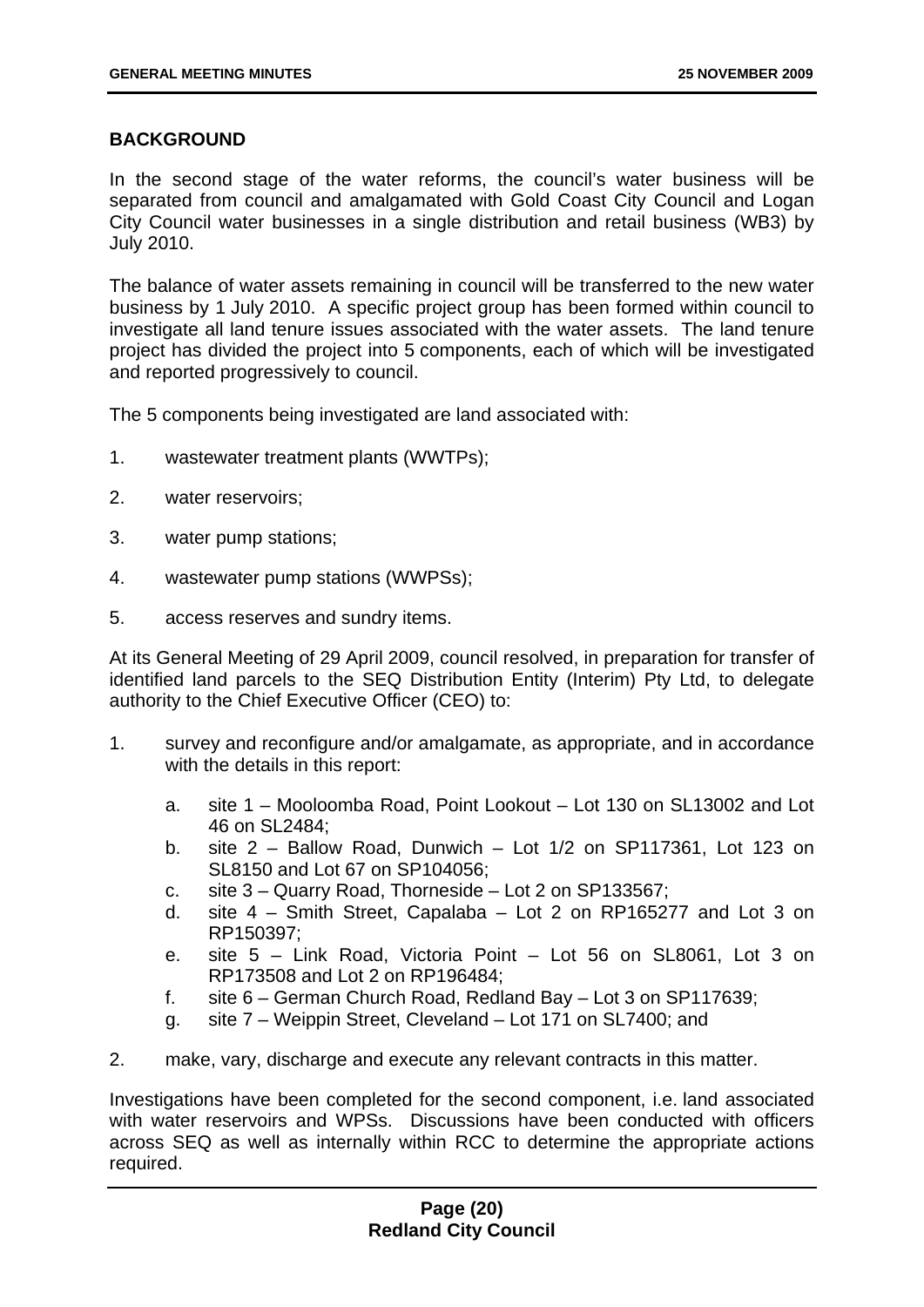**BACKGROUND**

In the second stage of the water reforms, the council's water business will be separated from council and amalgamated with Gold Coast City Council and Logan City Council water businesses in a single distribution and retail business (WB3) by July 2010.

The balance of water assets remaining in council will be transferred to the new water business by 1 July 2010. A specific project group has been formed within council to investigate all land tenure issues associated with the water assets. The land tenure project has divided the project into 5 components, each of which will be investigated and reported progressively to council.

The 5 components being investigated are land associated with:

1. wastewater treatment plants (WWTPs);
2. water reservoirs;
3. water pump stations;
4. wastewater pump stations (WWPSs);
5. access reserves and sundry items.

At its General Meeting of 29 April 2009, council resolved, in preparation for transfer of identified land parcels to the SEQ Distribution Entity (Interim) Pty Ltd, to delegate authority to the Chief Executive Officer (CEO) to:

1. survey and reconfigure and/or amalgamate, as appropriate, and in accordance with the details in this report:
   a. site 1 – Mooloomba Road, Point Lookout – Lot 130 on SL13002 and Lot 46 on SL2484;
   b. site 2 – Ballow Road, Dunwich – Lot 1/2 on SP117361, Lot 123 on SL8150 and Lot 67 on SP104056;
   c. site 3 – Quarry Road, Thorneside – Lot 2 on SP133567;
   d. site 4 – Smith Street, Capalaba – Lot 2 on RP165277 and Lot 3 on RP150397;
   e. site 5 – Link Road, Victoria Point – Lot 56 on SL8061, Lot 3 on RP173508 and Lot 2 on RP196484;
   f. site 6 – German Church Road, Redland Bay – Lot 3 on SP117639;
   g. site 7 – Weippin Street, Cleveland – Lot 171 on SL7400; and
2. make, vary, discharge and execute any relevant contracts in this matter.

Investigations have been completed for the second component, i.e. land associated with water reservoirs and WPSs. Discussions have been conducted with officers across SEQ as well as internally within RCC to determine the appropriate actions required.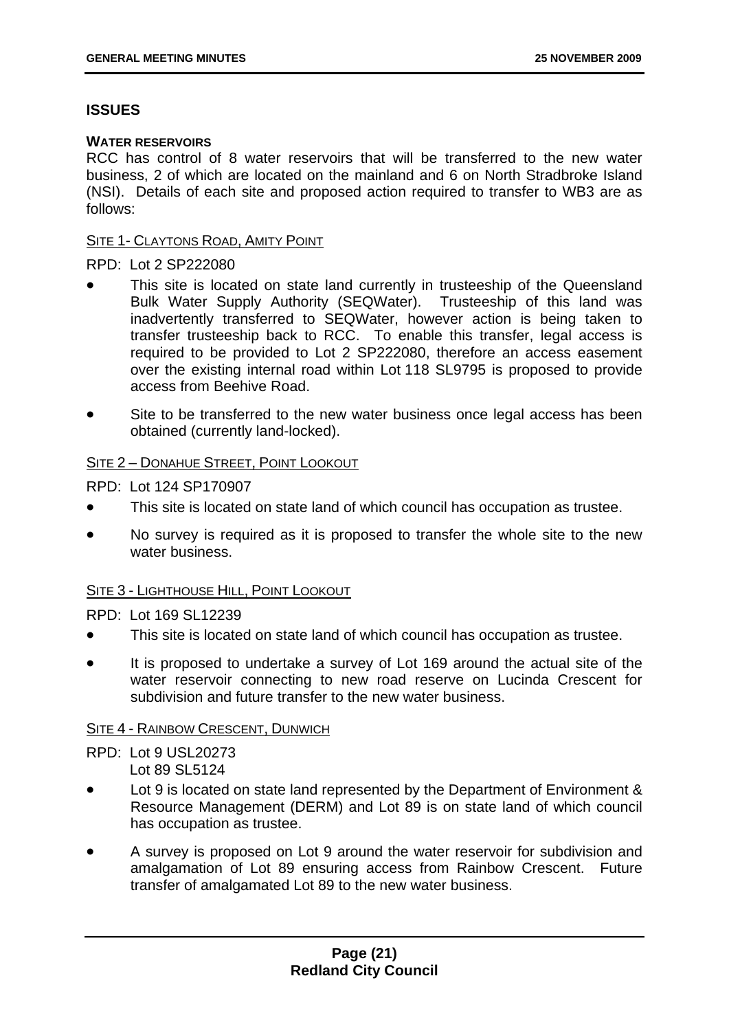## ISSUES

#### WATER RESERVOIRS

RCC has control of 8 water reservoirs that will be transferred to the new water business, 2 of which are located on the mainland and 6 on North Stradbroke Island (NSI). Details of each site and proposed action required to transfer to WB3 are as follows:

<u>SITE 1- CLAYTONS ROAD, AMITY POINT</u>

RPD: Lot 2 SP222080

- This site is located on state land currently in trusteeship of the Queensland Bulk Water Supply Authority (SEQWater). Trusteeship of this land was inadvertently transferred to SEQWater, however action is being taken to transfer trusteeship back to RCC. To enable this transfer, legal access is required to be provided to Lot 2 SP222080, therefore an access easement over the existing internal road within Lot 118 SL9795 is proposed to provide access from Beehive Road.
- Site to be transferred to the new water business once legal access has been obtained (currently land-locked).

<u>SITE 2 – DONAHUE STREET, POINT LOOKOUT</u>

RPD: Lot 124 SP170907

- This site is located on state land of which council has occupation as trustee.
- No survey is required as it is proposed to transfer the whole site to the new water business.

<u>SITE 3 - LIGHTHOUSE HILL, POINT LOOKOUT</u>

RPD: Lot 169 SL12239

- This site is located on state land of which council has occupation as trustee.
- It is proposed to undertake a survey of Lot 169 around the actual site of the water reservoir connecting to new road reserve on Lucinda Crescent for subdivision and future transfer to the new water business.

<u>SITE 4 - RAINBOW CRESCENT, DUNWICH</u>

RPD: Lot 9 USL20273
Lot 89 SL5124

- Lot 9 is located on state land represented by the Department of Environment & Resource Management (DERM) and Lot 89 is on state land of which council has occupation as trustee.
- A survey is proposed on Lot 9 around the water reservoir for subdivision and amalgamation of Lot 89 ensuring access from Rainbow Crescent. Future transfer of amalgamated Lot 89 to the new water business.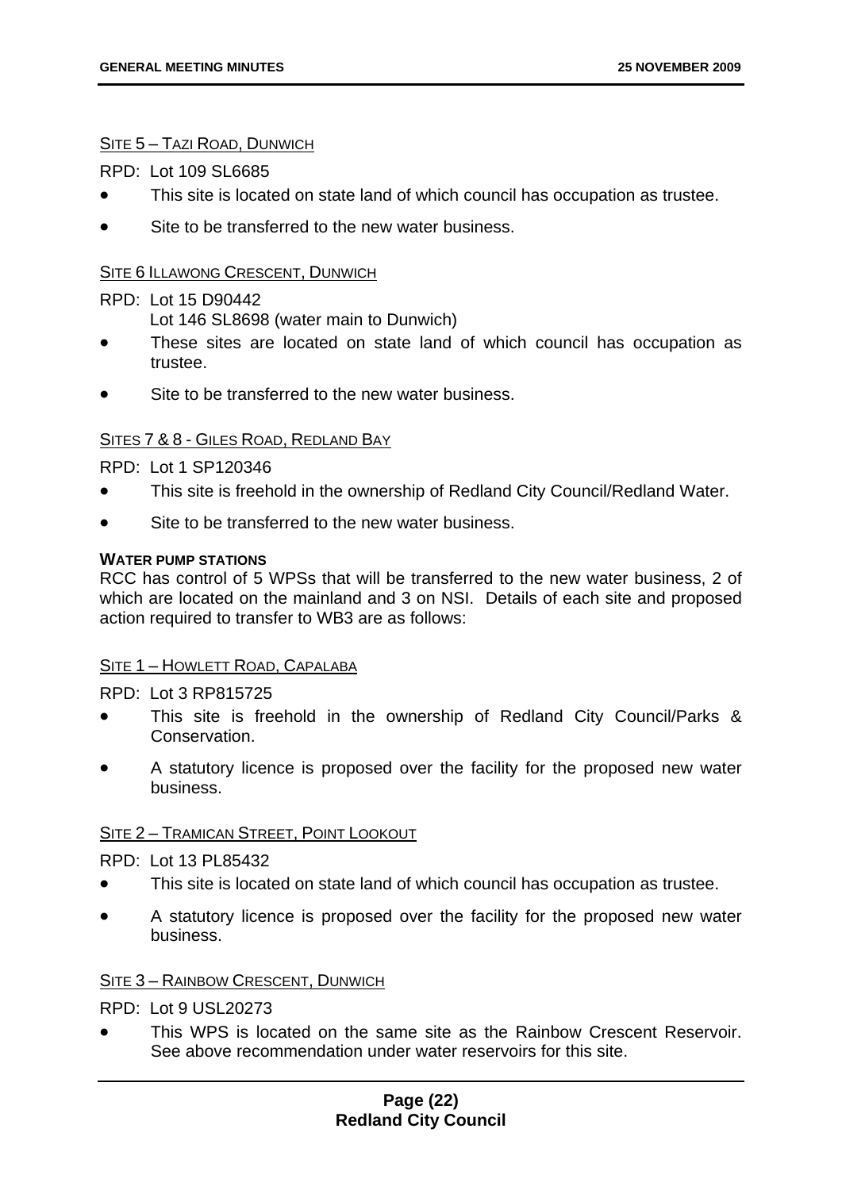SITE 5 – TAZI ROAD, DUNWICH

RPD: Lot 109 SL6685

- This site is located on state land of which council has occupation as trustee.
- Site to be transferred to the new water business.

SITE 6 ILLAWONG CRESCENT, DUNWICH

RPD: Lot 15 D90442
Lot 146 SL8698 (water main to Dunwich)

- These sites are located on state land of which council has occupation as trustee.
- Site to be transferred to the new water business.

SITES 7 & 8 - GILES ROAD, REDLAND BAY

RPD: Lot 1 SP120346

- This site is freehold in the ownership of Redland City Council/Redland Water.
- Site to be transferred to the new water business.

**WATER PUMP STATIONS**

RCC has control of 5 WPSs that will be transferred to the new water business, 2 of which are located on the mainland and 3 on NSI. Details of each site and proposed action required to transfer to WB3 are as follows:

SITE 1 – HOWLETT ROAD, CAPALABA

RPD: Lot 3 RP815725

- This site is freehold in the ownership of Redland City Council/Parks & Conservation.
- A statutory licence is proposed over the facility for the proposed new water business.

SITE 2 – TRAMICAN STREET, POINT LOOKOUT

RPD: Lot 13 PL85432

- This site is located on state land of which council has occupation as trustee.
- A statutory licence is proposed over the facility for the proposed new water business.

SITE 3 – RAINBOW CRESCENT, DUNWICH

RPD: Lot 9 USL20273

- This WPS is located on the same site as the Rainbow Crescent Reservoir. See above recommendation under water reservoirs for this site.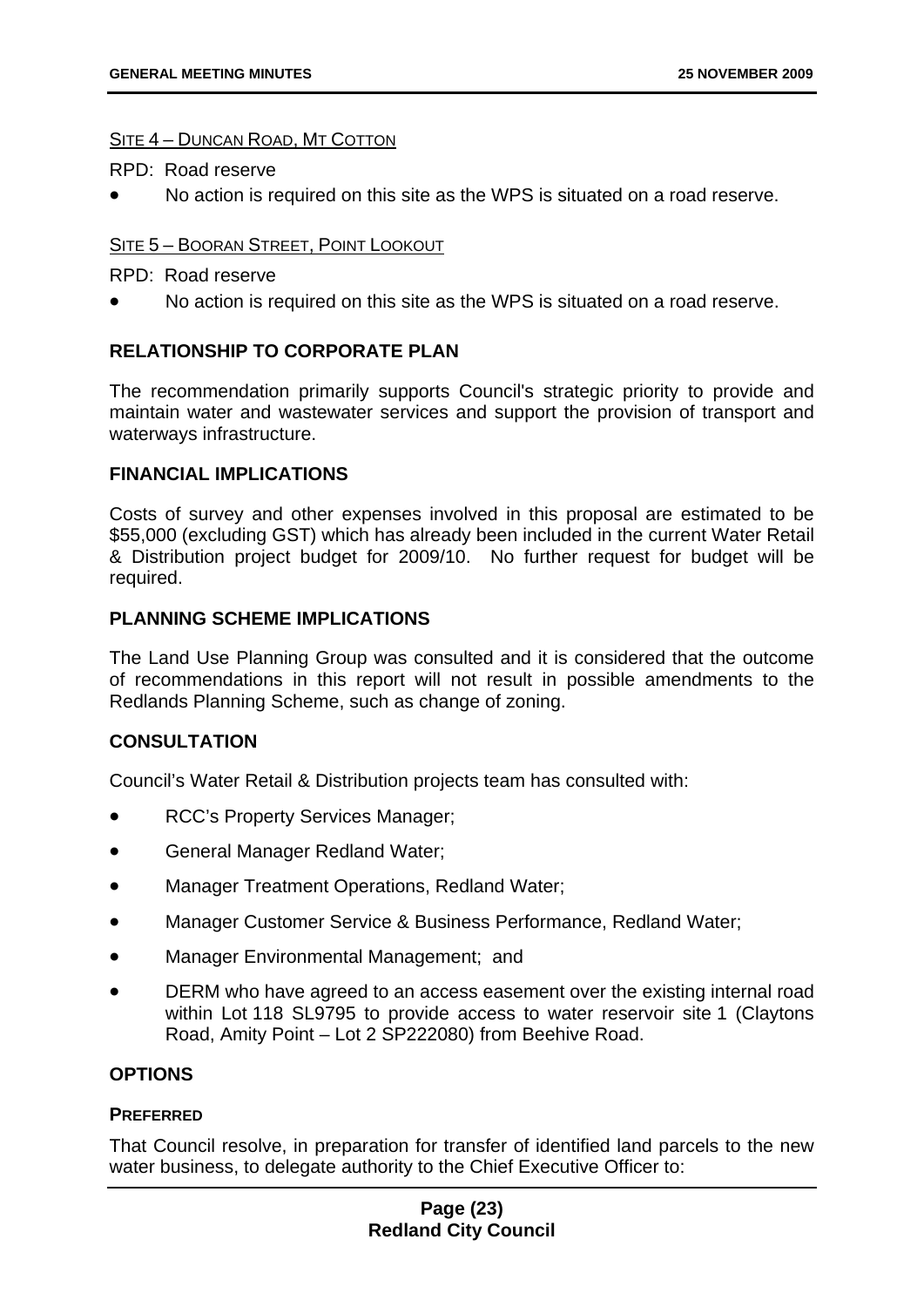SITE 4 – DUNCAN ROAD, MT COTTON

RPD: Road reserve

- No action is required on this site as the WPS is situated on a road reserve.

SITE 5 – BOORAN STREET, POINT LOOKOUT

RPD: Road reserve

- No action is required on this site as the WPS is situated on a road reserve.

## RELATIONSHIP TO CORPORATE PLAN

The recommendation primarily supports Council's strategic priority to provide and maintain water and wastewater services and support the provision of transport and waterways infrastructure.

## FINANCIAL IMPLICATIONS

Costs of survey and other expenses involved in this proposal are estimated to be $55,000 (excluding GST) which has already been included in the current Water Retail & Distribution project budget for 2009/10. No further request for budget will be required.

## PLANNING SCHEME IMPLICATIONS

The Land Use Planning Group was consulted and it is considered that the outcome of recommendations in this report will not result in possible amendments to the Redlands Planning Scheme, such as change of zoning.

## CONSULTATION

Council's Water Retail & Distribution projects team has consulted with:

- RCC's Property Services Manager;
- General Manager Redland Water;
- Manager Treatment Operations, Redland Water;
- Manager Customer Service & Business Performance, Redland Water;
- Manager Environmental Management; and
- DERM who have agreed to an access easement over the existing internal road within Lot 118 SL9795 to provide access to water reservoir site 1 (Claytons Road, Amity Point – Lot 2 SP222080) from Beehive Road.

## OPTIONS

### PREFERRED

That Council resolve, in preparation for transfer of identified land parcels to the new water business, to delegate authority to the Chief Executive Officer to: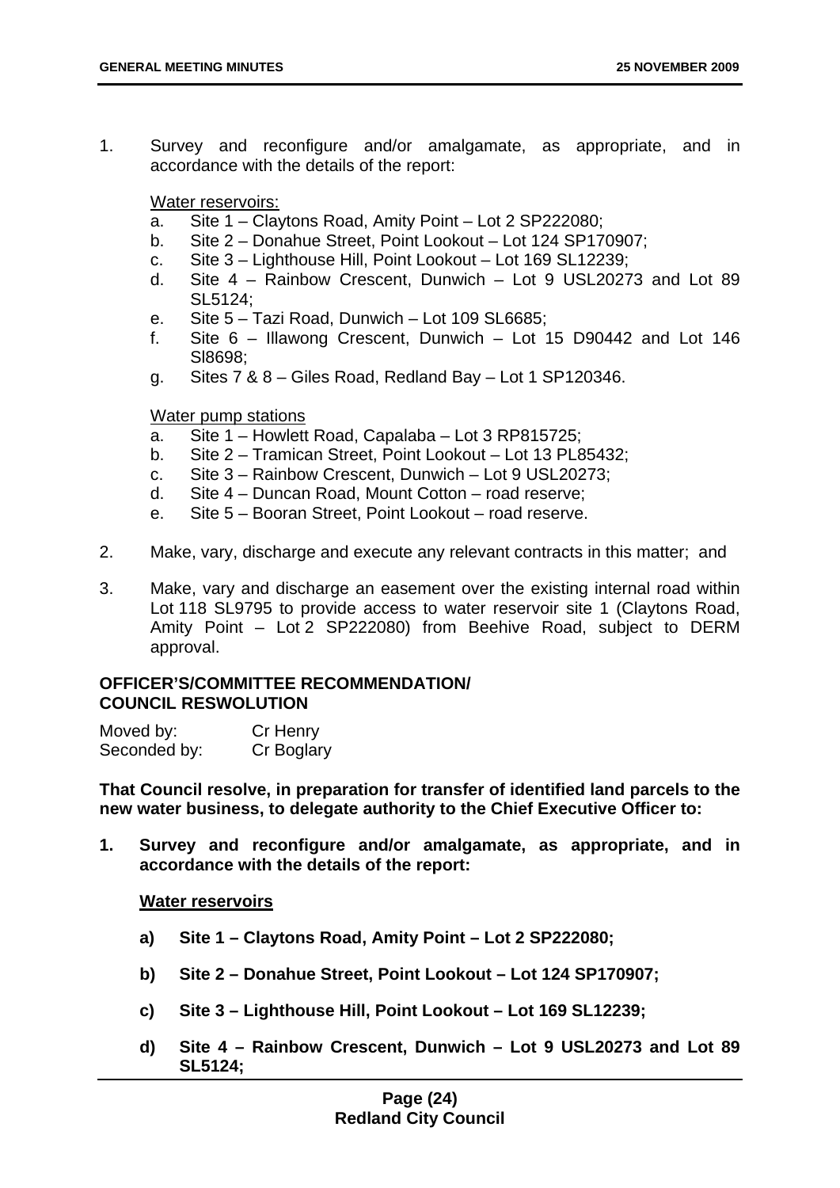1. Survey and reconfigure and/or amalgamate, as appropriate, and in accordance with the details of the report:

   Water reservoirs:

   a. Site 1 – Claytons Road, Amity Point – Lot 2 SP222080;
   b. Site 2 – Donahue Street, Point Lookout – Lot 124 SP170907;
   c. Site 3 – Lighthouse Hill, Point Lookout – Lot 169 SL12239;
   d. Site 4 – Rainbow Crescent, Dunwich – Lot 9 USL20273 and Lot 89 SL5124;
   e. Site 5 – Tazi Road, Dunwich – Lot 109 SL6685;
   f. Site 6 – Illawong Crescent, Dunwich – Lot 15 D90442 and Lot 146 Sl8698;
   g. Sites 7 & 8 – Giles Road, Redland Bay – Lot 1 SP120346.

   Water pump stations

   a. Site 1 – Howlett Road, Capalaba – Lot 3 RP815725;
   b. Site 2 – Tramican Street, Point Lookout – Lot 13 PL85432;
   c. Site 3 – Rainbow Crescent, Dunwich – Lot 9 USL20273;
   d. Site 4 – Duncan Road, Mount Cotton – road reserve;
   e. Site 5 – Booran Street, Point Lookout – road reserve.

2. Make, vary, discharge and execute any relevant contracts in this matter; and

3. Make, vary and discharge an easement over the existing internal road within Lot 118 SL9795 to provide access to water reservoir site 1 (Claytons Road, Amity Point – Lot 2 SP222080) from Beehive Road, subject to DERM approval.

**OFFICER'S/COMMITTEE RECOMMENDATION/ COUNCIL RESWOLUTION**

Moved by: Cr Henry
Seconded by: Cr Boglary

**That Council resolve, in preparation for transfer of identified land parcels to the new water business, to delegate authority to the Chief Executive Officer to:**

**1. Survey and reconfigure and/or amalgamate, as appropriate, and in accordance with the details of the report:**

   **Water reservoirs**

   **a) Site 1 – Claytons Road, Amity Point – Lot 2 SP222080;**

   **b) Site 2 – Donahue Street, Point Lookout – Lot 124 SP170907;**

   **c) Site 3 – Lighthouse Hill, Point Lookout – Lot 169 SL12239;**

   **d) Site 4 – Rainbow Crescent, Dunwich – Lot 9 USL20273 and Lot 89 SL5124;**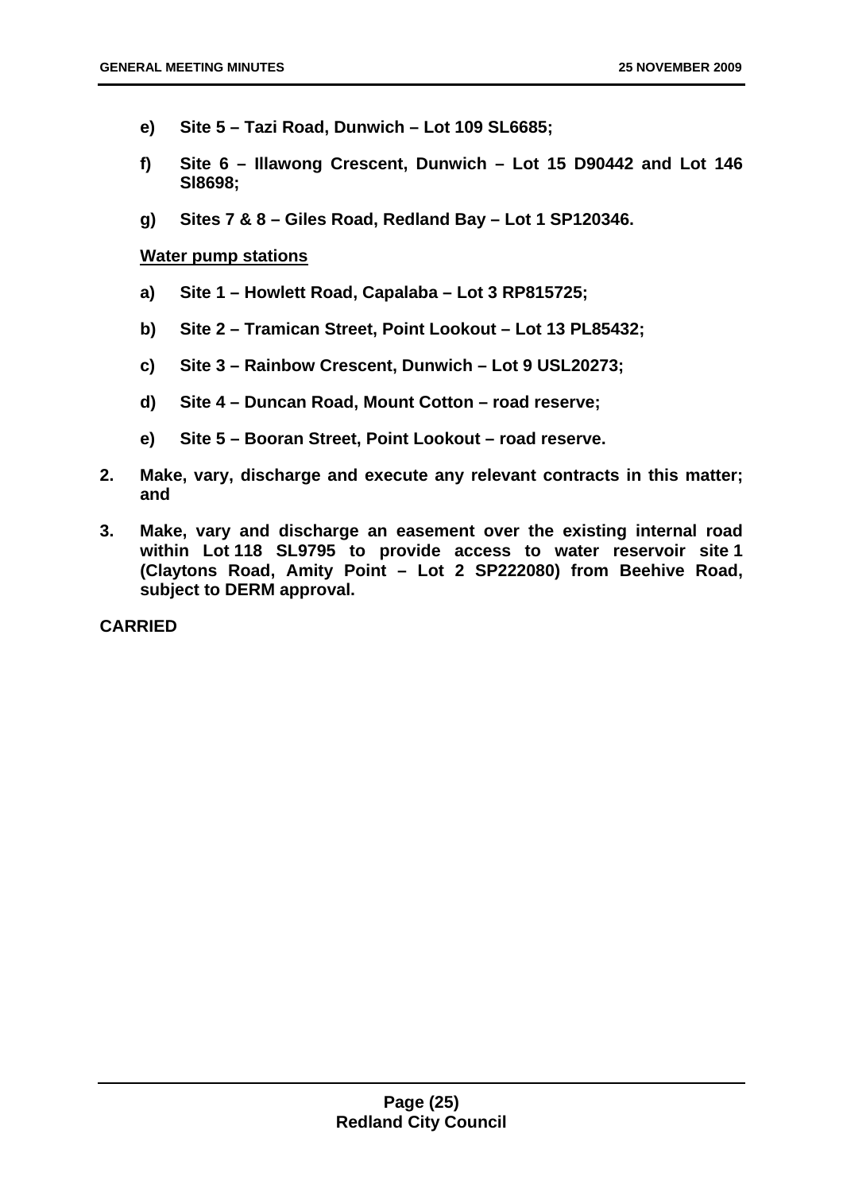**e) Site 5 – Tazi Road, Dunwich – Lot 109 SL6685;**

**f) Site 6 – Illawong Crescent, Dunwich – Lot 15 D90442 and Lot 146 Sl8698;**

**g) Sites 7 & 8 – Giles Road, Redland Bay – Lot 1 SP120346.**

**Water pump stations**

**a) Site 1 – Howlett Road, Capalaba – Lot 3 RP815725;**

**b) Site 2 – Tramican Street, Point Lookout – Lot 13 PL85432;**

**c) Site 3 – Rainbow Crescent, Dunwich – Lot 9 USL20273;**

**d) Site 4 – Duncan Road, Mount Cotton – road reserve;**

**e) Site 5 – Booran Street, Point Lookout – road reserve.**

**2. Make, vary, discharge and execute any relevant contracts in this matter; and**

**3. Make, vary and discharge an easement over the existing internal road within Lot 118 SL9795 to provide access to water reservoir site 1 (Claytons Road, Amity Point – Lot 2 SP222080) from Beehive Road, subject to DERM approval.**

**CARRIED**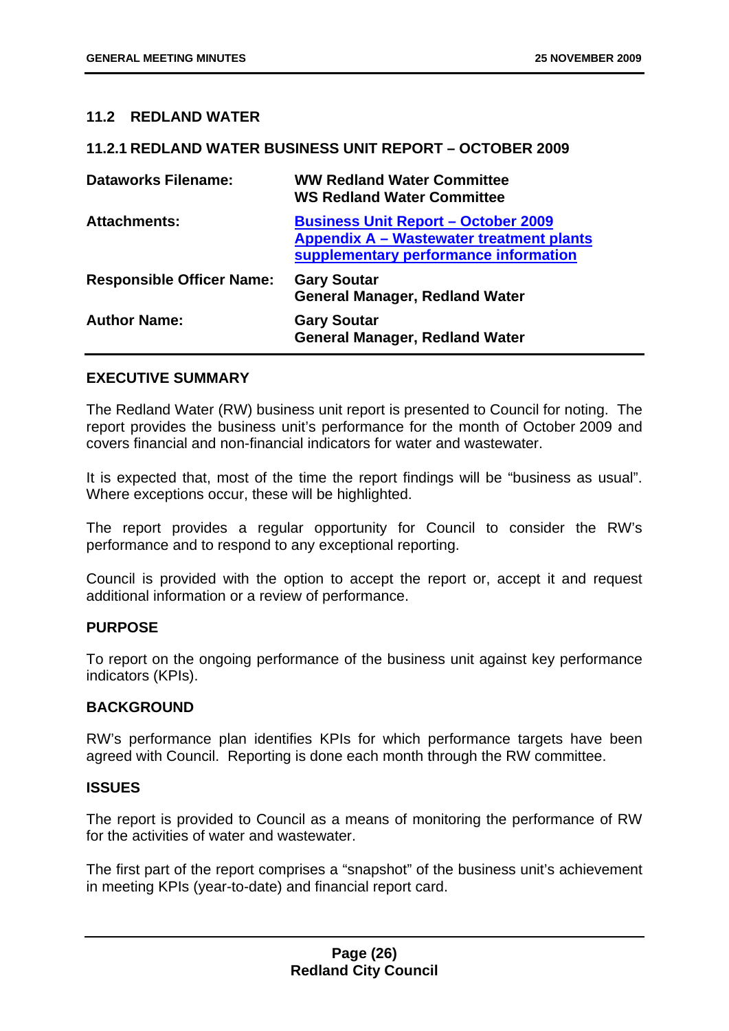## 11.2 REDLAND WATER

### 11.2.1 REDLAND WATER BUSINESS UNIT REPORT – OCTOBER 2009

| | |
|---|---|
| **Dataworks Filename:** | **WW Redland Water Committee**<br>**WS Redland Water Committee** |
| **Attachments:** | **Business Unit Report – October 2009**<br>**Appendix A – Wastewater treatment plants supplementary performance information** |
| **Responsible Officer Name:** | **Gary Soutar**<br>**General Manager, Redland Water** |
| **Author Name:** | **Gary Soutar**<br>**General Manager, Redland Water** |

**EXECUTIVE SUMMARY**

The Redland Water (RW) business unit report is presented to Council for noting. The report provides the business unit's performance for the month of October 2009 and covers financial and non-financial indicators for water and wastewater.

It is expected that, most of the time the report findings will be "business as usual". Where exceptions occur, these will be highlighted.

The report provides a regular opportunity for Council to consider the RW's performance and to respond to any exceptional reporting.

Council is provided with the option to accept the report or, accept it and request additional information or a review of performance.

**PURPOSE**

To report on the ongoing performance of the business unit against key performance indicators (KPIs).

**BACKGROUND**

RW's performance plan identifies KPIs for which performance targets have been agreed with Council. Reporting is done each month through the RW committee.

**ISSUES**

The report is provided to Council as a means of monitoring the performance of RW for the activities of water and wastewater.

The first part of the report comprises a "snapshot" of the business unit's achievement in meeting KPIs (year-to-date) and financial report card.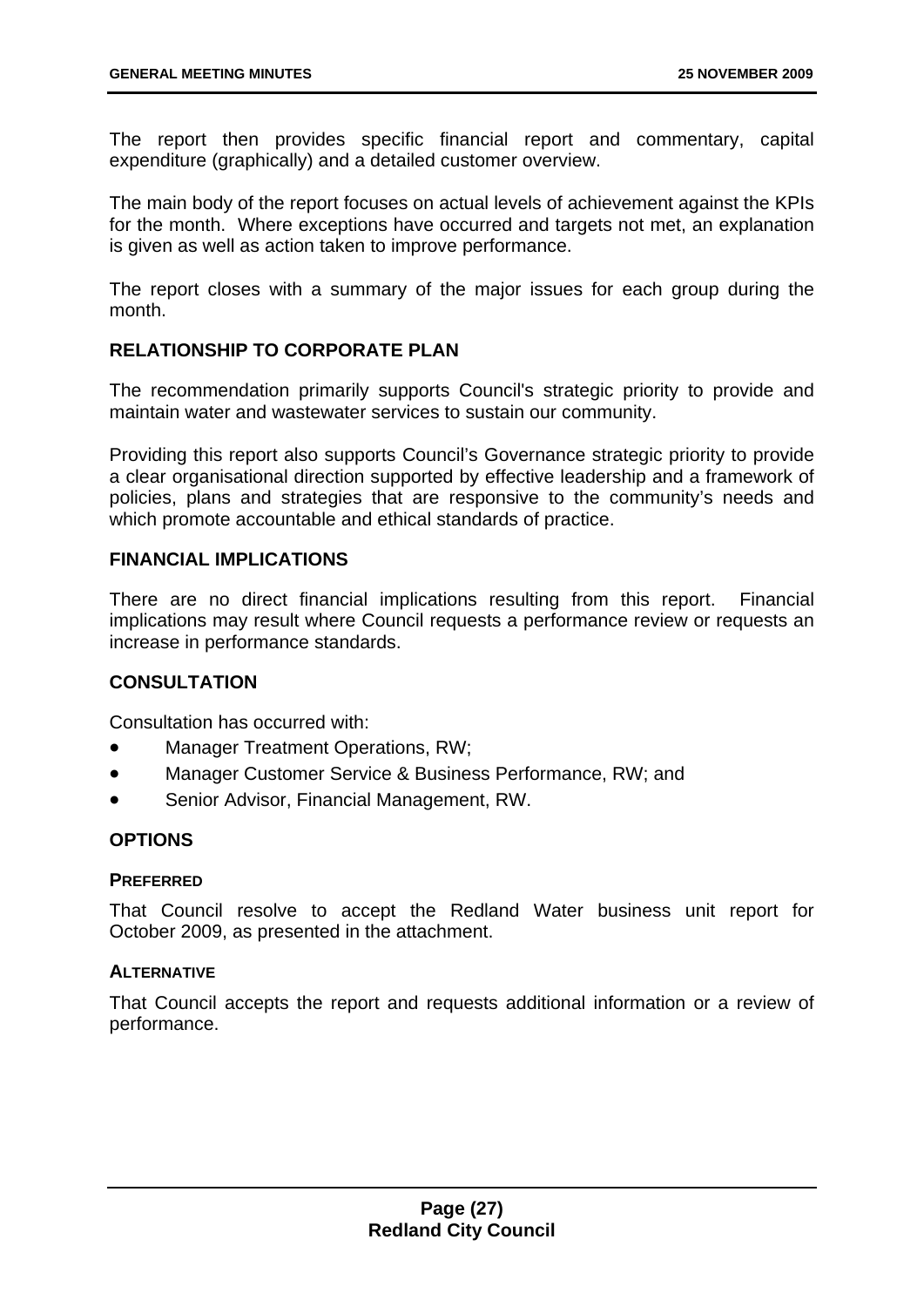The report then provides specific financial report and commentary, capital expenditure (graphically) and a detailed customer overview.

The main body of the report focuses on actual levels of achievement against the KPIs for the month. Where exceptions have occurred and targets not met, an explanation is given as well as action taken to improve performance.

The report closes with a summary of the major issues for each group during the month.

## RELATIONSHIP TO CORPORATE PLAN

The recommendation primarily supports Council's strategic priority to provide and maintain water and wastewater services to sustain our community.

Providing this report also supports Council's Governance strategic priority to provide a clear organisational direction supported by effective leadership and a framework of policies, plans and strategies that are responsive to the community's needs and which promote accountable and ethical standards of practice.

## FINANCIAL IMPLICATIONS

There are no direct financial implications resulting from this report. Financial implications may result where Council requests a performance review or requests an increase in performance standards.

## CONSULTATION

Consultation has occurred with:

- Manager Treatment Operations, RW;
- Manager Customer Service & Business Performance, RW; and
- Senior Advisor, Financial Management, RW.

## OPTIONS

### PREFERRED

That Council resolve to accept the Redland Water business unit report for October 2009, as presented in the attachment.

### ALTERNATIVE

That Council accepts the report and requests additional information or a review of performance.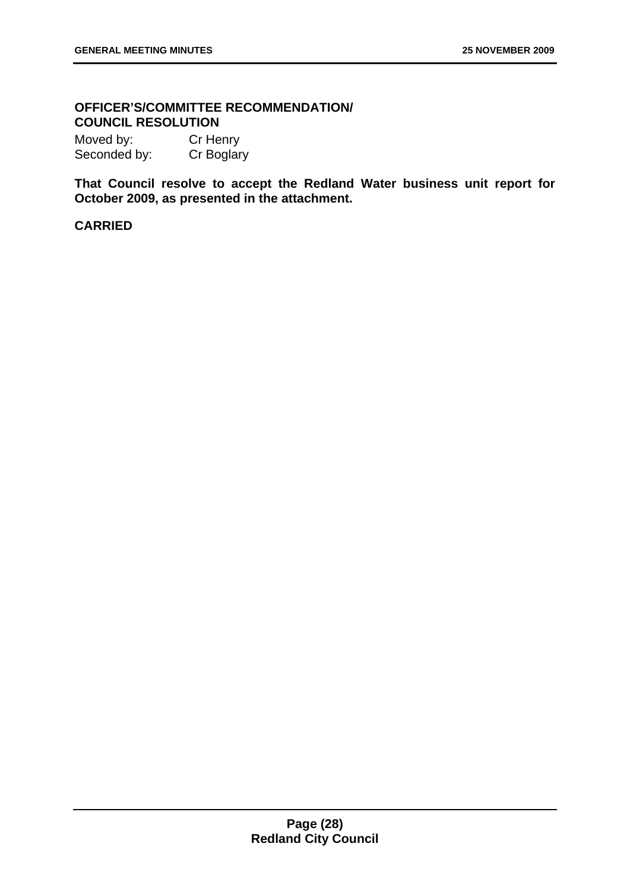**OFFICER'S/COMMITTEE RECOMMENDATION/ COUNCIL RESOLUTION**

Moved by: Cr Henry
Seconded by: Cr Boglary

**That Council resolve to accept the Redland Water business unit report for October 2009, as presented in the attachment.**

**CARRIED**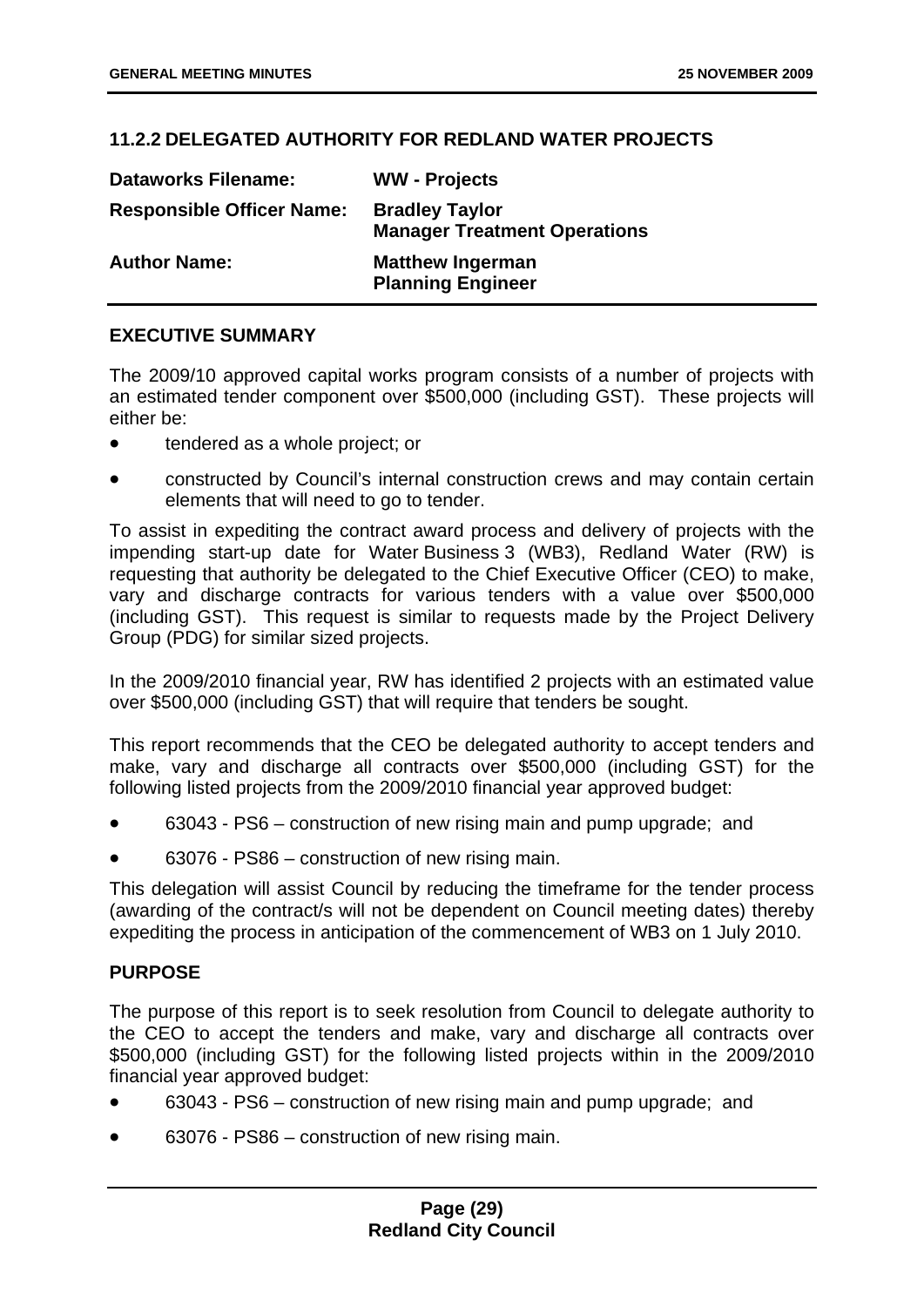### 11.2.2 DELEGATED AUTHORITY FOR REDLAND WATER PROJECTS

| | |
|---|---|
| **Dataworks Filename:** | **WW - Projects** |
| **Responsible Officer Name:** | **Bradley Taylor**<br>**Manager Treatment Operations** |
| **Author Name:** | **Matthew Ingerman**<br>**Planning Engineer** |

**EXECUTIVE SUMMARY**

The 2009/10 approved capital works program consists of a number of projects with an estimated tender component over $500,000 (including GST). These projects will either be:

- tendered as a whole project; or
- constructed by Council's internal construction crews and may contain certain elements that will need to go to tender.

To assist in expediting the contract award process and delivery of projects with the impending start-up date for Water Business 3 (WB3), Redland Water (RW) is requesting that authority be delegated to the Chief Executive Officer (CEO) to make, vary and discharge contracts for various tenders with a value over $500,000 (including GST). This request is similar to requests made by the Project Delivery Group (PDG) for similar sized projects.

In the 2009/2010 financial year, RW has identified 2 projects with an estimated value over $500,000 (including GST) that will require that tenders be sought.

This report recommends that the CEO be delegated authority to accept tenders and make, vary and discharge all contracts over $500,000 (including GST) for the following listed projects from the 2009/2010 financial year approved budget:

- 63043 - PS6 – construction of new rising main and pump upgrade; and
- 63076 - PS86 – construction of new rising main.

This delegation will assist Council by reducing the timeframe for the tender process (awarding of the contract/s will not be dependent on Council meeting dates) thereby expediting the process in anticipation of the commencement of WB3 on 1 July 2010.

**PURPOSE**

The purpose of this report is to seek resolution from Council to delegate authority to the CEO to accept the tenders and make, vary and discharge all contracts over $500,000 (including GST) for the following listed projects within in the 2009/2010 financial year approved budget:

- 63043 - PS6 – construction of new rising main and pump upgrade; and
- 63076 - PS86 – construction of new rising main.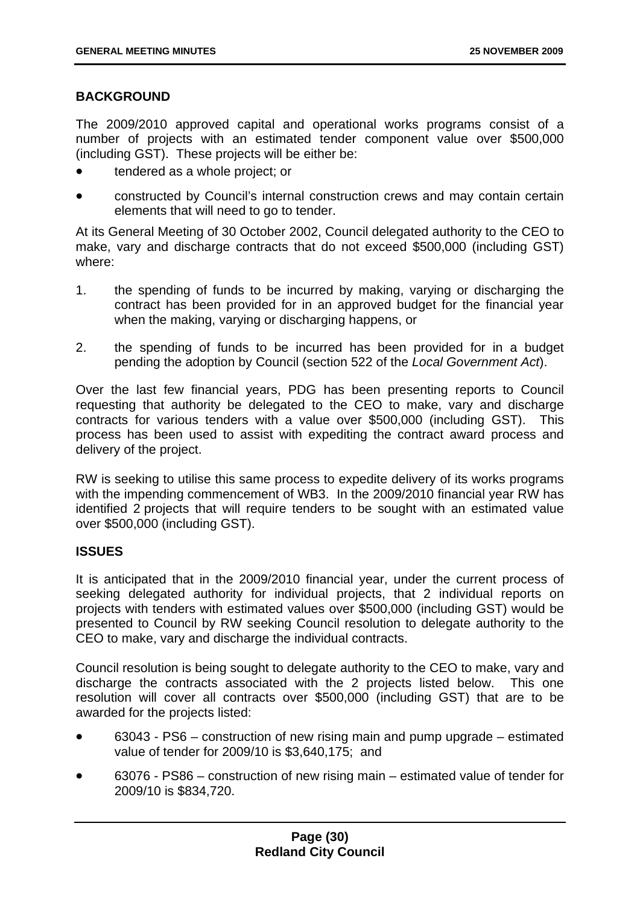## BACKGROUND

The 2009/2010 approved capital and operational works programs consist of a number of projects with an estimated tender component value over $500,000 (including GST). These projects will be either be:

- tendered as a whole project; or
- constructed by Council's internal construction crews and may contain certain elements that will need to go to tender.

At its General Meeting of 30 October 2002, Council delegated authority to the CEO to make, vary and discharge contracts that do not exceed $500,000 (including GST) where:

1. the spending of funds to be incurred by making, varying or discharging the contract has been provided for in an approved budget for the financial year when the making, varying or discharging happens, or
2. the spending of funds to be incurred has been provided for in a budget pending the adoption by Council (section 522 of the *Local Government Act*).

Over the last few financial years, PDG has been presenting reports to Council requesting that authority be delegated to the CEO to make, vary and discharge contracts for various tenders with a value over $500,000 (including GST). This process has been used to assist with expediting the contract award process and delivery of the project.

RW is seeking to utilise this same process to expedite delivery of its works programs with the impending commencement of WB3. In the 2009/2010 financial year RW has identified 2 projects that will require tenders to be sought with an estimated value over $500,000 (including GST).

## ISSUES

It is anticipated that in the 2009/2010 financial year, under the current process of seeking delegated authority for individual projects, that 2 individual reports on projects with tenders with estimated values over $500,000 (including GST) would be presented to Council by RW seeking Council resolution to delegate authority to the CEO to make, vary and discharge the individual contracts.

Council resolution is being sought to delegate authority to the CEO to make, vary and discharge the contracts associated with the 2 projects listed below. This one resolution will cover all contracts over $500,000 (including GST) that are to be awarded for the projects listed:

- 63043 - PS6 – construction of new rising main and pump upgrade – estimated value of tender for 2009/10 is $3,640,175; and
- 63076 - PS86 – construction of new rising main – estimated value of tender for 2009/10 is $834,720.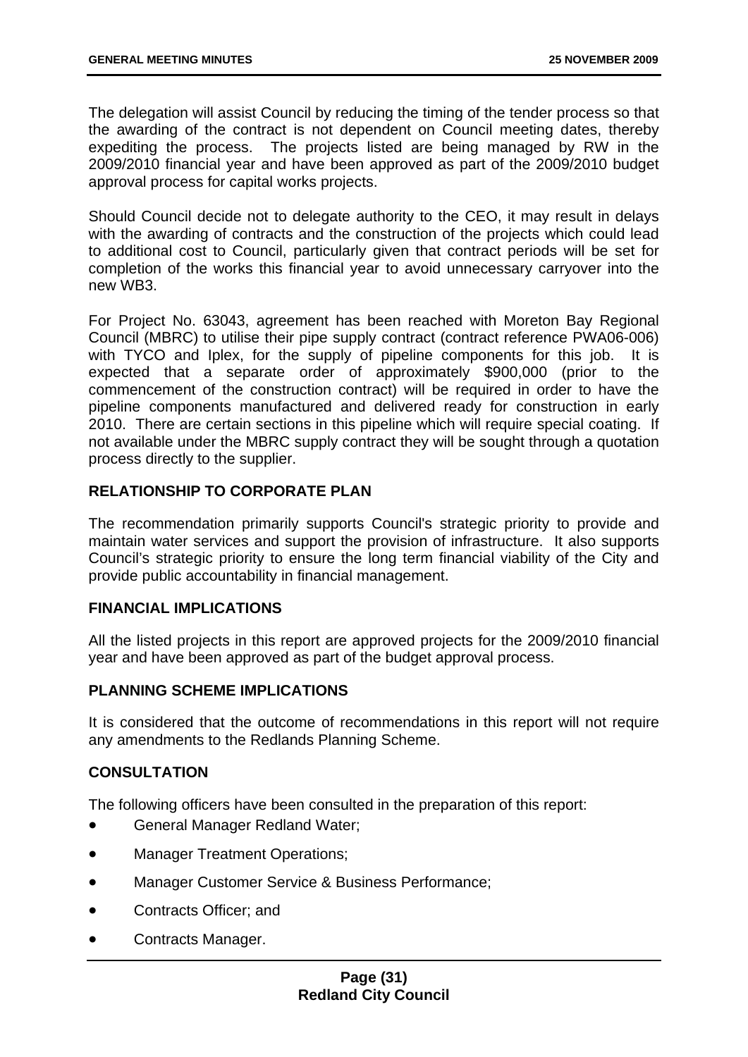The delegation will assist Council by reducing the timing of the tender process so that the awarding of the contract is not dependent on Council meeting dates, thereby expediting the process. The projects listed are being managed by RW in the 2009/2010 financial year and have been approved as part of the 2009/2010 budget approval process for capital works projects.

Should Council decide not to delegate authority to the CEO, it may result in delays with the awarding of contracts and the construction of the projects which could lead to additional cost to Council, particularly given that contract periods will be set for completion of the works this financial year to avoid unnecessary carryover into the new WB3.

For Project No. 63043, agreement has been reached with Moreton Bay Regional Council (MBRC) to utilise their pipe supply contract (contract reference PWA06-006) with TYCO and Iplex, for the supply of pipeline components for this job. It is expected that a separate order of approximately $900,000 (prior to the commencement of the construction contract) will be required in order to have the pipeline components manufactured and delivered ready for construction in early 2010. There are certain sections in this pipeline which will require special coating. If not available under the MBRC supply contract they will be sought through a quotation process directly to the supplier.

## RELATIONSHIP TO CORPORATE PLAN

The recommendation primarily supports Council's strategic priority to provide and maintain water services and support the provision of infrastructure. It also supports Council's strategic priority to ensure the long term financial viability of the City and provide public accountability in financial management.

## FINANCIAL IMPLICATIONS

All the listed projects in this report are approved projects for the 2009/2010 financial year and have been approved as part of the budget approval process.

## PLANNING SCHEME IMPLICATIONS

It is considered that the outcome of recommendations in this report will not require any amendments to the Redlands Planning Scheme.

## CONSULTATION

The following officers have been consulted in the preparation of this report:

- General Manager Redland Water;
- Manager Treatment Operations;
- Manager Customer Service & Business Performance;
- Contracts Officer; and
- Contracts Manager.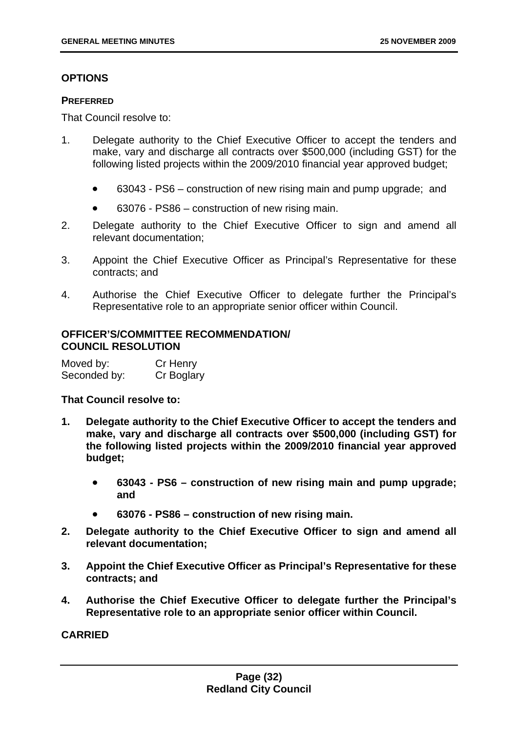## OPTIONS

### PREFERRED

That Council resolve to:

1. Delegate authority to the Chief Executive Officer to accept the tenders and make, vary and discharge all contracts over $500,000 (including GST) for the following listed projects within the 2009/2010 financial year approved budget;

   - 63043 - PS6 – construction of new rising main and pump upgrade; and
   - 63076 - PS86 – construction of new rising main.

2. Delegate authority to the Chief Executive Officer to sign and amend all relevant documentation;

3. Appoint the Chief Executive Officer as Principal's Representative for these contracts; and

4. Authorise the Chief Executive Officer to delegate further the Principal's Representative role to an appropriate senior officer within Council.

## OFFICER'S/COMMITTEE RECOMMENDATION/ COUNCIL RESOLUTION

Moved by: Cr Henry
Seconded by: Cr Boglary

**That Council resolve to:**

1. **Delegate authority to the Chief Executive Officer to accept the tenders and make, vary and discharge all contracts over $500,000 (including GST) for the following listed projects within the 2009/2010 financial year approved budget;**

   - **63043 - PS6 – construction of new rising main and pump upgrade; and**
   - **63076 - PS86 – construction of new rising main.**

2. **Delegate authority to the Chief Executive Officer to sign and amend all relevant documentation;**

3. **Appoint the Chief Executive Officer as Principal's Representative for these contracts; and**

4. **Authorise the Chief Executive Officer to delegate further the Principal's Representative role to an appropriate senior officer within Council.**

**CARRIED**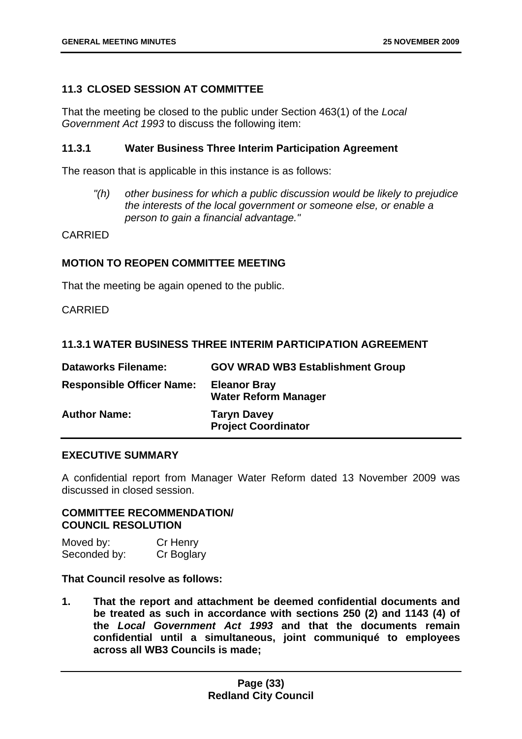## 11.3 CLOSED SESSION AT COMMITTEE

That the meeting be closed to the public under Section 463(1) of the *Local Government Act 1993* to discuss the following item:

### 11.3.1 Water Business Three Interim Participation Agreement

The reason that is applicable in this instance is as follows:

> *"(h) other business for which a public discussion would be likely to prejudice the interests of the local government or someone else, or enable a person to gain a financial advantage."*

CARRIED

## MOTION TO REOPEN COMMITTEE MEETING

That the meeting be again opened to the public.

CARRIED

## 11.3.1 WATER BUSINESS THREE INTERIM PARTICIPATION AGREEMENT

| | |
|---|---|
| **Dataworks Filename:** | **GOV WRAD WB3 Establishment Group** |
| **Responsible Officer Name:** | **Eleanor Bray**<br>**Water Reform Manager** |
| **Author Name:** | **Taryn Davey**<br>**Project Coordinator** |

## EXECUTIVE SUMMARY

A confidential report from Manager Water Reform dated 13 November 2009 was discussed in closed session.

## COMMITTEE RECOMMENDATION/ COUNCIL RESOLUTION

Moved by: Cr Henry
Seconded by: Cr Boglary

**That Council resolve as follows:**

1. **That the report and attachment be deemed confidential documents and be treated as such in accordance with sections 250 (2) and 1143 (4) of the *Local Government Act 1993* and that the documents remain confidential until a simultaneous, joint communiqué to employees across all WB3 Councils is made;**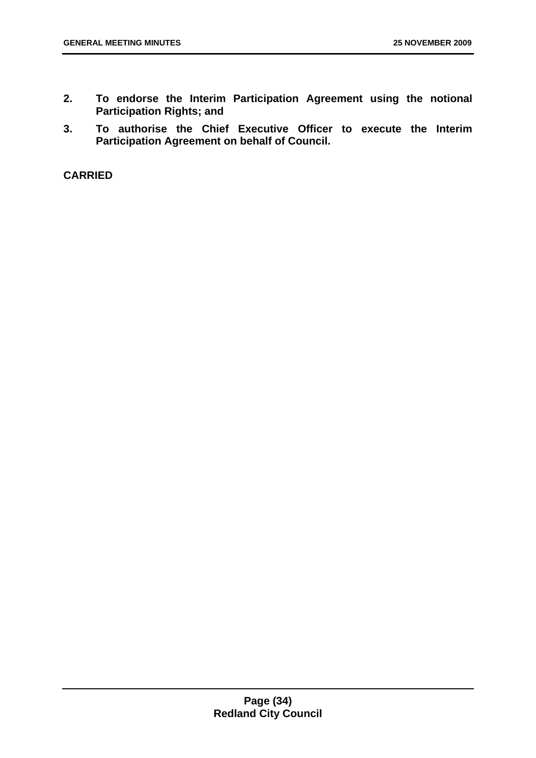2. **To endorse the Interim Participation Agreement using the notional Participation Rights; and**
3. **To authorise the Chief Executive Officer to execute the Interim Participation Agreement on behalf of Council.**

**CARRIED**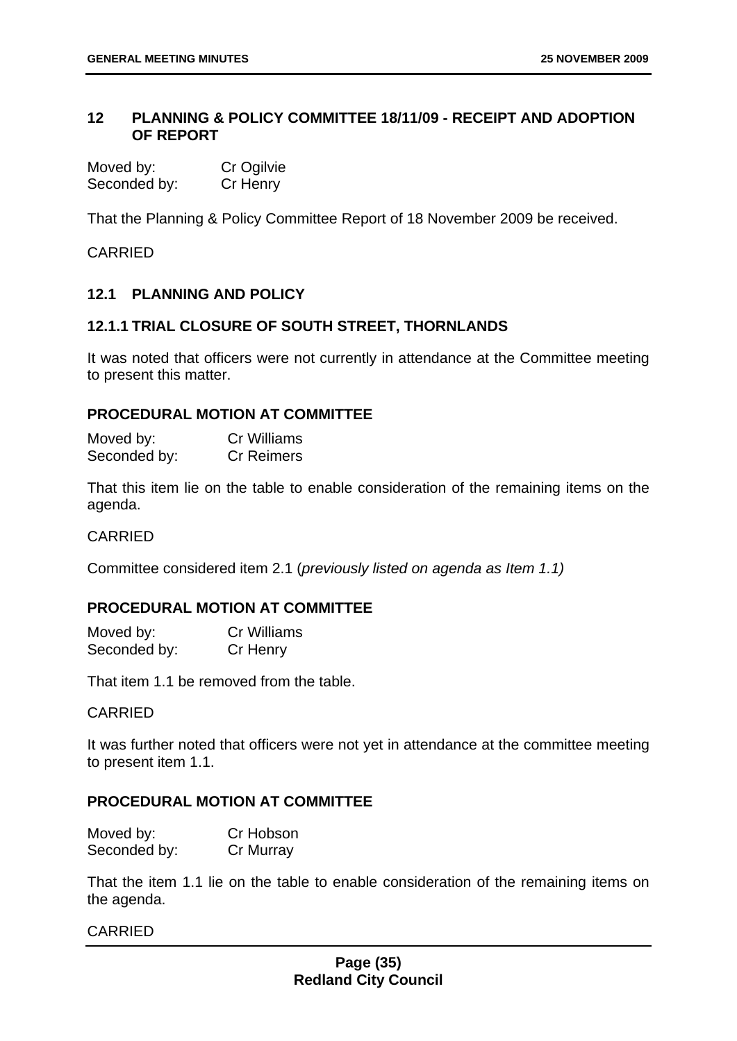## 12 PLANNING & POLICY COMMITTEE 18/11/09 - RECEIPT AND ADOPTION OF REPORT

Moved by: Cr Ogilvie
Seconded by: Cr Henry

That the Planning & Policy Committee Report of 18 November 2009 be received.

CARRIED

### 12.1 PLANNING AND POLICY

#### 12.1.1 TRIAL CLOSURE OF SOUTH STREET, THORNLANDS

It was noted that officers were not currently in attendance at the Committee meeting to present this matter.

**PROCEDURAL MOTION AT COMMITTEE**

Moved by: Cr Williams
Seconded by: Cr Reimers

That this item lie on the table to enable consideration of the remaining items on the agenda.

CARRIED

Committee considered item 2.1 (*previously listed on agenda as Item 1.1)*

**PROCEDURAL MOTION AT COMMITTEE**

Moved by: Cr Williams
Seconded by: Cr Henry

That item 1.1 be removed from the table.

CARRIED

It was further noted that officers were not yet in attendance at the committee meeting to present item 1.1.

**PROCEDURAL MOTION AT COMMITTEE**

Moved by: Cr Hobson
Seconded by: Cr Murray

That the item 1.1 lie on the table to enable consideration of the remaining items on the agenda.

CARRIED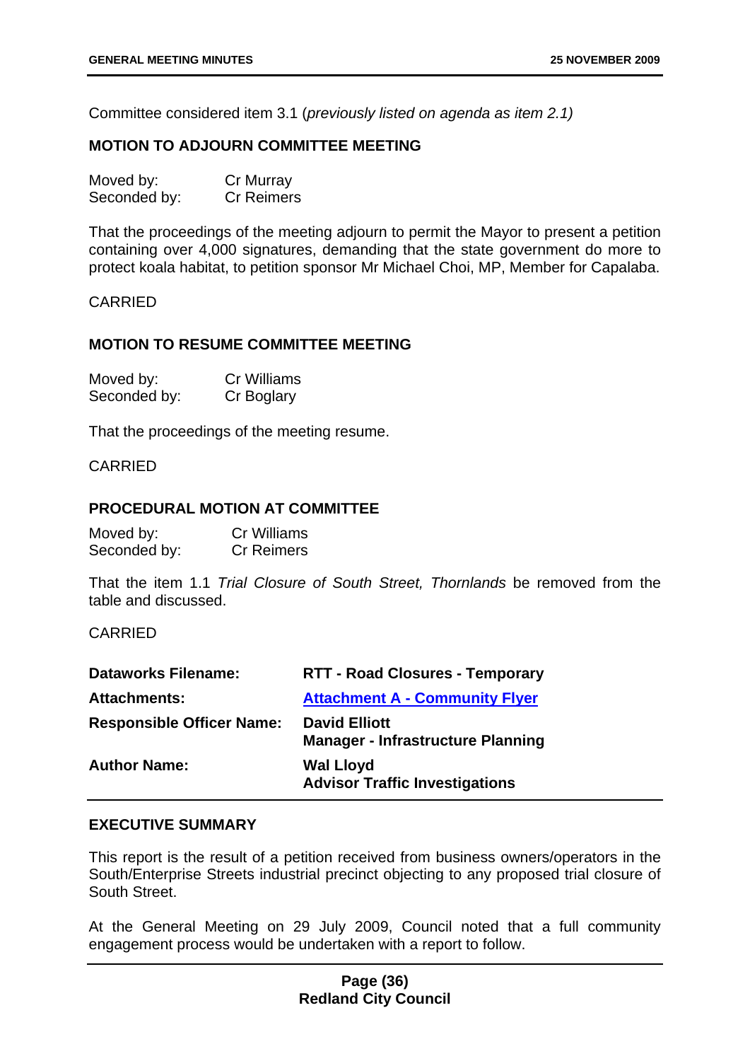Committee considered item 3.1 (*previously listed on agenda as item 2.1)*

## MOTION TO ADJOURN COMMITTEE MEETING

| | |
|---|---|
| Moved by: | Cr Murray |
| Seconded by: | Cr Reimers |

That the proceedings of the meeting adjourn to permit the Mayor to present a petition containing over 4,000 signatures, demanding that the state government do more to protect koala habitat, to petition sponsor Mr Michael Choi, MP, Member for Capalaba.

CARRIED

## MOTION TO RESUME COMMITTEE MEETING

| | |
|---|---|
| Moved by: | Cr Williams |
| Seconded by: | Cr Boglary |

That the proceedings of the meeting resume.

CARRIED

## PROCEDURAL MOTION AT COMMITTEE

| | |
|---|---|
| Moved by: | Cr Williams |
| Seconded by: | Cr Reimers |

That the item 1.1 *Trial Closure of South Street, Thornlands* be removed from the table and discussed.

CARRIED

| | |
|---|---|
| **Dataworks Filename:** | **RTT - Road Closures - Temporary** |
| **Attachments:** | **Attachment A - Community Flyer** |
| **Responsible Officer Name:** | **David Elliott**<br>**Manager - Infrastructure Planning** |
| **Author Name:** | **Wal Lloyd**<br>**Advisor Traffic Investigations** |

## EXECUTIVE SUMMARY

This report is the result of a petition received from business owners/operators in the South/Enterprise Streets industrial precinct objecting to any proposed trial closure of South Street.

At the General Meeting on 29 July 2009, Council noted that a full community engagement process would be undertaken with a report to follow.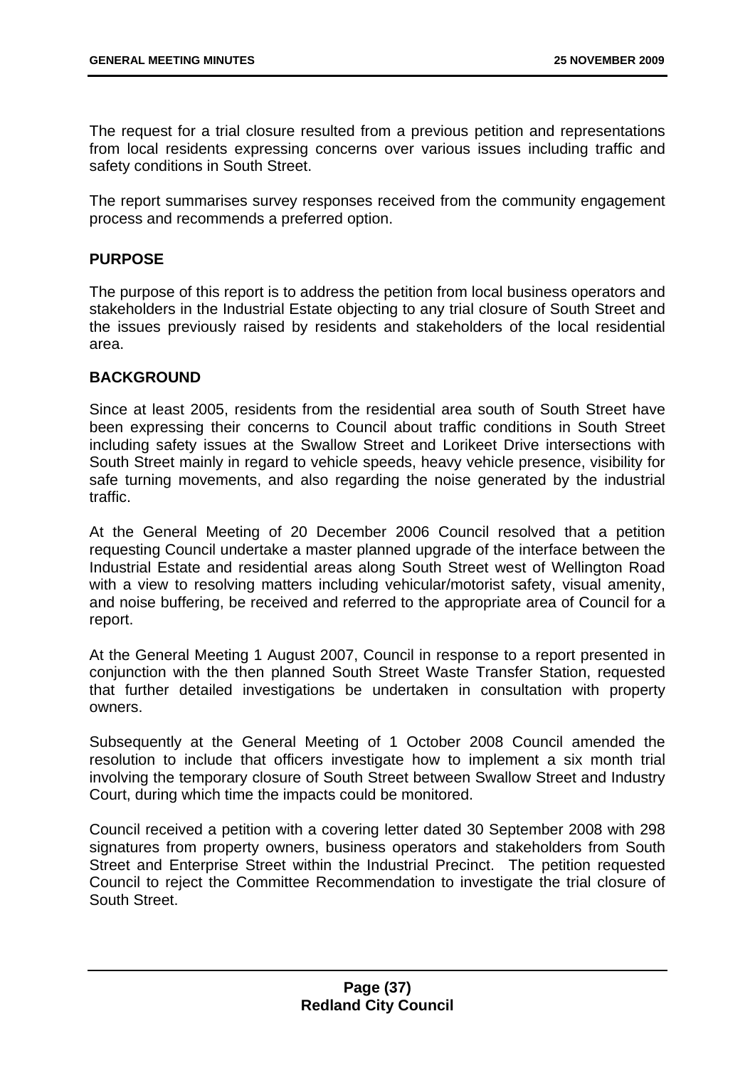The request for a trial closure resulted from a previous petition and representations from local residents expressing concerns over various issues including traffic and safety conditions in South Street.

The report summarises survey responses received from the community engagement process and recommends a preferred option.

**PURPOSE**

The purpose of this report is to address the petition from local business operators and stakeholders in the Industrial Estate objecting to any trial closure of South Street and the issues previously raised by residents and stakeholders of the local residential area.

**BACKGROUND**

Since at least 2005, residents from the residential area south of South Street have been expressing their concerns to Council about traffic conditions in South Street including safety issues at the Swallow Street and Lorikeet Drive intersections with South Street mainly in regard to vehicle speeds, heavy vehicle presence, visibility for safe turning movements, and also regarding the noise generated by the industrial traffic.

At the General Meeting of 20 December 2006 Council resolved that a petition requesting Council undertake a master planned upgrade of the interface between the Industrial Estate and residential areas along South Street west of Wellington Road with a view to resolving matters including vehicular/motorist safety, visual amenity, and noise buffering, be received and referred to the appropriate area of Council for a report.

At the General Meeting 1 August 2007, Council in response to a report presented in conjunction with the then planned South Street Waste Transfer Station, requested that further detailed investigations be undertaken in consultation with property owners.

Subsequently at the General Meeting of 1 October 2008 Council amended the resolution to include that officers investigate how to implement a six month trial involving the temporary closure of South Street between Swallow Street and Industry Court, during which time the impacts could be monitored.

Council received a petition with a covering letter dated 30 September 2008 with 298 signatures from property owners, business operators and stakeholders from South Street and Enterprise Street within the Industrial Precinct. The petition requested Council to reject the Committee Recommendation to investigate the trial closure of South Street.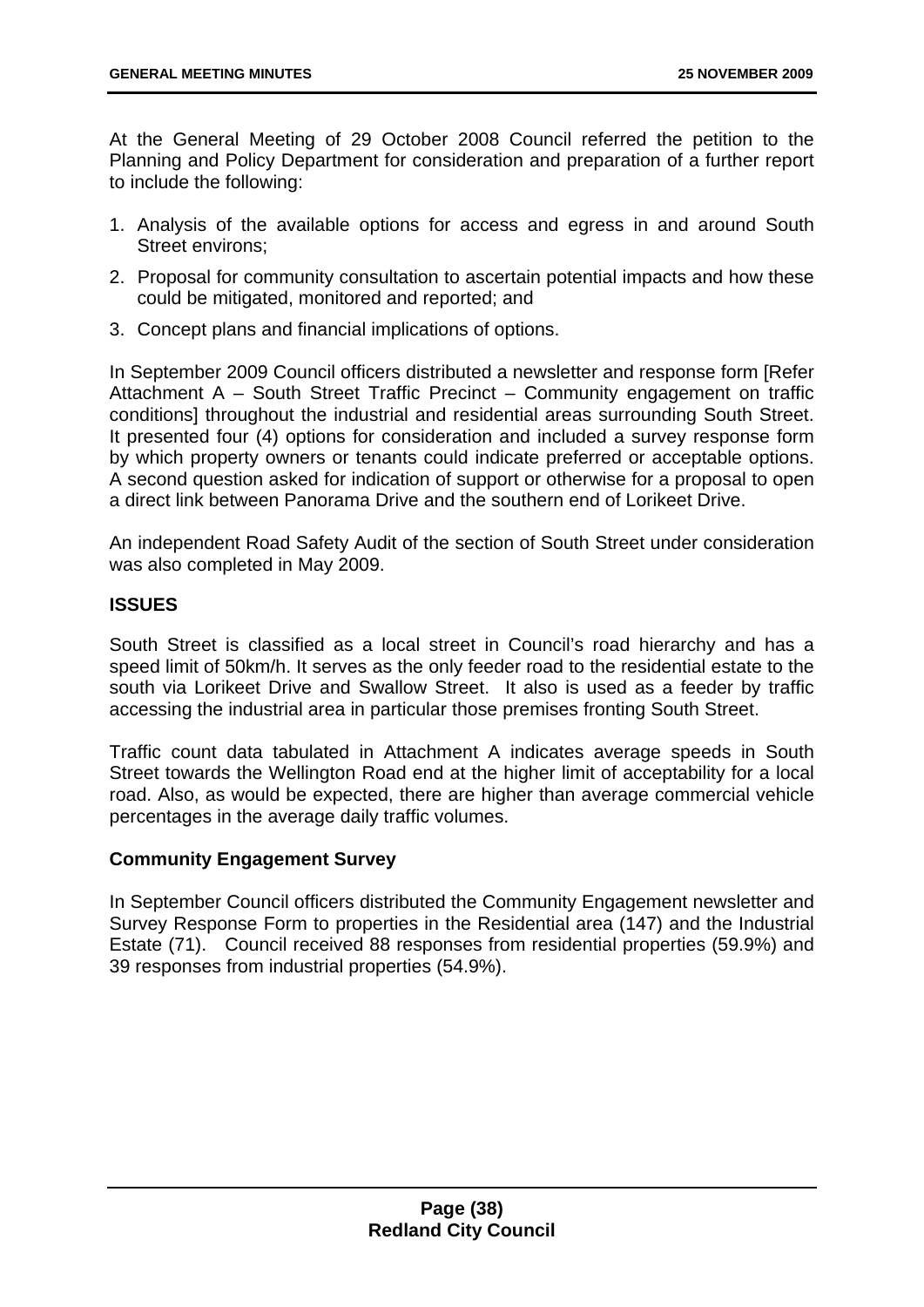At the General Meeting of 29 October 2008 Council referred the petition to the Planning and Policy Department for consideration and preparation of a further report to include the following:

1. Analysis of the available options for access and egress in and around South Street environs;
2. Proposal for community consultation to ascertain potential impacts and how these could be mitigated, monitored and reported; and
3. Concept plans and financial implications of options.

In September 2009 Council officers distributed a newsletter and response form [Refer Attachment A – South Street Traffic Precinct – Community engagement on traffic conditions] throughout the industrial and residential areas surrounding South Street. It presented four (4) options for consideration and included a survey response form by which property owners or tenants could indicate preferred or acceptable options. A second question asked for indication of support or otherwise for a proposal to open a direct link between Panorama Drive and the southern end of Lorikeet Drive.

An independent Road Safety Audit of the section of South Street under consideration was also completed in May 2009.

**ISSUES**

South Street is classified as a local street in Council's road hierarchy and has a speed limit of 50km/h. It serves as the only feeder road to the residential estate to the south via Lorikeet Drive and Swallow Street. It also is used as a feeder by traffic accessing the industrial area in particular those premises fronting South Street.

Traffic count data tabulated in Attachment A indicates average speeds in South Street towards the Wellington Road end at the higher limit of acceptability for a local road. Also, as would be expected, there are higher than average commercial vehicle percentages in the average daily traffic volumes.

**Community Engagement Survey**

In September Council officers distributed the Community Engagement newsletter and Survey Response Form to properties in the Residential area (147) and the Industrial Estate (71). Council received 88 responses from residential properties (59.9%) and 39 responses from industrial properties (54.9%).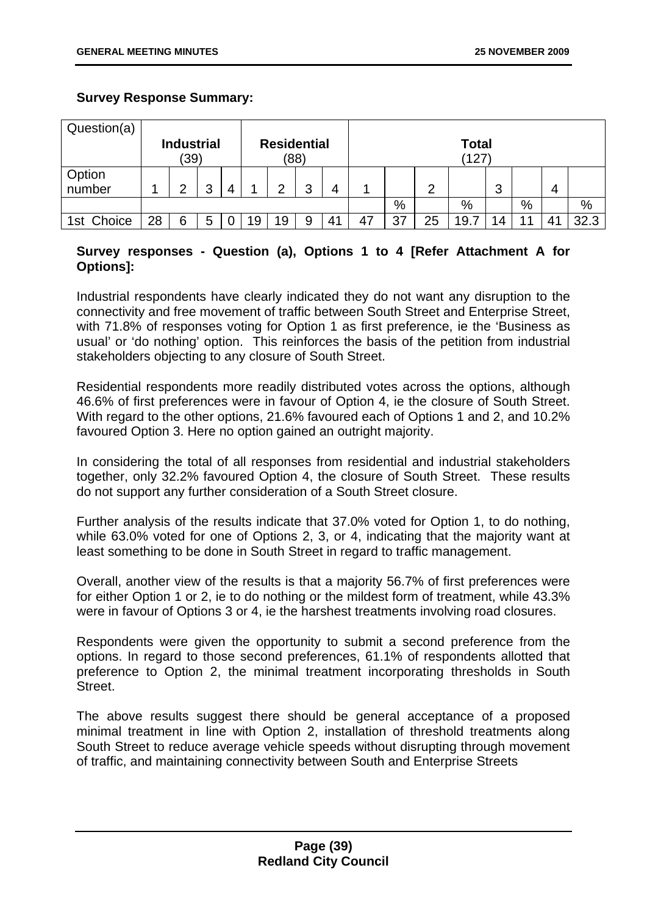**Survey Response Summary:**

| Question(a) | Industrial (39) | | | | Residential (88) | | | | Total (127) | | | | | | | |
|---|---|---|---|---|---|---|---|---|---|---|---|---|---|---|---|---|
| Option number | 1 | 2 | 3 | 4 | 1 | 2 | 3 | 4 | 1 | | 2 | | 3 | | 4 | |
| | | | | | | | | | | % | | % | | % | | % |
| 1st Choice | 28 | 6 | 5 | 0 | 19 | 19 | 9 | 41 | 47 | 37 | 25 | 19.7 | 14 | 11 | 41 | 32.3 |

**Survey responses - Question (a), Options 1 to 4 [Refer Attachment A for Options]:**

Industrial respondents have clearly indicated they do not want any disruption to the connectivity and free movement of traffic between South Street and Enterprise Street, with 71.8% of responses voting for Option 1 as first preference, ie the 'Business as usual' or 'do nothing' option. This reinforces the basis of the petition from industrial stakeholders objecting to any closure of South Street.

Residential respondents more readily distributed votes across the options, although 46.6% of first preferences were in favour of Option 4, ie the closure of South Street. With regard to the other options, 21.6% favoured each of Options 1 and 2, and 10.2% favoured Option 3. Here no option gained an outright majority.

In considering the total of all responses from residential and industrial stakeholders together, only 32.2% favoured Option 4, the closure of South Street. These results do not support any further consideration of a South Street closure.

Further analysis of the results indicate that 37.0% voted for Option 1, to do nothing, while 63.0% voted for one of Options 2, 3, or 4, indicating that the majority want at least something to be done in South Street in regard to traffic management.

Overall, another view of the results is that a majority 56.7% of first preferences were for either Option 1 or 2, ie to do nothing or the mildest form of treatment, while 43.3% were in favour of Options 3 or 4, ie the harshest treatments involving road closures.

Respondents were given the opportunity to submit a second preference from the options. In regard to those second preferences, 61.1% of respondents allotted that preference to Option 2, the minimal treatment incorporating thresholds in South Street.

The above results suggest there should be general acceptance of a proposed minimal treatment in line with Option 2, installation of threshold treatments along South Street to reduce average vehicle speeds without disrupting through movement of traffic, and maintaining connectivity between South and Enterprise Streets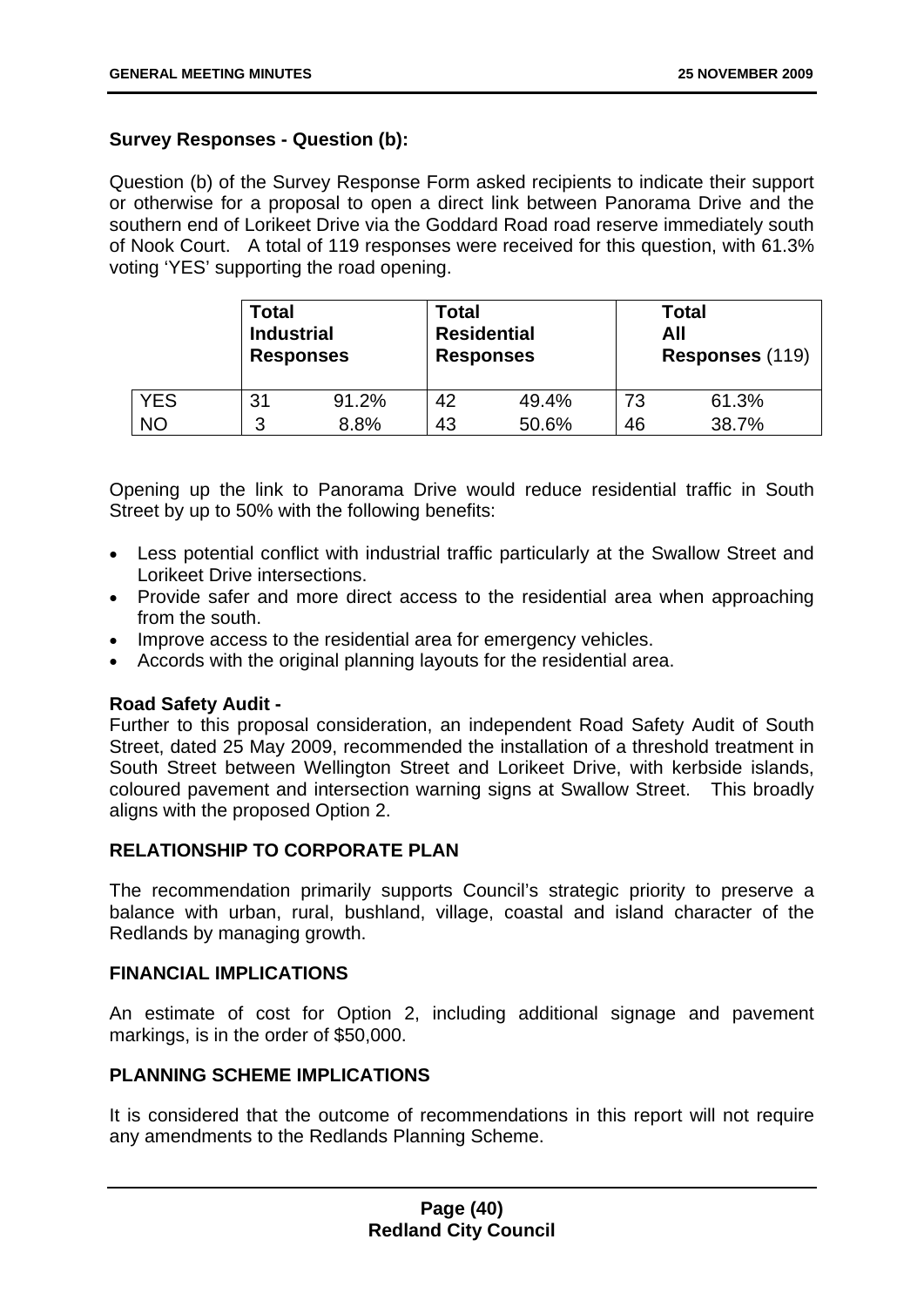**Survey Responses - Question (b):**

Question (b) of the Survey Response Form asked recipients to indicate their support or otherwise for a proposal to open a direct link between Panorama Drive and the southern end of Lorikeet Drive via the Goddard Road road reserve immediately south of Nook Court. A total of 119 responses were received for this question, with 61.3% voting 'YES' supporting the road opening.

| | **Total Industrial Responses** | | **Total Residential Responses** | | **Total All Responses** (119) | |
|---|---|---|---|---|---|---|
| YES | 31 | 91.2% | 42 | 49.4% | 73 | 61.3% |
| NO | 3 | 8.8% | 43 | 50.6% | 46 | 38.7% |

Opening up the link to Panorama Drive would reduce residential traffic in South Street by up to 50% with the following benefits:

- Less potential conflict with industrial traffic particularly at the Swallow Street and Lorikeet Drive intersections.
- Provide safer and more direct access to the residential area when approaching from the south.
- Improve access to the residential area for emergency vehicles.
- Accords with the original planning layouts for the residential area.

**Road Safety Audit -**
Further to this proposal consideration, an independent Road Safety Audit of South Street, dated 25 May 2009, recommended the installation of a threshold treatment in South Street between Wellington Street and Lorikeet Drive, with kerbside islands, coloured pavement and intersection warning signs at Swallow Street. This broadly aligns with the proposed Option 2.

**RELATIONSHIP TO CORPORATE PLAN**

The recommendation primarily supports Council's strategic priority to preserve a balance with urban, rural, bushland, village, coastal and island character of the Redlands by managing growth.

**FINANCIAL IMPLICATIONS**

An estimate of cost for Option 2, including additional signage and pavement markings, is in the order of $50,000.

**PLANNING SCHEME IMPLICATIONS**

It is considered that the outcome of recommendations in this report will not require any amendments to the Redlands Planning Scheme.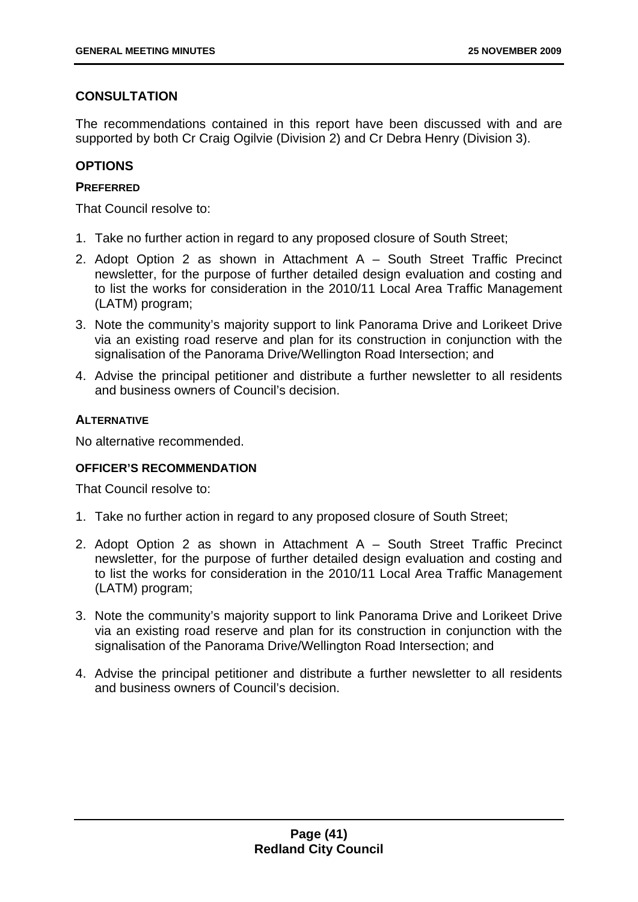## CONSULTATION

The recommendations contained in this report have been discussed with and are supported by both Cr Craig Ogilvie (Division 2) and Cr Debra Henry (Division 3).

## OPTIONS

### PREFERRED

That Council resolve to:

1. Take no further action in regard to any proposed closure of South Street;
2. Adopt Option 2 as shown in Attachment A – South Street Traffic Precinct newsletter, for the purpose of further detailed design evaluation and costing and to list the works for consideration in the 2010/11 Local Area Traffic Management (LATM) program;
3. Note the community's majority support to link Panorama Drive and Lorikeet Drive via an existing road reserve and plan for its construction in conjunction with the signalisation of the Panorama Drive/Wellington Road Intersection; and
4. Advise the principal petitioner and distribute a further newsletter to all residents and business owners of Council's decision.

### ALTERNATIVE

No alternative recommended.

### OFFICER'S RECOMMENDATION

That Council resolve to:

1. Take no further action in regard to any proposed closure of South Street;
2. Adopt Option 2 as shown in Attachment A – South Street Traffic Precinct newsletter, for the purpose of further detailed design evaluation and costing and to list the works for consideration in the 2010/11 Local Area Traffic Management (LATM) program;
3. Note the community's majority support to link Panorama Drive and Lorikeet Drive via an existing road reserve and plan for its construction in conjunction with the signalisation of the Panorama Drive/Wellington Road Intersection; and
4. Advise the principal petitioner and distribute a further newsletter to all residents and business owners of Council's decision.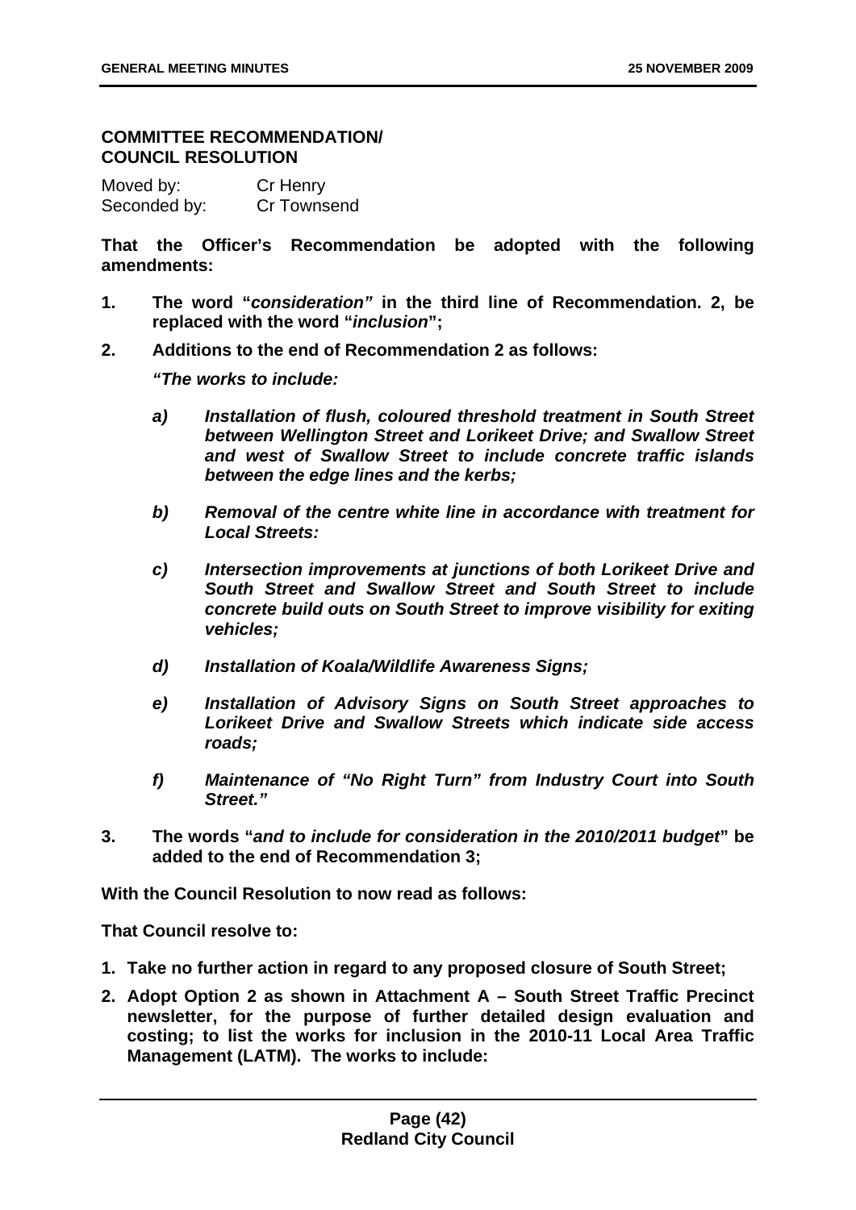**COMMITTEE RECOMMENDATION/
COUNCIL RESOLUTION**

Moved by: Cr Henry
Seconded by: Cr Townsend

**That the Officer's Recommendation be adopted with the following amendments:**

1. **The word "*consideration*" in the third line of Recommendation. 2, be replaced with the word "*inclusion*";**
2. **Additions to the end of Recommendation 2 as follows:**

   ***"The works to include:***

   ***a) Installation of flush, coloured threshold treatment in South Street between Wellington Street and Lorikeet Drive; and Swallow Street and west of Swallow Street to include concrete traffic islands between the edge lines and the kerbs;***

   ***b) Removal of the centre white line in accordance with treatment for Local Streets:***

   ***c) Intersection improvements at junctions of both Lorikeet Drive and South Street and Swallow Street and South Street to include concrete build outs on South Street to improve visibility for exiting vehicles;***

   ***d) Installation of Koala/Wildlife Awareness Signs;***

   ***e) Installation of Advisory Signs on South Street approaches to Lorikeet Drive and Swallow Streets which indicate side access roads;***

   ***f) Maintenance of "No Right Turn" from Industry Court into South Street."***

3. **The words "*and to include for consideration in the 2010/2011 budget*" be added to the end of Recommendation 3;**

**With the Council Resolution to now read as follows:**

**That Council resolve to:**

1. **Take no further action in regard to any proposed closure of South Street;**
2. **Adopt Option 2 as shown in Attachment A – South Street Traffic Precinct newsletter, for the purpose of further detailed design evaluation and costing; to list the works for inclusion in the 2010-11 Local Area Traffic Management (LATM). The works to include:**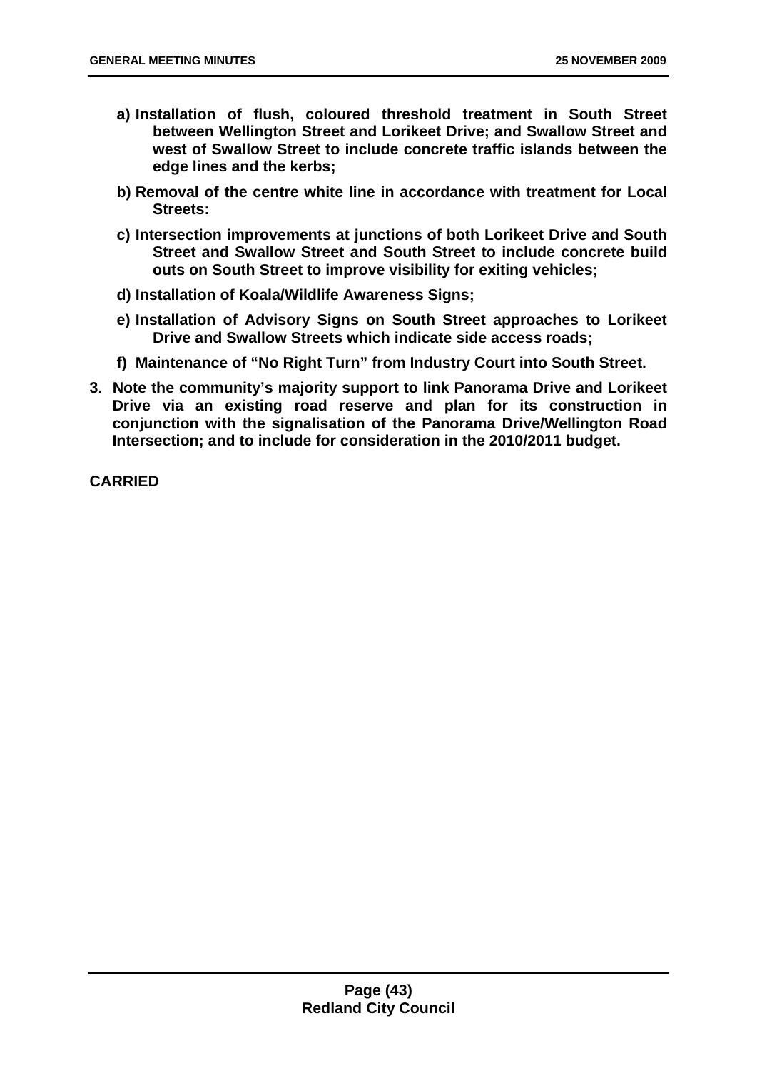**a) Installation of flush, coloured threshold treatment in South Street between Wellington Street and Lorikeet Drive; and Swallow Street and west of Swallow Street to include concrete traffic islands between the edge lines and the kerbs;**

**b) Removal of the centre white line in accordance with treatment for Local Streets:**

**c) Intersection improvements at junctions of both Lorikeet Drive and South Street and Swallow Street and South Street to include concrete build outs on South Street to improve visibility for exiting vehicles;**

**d) Installation of Koala/Wildlife Awareness Signs;**

**e) Installation of Advisory Signs on South Street approaches to Lorikeet Drive and Swallow Streets which indicate side access roads;**

**f) Maintenance of "No Right Turn" from Industry Court into South Street.**

**3. Note the community's majority support to link Panorama Drive and Lorikeet Drive via an existing road reserve and plan for its construction in conjunction with the signalisation of the Panorama Drive/Wellington Road Intersection; and to include for consideration in the 2010/2011 budget.**

**CARRIED**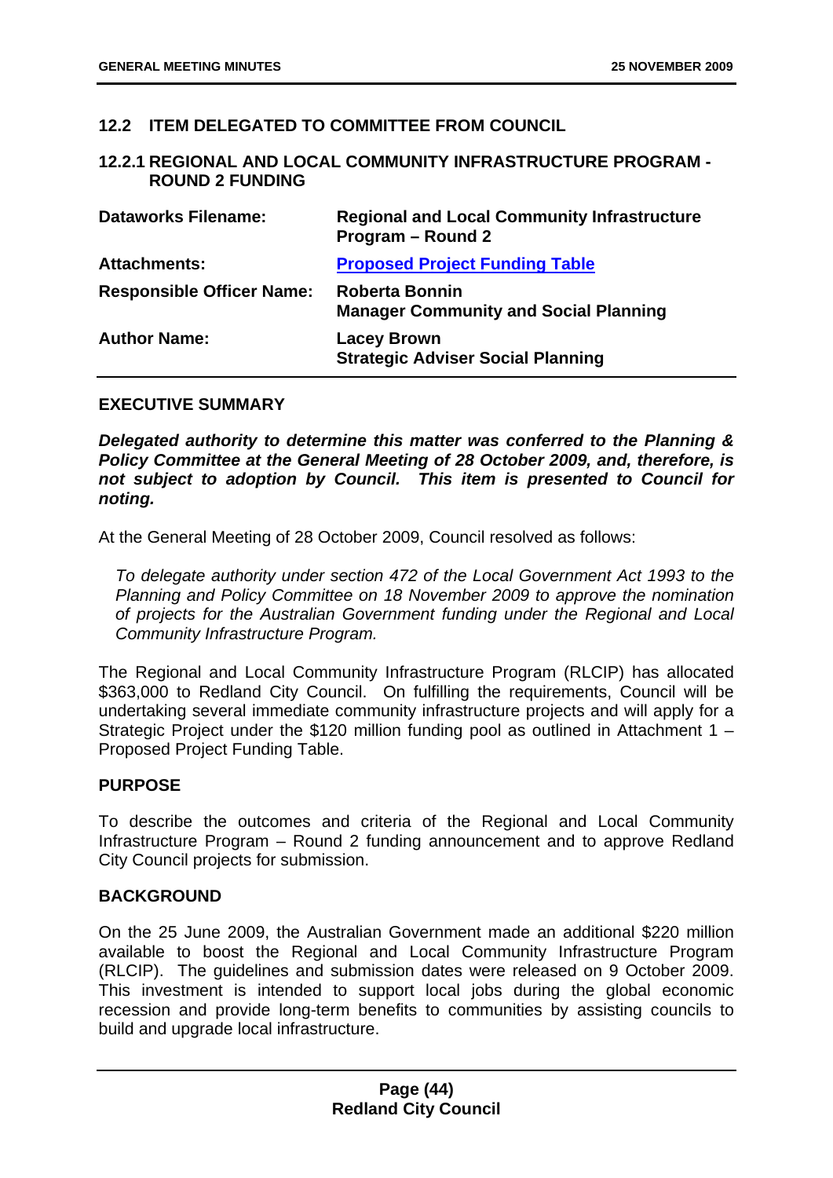## 12.2 ITEM DELEGATED TO COMMITTEE FROM COUNCIL

### 12.2.1 REGIONAL AND LOCAL COMMUNITY INFRASTRUCTURE PROGRAM - ROUND 2 FUNDING

| | |
|---|---|
| **Dataworks Filename:** | **Regional and Local Community Infrastructure Program – Round 2** |
| **Attachments:** | **[Proposed Project Funding Table]** |
| **Responsible Officer Name:** | **Roberta Bonnin**<br>**Manager Community and Social Planning** |
| **Author Name:** | **Lacey Brown**<br>**Strategic Adviser Social Planning** |

**EXECUTIVE SUMMARY**

***Delegated authority to determine this matter was conferred to the Planning & Policy Committee at the General Meeting of 28 October 2009, and, therefore, is not subject to adoption by Council. This item is presented to Council for noting.***

At the General Meeting of 28 October 2009, Council resolved as follows:

> *To delegate authority under section 472 of the Local Government Act 1993 to the Planning and Policy Committee on 18 November 2009 to approve the nomination of projects for the Australian Government funding under the Regional and Local Community Infrastructure Program.*

The Regional and Local Community Infrastructure Program (RLCIP) has allocated \$363,000 to Redland City Council. On fulfilling the requirements, Council will be undertaking several immediate community infrastructure projects and will apply for a Strategic Project under the \$120 million funding pool as outlined in Attachment 1 – Proposed Project Funding Table.

**PURPOSE**

To describe the outcomes and criteria of the Regional and Local Community Infrastructure Program – Round 2 funding announcement and to approve Redland City Council projects for submission.

**BACKGROUND**

On the 25 June 2009, the Australian Government made an additional \$220 million available to boost the Regional and Local Community Infrastructure Program (RLCIP). The guidelines and submission dates were released on 9 October 2009. This investment is intended to support local jobs during the global economic recession and provide long-term benefits to communities by assisting councils to build and upgrade local infrastructure.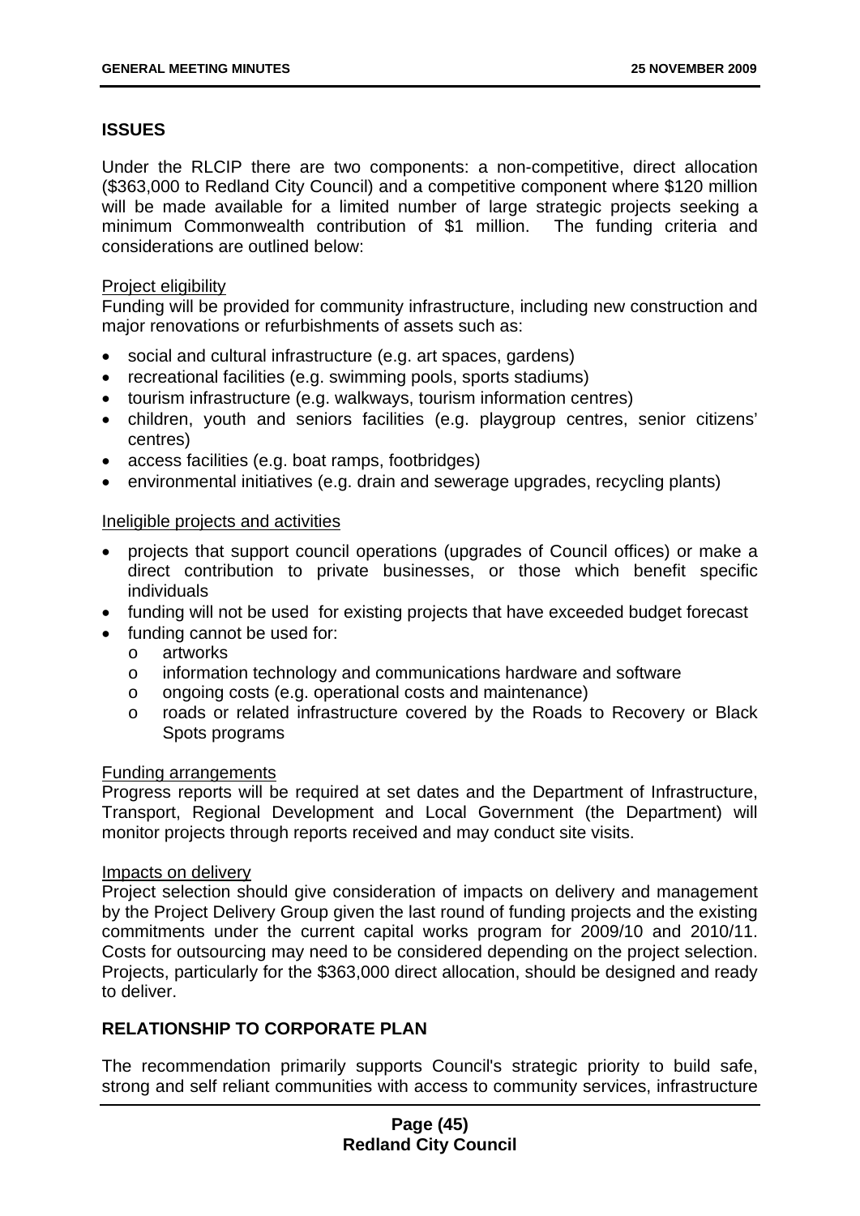## ISSUES

Under the RLCIP there are two components: a non-competitive, direct allocation ($363,000 to Redland City Council) and a competitive component where $120 million will be made available for a limited number of large strategic projects seeking a minimum Commonwealth contribution of $1 million. The funding criteria and considerations are outlined below:

<u>Project eligibility</u>
Funding will be provided for community infrastructure, including new construction and major renovations or refurbishments of assets such as:

- social and cultural infrastructure (e.g. art spaces, gardens)
- recreational facilities (e.g. swimming pools, sports stadiums)
- tourism infrastructure (e.g. walkways, tourism information centres)
- children, youth and seniors facilities (e.g. playgroup centres, senior citizens' centres)
- access facilities (e.g. boat ramps, footbridges)
- environmental initiatives (e.g. drain and sewerage upgrades, recycling plants)

<u>Ineligible projects and activities</u>

- projects that support council operations (upgrades of Council offices) or make a direct contribution to private businesses, or those which benefit specific individuals
- funding will not be used for existing projects that have exceeded budget forecast
- funding cannot be used for:
  - artworks
  - information technology and communications hardware and software
  - ongoing costs (e.g. operational costs and maintenance)
  - roads or related infrastructure covered by the Roads to Recovery or Black Spots programs

<u>Funding arrangements</u>
Progress reports will be required at set dates and the Department of Infrastructure, Transport, Regional Development and Local Government (the Department) will monitor projects through reports received and may conduct site visits.

<u>Impacts on delivery</u>
Project selection should give consideration of impacts on delivery and management by the Project Delivery Group given the last round of funding projects and the existing commitments under the current capital works program for 2009/10 and 2010/11. Costs for outsourcing may need to be considered depending on the project selection. Projects, particularly for the $363,000 direct allocation, should be designed and ready to deliver.

## RELATIONSHIP TO CORPORATE PLAN

The recommendation primarily supports Council's strategic priority to build safe, strong and self reliant communities with access to community services, infrastructure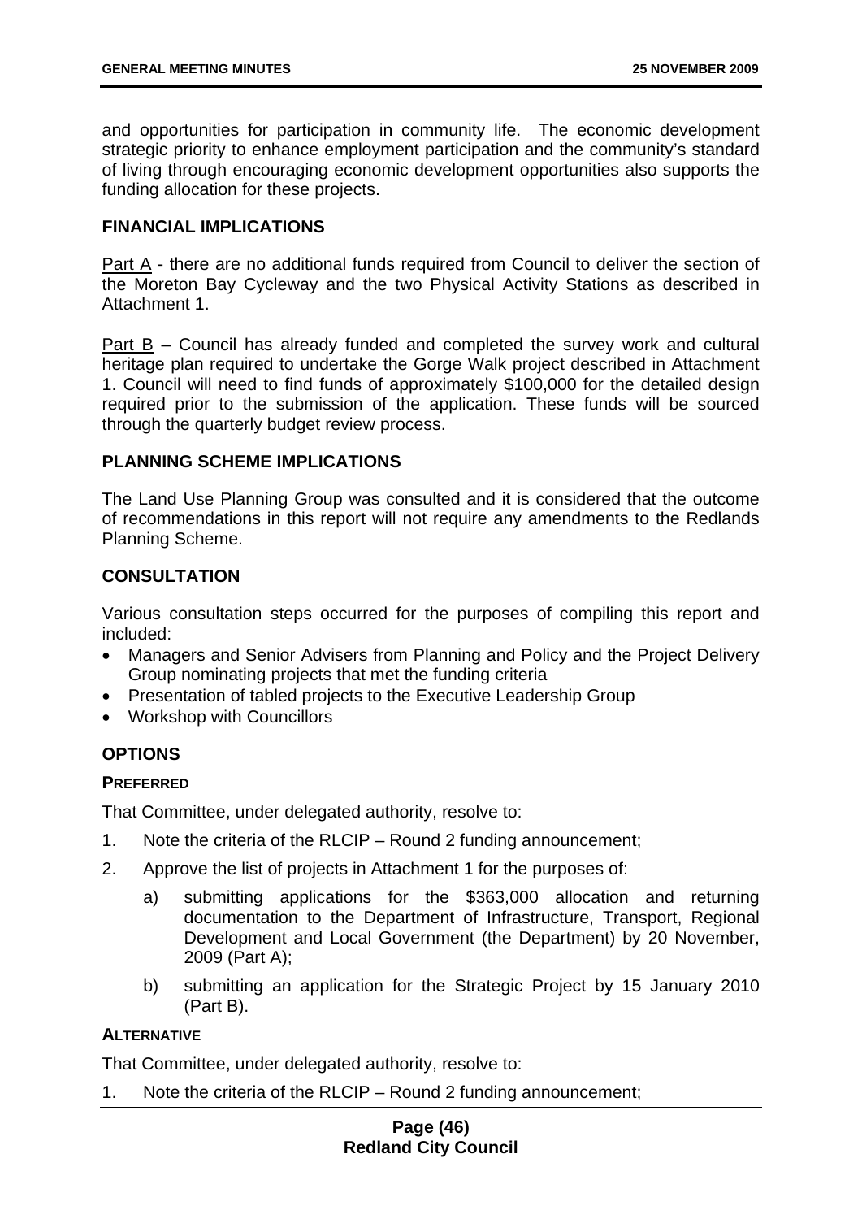and opportunities for participation in community life. The economic development strategic priority to enhance employment participation and the community's standard of living through encouraging economic development opportunities also supports the funding allocation for these projects.

### FINANCIAL IMPLICATIONS

Part A - there are no additional funds required from Council to deliver the section of the Moreton Bay Cycleway and the two Physical Activity Stations as described in Attachment 1.

Part B – Council has already funded and completed the survey work and cultural heritage plan required to undertake the Gorge Walk project described in Attachment 1. Council will need to find funds of approximately $100,000 for the detailed design required prior to the submission of the application. These funds will be sourced through the quarterly budget review process.

### PLANNING SCHEME IMPLICATIONS

The Land Use Planning Group was consulted and it is considered that the outcome of recommendations in this report will not require any amendments to the Redlands Planning Scheme.

### CONSULTATION

Various consultation steps occurred for the purposes of compiling this report and included:

- Managers and Senior Advisers from Planning and Policy and the Project Delivery Group nominating projects that met the funding criteria
- Presentation of tabled projects to the Executive Leadership Group
- Workshop with Councillors

### OPTIONS

#### PREFERRED

That Committee, under delegated authority, resolve to:

1. Note the criteria of the RLCIP – Round 2 funding announcement;
2. Approve the list of projects in Attachment 1 for the purposes of:
   a) submitting applications for the $363,000 allocation and returning documentation to the Department of Infrastructure, Transport, Regional Development and Local Government (the Department) by 20 November, 2009 (Part A);
   b) submitting an application for the Strategic Project by 15 January 2010 (Part B).

#### ALTERNATIVE

That Committee, under delegated authority, resolve to:

1. Note the criteria of the RLCIP – Round 2 funding announcement;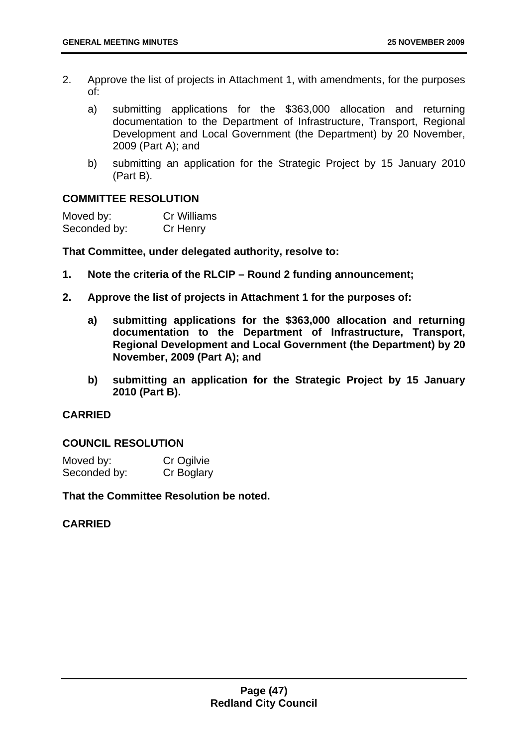2. Approve the list of projects in Attachment 1, with amendments, for the purposes of:

   a) submitting applications for the $363,000 allocation and returning documentation to the Department of Infrastructure, Transport, Regional Development and Local Government (the Department) by 20 November, 2009 (Part A); and

   b) submitting an application for the Strategic Project by 15 January 2010 (Part B).

**COMMITTEE RESOLUTION**

| Moved by: | Cr Williams |
|---|---|
| Seconded by: | Cr Henry |

**That Committee, under delegated authority, resolve to:**

**1. Note the criteria of the RLCIP – Round 2 funding announcement;**

**2. Approve the list of projects in Attachment 1 for the purposes of:**

   **a) submitting applications for the $363,000 allocation and returning documentation to the Department of Infrastructure, Transport, Regional Development and Local Government (the Department) by 20 November, 2009 (Part A); and**

   **b) submitting an application for the Strategic Project by 15 January 2010 (Part B).**

**CARRIED**

**COUNCIL RESOLUTION**

| Moved by: | Cr Ogilvie |
|---|---|
| Seconded by: | Cr Boglary |

**That the Committee Resolution be noted.**

**CARRIED**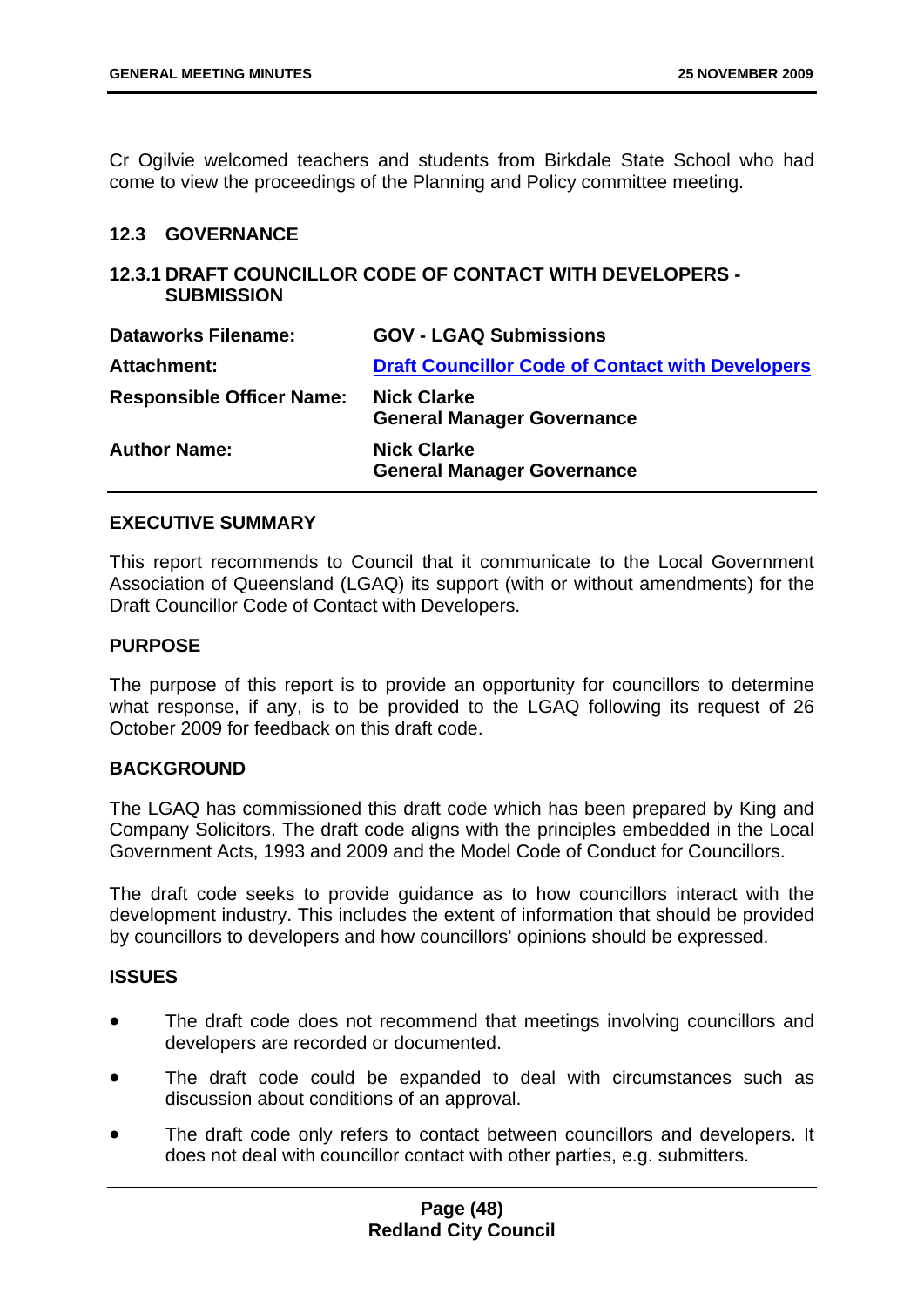Cr Ogilvie welcomed teachers and students from Birkdale State School who had come to view the proceedings of the Planning and Policy committee meeting.

## 12.3 GOVERNANCE

### 12.3.1 DRAFT COUNCILLOR CODE OF CONTACT WITH DEVELOPERS - SUBMISSION

| | |
|---|---|
| **Dataworks Filename:** | **GOV - LGAQ Submissions** |
| **Attachment:** | **Draft Councillor Code of Contact with Developers** |
| **Responsible Officer Name:** | **Nick Clarke**<br>**General Manager Governance** |
| **Author Name:** | **Nick Clarke**<br>**General Manager Governance** |

#### EXECUTIVE SUMMARY

This report recommends to Council that it communicate to the Local Government Association of Queensland (LGAQ) its support (with or without amendments) for the Draft Councillor Code of Contact with Developers.

#### PURPOSE

The purpose of this report is to provide an opportunity for councillors to determine what response, if any, is to be provided to the LGAQ following its request of 26 October 2009 for feedback on this draft code.

#### BACKGROUND

The LGAQ has commissioned this draft code which has been prepared by King and Company Solicitors. The draft code aligns with the principles embedded in the Local Government Acts, 1993 and 2009 and the Model Code of Conduct for Councillors.

The draft code seeks to provide guidance as to how councillors interact with the development industry. This includes the extent of information that should be provided by councillors to developers and how councillors' opinions should be expressed.

#### ISSUES

- The draft code does not recommend that meetings involving councillors and developers are recorded or documented.
- The draft code could be expanded to deal with circumstances such as discussion about conditions of an approval.
- The draft code only refers to contact between councillors and developers. It does not deal with councillor contact with other parties, e.g. submitters.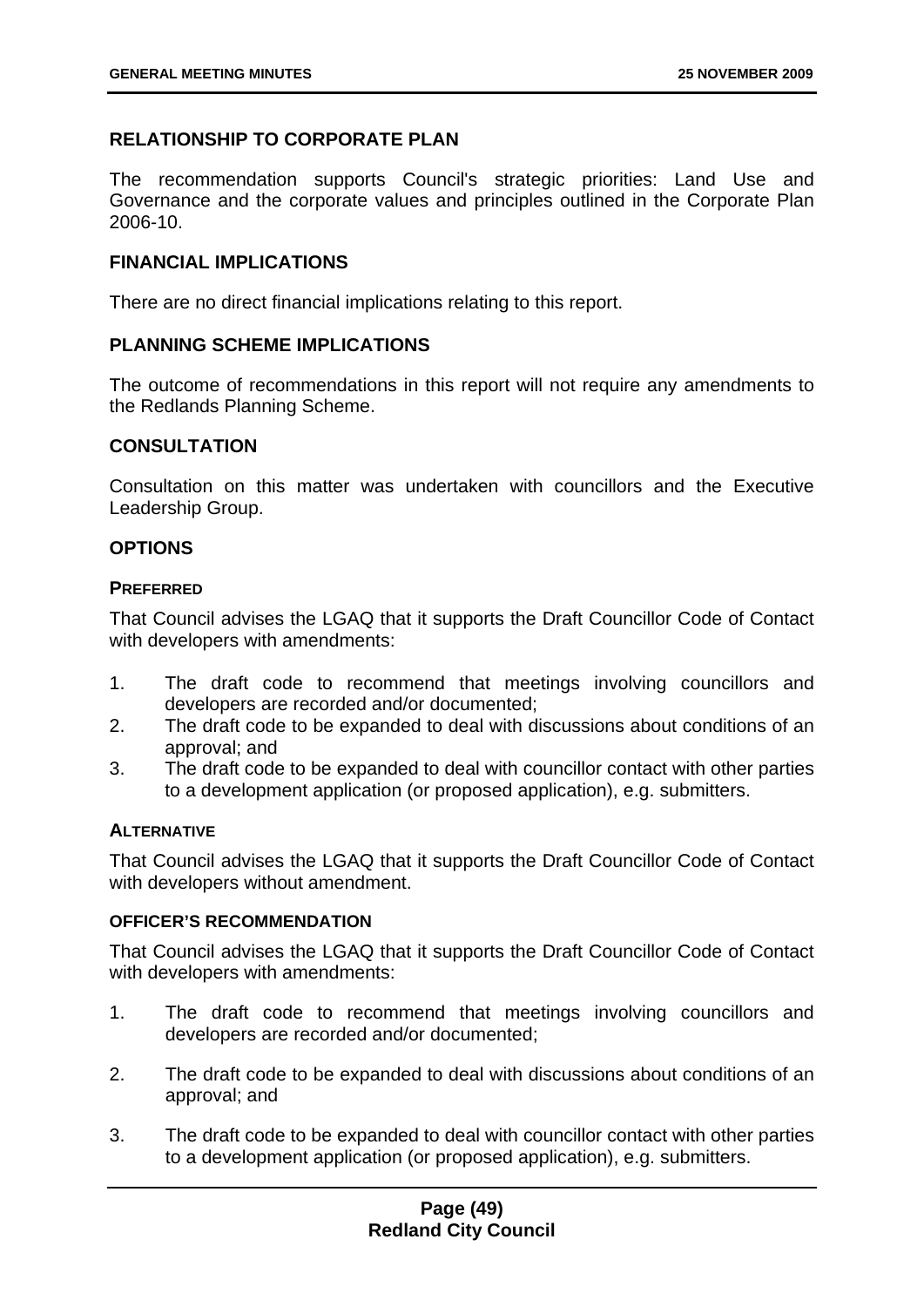## RELATIONSHIP TO CORPORATE PLAN

The recommendation supports Council's strategic priorities: Land Use and Governance and the corporate values and principles outlined in the Corporate Plan 2006-10.

## FINANCIAL IMPLICATIONS

There are no direct financial implications relating to this report.

## PLANNING SCHEME IMPLICATIONS

The outcome of recommendations in this report will not require any amendments to the Redlands Planning Scheme.

## CONSULTATION

Consultation on this matter was undertaken with councillors and the Executive Leadership Group.

## OPTIONS

### PREFERRED

That Council advises the LGAQ that it supports the Draft Councillor Code of Contact with developers with amendments:

1. The draft code to recommend that meetings involving councillors and developers are recorded and/or documented;
2. The draft code to be expanded to deal with discussions about conditions of an approval; and
3. The draft code to be expanded to deal with councillor contact with other parties to a development application (or proposed application), e.g. submitters.

### ALTERNATIVE

That Council advises the LGAQ that it supports the Draft Councillor Code of Contact with developers without amendment.

#### OFFICER'S RECOMMENDATION

That Council advises the LGAQ that it supports the Draft Councillor Code of Contact with developers with amendments:

1. The draft code to recommend that meetings involving councillors and developers are recorded and/or documented;

2. The draft code to be expanded to deal with discussions about conditions of an approval; and

3. The draft code to be expanded to deal with councillor contact with other parties to a development application (or proposed application), e.g. submitters.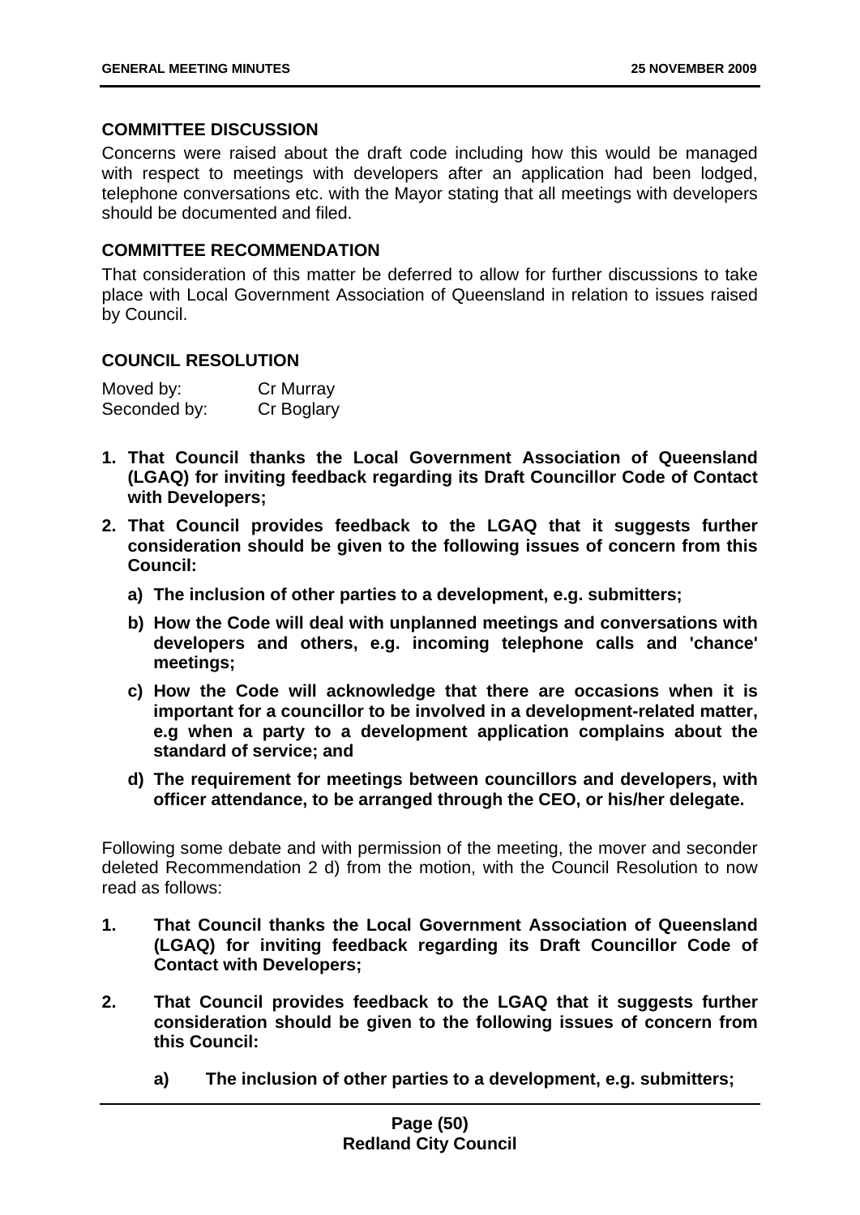### COMMITTEE DISCUSSION

Concerns were raised about the draft code including how this would be managed with respect to meetings with developers after an application had been lodged, telephone conversations etc. with the Mayor stating that all meetings with developers should be documented and filed.

### COMMITTEE RECOMMENDATION

That consideration of this matter be deferred to allow for further discussions to take place with Local Government Association of Queensland in relation to issues raised by Council.

### COUNCIL RESOLUTION

Moved by: Cr Murray
Seconded by: Cr Boglary

1. **That Council thanks the Local Government Association of Queensland (LGAQ) for inviting feedback regarding its Draft Councillor Code of Contact with Developers;**
2. **That Council provides feedback to the LGAQ that it suggests further consideration should be given to the following issues of concern from this Council:**
   - **a) The inclusion of other parties to a development, e.g. submitters;**
   - **b) How the Code will deal with unplanned meetings and conversations with developers and others, e.g. incoming telephone calls and 'chance' meetings;**
   - **c) How the Code will acknowledge that there are occasions when it is important for a councillor to be involved in a development-related matter, e.g when a party to a development application complains about the standard of service; and**
   - **d) The requirement for meetings between councillors and developers, with officer attendance, to be arranged through the CEO, or his/her delegate.**

Following some debate and with permission of the meeting, the mover and seconder deleted Recommendation 2 d) from the motion, with the Council Resolution to now read as follows:

1. **That Council thanks the Local Government Association of Queensland (LGAQ) for inviting feedback regarding its Draft Councillor Code of Contact with Developers;**
2. **That Council provides feedback to the LGAQ that it suggests further consideration should be given to the following issues of concern from this Council:**
   - **a) The inclusion of other parties to a development, e.g. submitters;**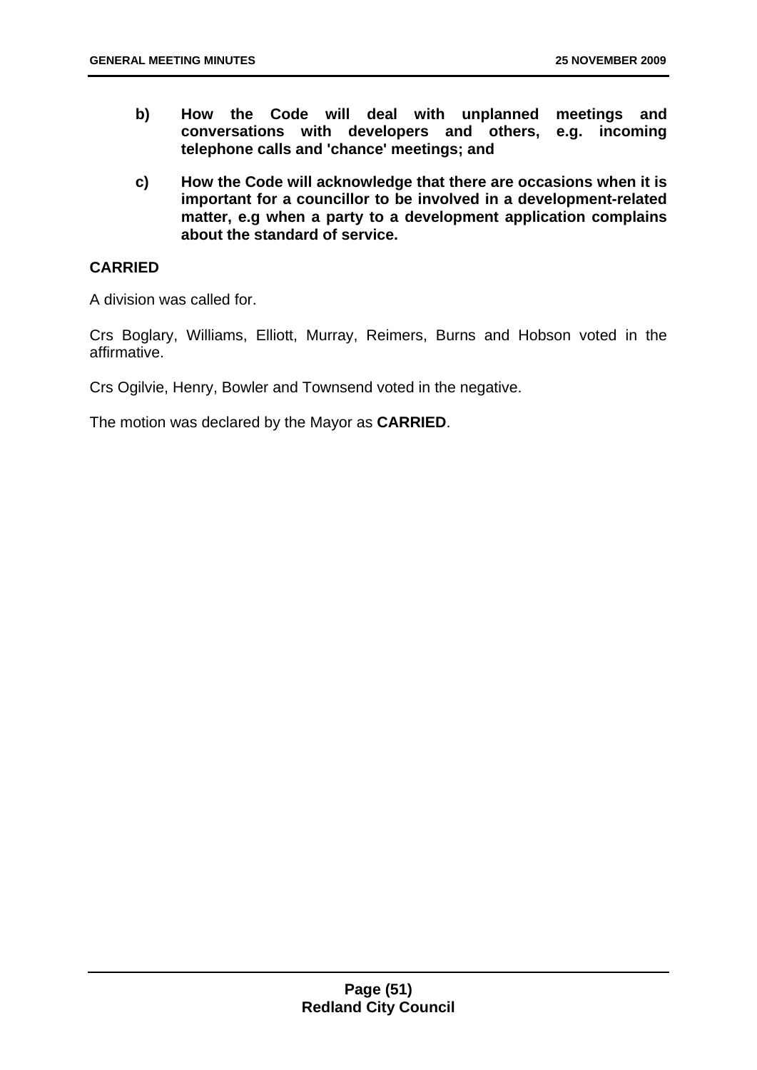**b) How the Code will deal with unplanned meetings and conversations with developers and others, e.g. incoming telephone calls and 'chance' meetings; and**

**c) How the Code will acknowledge that there are occasions when it is important for a councillor to be involved in a development-related matter, e.g when a party to a development application complains about the standard of service.**

**CARRIED**

A division was called for.

Crs Boglary, Williams, Elliott, Murray, Reimers, Burns and Hobson voted in the affirmative.

Crs Ogilvie, Henry, Bowler and Townsend voted in the negative.

The motion was declared by the Mayor as **CARRIED**.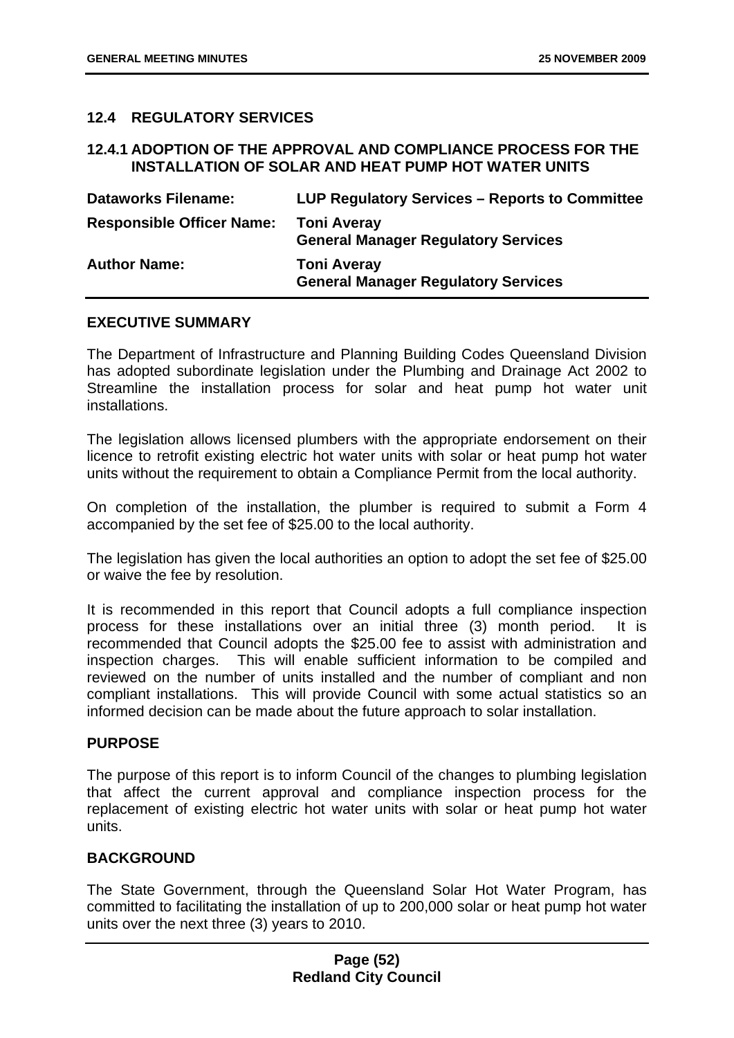## 12.4 REGULATORY SERVICES

### 12.4.1 ADOPTION OF THE APPROVAL AND COMPLIANCE PROCESS FOR THE INSTALLATION OF SOLAR AND HEAT PUMP HOT WATER UNITS

| | |
|---|---|
| **Dataworks Filename:** | **LUP Regulatory Services – Reports to Committee** |
| **Responsible Officer Name:** | **Toni Averay**<br>**General Manager Regulatory Services** |
| **Author Name:** | **Toni Averay**<br>**General Manager Regulatory Services** |

#### EXECUTIVE SUMMARY

The Department of Infrastructure and Planning Building Codes Queensland Division has adopted subordinate legislation under the Plumbing and Drainage Act 2002 to Streamline the installation process for solar and heat pump hot water unit installations.

The legislation allows licensed plumbers with the appropriate endorsement on their licence to retrofit existing electric hot water units with solar or heat pump hot water units without the requirement to obtain a Compliance Permit from the local authority.

On completion of the installation, the plumber is required to submit a Form 4 accompanied by the set fee of $25.00 to the local authority.

The legislation has given the local authorities an option to adopt the set fee of $25.00 or waive the fee by resolution.

It is recommended in this report that Council adopts a full compliance inspection process for these installations over an initial three (3) month period. It is recommended that Council adopts the $25.00 fee to assist with administration and inspection charges. This will enable sufficient information to be compiled and reviewed on the number of units installed and the number of compliant and non compliant installations. This will provide Council with some actual statistics so an informed decision can be made about the future approach to solar installation.

#### PURPOSE

The purpose of this report is to inform Council of the changes to plumbing legislation that affect the current approval and compliance inspection process for the replacement of existing electric hot water units with solar or heat pump hot water units.

#### BACKGROUND

The State Government, through the Queensland Solar Hot Water Program, has committed to facilitating the installation of up to 200,000 solar or heat pump hot water units over the next three (3) years to 2010.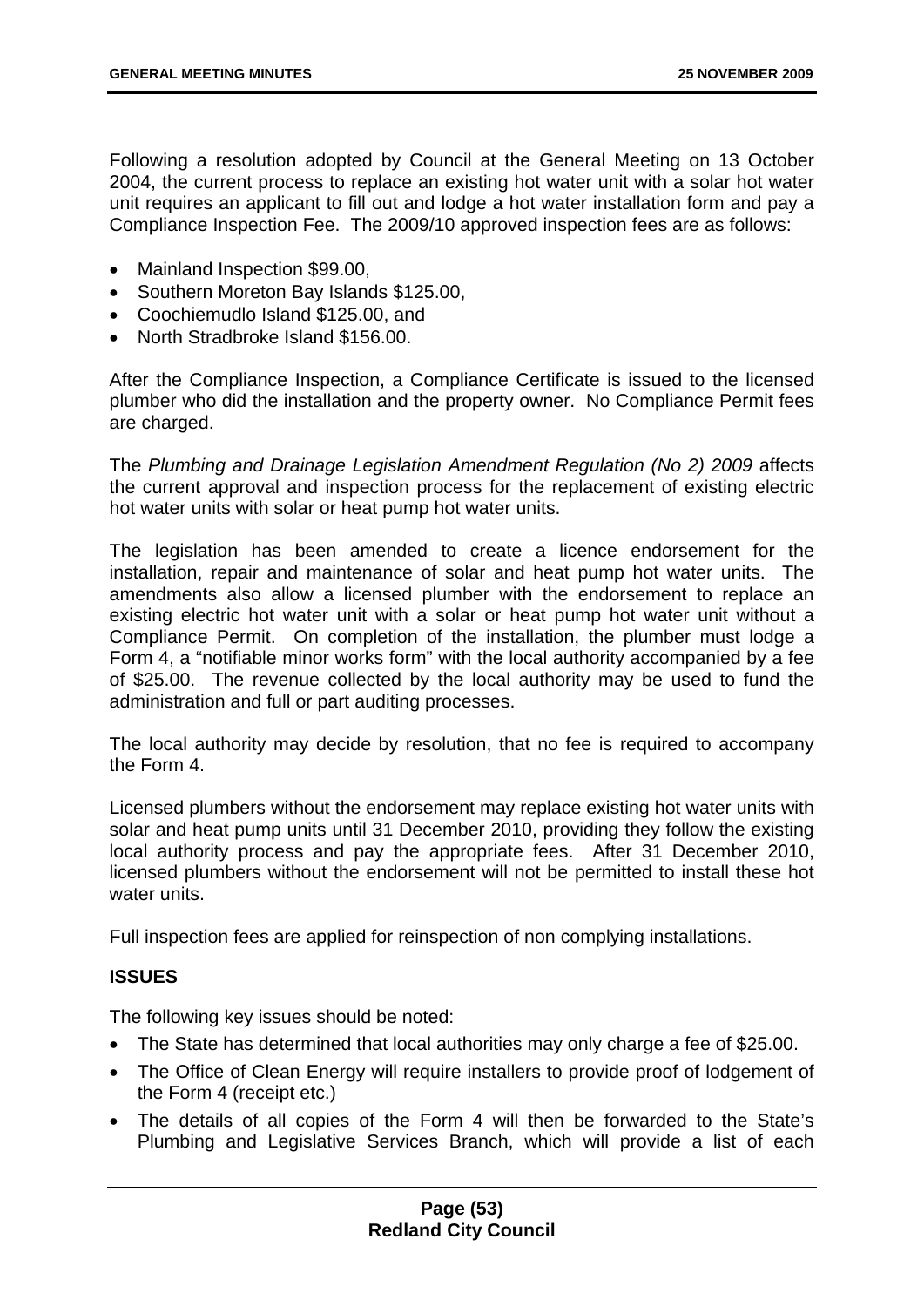Following a resolution adopted by Council at the General Meeting on 13 October 2004, the current process to replace an existing hot water unit with a solar hot water unit requires an applicant to fill out and lodge a hot water installation form and pay a Compliance Inspection Fee. The 2009/10 approved inspection fees are as follows:

- Mainland Inspection $99.00,
- Southern Moreton Bay Islands $125.00,
- Coochiemudlo Island $125.00, and
- North Stradbroke Island $156.00.

After the Compliance Inspection, a Compliance Certificate is issued to the licensed plumber who did the installation and the property owner. No Compliance Permit fees are charged.

The *Plumbing and Drainage Legislation Amendment Regulation (No 2) 2009* affects the current approval and inspection process for the replacement of existing electric hot water units with solar or heat pump hot water units.

The legislation has been amended to create a licence endorsement for the installation, repair and maintenance of solar and heat pump hot water units. The amendments also allow a licensed plumber with the endorsement to replace an existing electric hot water unit with a solar or heat pump hot water unit without a Compliance Permit. On completion of the installation, the plumber must lodge a Form 4, a "notifiable minor works form" with the local authority accompanied by a fee of $25.00. The revenue collected by the local authority may be used to fund the administration and full or part auditing processes.

The local authority may decide by resolution, that no fee is required to accompany the Form 4.

Licensed plumbers without the endorsement may replace existing hot water units with solar and heat pump units until 31 December 2010, providing they follow the existing local authority process and pay the appropriate fees. After 31 December 2010, licensed plumbers without the endorsement will not be permitted to install these hot water units.

Full inspection fees are applied for reinspection of non complying installations.

**ISSUES**

The following key issues should be noted:

- The State has determined that local authorities may only charge a fee of $25.00.
- The Office of Clean Energy will require installers to provide proof of lodgement of the Form 4 (receipt etc.)
- The details of all copies of the Form 4 will then be forwarded to the State's Plumbing and Legislative Services Branch, which will provide a list of each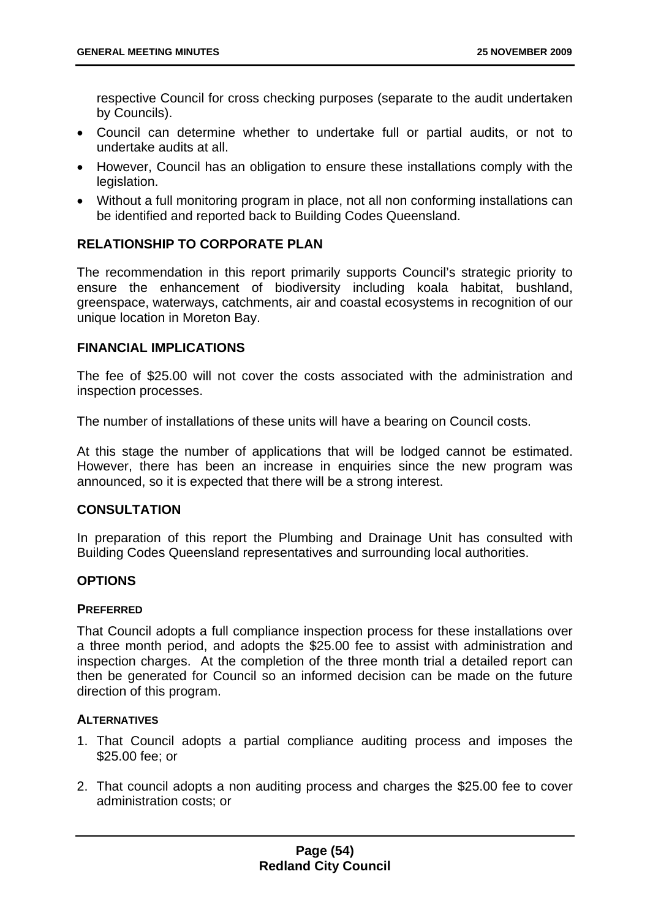respective Council for cross checking purposes (separate to the audit undertaken by Councils).

- Council can determine whether to undertake full or partial audits, or not to undertake audits at all.
- However, Council has an obligation to ensure these installations comply with the legislation.
- Without a full monitoring program in place, not all non conforming installations can be identified and reported back to Building Codes Queensland.

## RELATIONSHIP TO CORPORATE PLAN

The recommendation in this report primarily supports Council's strategic priority to ensure the enhancement of biodiversity including koala habitat, bushland, greenspace, waterways, catchments, air and coastal ecosystems in recognition of our unique location in Moreton Bay.

## FINANCIAL IMPLICATIONS

The fee of $25.00 will not cover the costs associated with the administration and inspection processes.

The number of installations of these units will have a bearing on Council costs.

At this stage the number of applications that will be lodged cannot be estimated. However, there has been an increase in enquiries since the new program was announced, so it is expected that there will be a strong interest.

## CONSULTATION

In preparation of this report the Plumbing and Drainage Unit has consulted with Building Codes Queensland representatives and surrounding local authorities.

## OPTIONS

### PREFERRED

That Council adopts a full compliance inspection process for these installations over a three month period, and adopts the $25.00 fee to assist with administration and inspection charges. At the completion of the three month trial a detailed report can then be generated for Council so an informed decision can be made on the future direction of this program.

### ALTERNATIVES

1. That Council adopts a partial compliance auditing process and imposes the $25.00 fee; or
2. That council adopts a non auditing process and charges the $25.00 fee to cover administration costs; or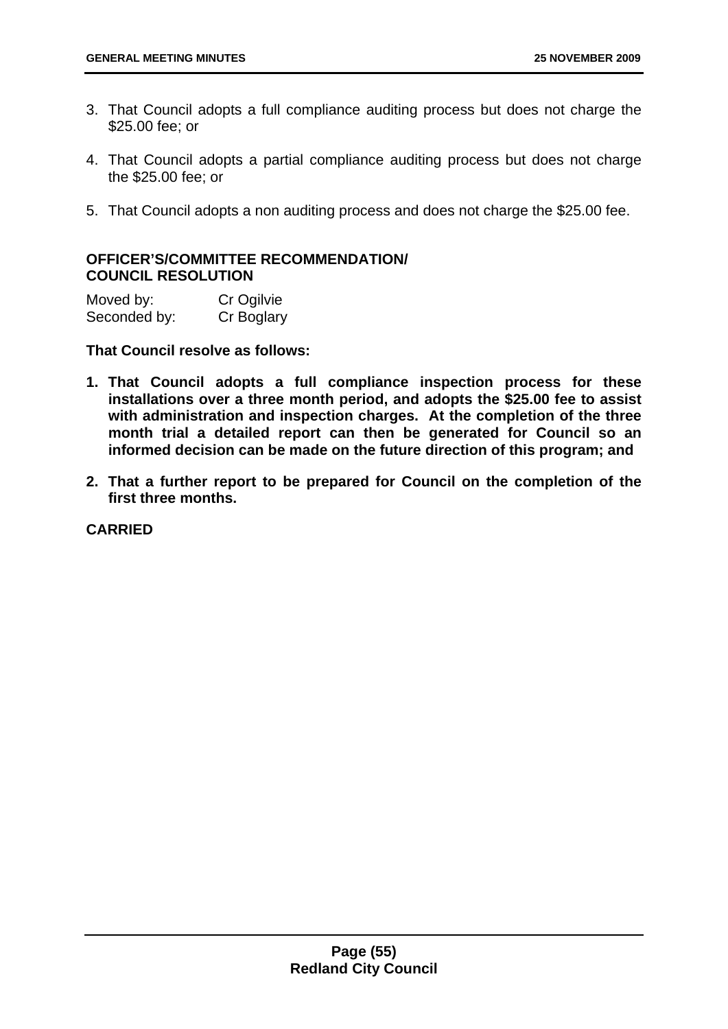3. That Council adopts a full compliance auditing process but does not charge the $25.00 fee; or

4. That Council adopts a partial compliance auditing process but does not charge the $25.00 fee; or

5. That Council adopts a non auditing process and does not charge the $25.00 fee.

**OFFICER'S/COMMITTEE RECOMMENDATION/ COUNCIL RESOLUTION**

Moved by: Cr Ogilvie
Seconded by: Cr Boglary

**That Council resolve as follows:**

1. **That Council adopts a full compliance inspection process for these installations over a three month period, and adopts the $25.00 fee to assist with administration and inspection charges. At the completion of the three month trial a detailed report can then be generated for Council so an informed decision can be made on the future direction of this program; and**

2. **That a further report to be prepared for Council on the completion of the first three months.**

**CARRIED**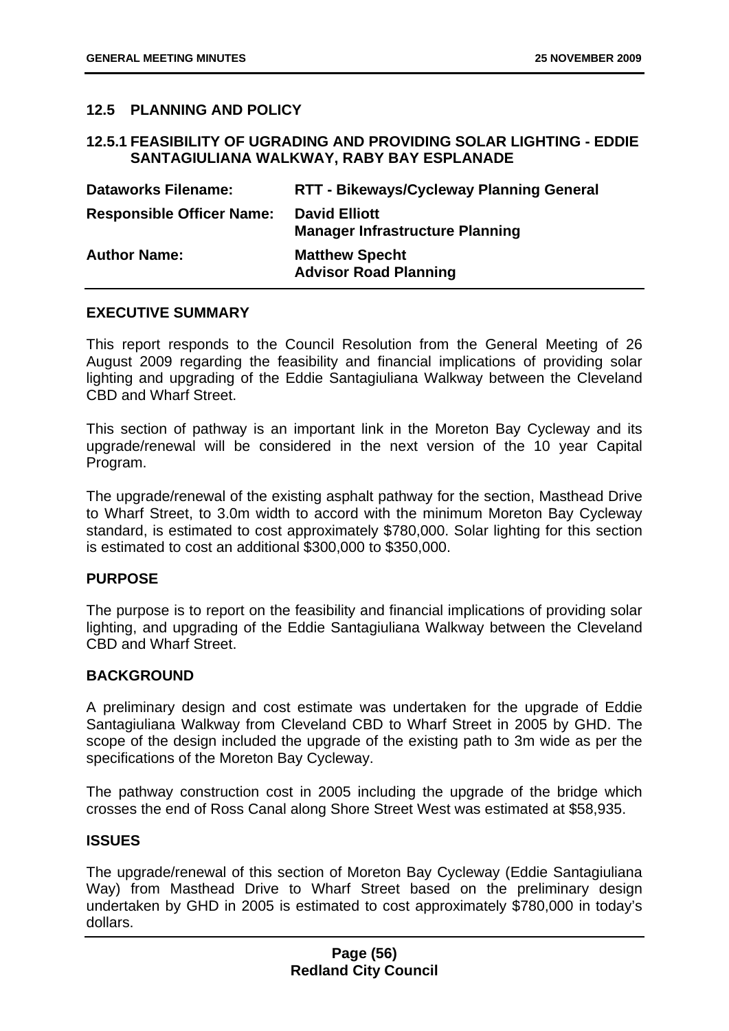## 12.5 PLANNING AND POLICY

### 12.5.1 FEASIBILITY OF UGRADING AND PROVIDING SOLAR LIGHTING - EDDIE SANTAGIULIANA WALKWAY, RABY BAY ESPLANADE

| | |
|---|---|
| **Dataworks Filename:** | **RTT - Bikeways/Cycleway Planning General** |
| **Responsible Officer Name:** | **David Elliott**<br>**Manager Infrastructure Planning** |
| **Author Name:** | **Matthew Specht**<br>**Advisor Road Planning** |

**EXECUTIVE SUMMARY**

This report responds to the Council Resolution from the General Meeting of 26 August 2009 regarding the feasibility and financial implications of providing solar lighting and upgrading of the Eddie Santagiuliana Walkway between the Cleveland CBD and Wharf Street.

This section of pathway is an important link in the Moreton Bay Cycleway and its upgrade/renewal will be considered in the next version of the 10 year Capital Program.

The upgrade/renewal of the existing asphalt pathway for the section, Masthead Drive to Wharf Street, to 3.0m width to accord with the minimum Moreton Bay Cycleway standard, is estimated to cost approximately $780,000. Solar lighting for this section is estimated to cost an additional $300,000 to $350,000.

**PURPOSE**

The purpose is to report on the feasibility and financial implications of providing solar lighting, and upgrading of the Eddie Santagiuliana Walkway between the Cleveland CBD and Wharf Street.

**BACKGROUND**

A preliminary design and cost estimate was undertaken for the upgrade of Eddie Santagiuliana Walkway from Cleveland CBD to Wharf Street in 2005 by GHD. The scope of the design included the upgrade of the existing path to 3m wide as per the specifications of the Moreton Bay Cycleway.

The pathway construction cost in 2005 including the upgrade of the bridge which crosses the end of Ross Canal along Shore Street West was estimated at $58,935.

**ISSUES**

The upgrade/renewal of this section of Moreton Bay Cycleway (Eddie Santagiuliana Way) from Masthead Drive to Wharf Street based on the preliminary design undertaken by GHD in 2005 is estimated to cost approximately $780,000 in today's dollars.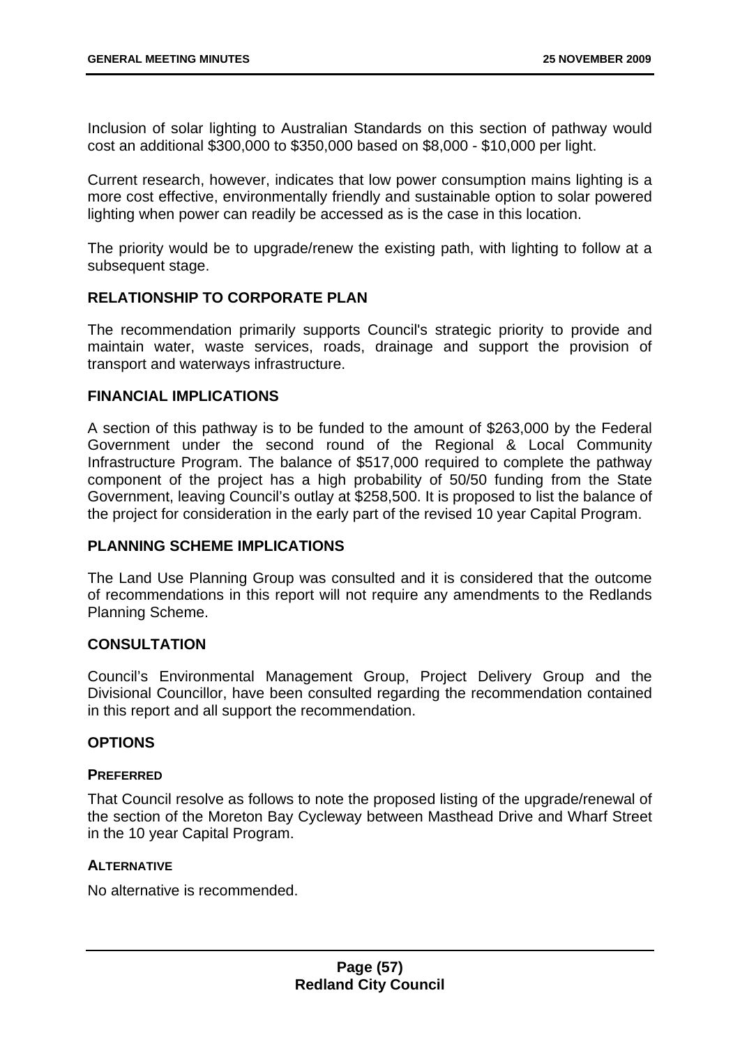Inclusion of solar lighting to Australian Standards on this section of pathway would cost an additional $300,000 to $350,000 based on $8,000 - $10,000 per light.

Current research, however, indicates that low power consumption mains lighting is a more cost effective, environmentally friendly and sustainable option to solar powered lighting when power can readily be accessed as is the case in this location.

The priority would be to upgrade/renew the existing path, with lighting to follow at a subsequent stage.

## RELATIONSHIP TO CORPORATE PLAN

The recommendation primarily supports Council's strategic priority to provide and maintain water, waste services, roads, drainage and support the provision of transport and waterways infrastructure.

## FINANCIAL IMPLICATIONS

A section of this pathway is to be funded to the amount of $263,000 by the Federal Government under the second round of the Regional & Local Community Infrastructure Program. The balance of $517,000 required to complete the pathway component of the project has a high probability of 50/50 funding from the State Government, leaving Council's outlay at $258,500. It is proposed to list the balance of the project for consideration in the early part of the revised 10 year Capital Program.

## PLANNING SCHEME IMPLICATIONS

The Land Use Planning Group was consulted and it is considered that the outcome of recommendations in this report will not require any amendments to the Redlands Planning Scheme.

## CONSULTATION

Council's Environmental Management Group, Project Delivery Group and the Divisional Councillor, have been consulted regarding the recommendation contained in this report and all support the recommendation.

## OPTIONS

### PREFERRED

That Council resolve as follows to note the proposed listing of the upgrade/renewal of the section of the Moreton Bay Cycleway between Masthead Drive and Wharf Street in the 10 year Capital Program.

### ALTERNATIVE

No alternative is recommended.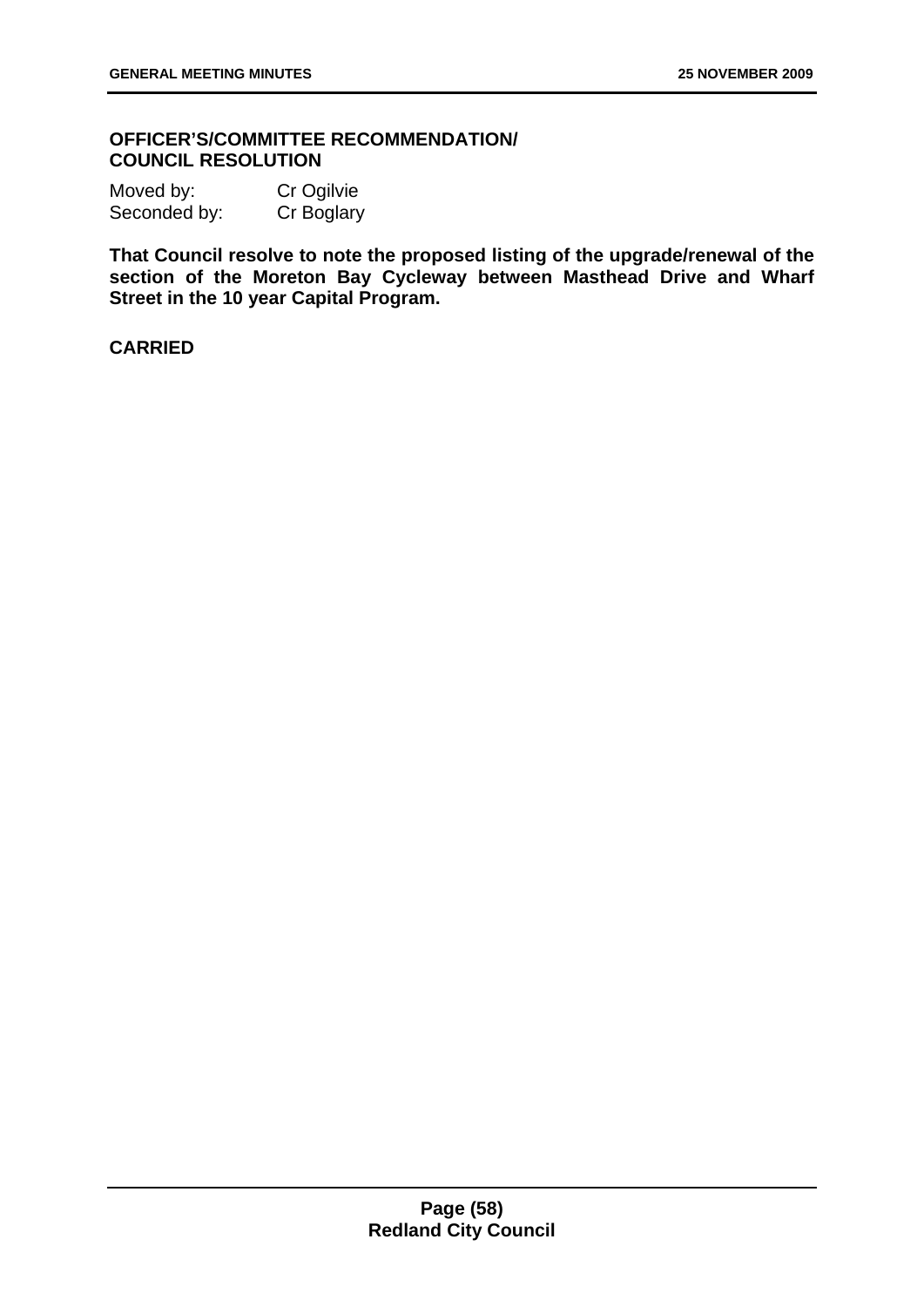**OFFICER'S/COMMITTEE RECOMMENDATION/**
**COUNCIL RESOLUTION**

Moved by: Cr Ogilvie
Seconded by: Cr Boglary

**That Council resolve to note the proposed listing of the upgrade/renewal of the section of the Moreton Bay Cycleway between Masthead Drive and Wharf Street in the 10 year Capital Program.**

**CARRIED**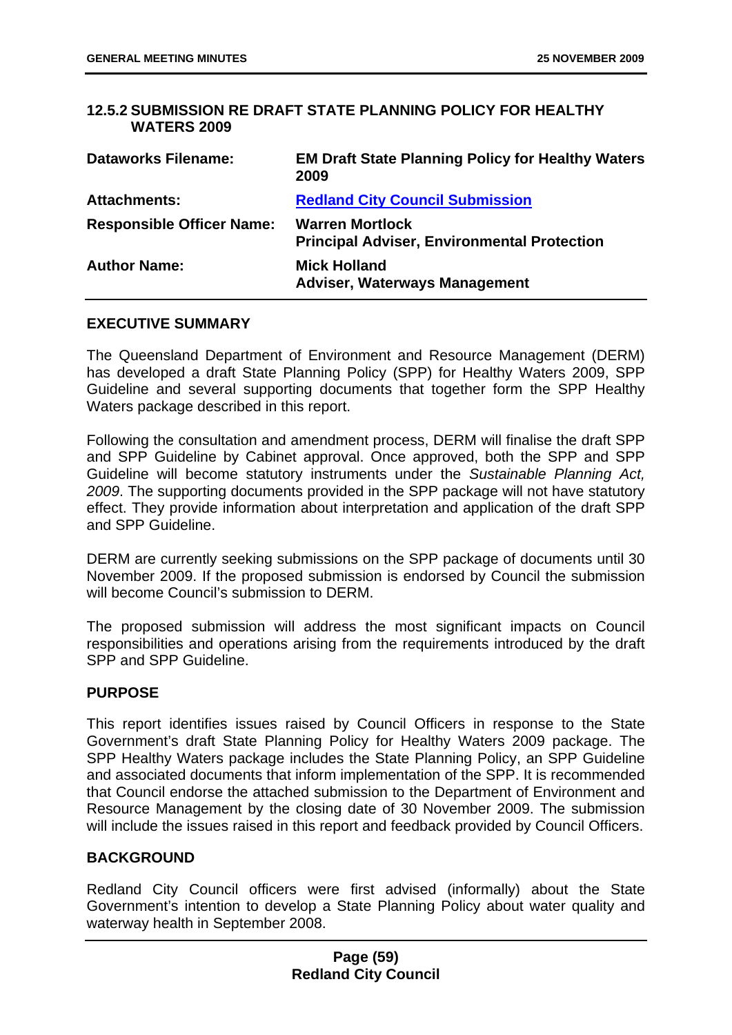### 12.5.2 SUBMISSION RE DRAFT STATE PLANNING POLICY FOR HEALTHY WATERS 2009

| | |
|---|---|
| **Dataworks Filename:** | **EM Draft State Planning Policy for Healthy Waters 2009** |
| **Attachments:** | **Redland City Council Submission** |
| **Responsible Officer Name:** | **Warren Mortlock**<br>**Principal Adviser, Environmental Protection** |
| **Author Name:** | **Mick Holland**<br>**Adviser, Waterways Management** |

#### EXECUTIVE SUMMARY

The Queensland Department of Environment and Resource Management (DERM) has developed a draft State Planning Policy (SPP) for Healthy Waters 2009, SPP Guideline and several supporting documents that together form the SPP Healthy Waters package described in this report.

Following the consultation and amendment process, DERM will finalise the draft SPP and SPP Guideline by Cabinet approval. Once approved, both the SPP and SPP Guideline will become statutory instruments under the *Sustainable Planning Act, 2009*. The supporting documents provided in the SPP package will not have statutory effect. They provide information about interpretation and application of the draft SPP and SPP Guideline.

DERM are currently seeking submissions on the SPP package of documents until 30 November 2009. If the proposed submission is endorsed by Council the submission will become Council's submission to DERM.

The proposed submission will address the most significant impacts on Council responsibilities and operations arising from the requirements introduced by the draft SPP and SPP Guideline.

#### PURPOSE

This report identifies issues raised by Council Officers in response to the State Government's draft State Planning Policy for Healthy Waters 2009 package. The SPP Healthy Waters package includes the State Planning Policy, an SPP Guideline and associated documents that inform implementation of the SPP. It is recommended that Council endorse the attached submission to the Department of Environment and Resource Management by the closing date of 30 November 2009. The submission will include the issues raised in this report and feedback provided by Council Officers.

#### BACKGROUND

Redland City Council officers were first advised (informally) about the State Government's intention to develop a State Planning Policy about water quality and waterway health in September 2008.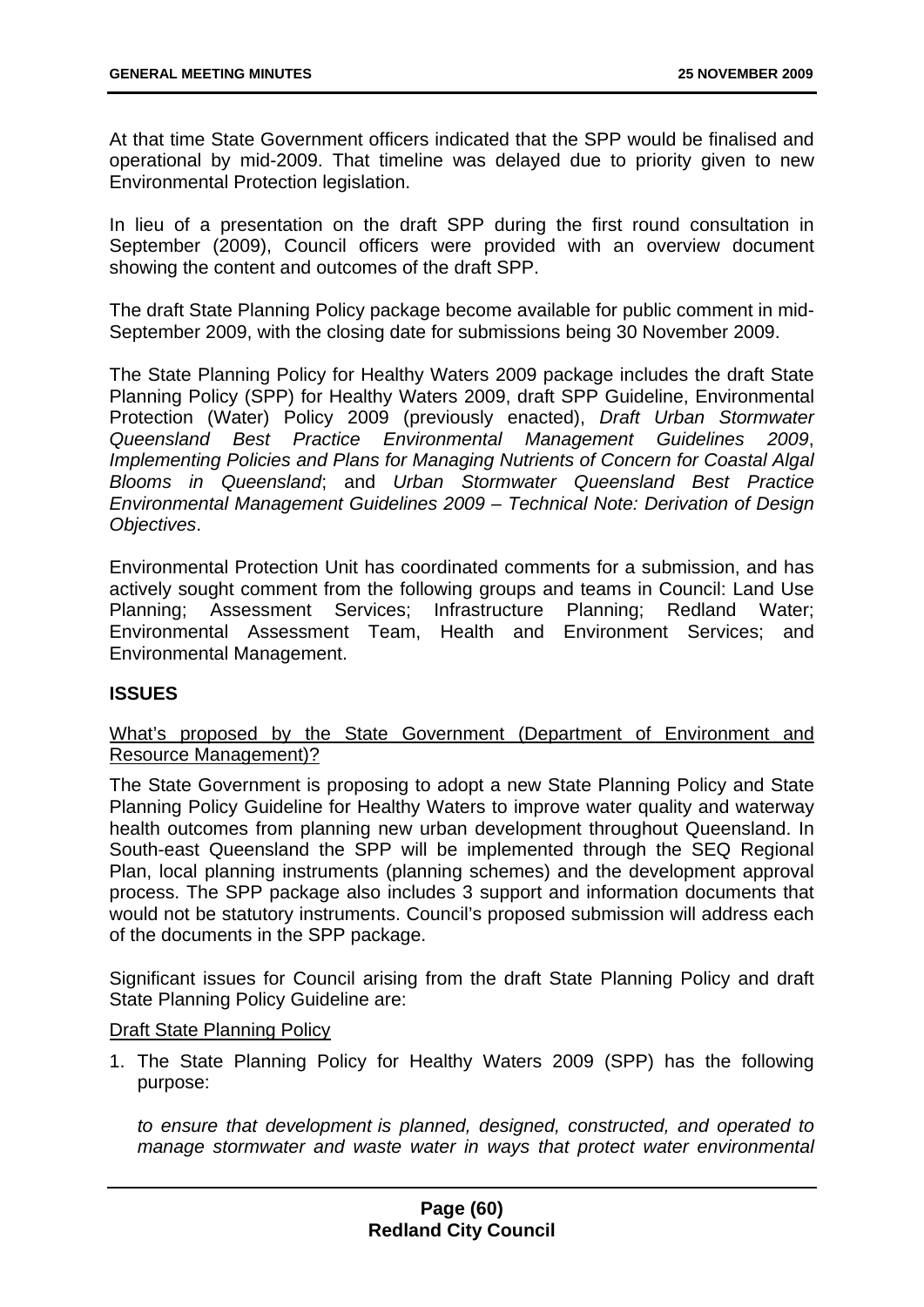At that time State Government officers indicated that the SPP would be finalised and operational by mid-2009. That timeline was delayed due to priority given to new Environmental Protection legislation.

In lieu of a presentation on the draft SPP during the first round consultation in September (2009), Council officers were provided with an overview document showing the content and outcomes of the draft SPP.

The draft State Planning Policy package become available for public comment in mid-September 2009, with the closing date for submissions being 30 November 2009.

The State Planning Policy for Healthy Waters 2009 package includes the draft State Planning Policy (SPP) for Healthy Waters 2009, draft SPP Guideline, Environmental Protection (Water) Policy 2009 (previously enacted), *Draft Urban Stormwater Queensland Best Practice Environmental Management Guidelines 2009*, *Implementing Policies and Plans for Managing Nutrients of Concern for Coastal Algal Blooms in Queensland*; and *Urban Stormwater Queensland Best Practice Environmental Management Guidelines 2009 – Technical Note: Derivation of Design Objectives*.

Environmental Protection Unit has coordinated comments for a submission, and has actively sought comment from the following groups and teams in Council: Land Use Planning; Assessment Services; Infrastructure Planning; Redland Water; Environmental Assessment Team, Health and Environment Services; and Environmental Management.

**ISSUES**

<u>What's proposed by the State Government (Department of Environment and Resource Management)?</u>

The State Government is proposing to adopt a new State Planning Policy and State Planning Policy Guideline for Healthy Waters to improve water quality and waterway health outcomes from planning new urban development throughout Queensland. In South-east Queensland the SPP will be implemented through the SEQ Regional Plan, local planning instruments (planning schemes) and the development approval process. The SPP package also includes 3 support and information documents that would not be statutory instruments. Council's proposed submission will address each of the documents in the SPP package.

Significant issues for Council arising from the draft State Planning Policy and draft State Planning Policy Guideline are:

<u>Draft State Planning Policy</u>

1. The State Planning Policy for Healthy Waters 2009 (SPP) has the following purpose:

   *to ensure that development is planned, designed, constructed, and operated to manage stormwater and waste water in ways that protect water environmental*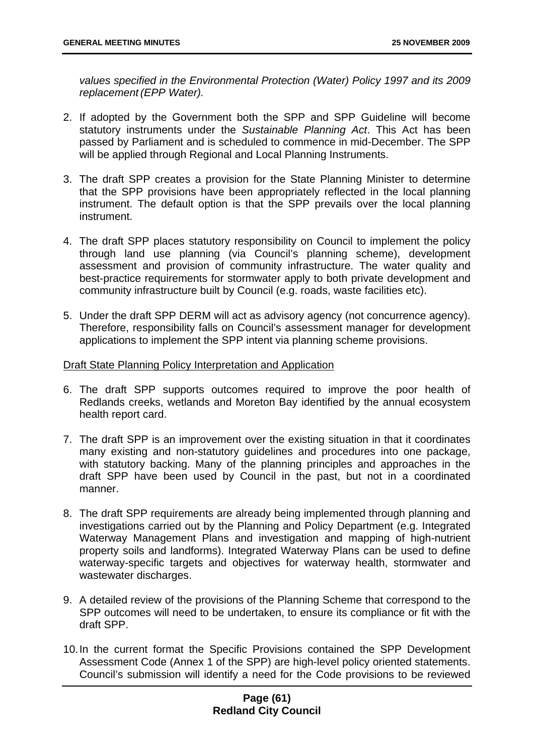*values specified in the Environmental Protection (Water) Policy 1997 and its 2009 replacement (EPP Water).*

2. If adopted by the Government both the SPP and SPP Guideline will become statutory instruments under the *Sustainable Planning Act*. This Act has been passed by Parliament and is scheduled to commence in mid-December. The SPP will be applied through Regional and Local Planning Instruments.

3. The draft SPP creates a provision for the State Planning Minister to determine that the SPP provisions have been appropriately reflected in the local planning instrument. The default option is that the SPP prevails over the local planning instrument.

4. The draft SPP places statutory responsibility on Council to implement the policy through land use planning (via Council's planning scheme), development assessment and provision of community infrastructure. The water quality and best-practice requirements for stormwater apply to both private development and community infrastructure built by Council (e.g. roads, waste facilities etc).

5. Under the draft SPP DERM will act as advisory agency (not concurrence agency). Therefore, responsibility falls on Council's assessment manager for development applications to implement the SPP intent via planning scheme provisions.

<u>Draft State Planning Policy Interpretation and Application</u>

6. The draft SPP supports outcomes required to improve the poor health of Redlands creeks, wetlands and Moreton Bay identified by the annual ecosystem health report card.

7. The draft SPP is an improvement over the existing situation in that it coordinates many existing and non-statutory guidelines and procedures into one package, with statutory backing. Many of the planning principles and approaches in the draft SPP have been used by Council in the past, but not in a coordinated manner.

8. The draft SPP requirements are already being implemented through planning and investigations carried out by the Planning and Policy Department (e.g. Integrated Waterway Management Plans and investigation and mapping of high-nutrient property soils and landforms). Integrated Waterway Plans can be used to define waterway-specific targets and objectives for waterway health, stormwater and wastewater discharges.

9. A detailed review of the provisions of the Planning Scheme that correspond to the SPP outcomes will need to be undertaken, to ensure its compliance or fit with the draft SPP.

10. In the current format the Specific Provisions contained the SPP Development Assessment Code (Annex 1 of the SPP) are high-level policy oriented statements. Council's submission will identify a need for the Code provisions to be reviewed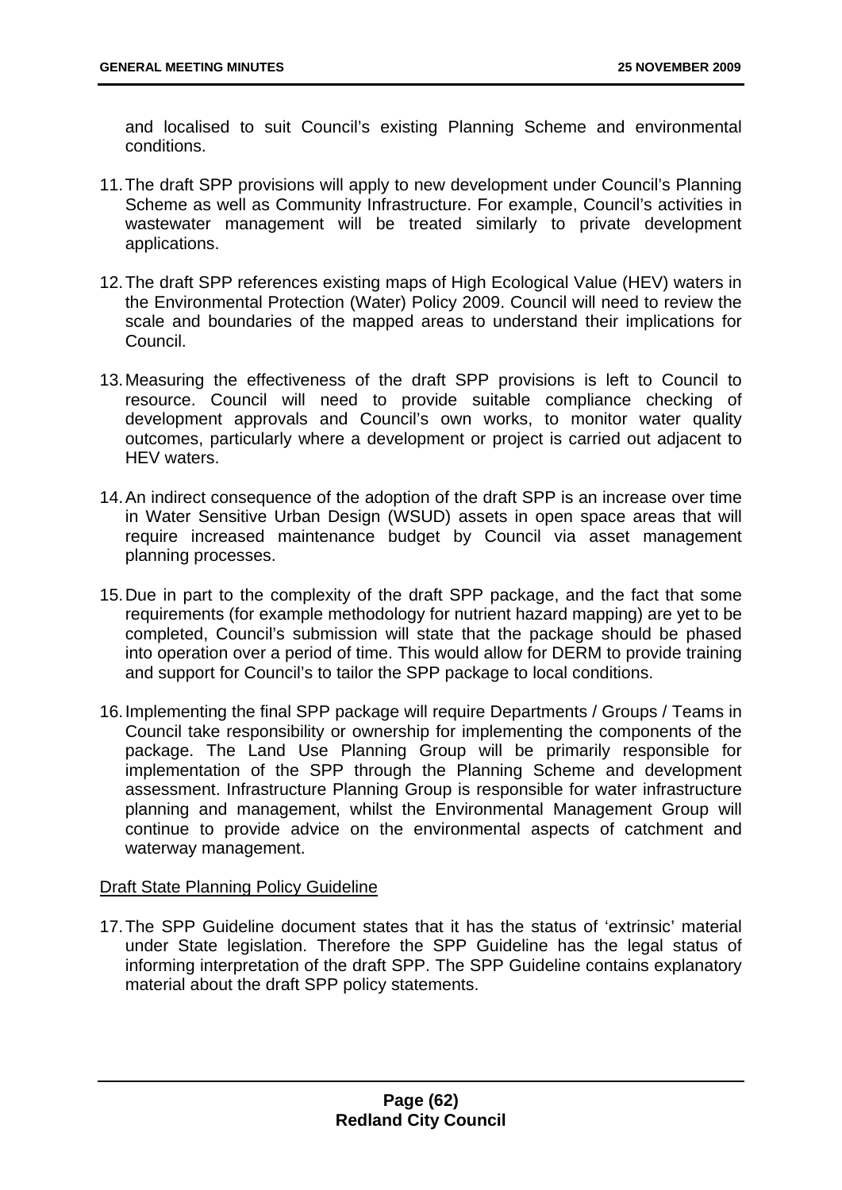and localised to suit Council's existing Planning Scheme and environmental conditions.

11. The draft SPP provisions will apply to new development under Council's Planning Scheme as well as Community Infrastructure. For example, Council's activities in wastewater management will be treated similarly to private development applications.

12. The draft SPP references existing maps of High Ecological Value (HEV) waters in the Environmental Protection (Water) Policy 2009. Council will need to review the scale and boundaries of the mapped areas to understand their implications for Council.

13. Measuring the effectiveness of the draft SPP provisions is left to Council to resource. Council will need to provide suitable compliance checking of development approvals and Council's own works, to monitor water quality outcomes, particularly where a development or project is carried out adjacent to HEV waters.

14. An indirect consequence of the adoption of the draft SPP is an increase over time in Water Sensitive Urban Design (WSUD) assets in open space areas that will require increased maintenance budget by Council via asset management planning processes.

15. Due in part to the complexity of the draft SPP package, and the fact that some requirements (for example methodology for nutrient hazard mapping) are yet to be completed, Council's submission will state that the package should be phased into operation over a period of time. This would allow for DERM to provide training and support for Council's to tailor the SPP package to local conditions.

16. Implementing the final SPP package will require Departments / Groups / Teams in Council take responsibility or ownership for implementing the components of the package. The Land Use Planning Group will be primarily responsible for implementation of the SPP through the Planning Scheme and development assessment. Infrastructure Planning Group is responsible for water infrastructure planning and management, whilst the Environmental Management Group will continue to provide advice on the environmental aspects of catchment and waterway management.

Draft State Planning Policy Guideline

17. The SPP Guideline document states that it has the status of 'extrinsic' material under State legislation. Therefore the SPP Guideline has the legal status of informing interpretation of the draft SPP. The SPP Guideline contains explanatory material about the draft SPP policy statements.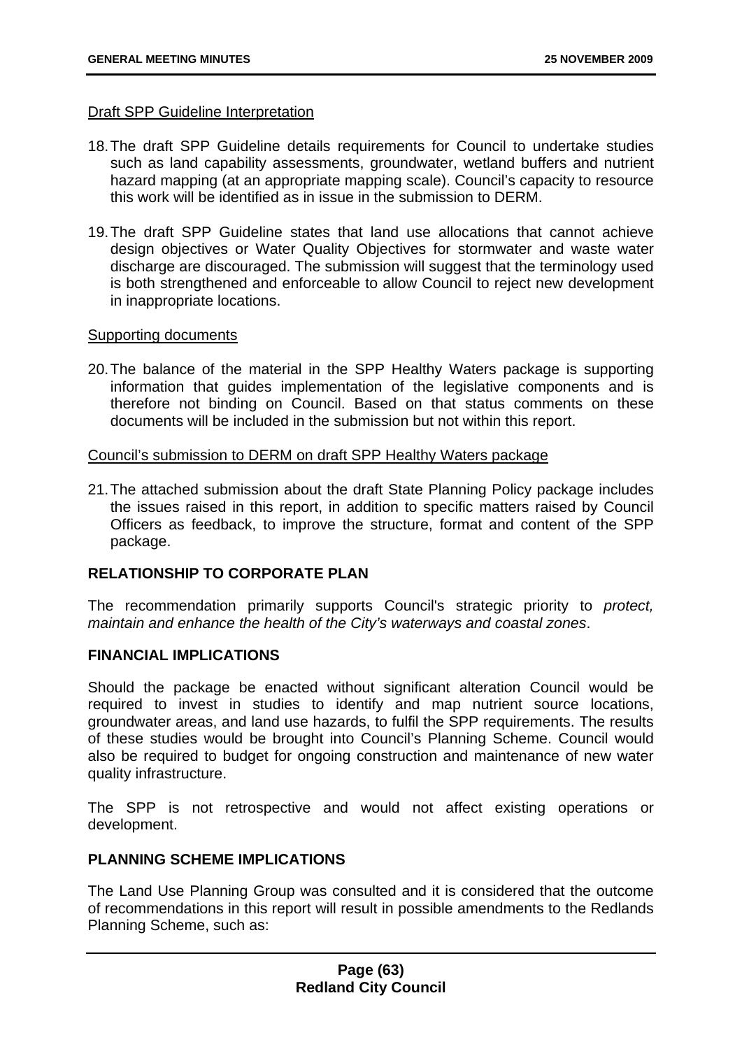Draft SPP Guideline Interpretation

18. The draft SPP Guideline details requirements for Council to undertake studies such as land capability assessments, groundwater, wetland buffers and nutrient hazard mapping (at an appropriate mapping scale). Council's capacity to resource this work will be identified as in issue in the submission to DERM.

19. The draft SPP Guideline states that land use allocations that cannot achieve design objectives or Water Quality Objectives for stormwater and waste water discharge are discouraged. The submission will suggest that the terminology used is both strengthened and enforceable to allow Council to reject new development in inappropriate locations.

Supporting documents

20. The balance of the material in the SPP Healthy Waters package is supporting information that guides implementation of the legislative components and is therefore not binding on Council. Based on that status comments on these documents will be included in the submission but not within this report.

Council's submission to DERM on draft SPP Healthy Waters package

21. The attached submission about the draft State Planning Policy package includes the issues raised in this report, in addition to specific matters raised by Council Officers as feedback, to improve the structure, format and content of the SPP package.

## RELATIONSHIP TO CORPORATE PLAN

The recommendation primarily supports Council's strategic priority to *protect, maintain and enhance the health of the City's waterways and coastal zones*.

## FINANCIAL IMPLICATIONS

Should the package be enacted without significant alteration Council would be required to invest in studies to identify and map nutrient source locations, groundwater areas, and land use hazards, to fulfil the SPP requirements. The results of these studies would be brought into Council's Planning Scheme. Council would also be required to budget for ongoing construction and maintenance of new water quality infrastructure.

The SPP is not retrospective and would not affect existing operations or development.

## PLANNING SCHEME IMPLICATIONS

The Land Use Planning Group was consulted and it is considered that the outcome of recommendations in this report will result in possible amendments to the Redlands Planning Scheme, such as: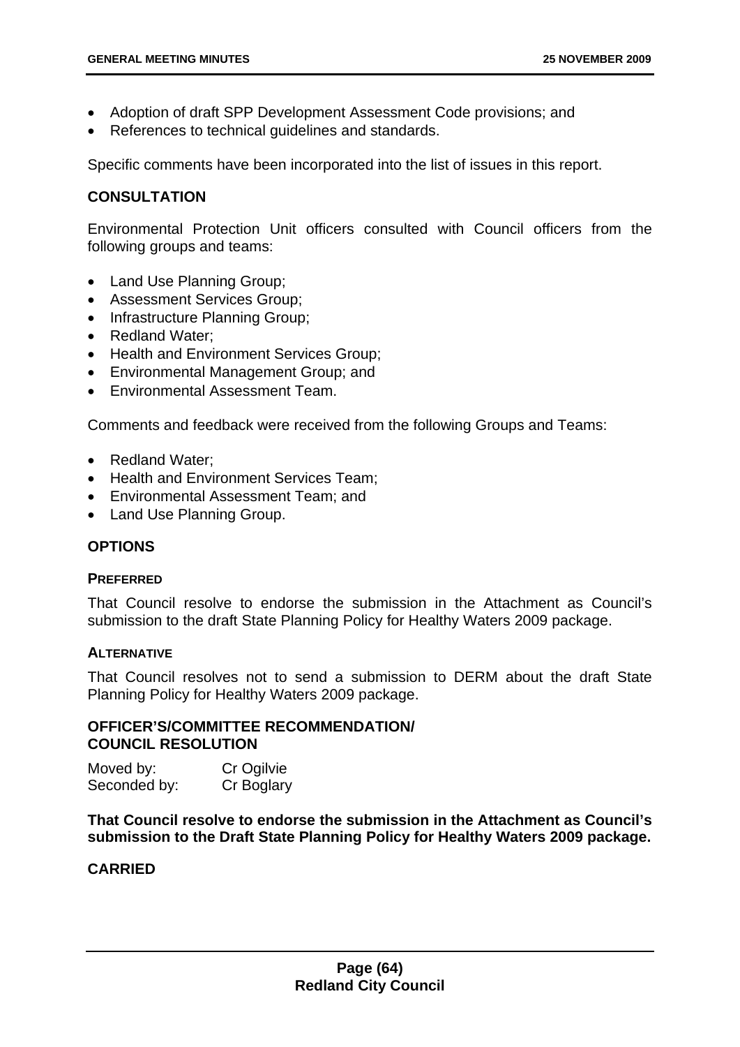- Adoption of draft SPP Development Assessment Code provisions; and
- References to technical guidelines and standards.

Specific comments have been incorporated into the list of issues in this report.

## CONSULTATION

Environmental Protection Unit officers consulted with Council officers from the following groups and teams:

- Land Use Planning Group;
- Assessment Services Group;
- Infrastructure Planning Group;
- Redland Water;
- Health and Environment Services Group;
- Environmental Management Group; and
- Environmental Assessment Team.

Comments and feedback were received from the following Groups and Teams:

- Redland Water;
- Health and Environment Services Team;
- Environmental Assessment Team; and
- Land Use Planning Group.

## OPTIONS

### PREFERRED

That Council resolve to endorse the submission in the Attachment as Council's submission to the draft State Planning Policy for Healthy Waters 2009 package.

### ALTERNATIVE

That Council resolves not to send a submission to DERM about the draft State Planning Policy for Healthy Waters 2009 package.

## OFFICER'S/COMMITTEE RECOMMENDATION/ COUNCIL RESOLUTION

Moved by: Cr Ogilvie
Seconded by: Cr Boglary

**That Council resolve to endorse the submission in the Attachment as Council's submission to the Draft State Planning Policy for Healthy Waters 2009 package.**

**CARRIED**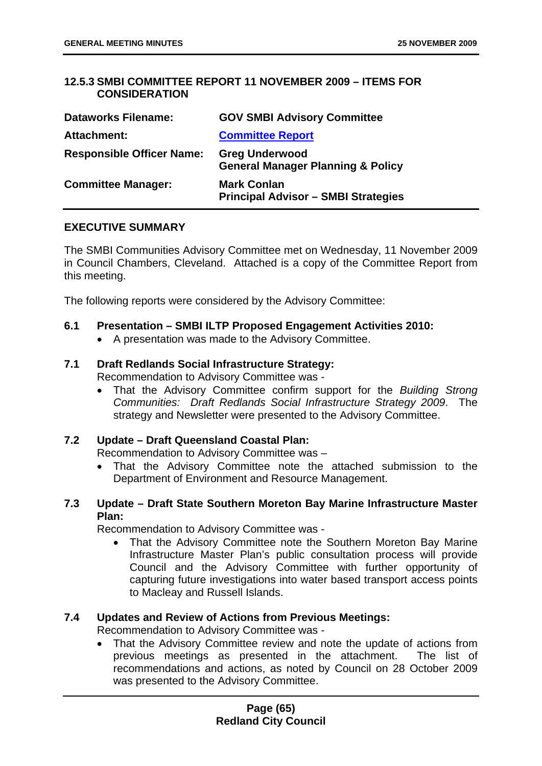### 12.5.3 SMBI COMMITTEE REPORT 11 NOVEMBER 2009 – ITEMS FOR CONSIDERATION

| | |
|---|---|
| **Dataworks Filename:** | **GOV SMBI Advisory Committee** |
| **Attachment:** | **Committee Report** |
| **Responsible Officer Name:** | **Greg Underwood**<br>**General Manager Planning & Policy** |
| **Committee Manager:** | **Mark Conlan**<br>**Principal Advisor – SMBI Strategies** |

**EXECUTIVE SUMMARY**

The SMBI Communities Advisory Committee met on Wednesday, 11 November 2009 in Council Chambers, Cleveland. Attached is a copy of the Committee Report from this meeting.

The following reports were considered by the Advisory Committee:

**6.1 Presentation – SMBI ILTP Proposed Engagement Activities 2010:**

- A presentation was made to the Advisory Committee.

**7.1 Draft Redlands Social Infrastructure Strategy:**

Recommendation to Advisory Committee was -

- That the Advisory Committee confirm support for the *Building Strong Communities: Draft Redlands Social Infrastructure Strategy 2009*. The strategy and Newsletter were presented to the Advisory Committee.

**7.2 Update – Draft Queensland Coastal Plan:**

Recommendation to Advisory Committee was –

- That the Advisory Committee note the attached submission to the Department of Environment and Resource Management.

**7.3 Update – Draft State Southern Moreton Bay Marine Infrastructure Master Plan:**

Recommendation to Advisory Committee was -

- That the Advisory Committee note the Southern Moreton Bay Marine Infrastructure Master Plan's public consultation process will provide Council and the Advisory Committee with further opportunity of capturing future investigations into water based transport access points to Macleay and Russell Islands.

**7.4 Updates and Review of Actions from Previous Meetings:**

Recommendation to Advisory Committee was -

- That the Advisory Committee review and note the update of actions from previous meetings as presented in the attachment. The list of recommendations and actions, as noted by Council on 28 October 2009 was presented to the Advisory Committee.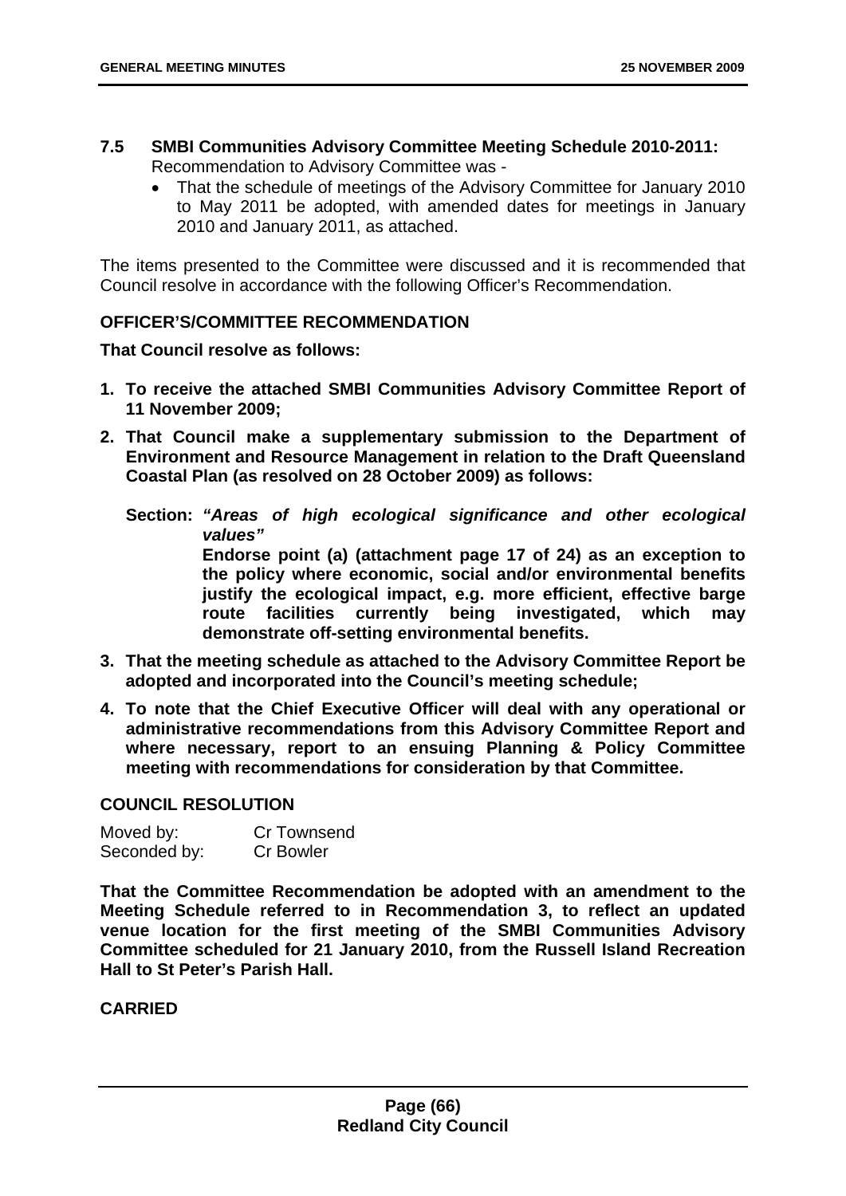**7.5 SMBI Communities Advisory Committee Meeting Schedule 2010-2011:** Recommendation to Advisory Committee was -

- That the schedule of meetings of the Advisory Committee for January 2010 to May 2011 be adopted, with amended dates for meetings in January 2010 and January 2011, as attached.

The items presented to the Committee were discussed and it is recommended that Council resolve in accordance with the following Officer's Recommendation.

## OFFICER'S/COMMITTEE RECOMMENDATION

**That Council resolve as follows:**

1. **To receive the attached SMBI Communities Advisory Committee Report of 11 November 2009;**
2. **That Council make a supplementary submission to the Department of Environment and Resource Management in relation to the Draft Queensland Coastal Plan (as resolved on 28 October 2009) as follows:**

   **Section: *"Areas of high ecological significance and other ecological values"***
   **Endorse point (a) (attachment page 17 of 24) as an exception to the policy where economic, social and/or environmental benefits justify the ecological impact, e.g. more efficient, effective barge route facilities currently being investigated, which may demonstrate off-setting environmental benefits.**
3. **That the meeting schedule as attached to the Advisory Committee Report be adopted and incorporated into the Council's meeting schedule;**
4. **To note that the Chief Executive Officer will deal with any operational or administrative recommendations from this Advisory Committee Report and where necessary, report to an ensuing Planning & Policy Committee meeting with recommendations for consideration by that Committee.**

## COUNCIL RESOLUTION

Moved by: Cr Townsend
Seconded by: Cr Bowler

**That the Committee Recommendation be adopted with an amendment to the Meeting Schedule referred to in Recommendation 3, to reflect an updated venue location for the first meeting of the SMBI Communities Advisory Committee scheduled for 21 January 2010, from the Russell Island Recreation Hall to St Peter's Parish Hall.**

**CARRIED**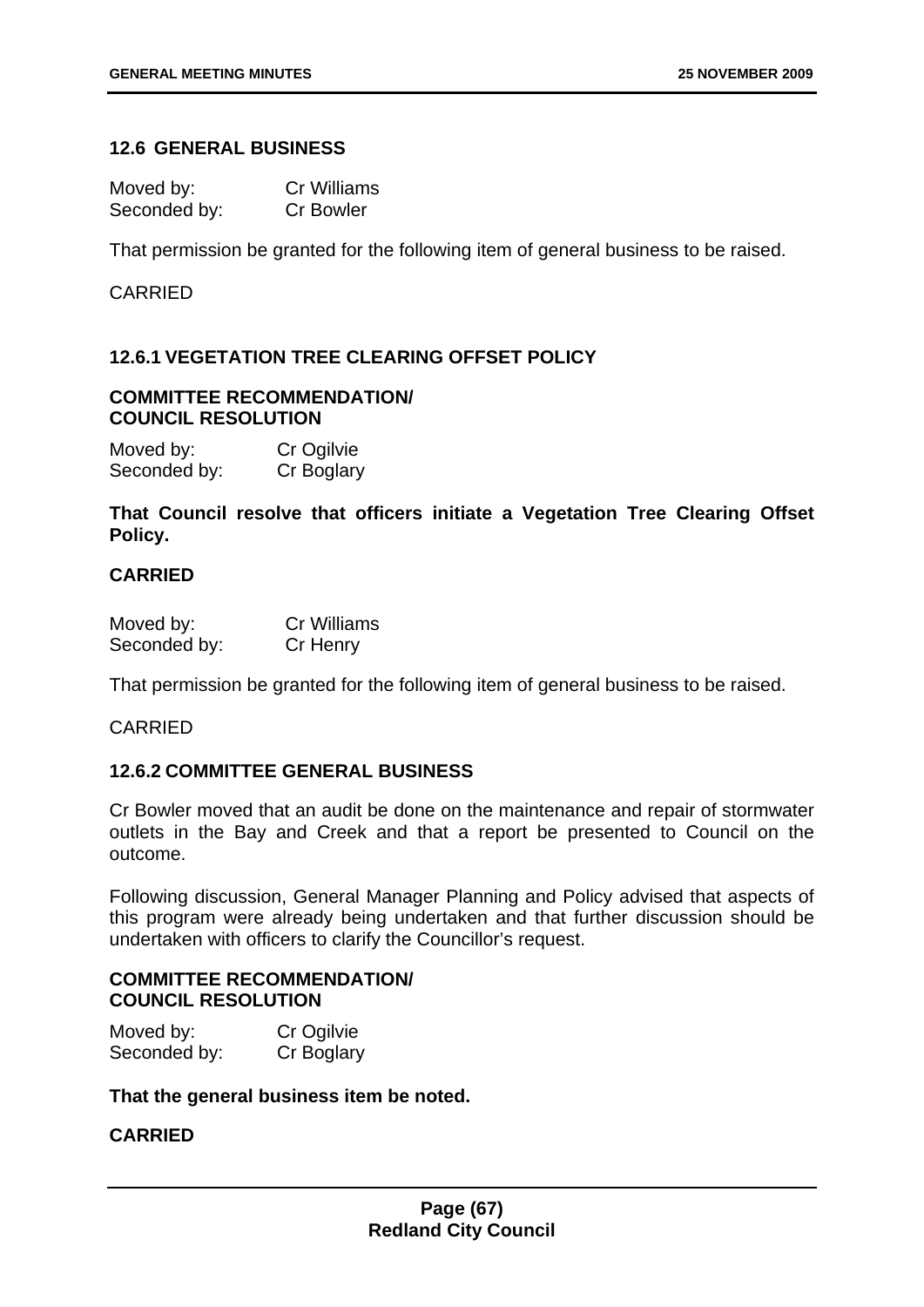## 12.6 GENERAL BUSINESS

Moved by: Cr Williams
Seconded by: Cr Bowler

That permission be granted for the following item of general business to be raised.

CARRIED

### 12.6.1 VEGETATION TREE CLEARING OFFSET POLICY

**COMMITTEE RECOMMENDATION/**
**COUNCIL RESOLUTION**

Moved by: Cr Ogilvie
Seconded by: Cr Boglary

**That Council resolve that officers initiate a Vegetation Tree Clearing Offset Policy.**

**CARRIED**

Moved by: Cr Williams
Seconded by: Cr Henry

That permission be granted for the following item of general business to be raised.

CARRIED

### 12.6.2 COMMITTEE GENERAL BUSINESS

Cr Bowler moved that an audit be done on the maintenance and repair of stormwater outlets in the Bay and Creek and that a report be presented to Council on the outcome.

Following discussion, General Manager Planning and Policy advised that aspects of this program were already being undertaken and that further discussion should be undertaken with officers to clarify the Councillor's request.

**COMMITTEE RECOMMENDATION/**
**COUNCIL RESOLUTION**

Moved by: Cr Ogilvie
Seconded by: Cr Boglary

**That the general business item be noted.**

**CARRIED**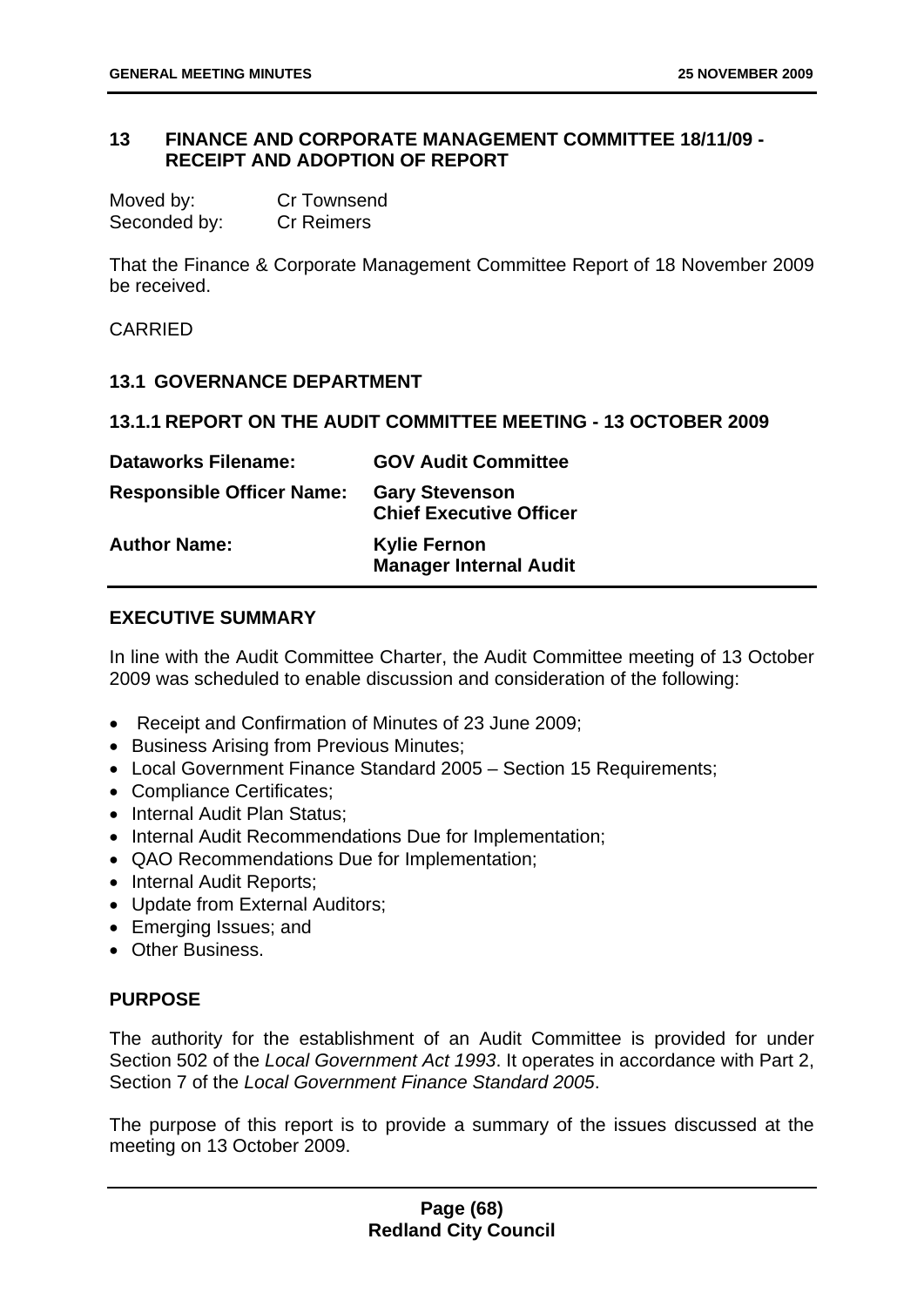## 13 FINANCE AND CORPORATE MANAGEMENT COMMITTEE 18/11/09 - RECEIPT AND ADOPTION OF REPORT

| | |
|---|---|
| Moved by: | Cr Townsend |
| Seconded by: | Cr Reimers |

That the Finance & Corporate Management Committee Report of 18 November 2009 be received.

CARRIED

### 13.1 GOVERNANCE DEPARTMENT

### 13.1.1 REPORT ON THE AUDIT COMMITTEE MEETING - 13 OCTOBER 2009

| | |
|---|---|
| **Dataworks Filename:** | **GOV Audit Committee** |
| **Responsible Officer Name:** | **Gary Stevenson**<br>**Chief Executive Officer** |
| **Author Name:** | **Kylie Fernon**<br>**Manager Internal Audit** |

**EXECUTIVE SUMMARY**

In line with the Audit Committee Charter, the Audit Committee meeting of 13 October 2009 was scheduled to enable discussion and consideration of the following:

- Receipt and Confirmation of Minutes of 23 June 2009;
- Business Arising from Previous Minutes;
- Local Government Finance Standard 2005 – Section 15 Requirements;
- Compliance Certificates;
- Internal Audit Plan Status;
- Internal Audit Recommendations Due for Implementation;
- QAO Recommendations Due for Implementation;
- Internal Audit Reports;
- Update from External Auditors;
- Emerging Issues; and
- Other Business.

**PURPOSE**

The authority for the establishment of an Audit Committee is provided for under Section 502 of the *Local Government Act 1993*. It operates in accordance with Part 2, Section 7 of the *Local Government Finance Standard 2005*.

The purpose of this report is to provide a summary of the issues discussed at the meeting on 13 October 2009.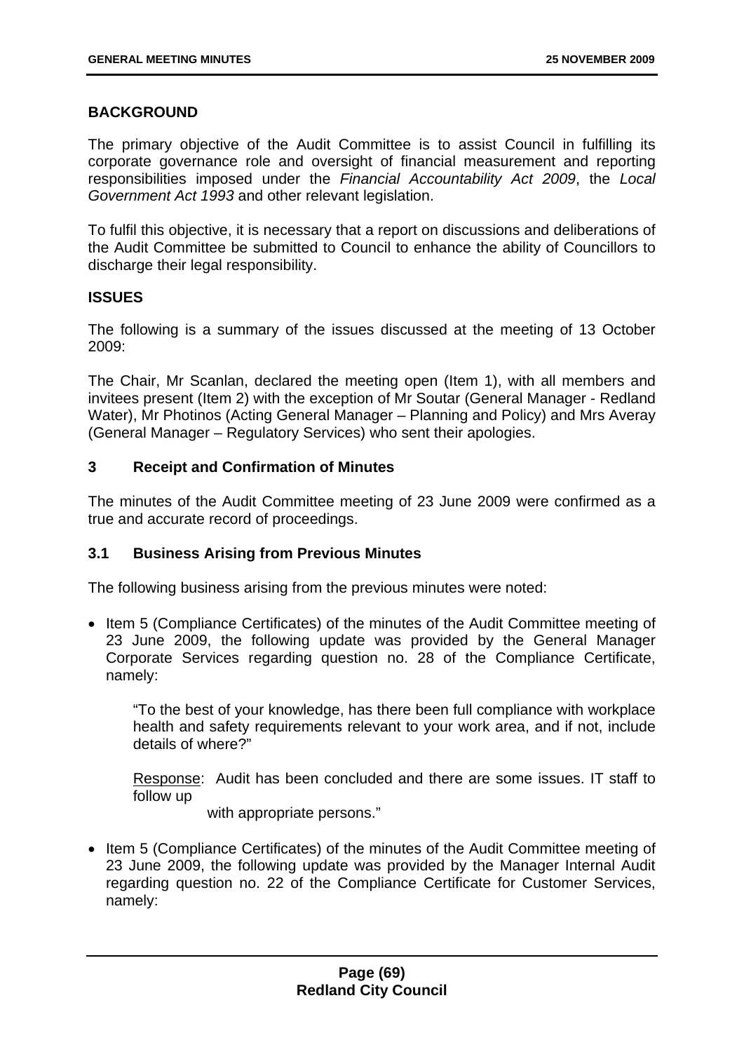## BACKGROUND

The primary objective of the Audit Committee is to assist Council in fulfilling its corporate governance role and oversight of financial measurement and reporting responsibilities imposed under the *Financial Accountability Act 2009*, the *Local Government Act 1993* and other relevant legislation.

To fulfil this objective, it is necessary that a report on discussions and deliberations of the Audit Committee be submitted to Council to enhance the ability of Councillors to discharge their legal responsibility.

## ISSUES

The following is a summary of the issues discussed at the meeting of 13 October 2009:

The Chair, Mr Scanlan, declared the meeting open (Item 1), with all members and invitees present (Item 2) with the exception of Mr Soutar (General Manager - Redland Water), Mr Photinos (Acting General Manager – Planning and Policy) and Mrs Averay (General Manager – Regulatory Services) who sent their apologies.

### 3 Receipt and Confirmation of Minutes

The minutes of the Audit Committee meeting of 23 June 2009 were confirmed as a true and accurate record of proceedings.

### 3.1 Business Arising from Previous Minutes

The following business arising from the previous minutes were noted:

- Item 5 (Compliance Certificates) of the minutes of the Audit Committee meeting of 23 June 2009, the following update was provided by the General Manager Corporate Services regarding question no. 28 of the Compliance Certificate, namely:

  "To the best of your knowledge, has there been full compliance with workplace health and safety requirements relevant to your work area, and if not, include details of where?"

  Response: Audit has been concluded and there are some issues. IT staff to follow up with appropriate persons."

- Item 5 (Compliance Certificates) of the minutes of the Audit Committee meeting of 23 June 2009, the following update was provided by the Manager Internal Audit regarding question no. 22 of the Compliance Certificate for Customer Services, namely: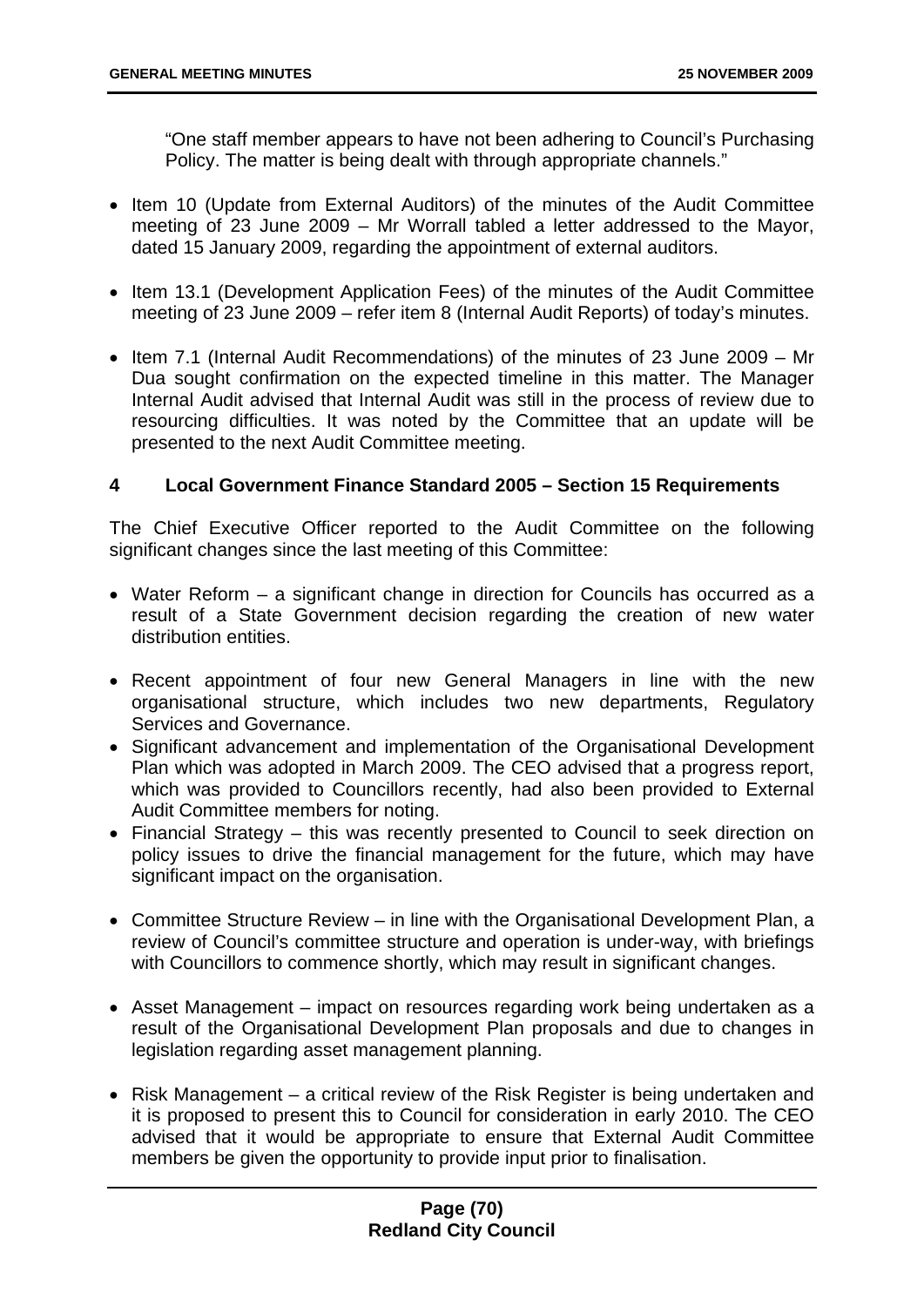"One staff member appears to have not been adhering to Council's Purchasing Policy. The matter is being dealt with through appropriate channels."

- Item 10 (Update from External Auditors) of the minutes of the Audit Committee meeting of 23 June 2009 – Mr Worrall tabled a letter addressed to the Mayor, dated 15 January 2009, regarding the appointment of external auditors.

- Item 13.1 (Development Application Fees) of the minutes of the Audit Committee meeting of 23 June 2009 – refer item 8 (Internal Audit Reports) of today's minutes.

- Item 7.1 (Internal Audit Recommendations) of the minutes of 23 June 2009 – Mr Dua sought confirmation on the expected timeline in this matter. The Manager Internal Audit advised that Internal Audit was still in the process of review due to resourcing difficulties. It was noted by the Committee that an update will be presented to the next Audit Committee meeting.

## 4 Local Government Finance Standard 2005 – Section 15 Requirements

The Chief Executive Officer reported to the Audit Committee on the following significant changes since the last meeting of this Committee:

- Water Reform – a significant change in direction for Councils has occurred as a result of a State Government decision regarding the creation of new water distribution entities.

- Recent appointment of four new General Managers in line with the new organisational structure, which includes two new departments, Regulatory Services and Governance.
- Significant advancement and implementation of the Organisational Development Plan which was adopted in March 2009. The CEO advised that a progress report, which was provided to Councillors recently, had also been provided to External Audit Committee members for noting.
- Financial Strategy – this was recently presented to Council to seek direction on policy issues to drive the financial management for the future, which may have significant impact on the organisation.

- Committee Structure Review – in line with the Organisational Development Plan, a review of Council's committee structure and operation is under-way, with briefings with Councillors to commence shortly, which may result in significant changes.

- Asset Management – impact on resources regarding work being undertaken as a result of the Organisational Development Plan proposals and due to changes in legislation regarding asset management planning.

- Risk Management – a critical review of the Risk Register is being undertaken and it is proposed to present this to Council for consideration in early 2010. The CEO advised that it would be appropriate to ensure that External Audit Committee members be given the opportunity to provide input prior to finalisation.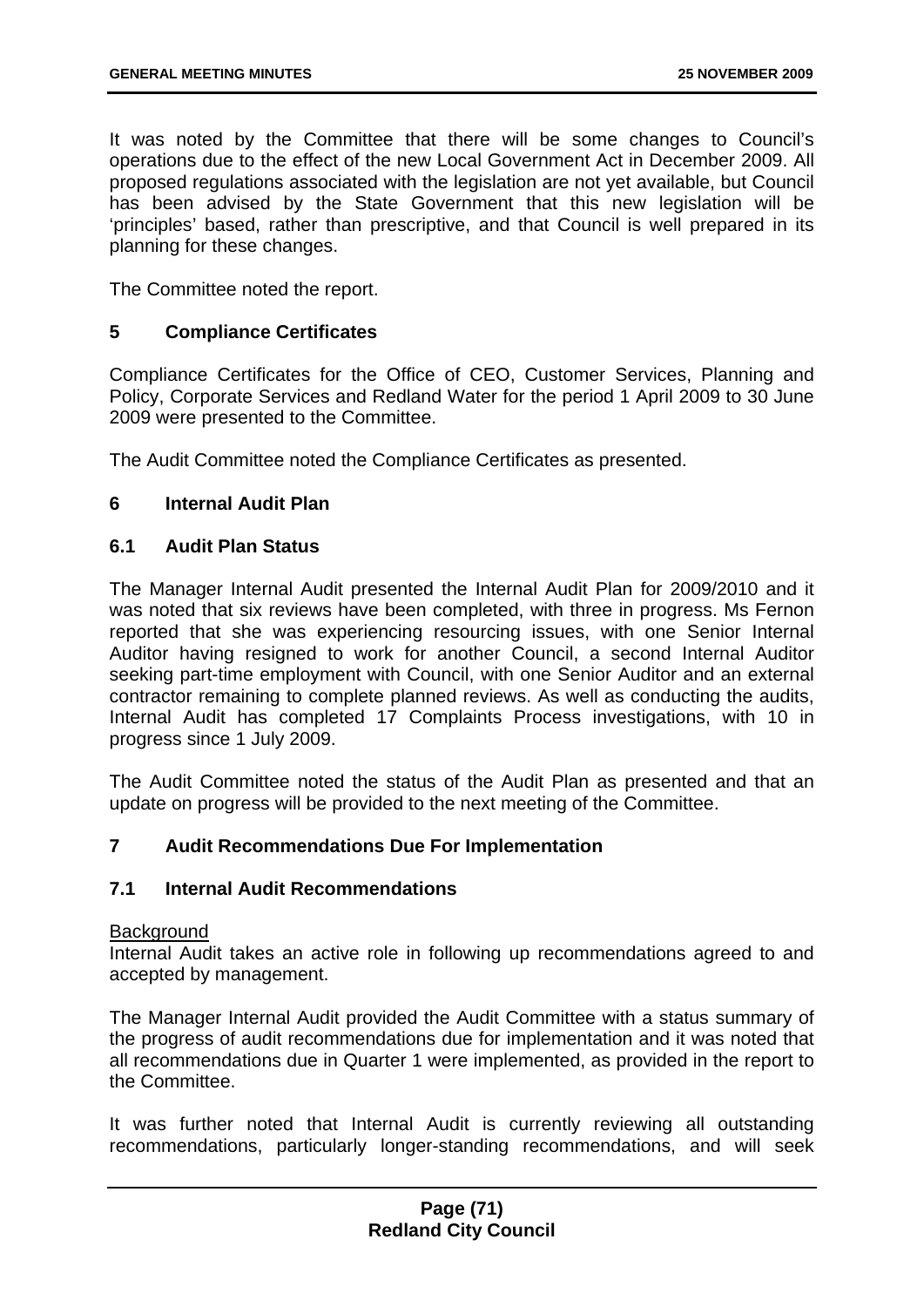It was noted by the Committee that there will be some changes to Council's operations due to the effect of the new Local Government Act in December 2009. All proposed regulations associated with the legislation are not yet available, but Council has been advised by the State Government that this new legislation will be 'principles' based, rather than prescriptive, and that Council is well prepared in its planning for these changes.

The Committee noted the report.

## 5 Compliance Certificates

Compliance Certificates for the Office of CEO, Customer Services, Planning and Policy, Corporate Services and Redland Water for the period 1 April 2009 to 30 June 2009 were presented to the Committee.

The Audit Committee noted the Compliance Certificates as presented.

## 6 Internal Audit Plan

### 6.1 Audit Plan Status

The Manager Internal Audit presented the Internal Audit Plan for 2009/2010 and it was noted that six reviews have been completed, with three in progress. Ms Fernon reported that she was experiencing resourcing issues, with one Senior Internal Auditor having resigned to work for another Council, a second Internal Auditor seeking part-time employment with Council, with one Senior Auditor and an external contractor remaining to complete planned reviews. As well as conducting the audits, Internal Audit has completed 17 Complaints Process investigations, with 10 in progress since 1 July 2009.

The Audit Committee noted the status of the Audit Plan as presented and that an update on progress will be provided to the next meeting of the Committee.

## 7 Audit Recommendations Due For Implementation

### 7.1 Internal Audit Recommendations

Background

Internal Audit takes an active role in following up recommendations agreed to and accepted by management.

The Manager Internal Audit provided the Audit Committee with a status summary of the progress of audit recommendations due for implementation and it was noted that all recommendations due in Quarter 1 were implemented, as provided in the report to the Committee.

It was further noted that Internal Audit is currently reviewing all outstanding recommendations, particularly longer-standing recommendations, and will seek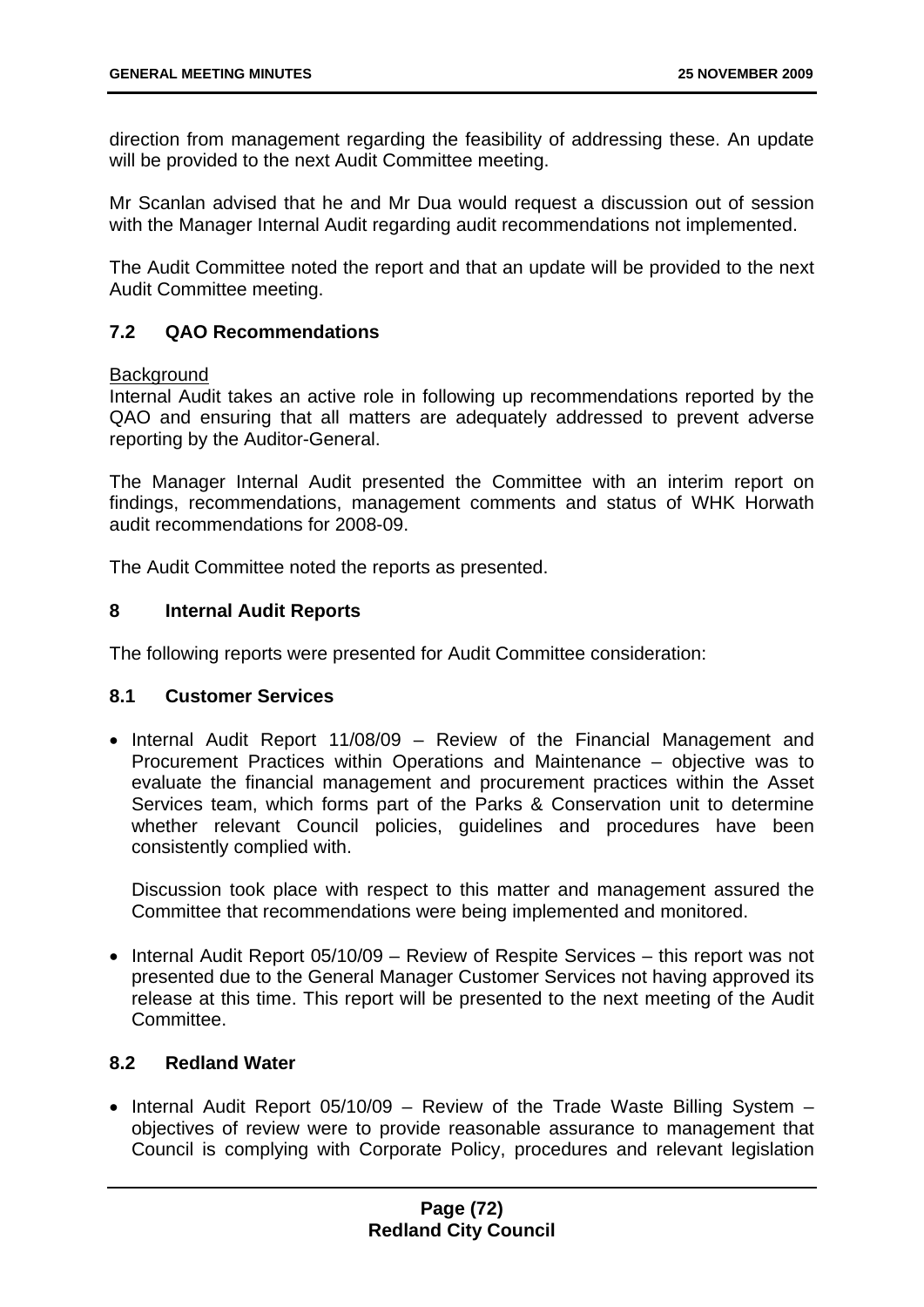direction from management regarding the feasibility of addressing these. An update will be provided to the next Audit Committee meeting.

Mr Scanlan advised that he and Mr Dua would request a discussion out of session with the Manager Internal Audit regarding audit recommendations not implemented.

The Audit Committee noted the report and that an update will be provided to the next Audit Committee meeting.

### 7.2 QAO Recommendations

Background

Internal Audit takes an active role in following up recommendations reported by the QAO and ensuring that all matters are adequately addressed to prevent adverse reporting by the Auditor-General.

The Manager Internal Audit presented the Committee with an interim report on findings, recommendations, management comments and status of WHK Horwath audit recommendations for 2008-09.

The Audit Committee noted the reports as presented.

## 8 Internal Audit Reports

The following reports were presented for Audit Committee consideration:

### 8.1 Customer Services

- Internal Audit Report 11/08/09 – Review of the Financial Management and Procurement Practices within Operations and Maintenance – objective was to evaluate the financial management and procurement practices within the Asset Services team, which forms part of the Parks & Conservation unit to determine whether relevant Council policies, guidelines and procedures have been consistently complied with.

  Discussion took place with respect to this matter and management assured the Committee that recommendations were being implemented and monitored.

- Internal Audit Report 05/10/09 – Review of Respite Services – this report was not presented due to the General Manager Customer Services not having approved its release at this time. This report will be presented to the next meeting of the Audit Committee.

### 8.2 Redland Water

- Internal Audit Report 05/10/09 – Review of the Trade Waste Billing System – objectives of review were to provide reasonable assurance to management that Council is complying with Corporate Policy, procedures and relevant legislation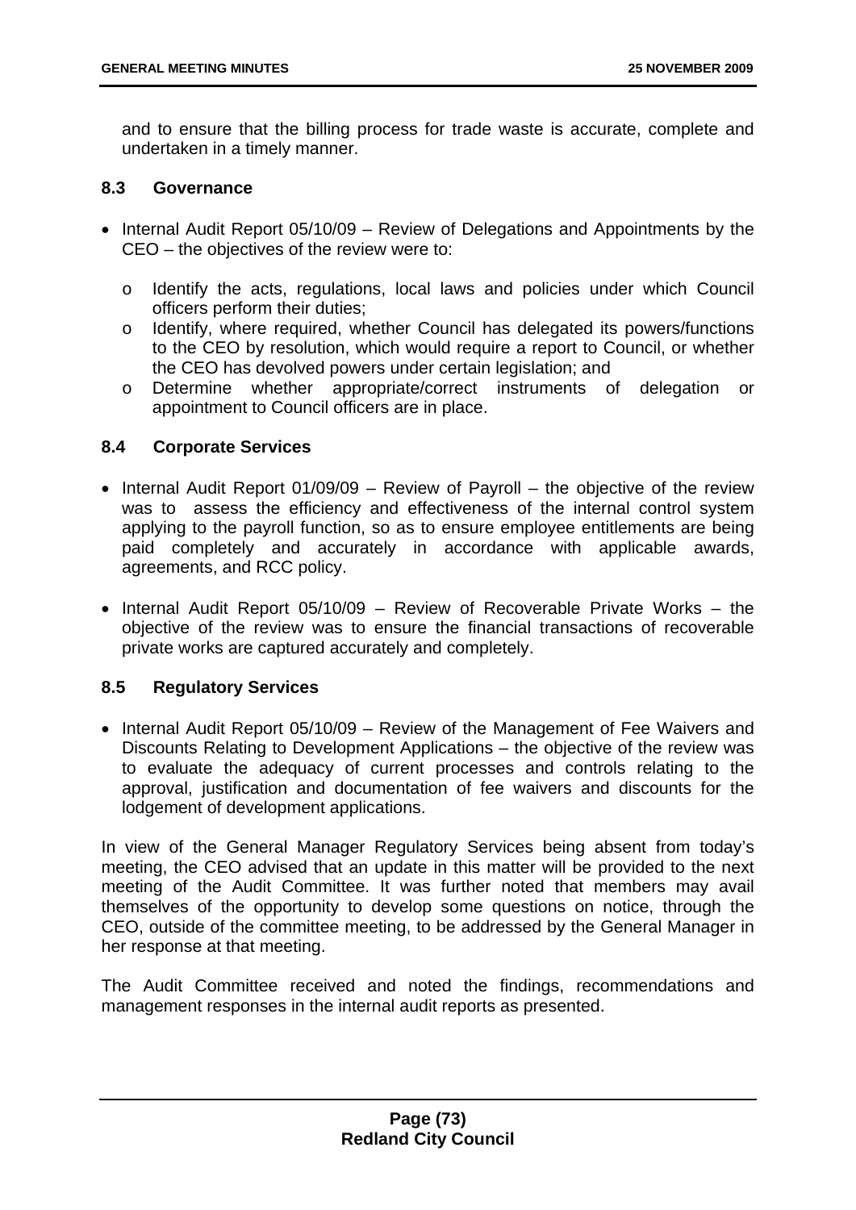and to ensure that the billing process for trade waste is accurate, complete and undertaken in a timely manner.

### 8.3 Governance

- Internal Audit Report 05/10/09 – Review of Delegations and Appointments by the CEO – the objectives of the review were to:
  - Identify the acts, regulations, local laws and policies under which Council officers perform their duties;
  - Identify, where required, whether Council has delegated its powers/functions to the CEO by resolution, which would require a report to Council, or whether the CEO has devolved powers under certain legislation; and
  - Determine whether appropriate/correct instruments of delegation or appointment to Council officers are in place.

### 8.4 Corporate Services

- Internal Audit Report 01/09/09 – Review of Payroll – the objective of the review was to assess the efficiency and effectiveness of the internal control system applying to the payroll function, so as to ensure employee entitlements are being paid completely and accurately in accordance with applicable awards, agreements, and RCC policy.
- Internal Audit Report 05/10/09 – Review of Recoverable Private Works – the objective of the review was to ensure the financial transactions of recoverable private works are captured accurately and completely.

### 8.5 Regulatory Services

- Internal Audit Report 05/10/09 – Review of the Management of Fee Waivers and Discounts Relating to Development Applications – the objective of the review was to evaluate the adequacy of current processes and controls relating to the approval, justification and documentation of fee waivers and discounts for the lodgement of development applications.

In view of the General Manager Regulatory Services being absent from today's meeting, the CEO advised that an update in this matter will be provided to the next meeting of the Audit Committee. It was further noted that members may avail themselves of the opportunity to develop some questions on notice, through the CEO, outside of the committee meeting, to be addressed by the General Manager in her response at that meeting.

The Audit Committee received and noted the findings, recommendations and management responses in the internal audit reports as presented.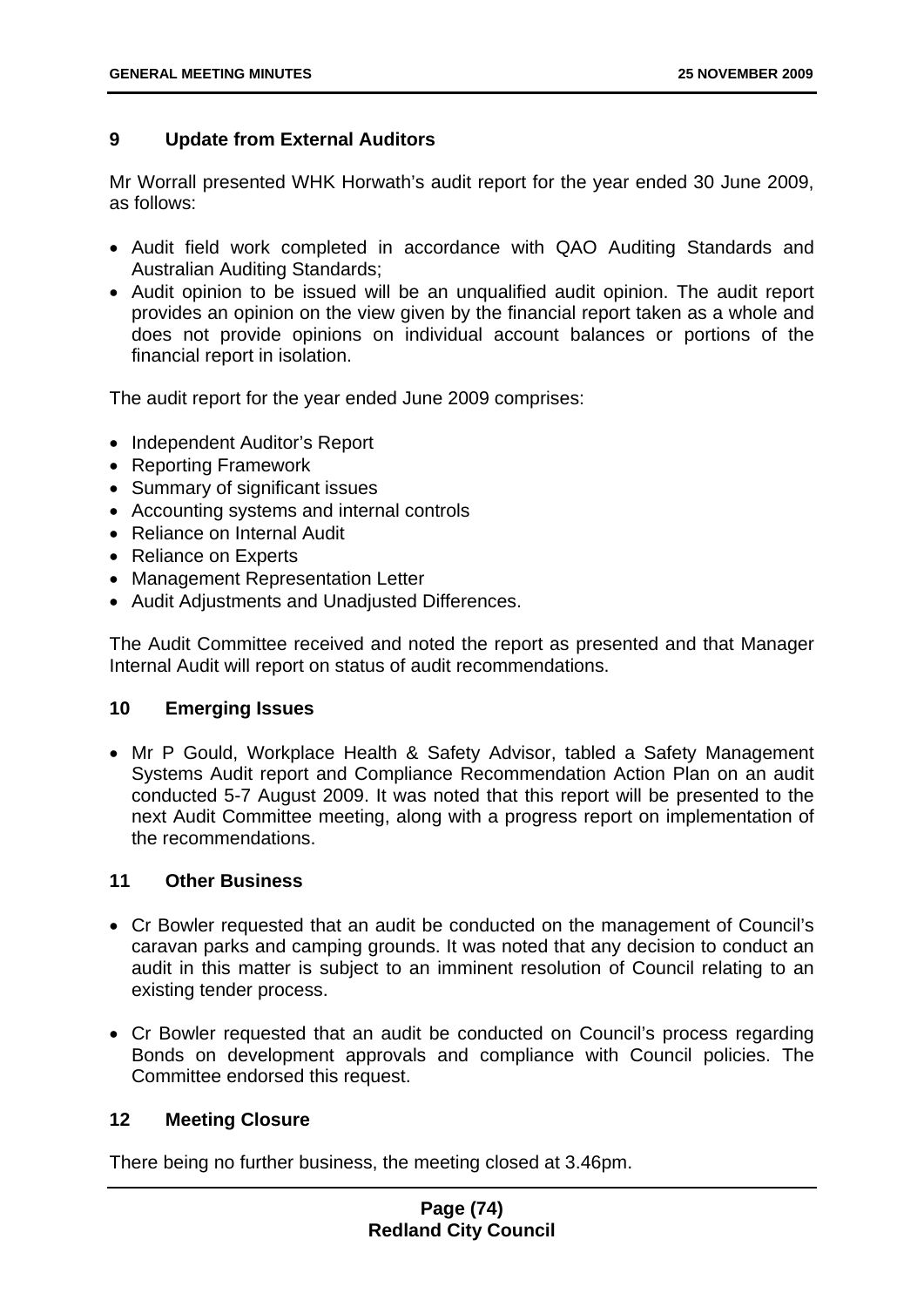## 9 Update from External Auditors

Mr Worrall presented WHK Horwath's audit report for the year ended 30 June 2009, as follows:

- Audit field work completed in accordance with QAO Auditing Standards and Australian Auditing Standards;
- Audit opinion to be issued will be an unqualified audit opinion. The audit report provides an opinion on the view given by the financial report taken as a whole and does not provide opinions on individual account balances or portions of the financial report in isolation.

The audit report for the year ended June 2009 comprises:

- Independent Auditor's Report
- Reporting Framework
- Summary of significant issues
- Accounting systems and internal controls
- Reliance on Internal Audit
- Reliance on Experts
- Management Representation Letter
- Audit Adjustments and Unadjusted Differences.

The Audit Committee received and noted the report as presented and that Manager Internal Audit will report on status of audit recommendations.

## 10 Emerging Issues

- Mr P Gould, Workplace Health & Safety Advisor, tabled a Safety Management Systems Audit report and Compliance Recommendation Action Plan on an audit conducted 5-7 August 2009. It was noted that this report will be presented to the next Audit Committee meeting, along with a progress report on implementation of the recommendations.

## 11 Other Business

- Cr Bowler requested that an audit be conducted on the management of Council's caravan parks and camping grounds. It was noted that any decision to conduct an audit in this matter is subject to an imminent resolution of Council relating to an existing tender process.

- Cr Bowler requested that an audit be conducted on Council's process regarding Bonds on development approvals and compliance with Council policies. The Committee endorsed this request.

## 12 Meeting Closure

There being no further business, the meeting closed at 3.46pm.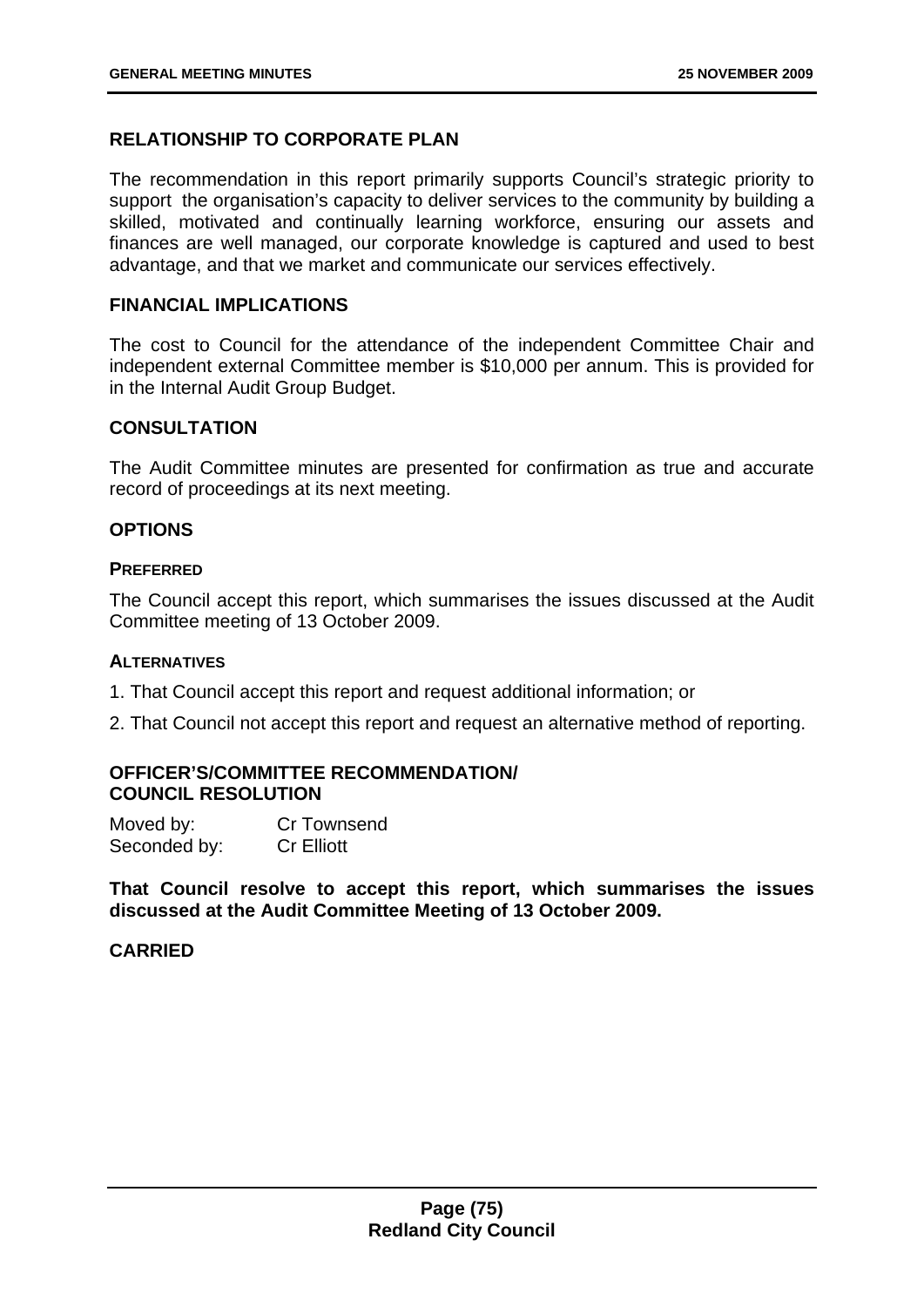## RELATIONSHIP TO CORPORATE PLAN

The recommendation in this report primarily supports Council's strategic priority to support the organisation's capacity to deliver services to the community by building a skilled, motivated and continually learning workforce, ensuring our assets and finances are well managed, our corporate knowledge is captured and used to best advantage, and that we market and communicate our services effectively.

## FINANCIAL IMPLICATIONS

The cost to Council for the attendance of the independent Committee Chair and independent external Committee member is $10,000 per annum. This is provided for in the Internal Audit Group Budget.

## CONSULTATION

The Audit Committee minutes are presented for confirmation as true and accurate record of proceedings at its next meeting.

## OPTIONS

### PREFERRED

The Council accept this report, which summarises the issues discussed at the Audit Committee meeting of 13 October 2009.

### ALTERNATIVES

1. That Council accept this report and request additional information; or
2. That Council not accept this report and request an alternative method of reporting.

## OFFICER'S/COMMITTEE RECOMMENDATION/ COUNCIL RESOLUTION

Moved by: Cr Townsend
Seconded by: Cr Elliott

**That Council resolve to accept this report, which summarises the issues discussed at the Audit Committee Meeting of 13 October 2009.**

**CARRIED**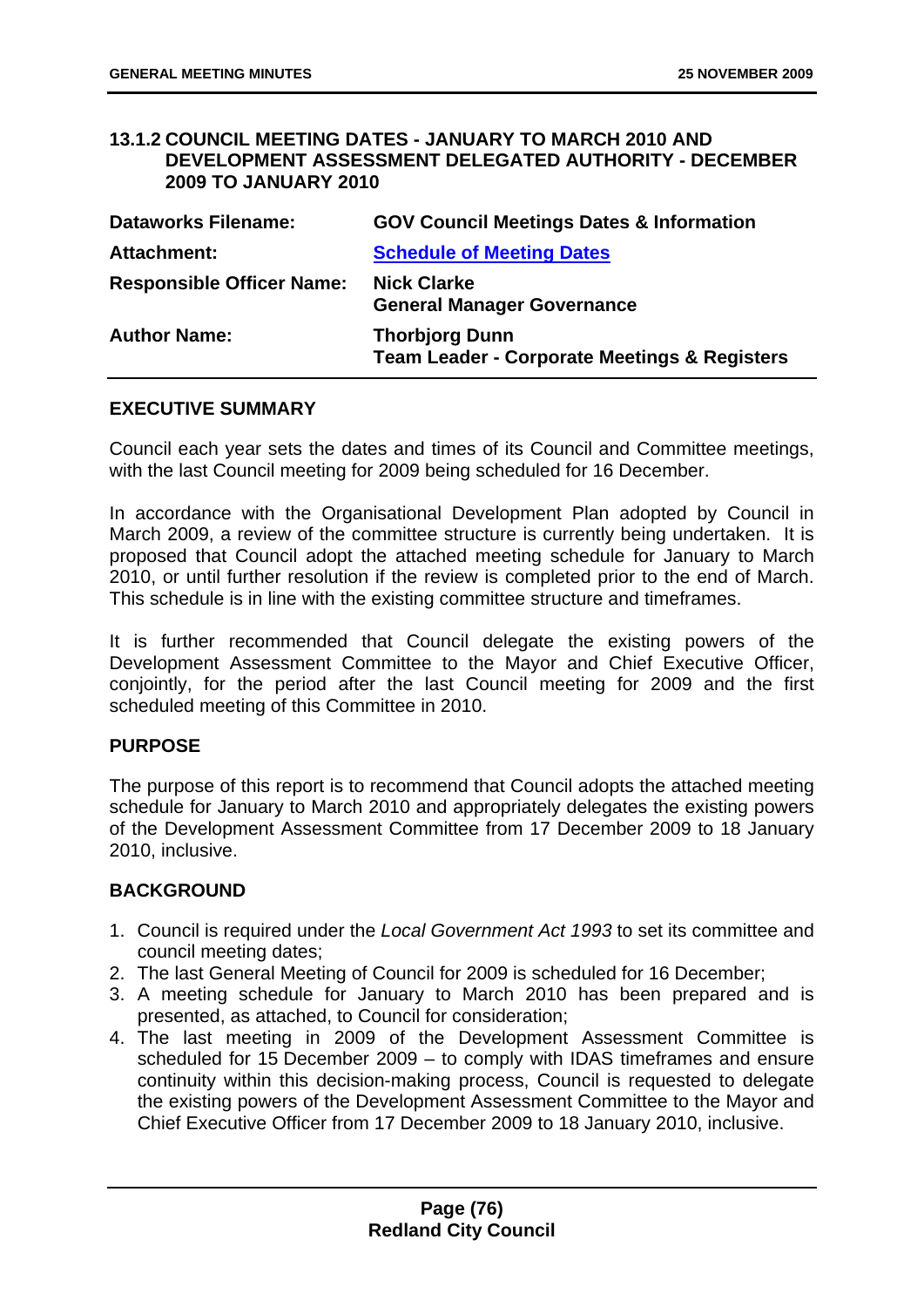### 13.1.2 COUNCIL MEETING DATES - JANUARY TO MARCH 2010 AND DEVELOPMENT ASSESSMENT DELEGATED AUTHORITY - DECEMBER 2009 TO JANUARY 2010

| | |
|---|---|
| **Dataworks Filename:** | **GOV Council Meetings Dates & Information** |
| **Attachment:** | **Schedule of Meeting Dates** |
| **Responsible Officer Name:** | **Nick Clarke**<br>**General Manager Governance** |
| **Author Name:** | **Thorbjorg Dunn**<br>**Team Leader - Corporate Meetings & Registers** |

**EXECUTIVE SUMMARY**

Council each year sets the dates and times of its Council and Committee meetings, with the last Council meeting for 2009 being scheduled for 16 December.

In accordance with the Organisational Development Plan adopted by Council in March 2009, a review of the committee structure is currently being undertaken. It is proposed that Council adopt the attached meeting schedule for January to March 2010, or until further resolution if the review is completed prior to the end of March. This schedule is in line with the existing committee structure and timeframes.

It is further recommended that Council delegate the existing powers of the Development Assessment Committee to the Mayor and Chief Executive Officer, conjointly, for the period after the last Council meeting for 2009 and the first scheduled meeting of this Committee in 2010.

**PURPOSE**

The purpose of this report is to recommend that Council adopts the attached meeting schedule for January to March 2010 and appropriately delegates the existing powers of the Development Assessment Committee from 17 December 2009 to 18 January 2010, inclusive.

**BACKGROUND**

1. Council is required under the *Local Government Act 1993* to set its committee and council meeting dates;
2. The last General Meeting of Council for 2009 is scheduled for 16 December;
3. A meeting schedule for January to March 2010 has been prepared and is presented, as attached, to Council for consideration;
4. The last meeting in 2009 of the Development Assessment Committee is scheduled for 15 December 2009 – to comply with IDAS timeframes and ensure continuity within this decision-making process, Council is requested to delegate the existing powers of the Development Assessment Committee to the Mayor and Chief Executive Officer from 17 December 2009 to 18 January 2010, inclusive.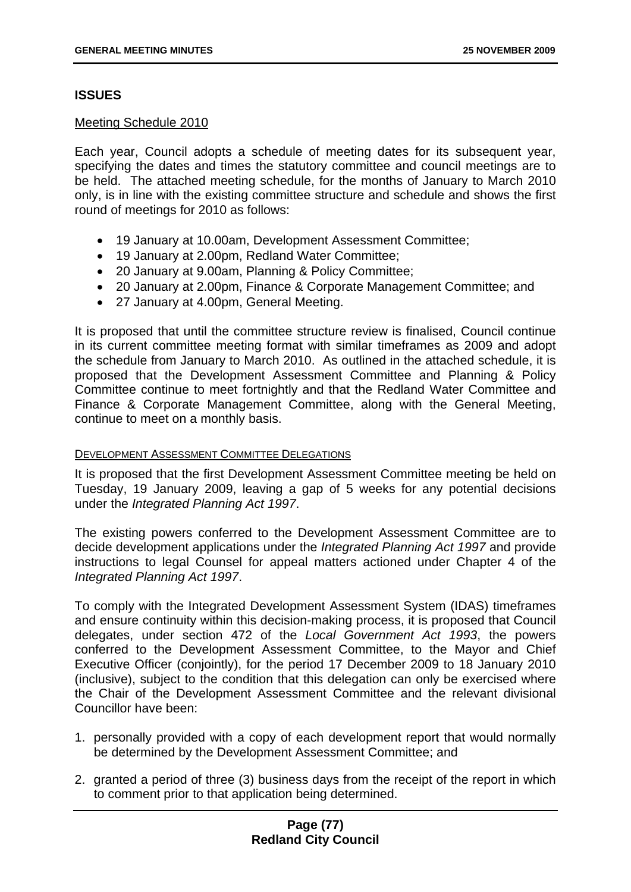## ISSUES

Meeting Schedule 2010

Each year, Council adopts a schedule of meeting dates for its subsequent year, specifying the dates and times the statutory committee and council meetings are to be held. The attached meeting schedule, for the months of January to March 2010 only, is in line with the existing committee structure and schedule and shows the first round of meetings for 2010 as follows:

- 19 January at 10.00am, Development Assessment Committee;
- 19 January at 2.00pm, Redland Water Committee;
- 20 January at 9.00am, Planning & Policy Committee;
- 20 January at 2.00pm, Finance & Corporate Management Committee; and
- 27 January at 4.00pm, General Meeting.

It is proposed that until the committee structure review is finalised, Council continue in its current committee meeting format with similar timeframes as 2009 and adopt the schedule from January to March 2010. As outlined in the attached schedule, it is proposed that the Development Assessment Committee and Planning & Policy Committee continue to meet fortnightly and that the Redland Water Committee and Finance & Corporate Management Committee, along with the General Meeting, continue to meet on a monthly basis.

DEVELOPMENT ASSESSMENT COMMITTEE DELEGATIONS

It is proposed that the first Development Assessment Committee meeting be held on Tuesday, 19 January 2009, leaving a gap of 5 weeks for any potential decisions under the *Integrated Planning Act 1997*.

The existing powers conferred to the Development Assessment Committee are to decide development applications under the *Integrated Planning Act 1997* and provide instructions to legal Counsel for appeal matters actioned under Chapter 4 of the *Integrated Planning Act 1997*.

To comply with the Integrated Development Assessment System (IDAS) timeframes and ensure continuity within this decision-making process, it is proposed that Council delegates, under section 472 of the *Local Government Act 1993*, the powers conferred to the Development Assessment Committee, to the Mayor and Chief Executive Officer (conjointly), for the period 17 December 2009 to 18 January 2010 (inclusive), subject to the condition that this delegation can only be exercised where the Chair of the Development Assessment Committee and the relevant divisional Councillor have been:

1. personally provided with a copy of each development report that would normally be determined by the Development Assessment Committee; and
2. granted a period of three (3) business days from the receipt of the report in which to comment prior to that application being determined.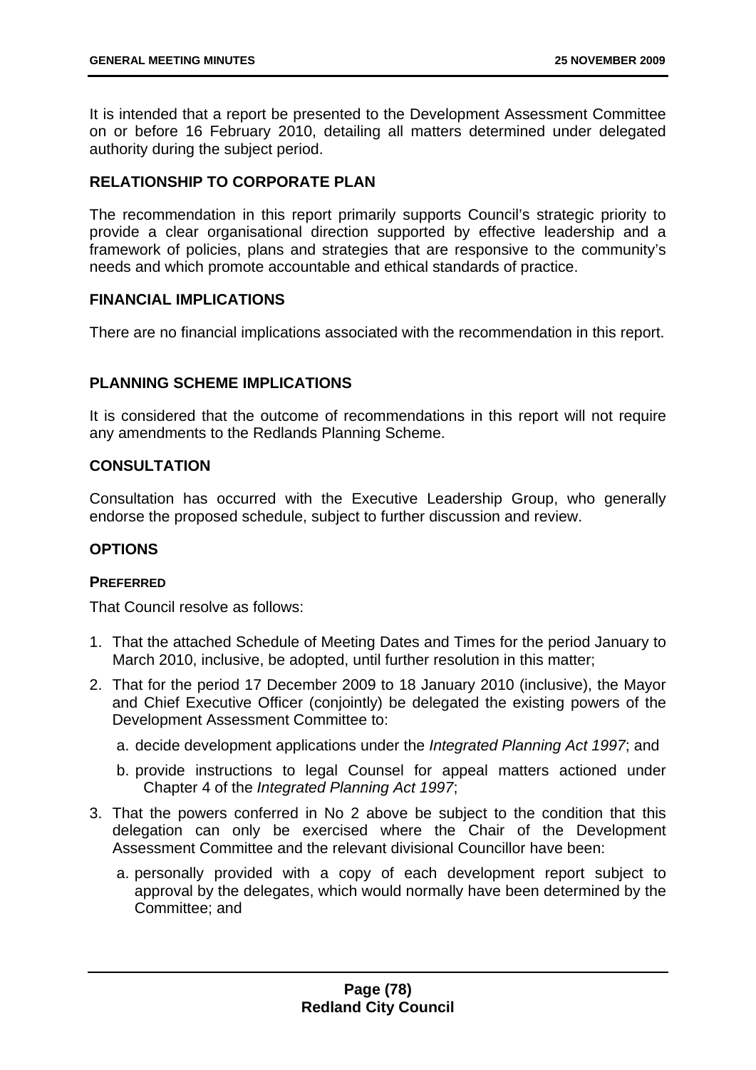It is intended that a report be presented to the Development Assessment Committee on or before 16 February 2010, detailing all matters determined under delegated authority during the subject period.

## RELATIONSHIP TO CORPORATE PLAN

The recommendation in this report primarily supports Council's strategic priority to provide a clear organisational direction supported by effective leadership and a framework of policies, plans and strategies that are responsive to the community's needs and which promote accountable and ethical standards of practice.

## FINANCIAL IMPLICATIONS

There are no financial implications associated with the recommendation in this report.

## PLANNING SCHEME IMPLICATIONS

It is considered that the outcome of recommendations in this report will not require any amendments to the Redlands Planning Scheme.

## CONSULTATION

Consultation has occurred with the Executive Leadership Group, who generally endorse the proposed schedule, subject to further discussion and review.

## OPTIONS

### PREFERRED

That Council resolve as follows:

1. That the attached Schedule of Meeting Dates and Times for the period January to March 2010, inclusive, be adopted, until further resolution in this matter;
2. That for the period 17 December 2009 to 18 January 2010 (inclusive), the Mayor and Chief Executive Officer (conjointly) be delegated the existing powers of the Development Assessment Committee to:
   a. decide development applications under the *Integrated Planning Act 1997*; and
   b. provide instructions to legal Counsel for appeal matters actioned under Chapter 4 of the *Integrated Planning Act 1997*;
3. That the powers conferred in No 2 above be subject to the condition that this delegation can only be exercised where the Chair of the Development Assessment Committee and the relevant divisional Councillor have been:
   a. personally provided with a copy of each development report subject to approval by the delegates, which would normally have been determined by the Committee; and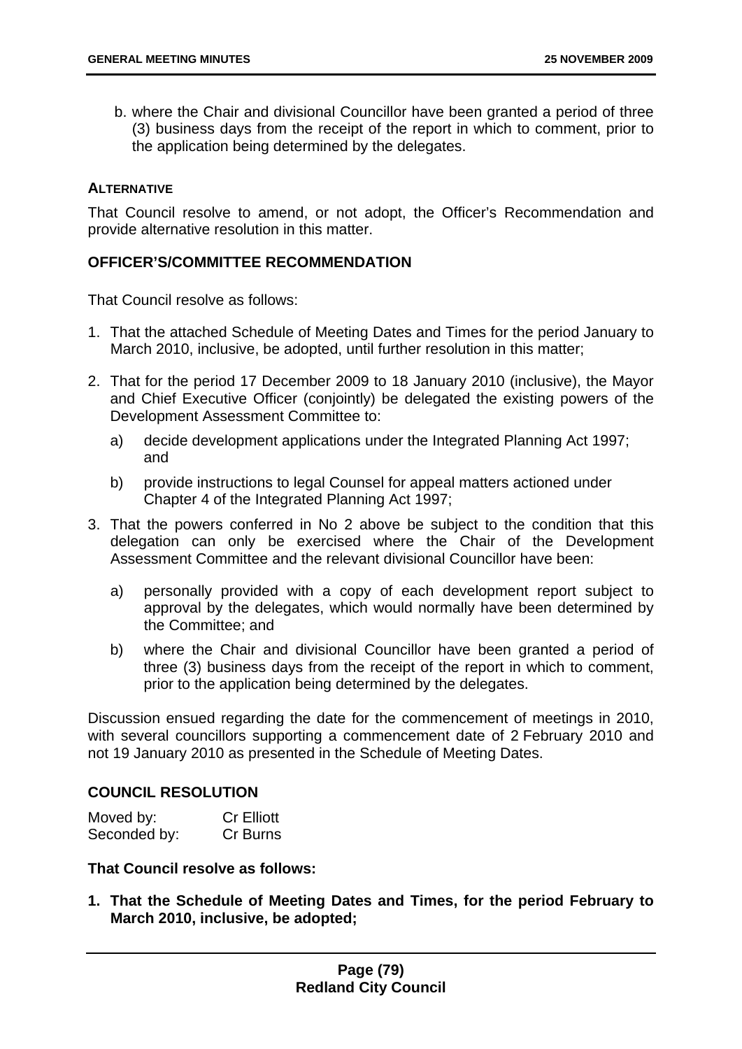b. where the Chair and divisional Councillor have been granted a period of three (3) business days from the receipt of the report in which to comment, prior to the application being determined by the delegates.

**ALTERNATIVE**

That Council resolve to amend, or not adopt, the Officer's Recommendation and provide alternative resolution in this matter.

## OFFICER'S/COMMITTEE RECOMMENDATION

That Council resolve as follows:

1. That the attached Schedule of Meeting Dates and Times for the period January to March 2010, inclusive, be adopted, until further resolution in this matter;
2. That for the period 17 December 2009 to 18 January 2010 (inclusive), the Mayor and Chief Executive Officer (conjointly) be delegated the existing powers of the Development Assessment Committee to:
   a) decide development applications under the Integrated Planning Act 1997; and
   b) provide instructions to legal Counsel for appeal matters actioned under Chapter 4 of the Integrated Planning Act 1997;
3. That the powers conferred in No 2 above be subject to the condition that this delegation can only be exercised where the Chair of the Development Assessment Committee and the relevant divisional Councillor have been:
   a) personally provided with a copy of each development report subject to approval by the delegates, which would normally have been determined by the Committee; and
   b) where the Chair and divisional Councillor have been granted a period of three (3) business days from the receipt of the report in which to comment, prior to the application being determined by the delegates.

Discussion ensued regarding the date for the commencement of meetings in 2010, with several councillors supporting a commencement date of 2 February 2010 and not 19 January 2010 as presented in the Schedule of Meeting Dates.

## COUNCIL RESOLUTION

Moved by: Cr Elliott
Seconded by: Cr Burns

**That Council resolve as follows:**

1. **That the Schedule of Meeting Dates and Times, for the period February to March 2010, inclusive, be adopted;**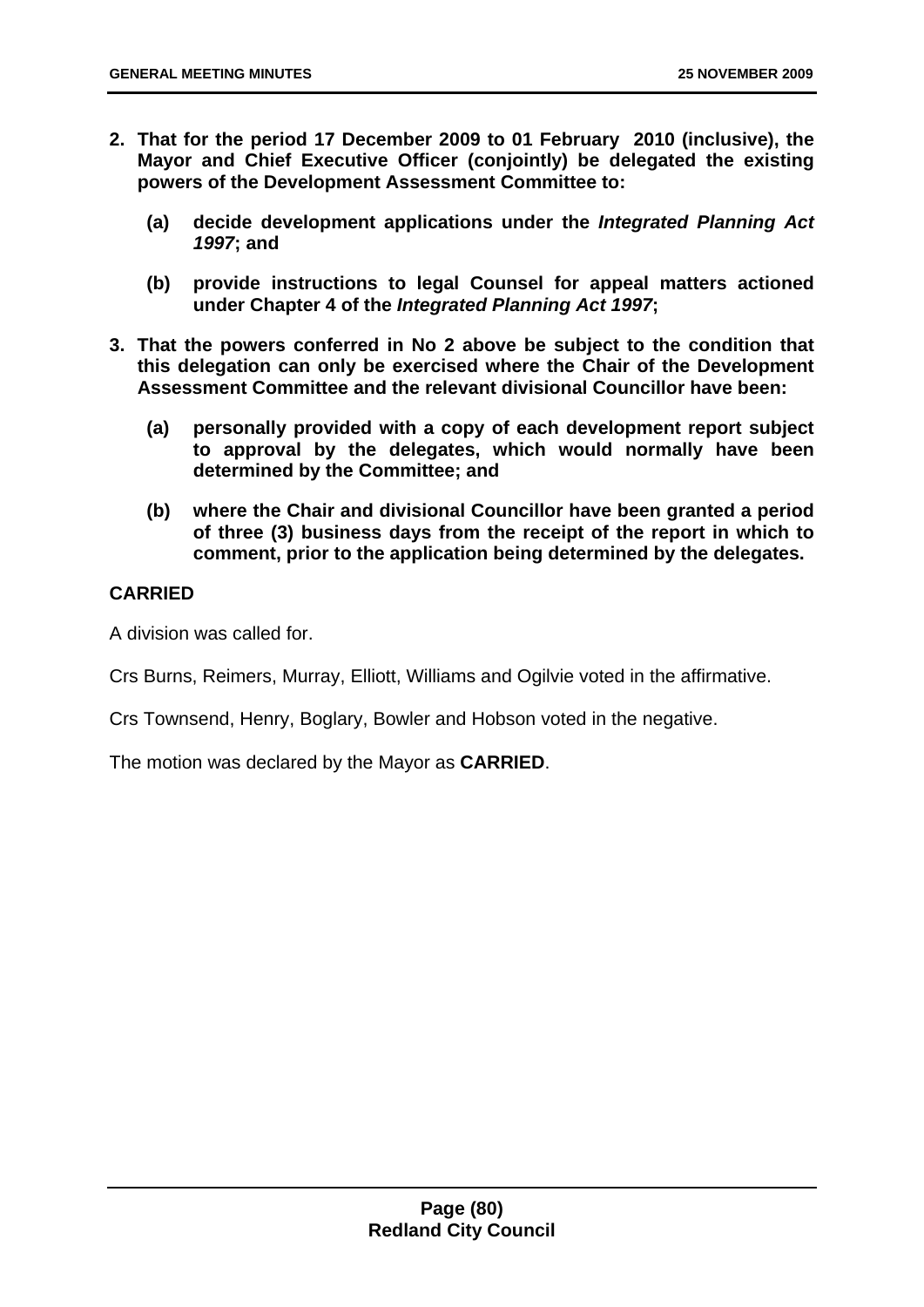**2. That for the period 17 December 2009 to 01 February 2010 (inclusive), the Mayor and Chief Executive Officer (conjointly) be delegated the existing powers of the Development Assessment Committee to:**

   **(a) decide development applications under the *Integrated Planning Act 1997*; and**

   **(b) provide instructions to legal Counsel for appeal matters actioned under Chapter 4 of the *Integrated Planning Act 1997*;**

**3. That the powers conferred in No 2 above be subject to the condition that this delegation can only be exercised where the Chair of the Development Assessment Committee and the relevant divisional Councillor have been:**

   **(a) personally provided with a copy of each development report subject to approval by the delegates, which would normally have been determined by the Committee; and**

   **(b) where the Chair and divisional Councillor have been granted a period of three (3) business days from the receipt of the report in which to comment, prior to the application being determined by the delegates.**

**CARRIED**

A division was called for.

Crs Burns, Reimers, Murray, Elliott, Williams and Ogilvie voted in the affirmative.

Crs Townsend, Henry, Boglary, Bowler and Hobson voted in the negative.

The motion was declared by the Mayor as **CARRIED**.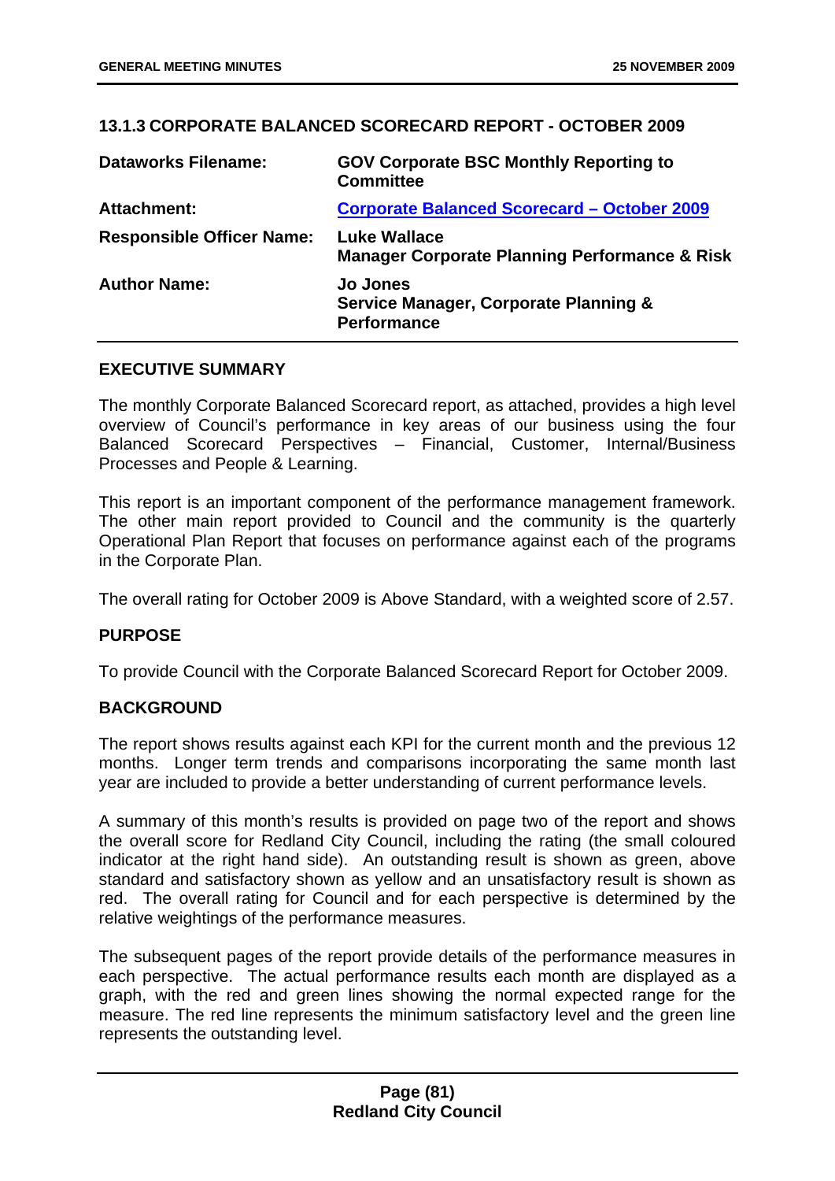### 13.1.3 CORPORATE BALANCED SCORECARD REPORT - OCTOBER 2009

| | |
|---|---|
| **Dataworks Filename:** | **GOV Corporate BSC Monthly Reporting to Committee** |
| **Attachment:** | **Corporate Balanced Scorecard – October 2009** |
| **Responsible Officer Name:** | **Luke Wallace**<br>**Manager Corporate Planning Performance & Risk** |
| **Author Name:** | **Jo Jones**<br>**Service Manager, Corporate Planning & Performance** |

**EXECUTIVE SUMMARY**

The monthly Corporate Balanced Scorecard report, as attached, provides a high level overview of Council's performance in key areas of our business using the four Balanced Scorecard Perspectives – Financial, Customer, Internal/Business Processes and People & Learning.

This report is an important component of the performance management framework. The other main report provided to Council and the community is the quarterly Operational Plan Report that focuses on performance against each of the programs in the Corporate Plan.

The overall rating for October 2009 is Above Standard, with a weighted score of 2.57.

**PURPOSE**

To provide Council with the Corporate Balanced Scorecard Report for October 2009.

**BACKGROUND**

The report shows results against each KPI for the current month and the previous 12 months. Longer term trends and comparisons incorporating the same month last year are included to provide a better understanding of current performance levels.

A summary of this month's results is provided on page two of the report and shows the overall score for Redland City Council, including the rating (the small coloured indicator at the right hand side). An outstanding result is shown as green, above standard and satisfactory shown as yellow and an unsatisfactory result is shown as red. The overall rating for Council and for each perspective is determined by the relative weightings of the performance measures.

The subsequent pages of the report provide details of the performance measures in each perspective. The actual performance results each month are displayed as a graph, with the red and green lines showing the normal expected range for the measure. The red line represents the minimum satisfactory level and the green line represents the outstanding level.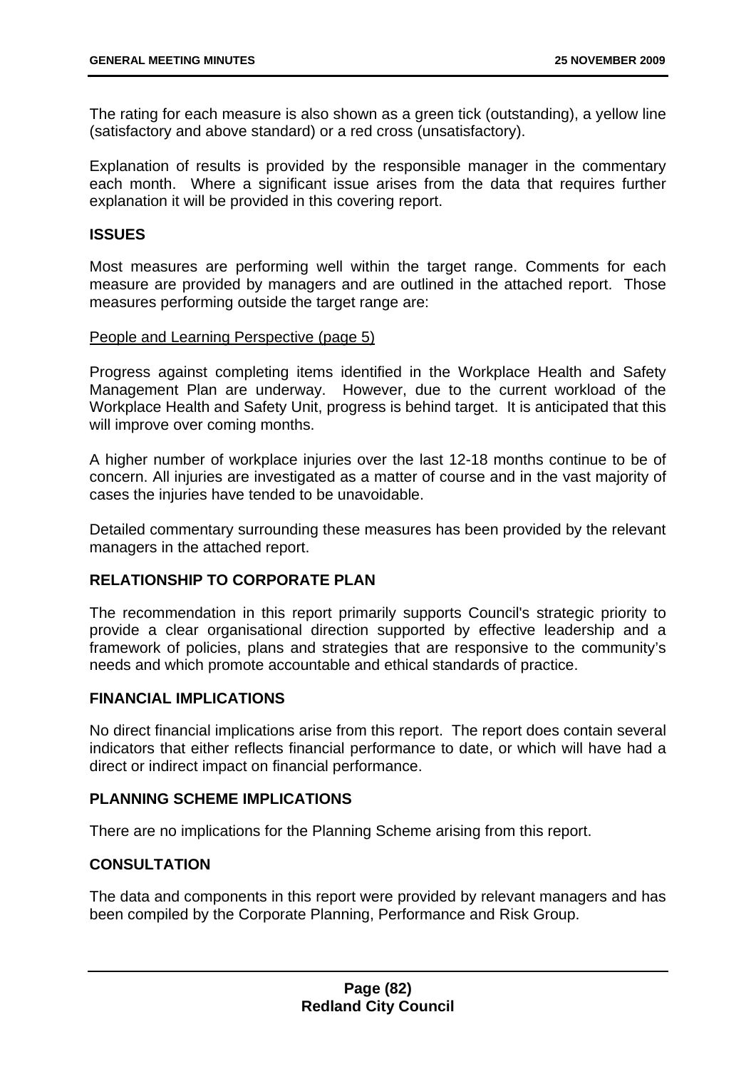The rating for each measure is also shown as a green tick (outstanding), a yellow line (satisfactory and above standard) or a red cross (unsatisfactory).

Explanation of results is provided by the responsible manager in the commentary each month. Where a significant issue arises from the data that requires further explanation it will be provided in this covering report.

## ISSUES

Most measures are performing well within the target range. Comments for each measure are provided by managers and are outlined in the attached report. Those measures performing outside the target range are:

People and Learning Perspective (page 5)

Progress against completing items identified in the Workplace Health and Safety Management Plan are underway. However, due to the current workload of the Workplace Health and Safety Unit, progress is behind target. It is anticipated that this will improve over coming months.

A higher number of workplace injuries over the last 12-18 months continue to be of concern. All injuries are investigated as a matter of course and in the vast majority of cases the injuries have tended to be unavoidable.

Detailed commentary surrounding these measures has been provided by the relevant managers in the attached report.

## RELATIONSHIP TO CORPORATE PLAN

The recommendation in this report primarily supports Council's strategic priority to provide a clear organisational direction supported by effective leadership and a framework of policies, plans and strategies that are responsive to the community's needs and which promote accountable and ethical standards of practice.

## FINANCIAL IMPLICATIONS

No direct financial implications arise from this report. The report does contain several indicators that either reflects financial performance to date, or which will have had a direct or indirect impact on financial performance.

## PLANNING SCHEME IMPLICATIONS

There are no implications for the Planning Scheme arising from this report.

## CONSULTATION

The data and components in this report were provided by relevant managers and has been compiled by the Corporate Planning, Performance and Risk Group.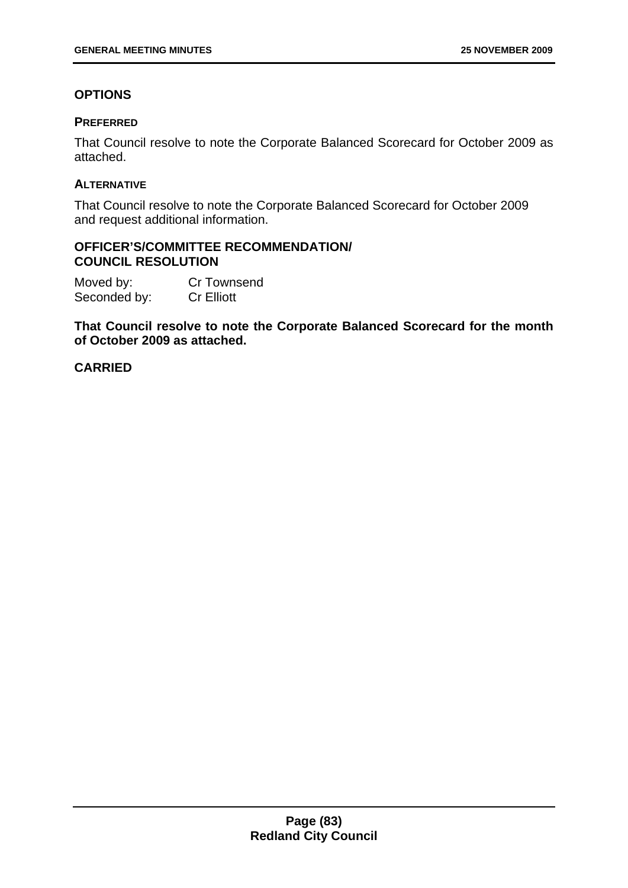## OPTIONS

### PREFERRED

That Council resolve to note the Corporate Balanced Scorecard for October 2009 as attached.

### ALTERNATIVE

That Council resolve to note the Corporate Balanced Scorecard for October 2009 and request additional information.

## OFFICER'S/COMMITTEE RECOMMENDATION/ COUNCIL RESOLUTION

Moved by: Cr Townsend
Seconded by: Cr Elliott

**That Council resolve to note the Corporate Balanced Scorecard for the month of October 2009 as attached.**

**CARRIED**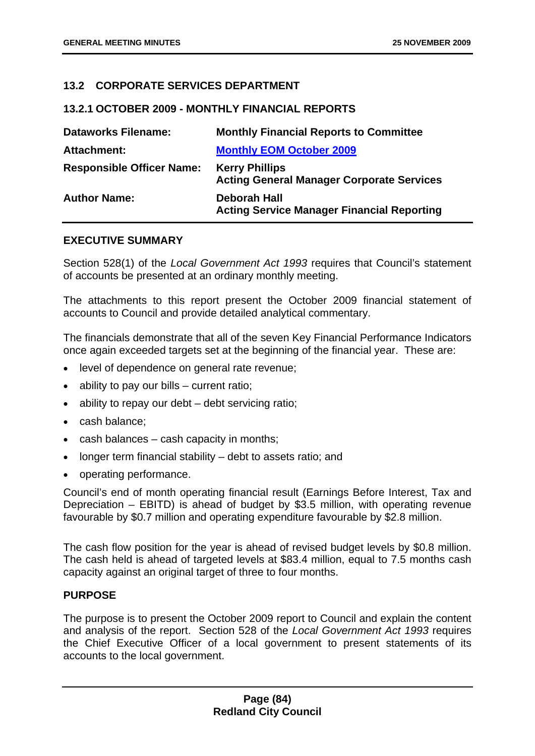## 13.2 CORPORATE SERVICES DEPARTMENT

### 13.2.1 OCTOBER 2009 - MONTHLY FINANCIAL REPORTS

| | |
|---|---|
| **Dataworks Filename:** | **Monthly Financial Reports to Committee** |
| **Attachment:** | **Monthly EOM October 2009** |
| **Responsible Officer Name:** | **Kerry Phillips**<br>**Acting General Manager Corporate Services** |
| **Author Name:** | **Deborah Hall**<br>**Acting Service Manager Financial Reporting** |

**EXECUTIVE SUMMARY**

Section 528(1) of the *Local Government Act 1993* requires that Council's statement of accounts be presented at an ordinary monthly meeting.

The attachments to this report present the October 2009 financial statement of accounts to Council and provide detailed analytical commentary.

The financials demonstrate that all of the seven Key Financial Performance Indicators once again exceeded targets set at the beginning of the financial year. These are:

- level of dependence on general rate revenue;
- ability to pay our bills – current ratio;
- ability to repay our debt – debt servicing ratio;
- cash balance;
- cash balances – cash capacity in months;
- longer term financial stability – debt to assets ratio; and
- operating performance.

Council's end of month operating financial result (Earnings Before Interest, Tax and Depreciation – EBITD) is ahead of budget by $3.5 million, with operating revenue favourable by $0.7 million and operating expenditure favourable by $2.8 million.

The cash flow position for the year is ahead of revised budget levels by $0.8 million. The cash held is ahead of targeted levels at $83.4 million, equal to 7.5 months cash capacity against an original target of three to four months.

**PURPOSE**

The purpose is to present the October 2009 report to Council and explain the content and analysis of the report. Section 528 of the *Local Government Act 1993* requires the Chief Executive Officer of a local government to present statements of its accounts to the local government.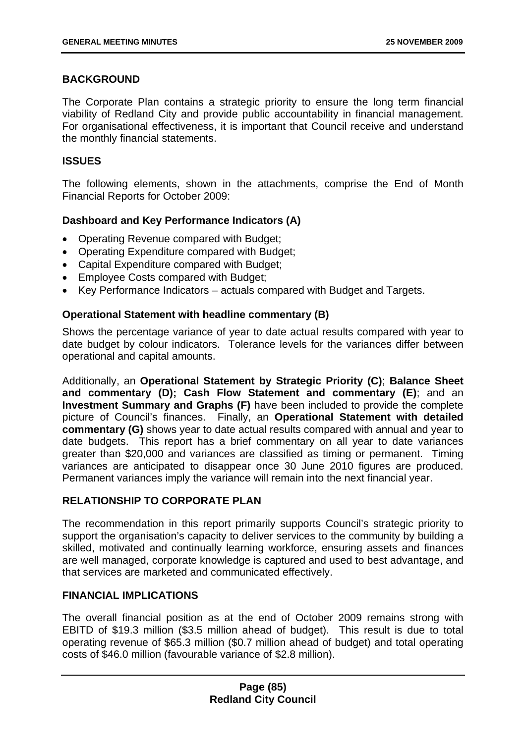## BACKGROUND

The Corporate Plan contains a strategic priority to ensure the long term financial viability of Redland City and provide public accountability in financial management. For organisational effectiveness, it is important that Council receive and understand the monthly financial statements.

## ISSUES

The following elements, shown in the attachments, comprise the End of Month Financial Reports for October 2009:

### Dashboard and Key Performance Indicators (A)

- Operating Revenue compared with Budget;
- Operating Expenditure compared with Budget;
- Capital Expenditure compared with Budget;
- Employee Costs compared with Budget;
- Key Performance Indicators – actuals compared with Budget and Targets.

### Operational Statement with headline commentary (B)

Shows the percentage variance of year to date actual results compared with year to date budget by colour indicators. Tolerance levels for the variances differ between operational and capital amounts.

Additionally, an **Operational Statement by Strategic Priority (C)**; **Balance Sheet and commentary (D); Cash Flow Statement and commentary (E)**; and an **Investment Summary and Graphs (F)** have been included to provide the complete picture of Council's finances. Finally, an **Operational Statement with detailed commentary (G)** shows year to date actual results compared with annual and year to date budgets. This report has a brief commentary on all year to date variances greater than $20,000 and variances are classified as timing or permanent. Timing variances are anticipated to disappear once 30 June 2010 figures are produced. Permanent variances imply the variance will remain into the next financial year.

## RELATIONSHIP TO CORPORATE PLAN

The recommendation in this report primarily supports Council's strategic priority to support the organisation's capacity to deliver services to the community by building a skilled, motivated and continually learning workforce, ensuring assets and finances are well managed, corporate knowledge is captured and used to best advantage, and that services are marketed and communicated effectively.

## FINANCIAL IMPLICATIONS

The overall financial position as at the end of October 2009 remains strong with EBITD of $19.3 million ($3.5 million ahead of budget). This result is due to total operating revenue of $65.3 million ($0.7 million ahead of budget) and total operating costs of $46.0 million (favourable variance of $2.8 million).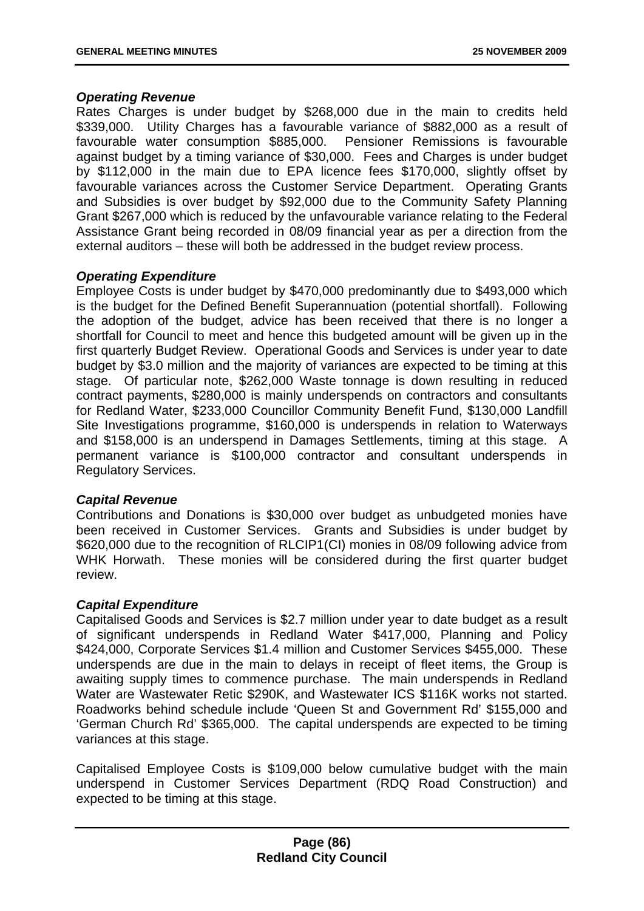### *Operating Revenue*

Rates Charges is under budget by $268,000 due in the main to credits held $339,000. Utility Charges has a favourable variance of $882,000 as a result of favourable water consumption $885,000. Pensioner Remissions is favourable against budget by a timing variance of $30,000. Fees and Charges is under budget by $112,000 in the main due to EPA licence fees $170,000, slightly offset by favourable variances across the Customer Service Department. Operating Grants and Subsidies is over budget by $92,000 due to the Community Safety Planning Grant $267,000 which is reduced by the unfavourable variance relating to the Federal Assistance Grant being recorded in 08/09 financial year as per a direction from the external auditors – these will both be addressed in the budget review process.

### *Operating Expenditure*

Employee Costs is under budget by $470,000 predominantly due to $493,000 which is the budget for the Defined Benefit Superannuation (potential shortfall). Following the adoption of the budget, advice has been received that there is no longer a shortfall for Council to meet and hence this budgeted amount will be given up in the first quarterly Budget Review. Operational Goods and Services is under year to date budget by $3.0 million and the majority of variances are expected to be timing at this stage. Of particular note, $262,000 Waste tonnage is down resulting in reduced contract payments, $280,000 is mainly underspends on contractors and consultants for Redland Water, $233,000 Councillor Community Benefit Fund, $130,000 Landfill Site Investigations programme, $160,000 is underspends in relation to Waterways and $158,000 is an underspend in Damages Settlements, timing at this stage. A permanent variance is $100,000 contractor and consultant underspends in Regulatory Services.

### *Capital Revenue*

Contributions and Donations is $30,000 over budget as unbudgeted monies have been received in Customer Services. Grants and Subsidies is under budget by $620,000 due to the recognition of RLCIP1(CI) monies in 08/09 following advice from WHK Horwath. These monies will be considered during the first quarter budget review.

### *Capital Expenditure*

Capitalised Goods and Services is $2.7 million under year to date budget as a result of significant underspends in Redland Water $417,000, Planning and Policy $424,000, Corporate Services $1.4 million and Customer Services $455,000. These underspends are due in the main to delays in receipt of fleet items, the Group is awaiting supply times to commence purchase. The main underspends in Redland Water are Wastewater Retic $290K, and Wastewater ICS $116K works not started. Roadworks behind schedule include 'Queen St and Government Rd' $155,000 and 'German Church Rd' $365,000. The capital underspends are expected to be timing variances at this stage.

Capitalised Employee Costs is $109,000 below cumulative budget with the main underspend in Customer Services Department (RDQ Road Construction) and expected to be timing at this stage.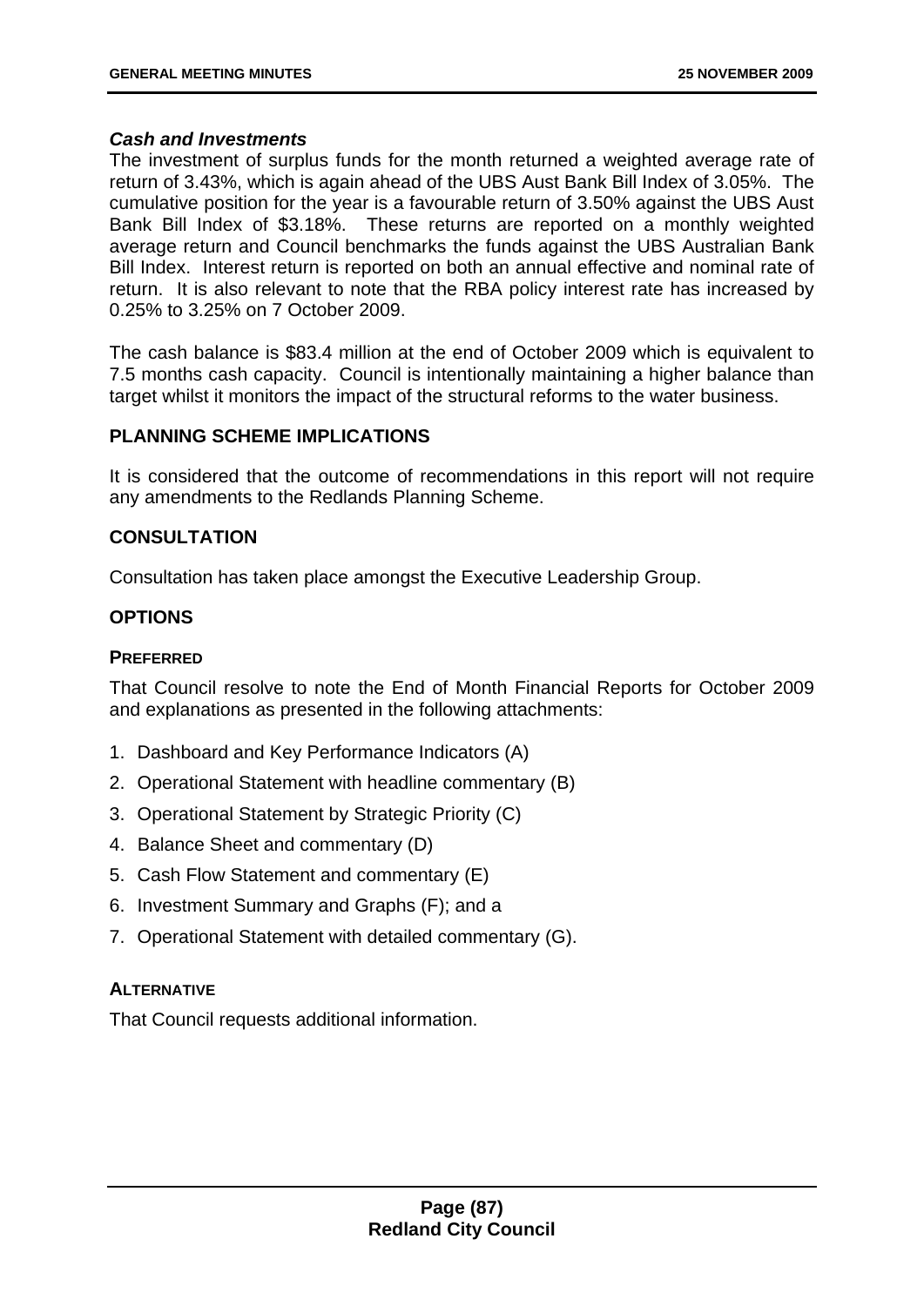***Cash and Investments***

The investment of surplus funds for the month returned a weighted average rate of return of 3.43%, which is again ahead of the UBS Aust Bank Bill Index of 3.05%. The cumulative position for the year is a favourable return of 3.50% against the UBS Aust Bank Bill Index of $3.18%. These returns are reported on a monthly weighted average return and Council benchmarks the funds against the UBS Australian Bank Bill Index. Interest return is reported on both an annual effective and nominal rate of return. It is also relevant to note that the RBA policy interest rate has increased by 0.25% to 3.25% on 7 October 2009.

The cash balance is $83.4 million at the end of October 2009 which is equivalent to 7.5 months cash capacity. Council is intentionally maintaining a higher balance than target whilst it monitors the impact of the structural reforms to the water business.

## PLANNING SCHEME IMPLICATIONS

It is considered that the outcome of recommendations in this report will not require any amendments to the Redlands Planning Scheme.

## CONSULTATION

Consultation has taken place amongst the Executive Leadership Group.

## OPTIONS

### PREFERRED

That Council resolve to note the End of Month Financial Reports for October 2009 and explanations as presented in the following attachments:

1. Dashboard and Key Performance Indicators (A)
2. Operational Statement with headline commentary (B)
3. Operational Statement by Strategic Priority (C)
4. Balance Sheet and commentary (D)
5. Cash Flow Statement and commentary (E)
6. Investment Summary and Graphs (F); and a
7. Operational Statement with detailed commentary (G).

### ALTERNATIVE

That Council requests additional information.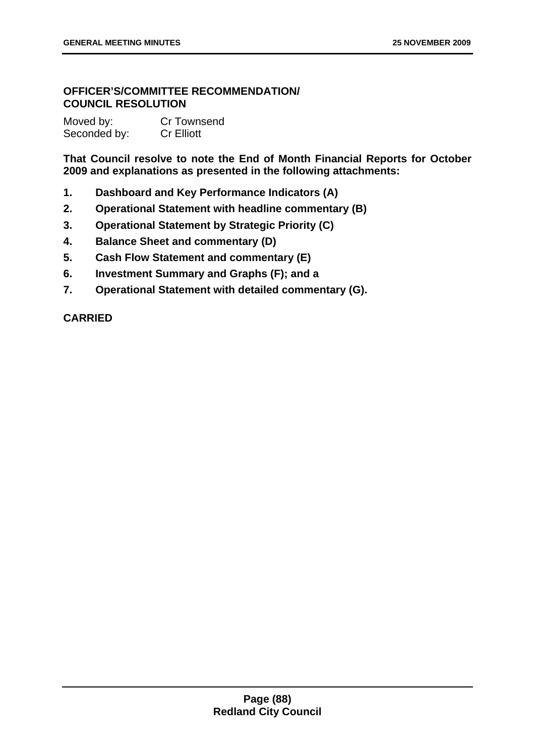**OFFICER'S/COMMITTEE RECOMMENDATION/ COUNCIL RESOLUTION**

Moved by: Cr Townsend
Seconded by: Cr Elliott

**That Council resolve to note the End of Month Financial Reports for October 2009 and explanations as presented in the following attachments:**

1. **Dashboard and Key Performance Indicators (A)**
2. **Operational Statement with headline commentary (B)**
3. **Operational Statement by Strategic Priority (C)**
4. **Balance Sheet and commentary (D)**
5. **Cash Flow Statement and commentary (E)**
6. **Investment Summary and Graphs (F); and a**
7. **Operational Statement with detailed commentary (G).**

**CARRIED**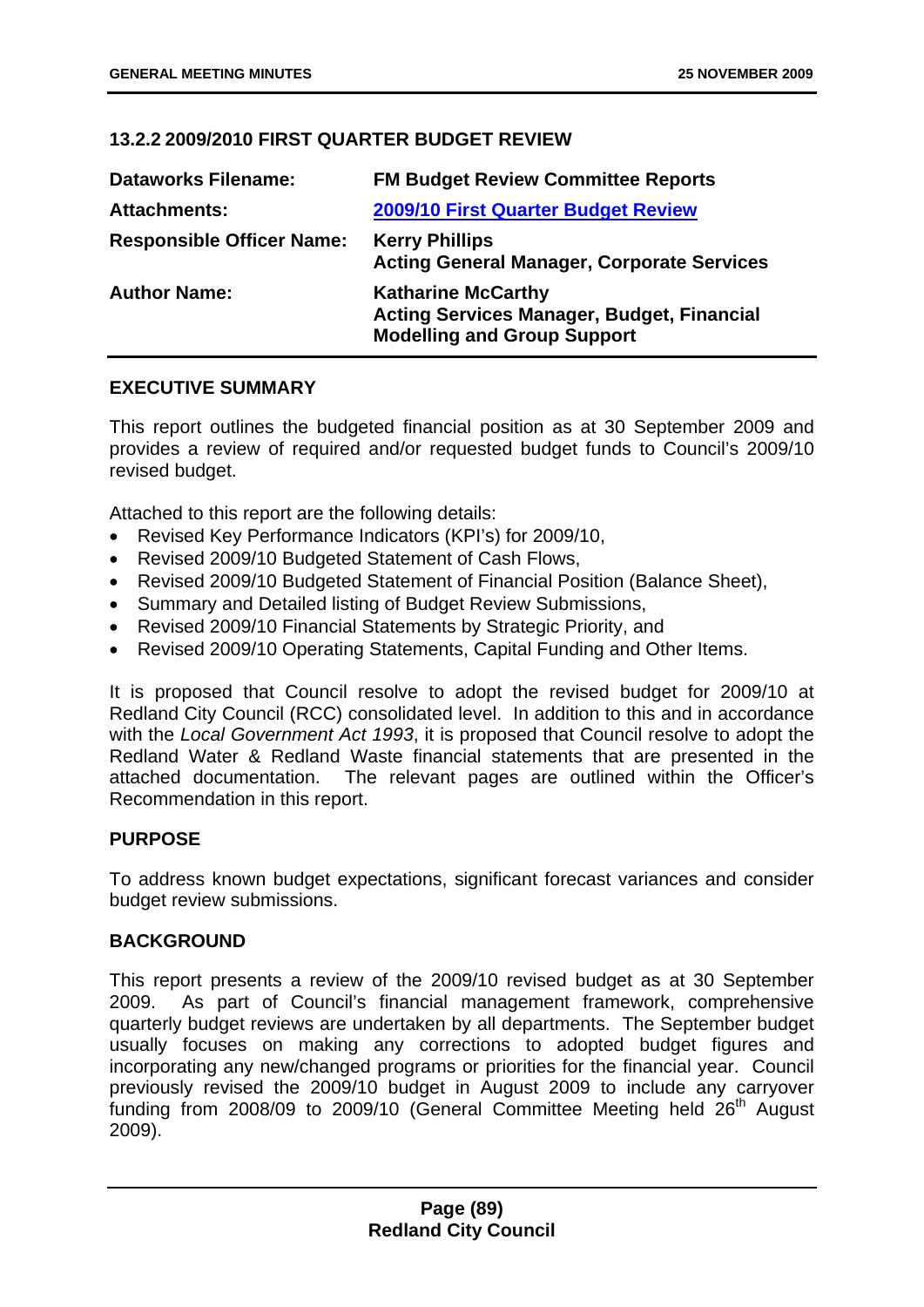### 13.2.2 2009/2010 FIRST QUARTER BUDGET REVIEW

| | |
|---|---|
| **Dataworks Filename:** | **FM Budget Review Committee Reports** |
| **Attachments:** | **2009/10 First Quarter Budget Review** |
| **Responsible Officer Name:** | **Kerry Phillips**<br>**Acting General Manager, Corporate Services** |
| **Author Name:** | **Katharine McCarthy**<br>**Acting Services Manager, Budget, Financial Modelling and Group Support** |

#### EXECUTIVE SUMMARY

This report outlines the budgeted financial position as at 30 September 2009 and provides a review of required and/or requested budget funds to Council's 2009/10 revised budget.

Attached to this report are the following details:

- Revised Key Performance Indicators (KPI's) for 2009/10,
- Revised 2009/10 Budgeted Statement of Cash Flows,
- Revised 2009/10 Budgeted Statement of Financial Position (Balance Sheet),
- Summary and Detailed listing of Budget Review Submissions,
- Revised 2009/10 Financial Statements by Strategic Priority, and
- Revised 2009/10 Operating Statements, Capital Funding and Other Items.

It is proposed that Council resolve to adopt the revised budget for 2009/10 at Redland City Council (RCC) consolidated level. In addition to this and in accordance with the *Local Government Act 1993*, it is proposed that Council resolve to adopt the Redland Water & Redland Waste financial statements that are presented in the attached documentation. The relevant pages are outlined within the Officer's Recommendation in this report.

#### PURPOSE

To address known budget expectations, significant forecast variances and consider budget review submissions.

#### BACKGROUND

This report presents a review of the 2009/10 revised budget as at 30 September 2009. As part of Council's financial management framework, comprehensive quarterly budget reviews are undertaken by all departments. The September budget usually focuses on making any corrections to adopted budget figures and incorporating any new/changed programs or priorities for the financial year. Council previously revised the 2009/10 budget in August 2009 to include any carryover funding from 2008/09 to 2009/10 (General Committee Meeting held 26th August 2009).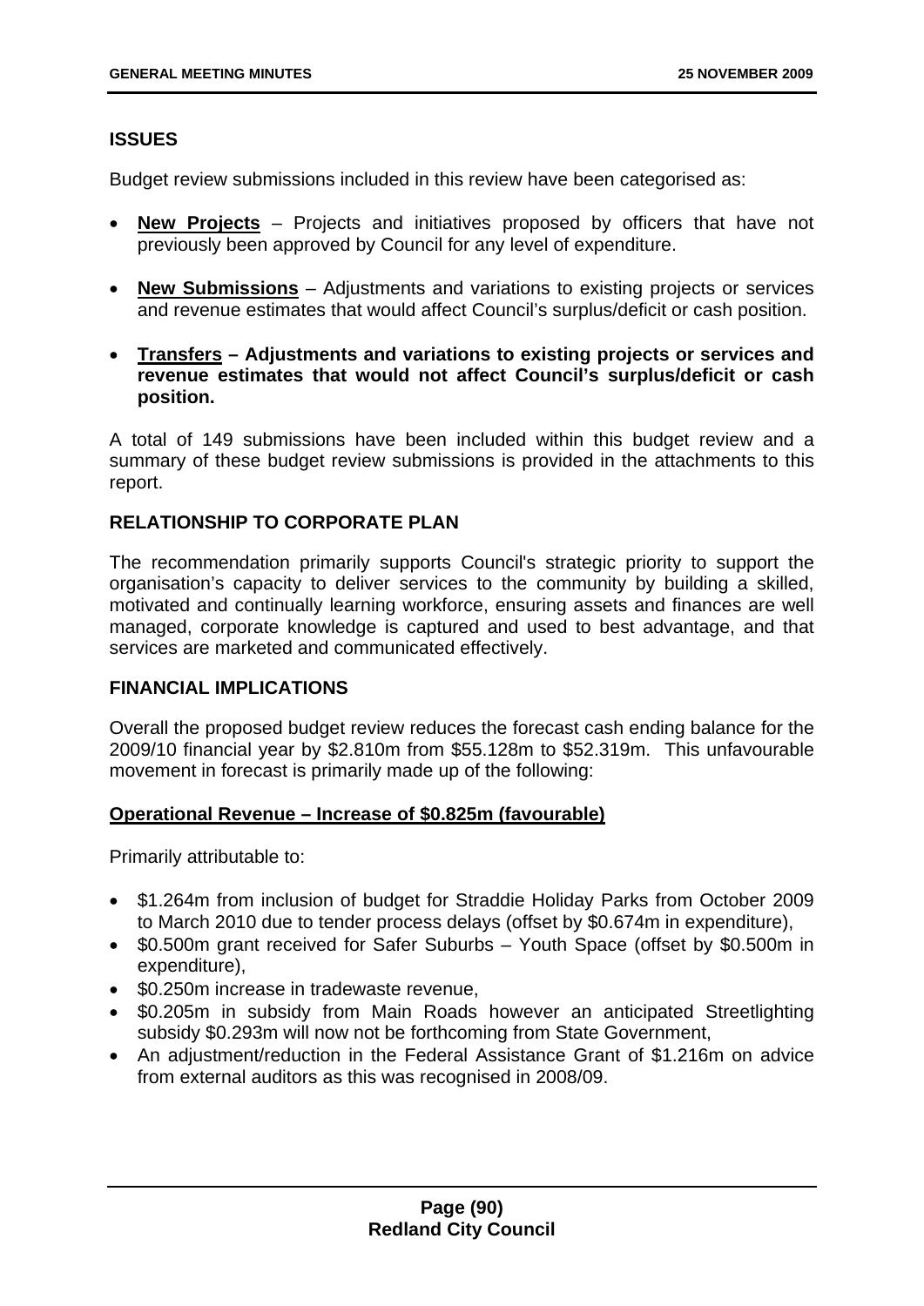## ISSUES

Budget review submissions included in this review have been categorised as:

- **New Projects** – Projects and initiatives proposed by officers that have not previously been approved by Council for any level of expenditure.
- **New Submissions** – Adjustments and variations to existing projects or services and revenue estimates that would affect Council's surplus/deficit or cash position.
- **Transfers – Adjustments and variations to existing projects or services and revenue estimates that would not affect Council's surplus/deficit or cash position.**

A total of 149 submissions have been included within this budget review and a summary of these budget review submissions is provided in the attachments to this report.

## RELATIONSHIP TO CORPORATE PLAN

The recommendation primarily supports Council's strategic priority to support the organisation's capacity to deliver services to the community by building a skilled, motivated and continually learning workforce, ensuring assets and finances are well managed, corporate knowledge is captured and used to best advantage, and that services are marketed and communicated effectively.

## FINANCIAL IMPLICATIONS

Overall the proposed budget review reduces the forecast cash ending balance for the 2009/10 financial year by $2.810m from $55.128m to $52.319m. This unfavourable movement in forecast is primarily made up of the following:

**Operational Revenue – Increase of $0.825m (favourable)**

Primarily attributable to:

- $1.264m from inclusion of budget for Straddie Holiday Parks from October 2009 to March 2010 due to tender process delays (offset by $0.674m in expenditure),
- $0.500m grant received for Safer Suburbs – Youth Space (offset by $0.500m in expenditure),
- $0.250m increase in tradewaste revenue,
- $0.205m in subsidy from Main Roads however an anticipated Streetlighting subsidy $0.293m will now not be forthcoming from State Government,
- An adjustment/reduction in the Federal Assistance Grant of $1.216m on advice from external auditors as this was recognised in 2008/09.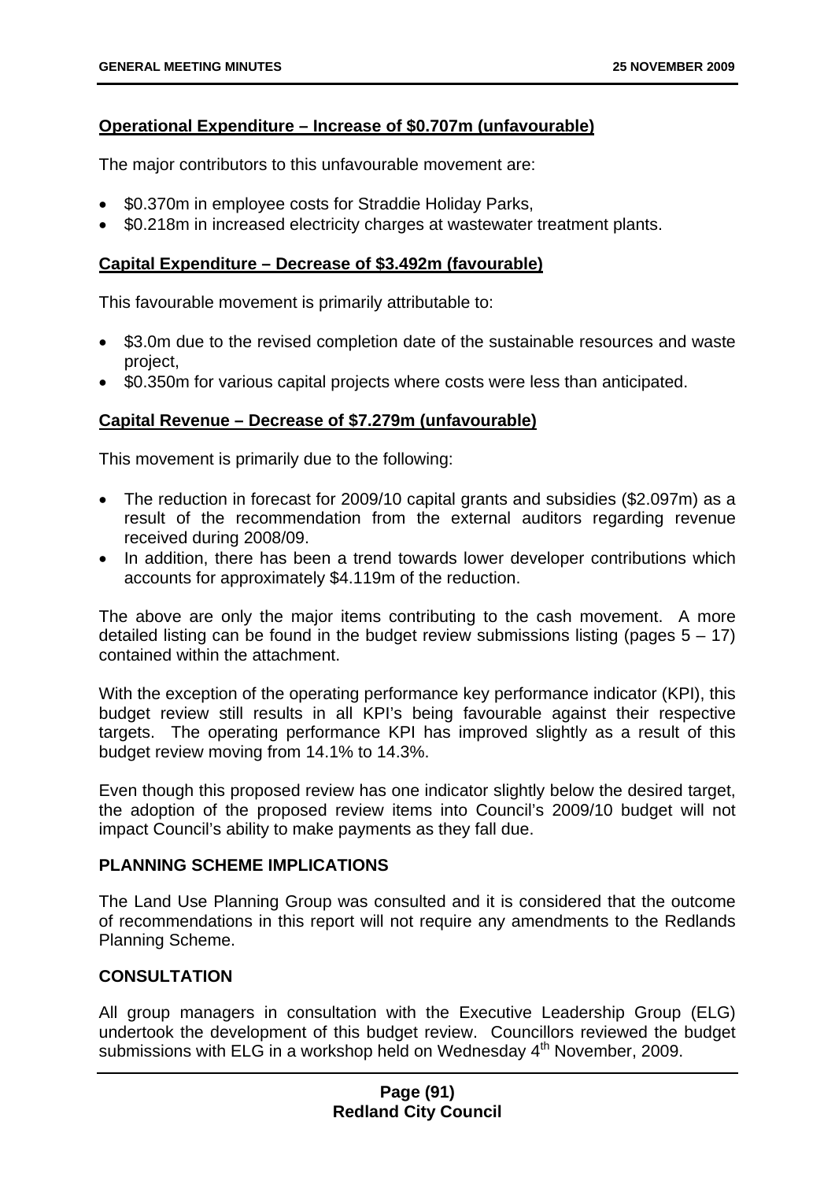**Operational Expenditure – Increase of $0.707m (unfavourable)**

The major contributors to this unfavourable movement are:

- $0.370m in employee costs for Straddie Holiday Parks,
- $0.218m in increased electricity charges at wastewater treatment plants.

**Capital Expenditure – Decrease of $3.492m (favourable)**

This favourable movement is primarily attributable to:

- $3.0m due to the revised completion date of the sustainable resources and waste project,
- $0.350m for various capital projects where costs were less than anticipated.

**Capital Revenue – Decrease of $7.279m (unfavourable)**

This movement is primarily due to the following:

- The reduction in forecast for 2009/10 capital grants and subsidies ($2.097m) as a result of the recommendation from the external auditors regarding revenue received during 2008/09.
- In addition, there has been a trend towards lower developer contributions which accounts for approximately $4.119m of the reduction.

The above are only the major items contributing to the cash movement. A more detailed listing can be found in the budget review submissions listing (pages 5 – 17) contained within the attachment.

With the exception of the operating performance key performance indicator (KPI), this budget review still results in all KPI's being favourable against their respective targets. The operating performance KPI has improved slightly as a result of this budget review moving from 14.1% to 14.3%.

Even though this proposed review has one indicator slightly below the desired target, the adoption of the proposed review items into Council's 2009/10 budget will not impact Council's ability to make payments as they fall due.

## PLANNING SCHEME IMPLICATIONS

The Land Use Planning Group was consulted and it is considered that the outcome of recommendations in this report will not require any amendments to the Redlands Planning Scheme.

## CONSULTATION

All group managers in consultation with the Executive Leadership Group (ELG) undertook the development of this budget review. Councillors reviewed the budget submissions with ELG in a workshop held on Wednesday 4th November, 2009.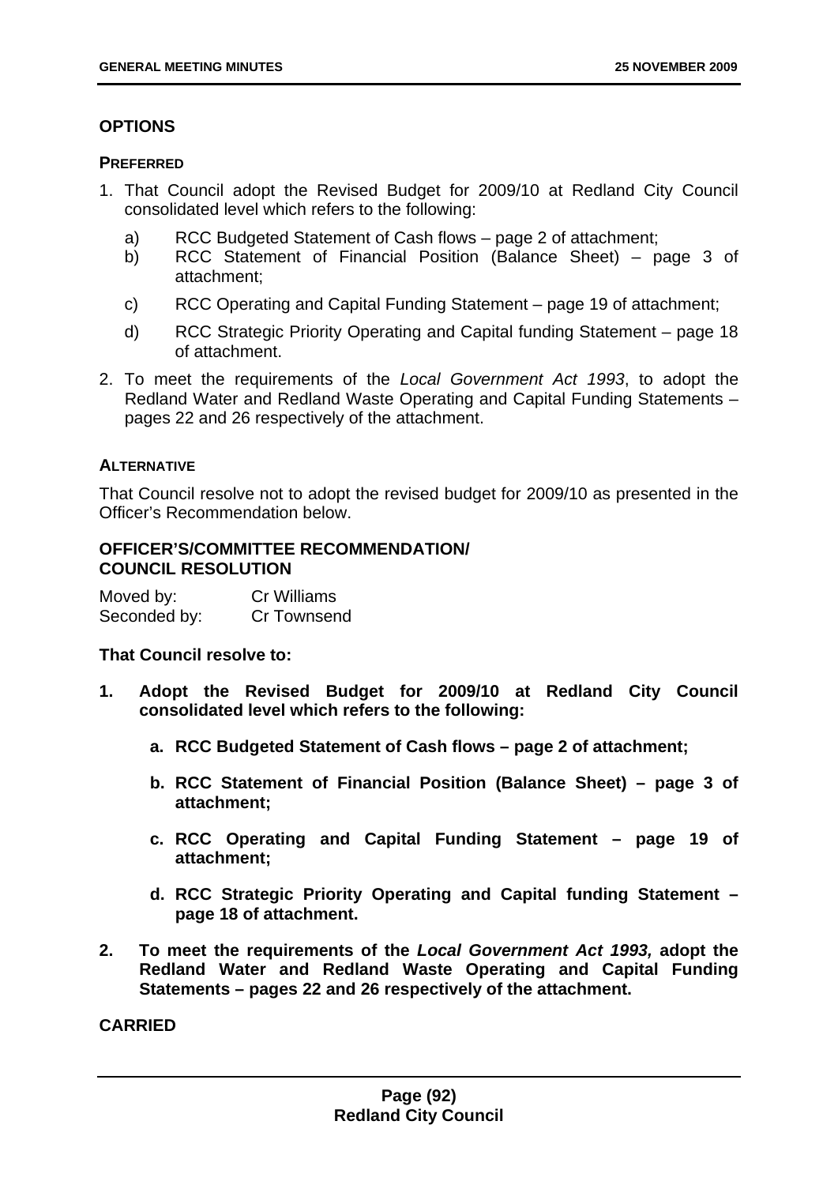## OPTIONS

### PREFERRED

1. That Council adopt the Revised Budget for 2009/10 at Redland City Council consolidated level which refers to the following:

   a) RCC Budgeted Statement of Cash flows – page 2 of attachment;

   b) RCC Statement of Financial Position (Balance Sheet) – page 3 of attachment;

   c) RCC Operating and Capital Funding Statement – page 19 of attachment;

   d) RCC Strategic Priority Operating and Capital funding Statement – page 18 of attachment.

2. To meet the requirements of the *Local Government Act 1993*, to adopt the Redland Water and Redland Waste Operating and Capital Funding Statements – pages 22 and 26 respectively of the attachment.

### ALTERNATIVE

That Council resolve not to adopt the revised budget for 2009/10 as presented in the Officer's Recommendation below.

## OFFICER'S/COMMITTEE RECOMMENDATION/ COUNCIL RESOLUTION

Moved by: Cr Williams
Seconded by: Cr Townsend

**That Council resolve to:**

1. **Adopt the Revised Budget for 2009/10 at Redland City Council consolidated level which refers to the following:**

   a. **RCC Budgeted Statement of Cash flows – page 2 of attachment;**

   b. **RCC Statement of Financial Position (Balance Sheet) – page 3 of attachment;**

   c. **RCC Operating and Capital Funding Statement – page 19 of attachment;**

   d. **RCC Strategic Priority Operating and Capital funding Statement – page 18 of attachment.**

2. **To meet the requirements of the *Local Government Act 1993*, adopt the Redland Water and Redland Waste Operating and Capital Funding Statements – pages 22 and 26 respectively of the attachment.**

**CARRIED**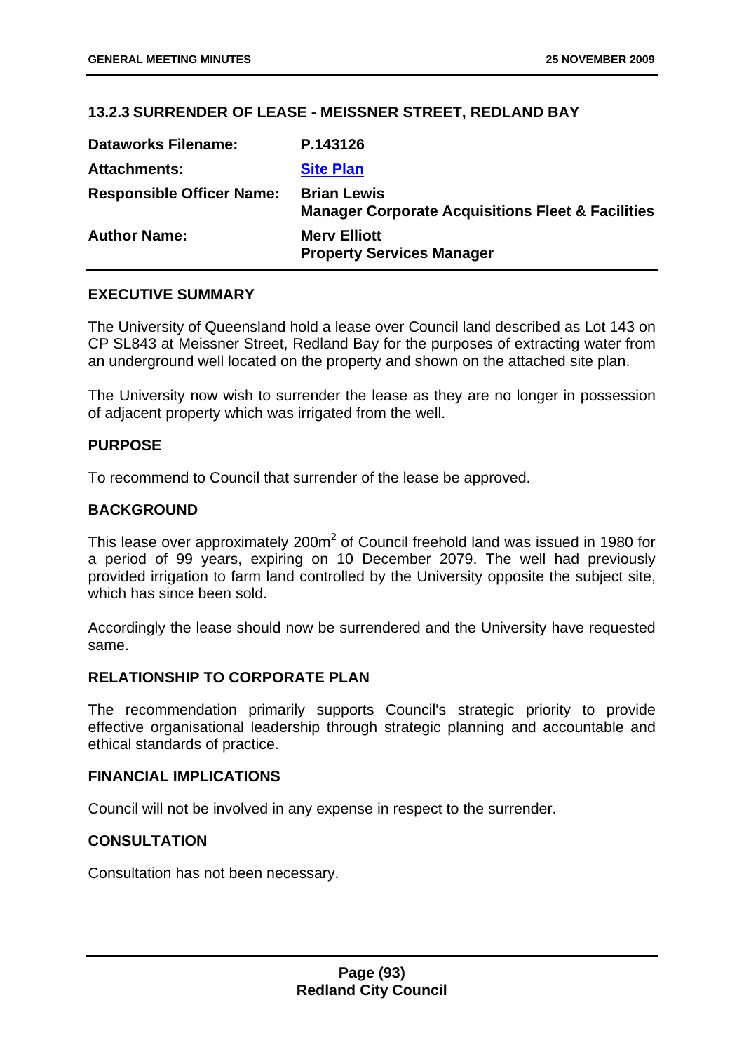## 13.2.3 SURRENDER OF LEASE - MEISSNER STREET, REDLAND BAY

| | |
|---|---|
| **Dataworks Filename:** | **P.143126** |
| **Attachments:** | **Site Plan** |
| **Responsible Officer Name:** | **Brian Lewis**<br>**Manager Corporate Acquisitions Fleet & Facilities** |
| **Author Name:** | **Merv Elliott**<br>**Property Services Manager** |

### EXECUTIVE SUMMARY

The University of Queensland hold a lease over Council land described as Lot 143 on CP SL843 at Meissner Street, Redland Bay for the purposes of extracting water from an underground well located on the property and shown on the attached site plan.

The University now wish to surrender the lease as they are no longer in possession of adjacent property which was irrigated from the well.

### PURPOSE

To recommend to Council that surrender of the lease be approved.

### BACKGROUND

This lease over approximately $200m^2$ of Council freehold land was issued in 1980 for a period of 99 years, expiring on 10 December 2079. The well had previously provided irrigation to farm land controlled by the University opposite the subject site, which has since been sold.

Accordingly the lease should now be surrendered and the University have requested same.

### RELATIONSHIP TO CORPORATE PLAN

The recommendation primarily supports Council's strategic priority to provide effective organisational leadership through strategic planning and accountable and ethical standards of practice.

### FINANCIAL IMPLICATIONS

Council will not be involved in any expense in respect to the surrender.

### CONSULTATION

Consultation has not been necessary.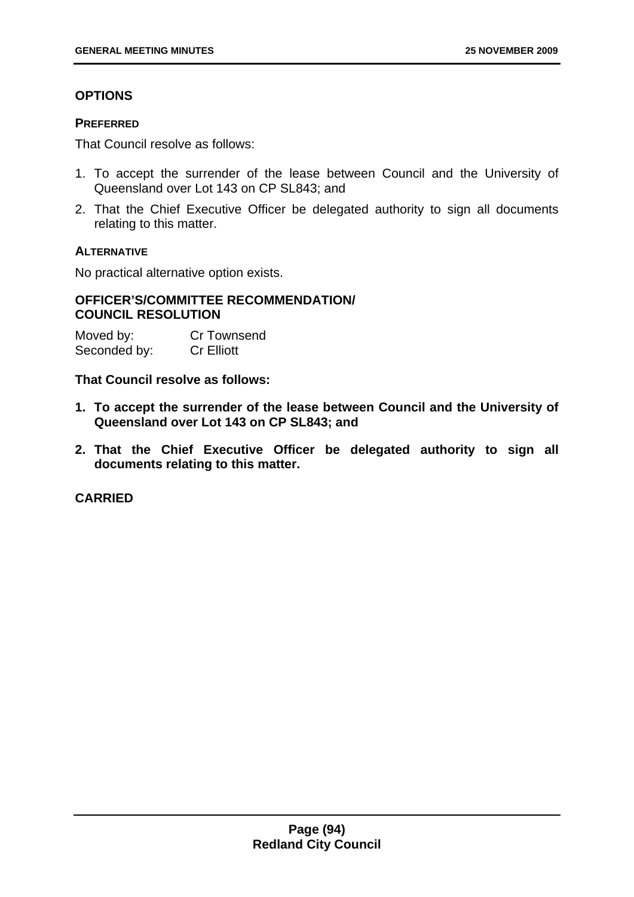## OPTIONS

### PREFERRED

That Council resolve as follows:

1. To accept the surrender of the lease between Council and the University of Queensland over Lot 143 on CP SL843; and
2. That the Chief Executive Officer be delegated authority to sign all documents relating to this matter.

### ALTERNATIVE

No practical alternative option exists.

## OFFICER'S/COMMITTEE RECOMMENDATION/ COUNCIL RESOLUTION

Moved by: Cr Townsend
Seconded by: Cr Elliott

**That Council resolve as follows:**

1. **To accept the surrender of the lease between Council and the University of Queensland over Lot 143 on CP SL843; and**
2. **That the Chief Executive Officer be delegated authority to sign all documents relating to this matter.**

**CARRIED**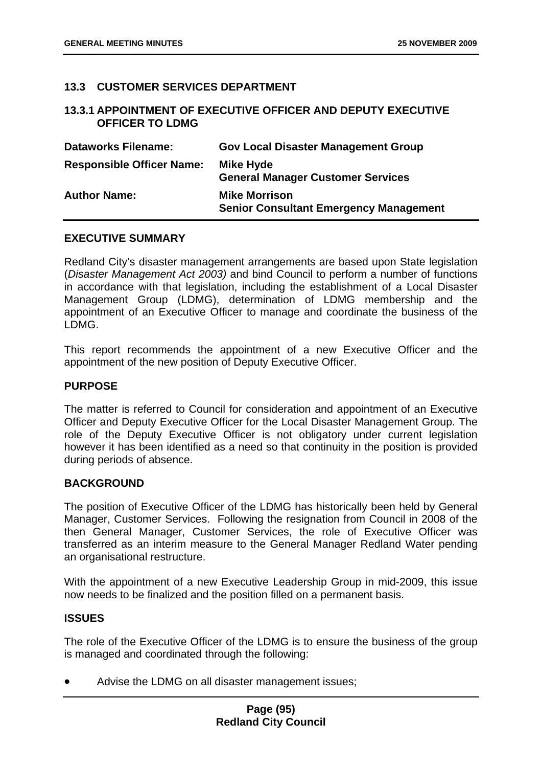## 13.3 CUSTOMER SERVICES DEPARTMENT

### 13.3.1 APPOINTMENT OF EXECUTIVE OFFICER AND DEPUTY EXECUTIVE OFFICER TO LDMG

| | |
|---|---|
| **Dataworks Filename:** | **Gov Local Disaster Management Group** |
| **Responsible Officer Name:** | **Mike Hyde**<br>**General Manager Customer Services** |
| **Author Name:** | **Mike Morrison**<br>**Senior Consultant Emergency Management** |

**EXECUTIVE SUMMARY**

Redland City's disaster management arrangements are based upon State legislation (*Disaster Management Act 2003)* and bind Council to perform a number of functions in accordance with that legislation, including the establishment of a Local Disaster Management Group (LDMG), determination of LDMG membership and the appointment of an Executive Officer to manage and coordinate the business of the LDMG.

This report recommends the appointment of a new Executive Officer and the appointment of the new position of Deputy Executive Officer.

**PURPOSE**

The matter is referred to Council for consideration and appointment of an Executive Officer and Deputy Executive Officer for the Local Disaster Management Group. The role of the Deputy Executive Officer is not obligatory under current legislation however it has been identified as a need so that continuity in the position is provided during periods of absence.

**BACKGROUND**

The position of Executive Officer of the LDMG has historically been held by General Manager, Customer Services. Following the resignation from Council in 2008 of the then General Manager, Customer Services, the role of Executive Officer was transferred as an interim measure to the General Manager Redland Water pending an organisational restructure.

With the appointment of a new Executive Leadership Group in mid-2009, this issue now needs to be finalized and the position filled on a permanent basis.

**ISSUES**

The role of the Executive Officer of the LDMG is to ensure the business of the group is managed and coordinated through the following:

- Advise the LDMG on all disaster management issues;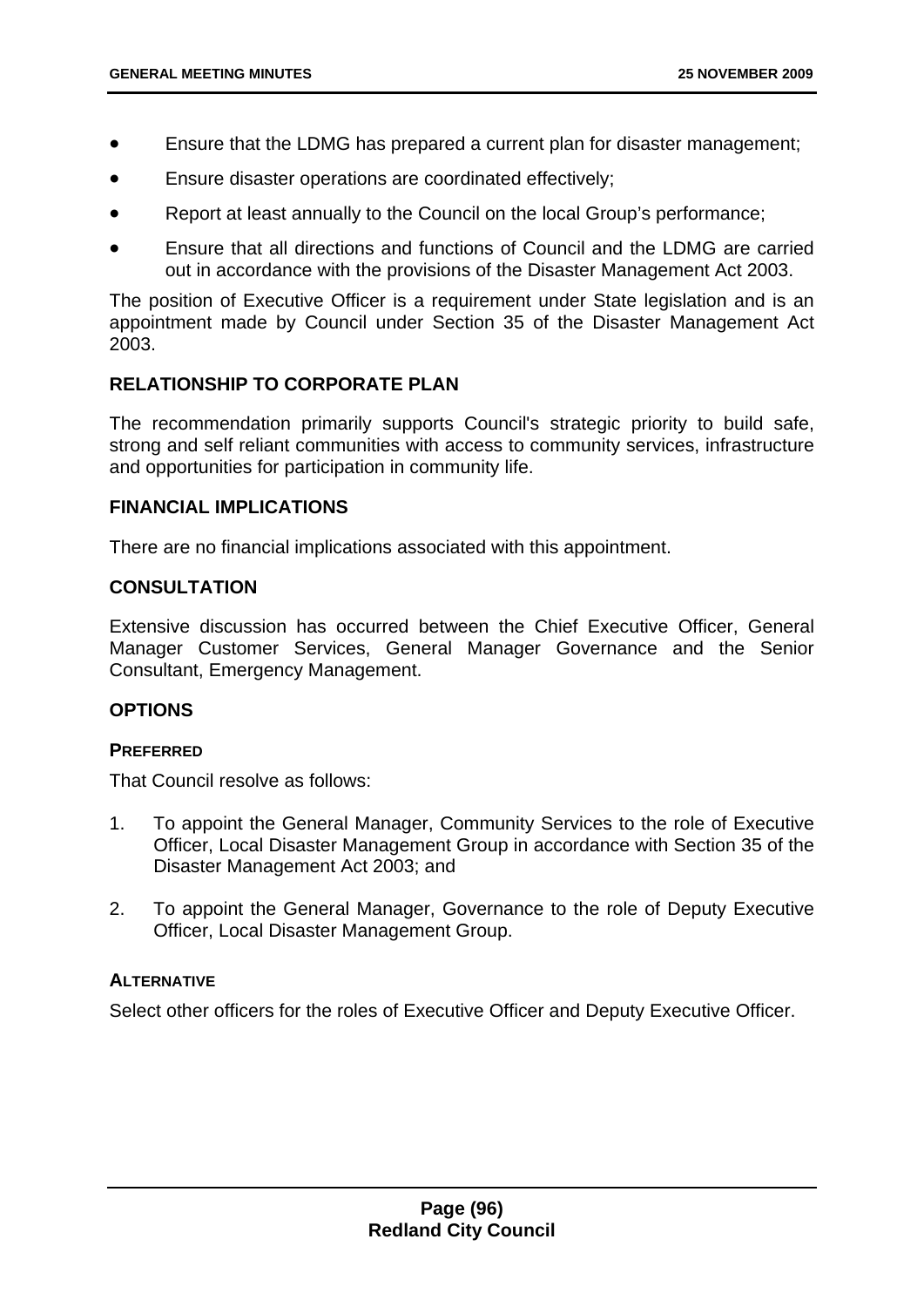- Ensure that the LDMG has prepared a current plan for disaster management;
- Ensure disaster operations are coordinated effectively;
- Report at least annually to the Council on the local Group's performance;
- Ensure that all directions and functions of Council and the LDMG are carried out in accordance with the provisions of the Disaster Management Act 2003.

The position of Executive Officer is a requirement under State legislation and is an appointment made by Council under Section 35 of the Disaster Management Act 2003.

## RELATIONSHIP TO CORPORATE PLAN

The recommendation primarily supports Council's strategic priority to build safe, strong and self reliant communities with access to community services, infrastructure and opportunities for participation in community life.

## FINANCIAL IMPLICATIONS

There are no financial implications associated with this appointment.

## CONSULTATION

Extensive discussion has occurred between the Chief Executive Officer, General Manager Customer Services, General Manager Governance and the Senior Consultant, Emergency Management.

## OPTIONS

### PREFERRED

That Council resolve as follows:

1. To appoint the General Manager, Community Services to the role of Executive Officer, Local Disaster Management Group in accordance with Section 35 of the Disaster Management Act 2003; and
2. To appoint the General Manager, Governance to the role of Deputy Executive Officer, Local Disaster Management Group.

### ALTERNATIVE

Select other officers for the roles of Executive Officer and Deputy Executive Officer.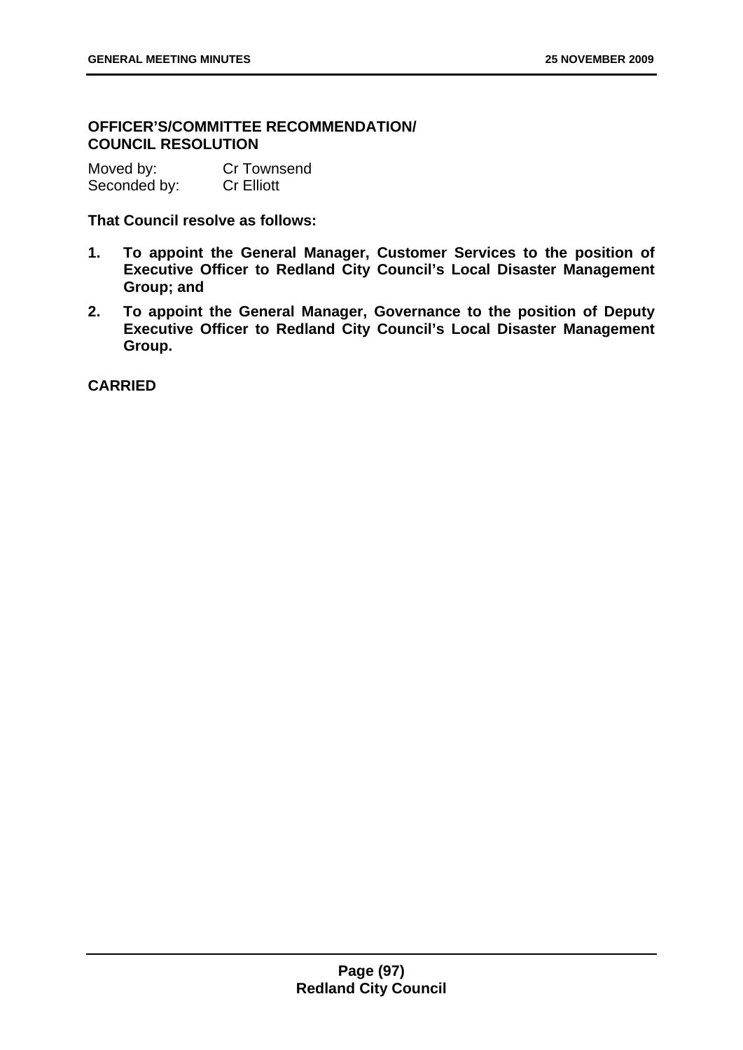**OFFICER'S/COMMITTEE RECOMMENDATION/ COUNCIL RESOLUTION**

Moved by: Cr Townsend
Seconded by: Cr Elliott

**That Council resolve as follows:**

1. **To appoint the General Manager, Customer Services to the position of Executive Officer to Redland City Council's Local Disaster Management Group; and**
2. **To appoint the General Manager, Governance to the position of Deputy Executive Officer to Redland City Council's Local Disaster Management Group.**

**CARRIED**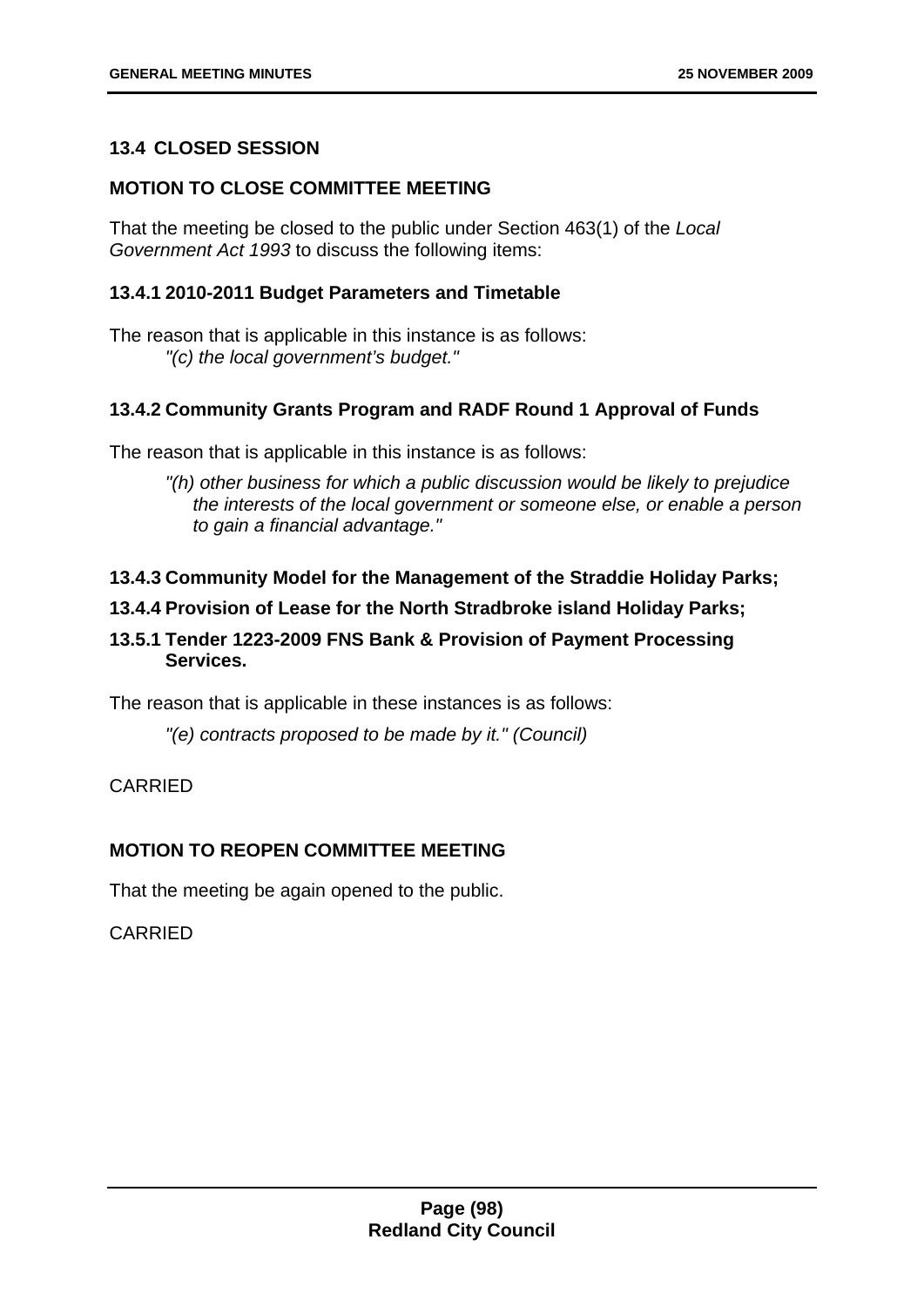## 13.4 CLOSED SESSION

### MOTION TO CLOSE COMMITTEE MEETING

That the meeting be closed to the public under Section 463(1) of the *Local Government Act 1993* to discuss the following items:

### 13.4.1 2010-2011 Budget Parameters and Timetable

The reason that is applicable in this instance is as follows:

> *"(c) the local government's budget."*

### 13.4.2 Community Grants Program and RADF Round 1 Approval of Funds

The reason that is applicable in this instance is as follows:

> *"(h) other business for which a public discussion would be likely to prejudice the interests of the local government or someone else, or enable a person to gain a financial advantage."*

### 13.4.3 Community Model for the Management of the Straddie Holiday Parks;

### 13.4.4 Provision of Lease for the North Stradbroke island Holiday Parks;

### 13.5.1 Tender 1223-2009 FNS Bank & Provision of Payment Processing Services.

The reason that is applicable in these instances is as follows:

> *"(e) contracts proposed to be made by it." (Council)*

CARRIED

### MOTION TO REOPEN COMMITTEE MEETING

That the meeting be again opened to the public.

CARRIED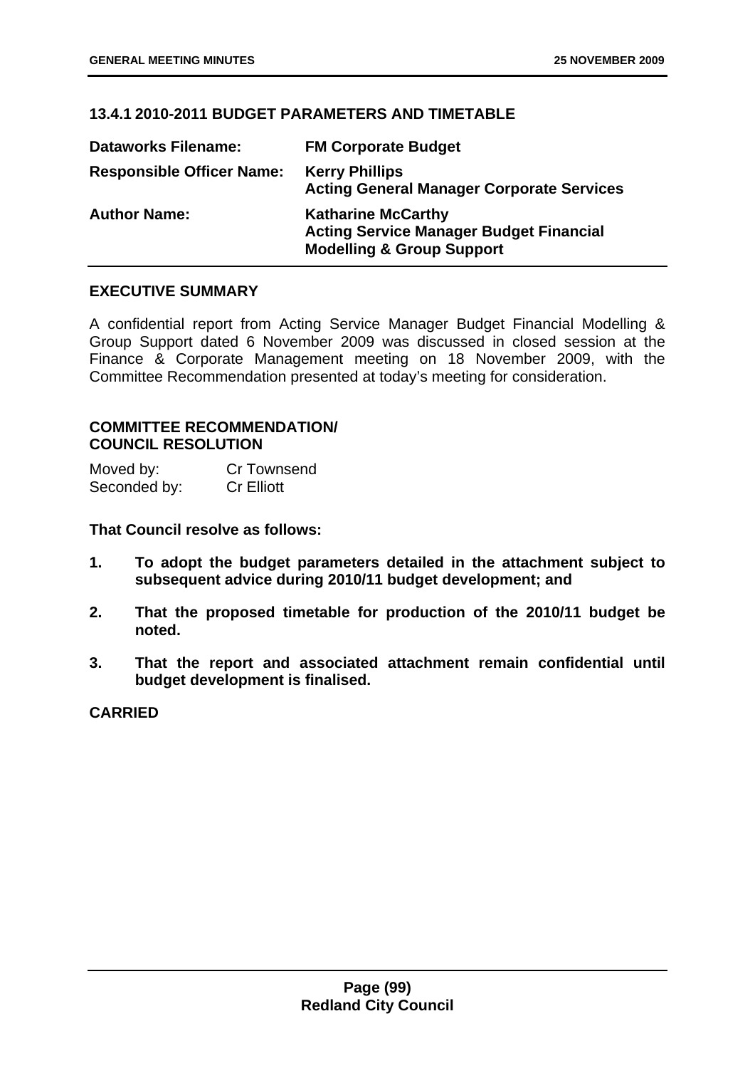### 13.4.1 2010-2011 BUDGET PARAMETERS AND TIMETABLE

| | |
|---|---|
| **Dataworks Filename:** | **FM Corporate Budget** |
| **Responsible Officer Name:** | **Kerry Phillips**<br>**Acting General Manager Corporate Services** |
| **Author Name:** | **Katharine McCarthy**<br>**Acting Service Manager Budget Financial Modelling & Group Support** |

**EXECUTIVE SUMMARY**

A confidential report from Acting Service Manager Budget Financial Modelling & Group Support dated 6 November 2009 was discussed in closed session at the Finance & Corporate Management meeting on 18 November 2009, with the Committee Recommendation presented at today's meeting for consideration.

**COMMITTEE RECOMMENDATION/**
**COUNCIL RESOLUTION**

Moved by: Cr Townsend
Seconded by: Cr Elliott

**That Council resolve as follows:**

1. **To adopt the budget parameters detailed in the attachment subject to subsequent advice during 2010/11 budget development; and**
2. **That the proposed timetable for production of the 2010/11 budget be noted.**
3. **That the report and associated attachment remain confidential until budget development is finalised.**

**CARRIED**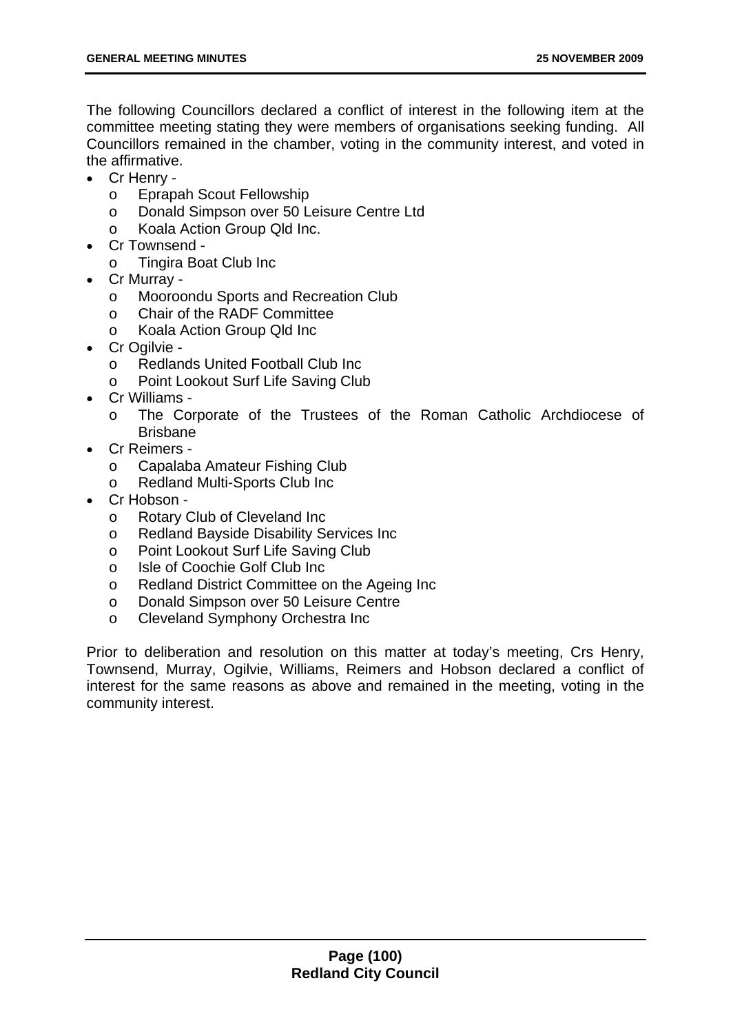The following Councillors declared a conflict of interest in the following item at the committee meeting stating they were members of organisations seeking funding. All Councillors remained in the chamber, voting in the community interest, and voted in the affirmative.

- Cr Henry -
  - Eprapah Scout Fellowship
  - Donald Simpson over 50 Leisure Centre Ltd
  - Koala Action Group Qld Inc.
- Cr Townsend -
  - Tingira Boat Club Inc
- Cr Murray -
  - Mooroondu Sports and Recreation Club
  - Chair of the RADF Committee
  - Koala Action Group Qld Inc
- Cr Ogilvie -
  - Redlands United Football Club Inc
  - Point Lookout Surf Life Saving Club
- Cr Williams -
  - The Corporate of the Trustees of the Roman Catholic Archdiocese of Brisbane
- Cr Reimers -
  - Capalaba Amateur Fishing Club
  - Redland Multi-Sports Club Inc
- Cr Hobson -
  - Rotary Club of Cleveland Inc
  - Redland Bayside Disability Services Inc
  - Point Lookout Surf Life Saving Club
  - Isle of Coochie Golf Club Inc
  - Redland District Committee on the Ageing Inc
  - Donald Simpson over 50 Leisure Centre
  - Cleveland Symphony Orchestra Inc

Prior to deliberation and resolution on this matter at today's meeting, Crs Henry, Townsend, Murray, Ogilvie, Williams, Reimers and Hobson declared a conflict of interest for the same reasons as above and remained in the meeting, voting in the community interest.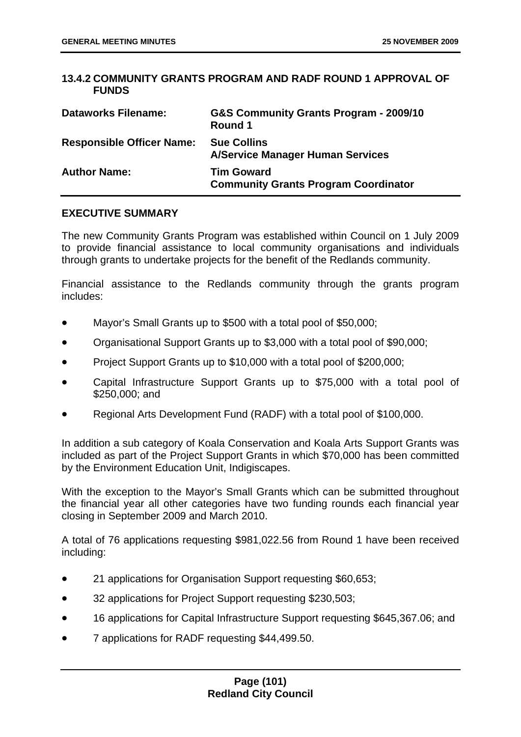## 13.4.2 COMMUNITY GRANTS PROGRAM AND RADF ROUND 1 APPROVAL OF FUNDS

| | |
|---|---|
| **Dataworks Filename:** | **G&S Community Grants Program - 2009/10 Round 1** |
| **Responsible Officer Name:** | **Sue Collins**<br>**A/Service Manager Human Services** |
| **Author Name:** | **Tim Goward**<br>**Community Grants Program Coordinator** |

### EXECUTIVE SUMMARY

The new Community Grants Program was established within Council on 1 July 2009 to provide financial assistance to local community organisations and individuals through grants to undertake projects for the benefit of the Redlands community.

Financial assistance to the Redlands community through the grants program includes:

- Mayor's Small Grants up to $500 with a total pool of $50,000;
- Organisational Support Grants up to $3,000 with a total pool of $90,000;
- Project Support Grants up to $10,000 with a total pool of $200,000;
- Capital Infrastructure Support Grants up to $75,000 with a total pool of $250,000; and
- Regional Arts Development Fund (RADF) with a total pool of $100,000.

In addition a sub category of Koala Conservation and Koala Arts Support Grants was included as part of the Project Support Grants in which $70,000 has been committed by the Environment Education Unit, Indigiscapes.

With the exception to the Mayor's Small Grants which can be submitted throughout the financial year all other categories have two funding rounds each financial year closing in September 2009 and March 2010.

A total of 76 applications requesting $981,022.56 from Round 1 have been received including:

- 21 applications for Organisation Support requesting $60,653;
- 32 applications for Project Support requesting $230,503;
- 16 applications for Capital Infrastructure Support requesting $645,367.06; and
- 7 applications for RADF requesting $44,499.50.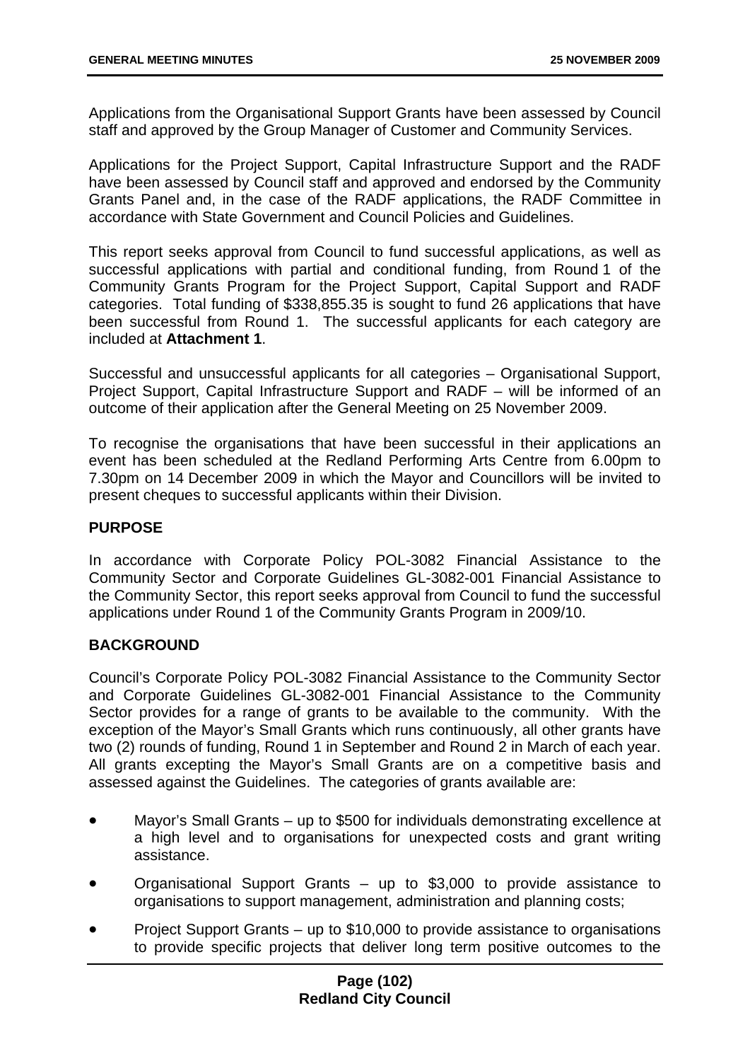Applications from the Organisational Support Grants have been assessed by Council staff and approved by the Group Manager of Customer and Community Services.

Applications for the Project Support, Capital Infrastructure Support and the RADF have been assessed by Council staff and approved and endorsed by the Community Grants Panel and, in the case of the RADF applications, the RADF Committee in accordance with State Government and Council Policies and Guidelines.

This report seeks approval from Council to fund successful applications, as well as successful applications with partial and conditional funding, from Round 1 of the Community Grants Program for the Project Support, Capital Support and RADF categories. Total funding of $338,855.35 is sought to fund 26 applications that have been successful from Round 1. The successful applicants for each category are included at **Attachment 1**.

Successful and unsuccessful applicants for all categories – Organisational Support, Project Support, Capital Infrastructure Support and RADF – will be informed of an outcome of their application after the General Meeting on 25 November 2009.

To recognise the organisations that have been successful in their applications an event has been scheduled at the Redland Performing Arts Centre from 6.00pm to 7.30pm on 14 December 2009 in which the Mayor and Councillors will be invited to present cheques to successful applicants within their Division.

## PURPOSE

In accordance with Corporate Policy POL-3082 Financial Assistance to the Community Sector and Corporate Guidelines GL-3082-001 Financial Assistance to the Community Sector, this report seeks approval from Council to fund the successful applications under Round 1 of the Community Grants Program in 2009/10.

## BACKGROUND

Council's Corporate Policy POL-3082 Financial Assistance to the Community Sector and Corporate Guidelines GL-3082-001 Financial Assistance to the Community Sector provides for a range of grants to be available to the community. With the exception of the Mayor's Small Grants which runs continuously, all other grants have two (2) rounds of funding, Round 1 in September and Round 2 in March of each year. All grants excepting the Mayor's Small Grants are on a competitive basis and assessed against the Guidelines. The categories of grants available are:

- Mayor's Small Grants – up to $500 for individuals demonstrating excellence at a high level and to organisations for unexpected costs and grant writing assistance.
- Organisational Support Grants – up to $3,000 to provide assistance to organisations to support management, administration and planning costs;
- Project Support Grants – up to $10,000 to provide assistance to organisations to provide specific projects that deliver long term positive outcomes to the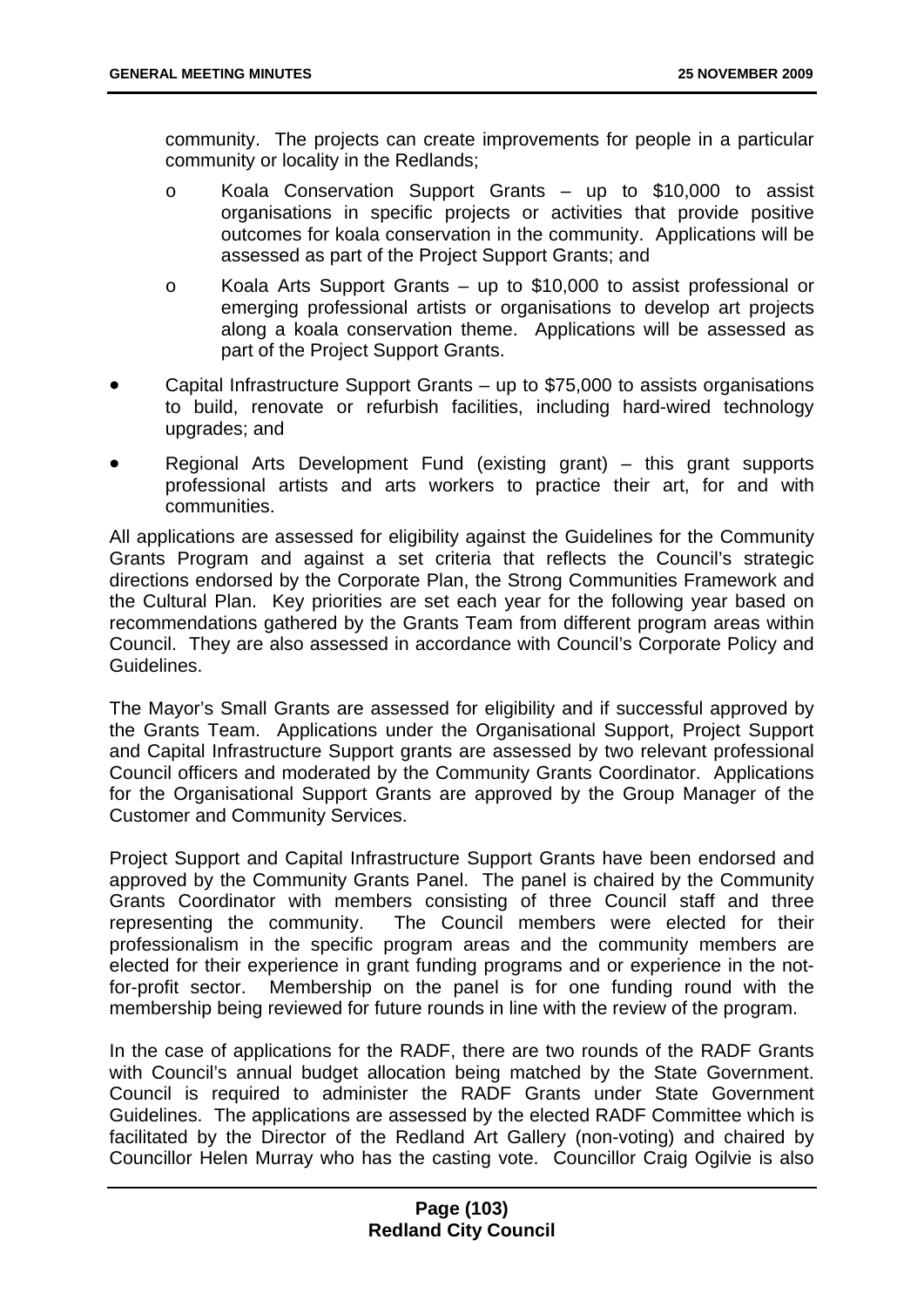community. The projects can create improvements for people in a particular community or locality in the Redlands;

  - o Koala Conservation Support Grants – up to $10,000 to assist organisations in specific projects or activities that provide positive outcomes for koala conservation in the community. Applications will be assessed as part of the Project Support Grants; and
  - o Koala Arts Support Grants – up to $10,000 to assist professional or emerging professional artists or organisations to develop art projects along a koala conservation theme. Applications will be assessed as part of the Project Support Grants.

- Capital Infrastructure Support Grants – up to $75,000 to assists organisations to build, renovate or refurbish facilities, including hard-wired technology upgrades; and
- Regional Arts Development Fund (existing grant) – this grant supports professional artists and arts workers to practice their art, for and with communities.

All applications are assessed for eligibility against the Guidelines for the Community Grants Program and against a set criteria that reflects the Council's strategic directions endorsed by the Corporate Plan, the Strong Communities Framework and the Cultural Plan. Key priorities are set each year for the following year based on recommendations gathered by the Grants Team from different program areas within Council. They are also assessed in accordance with Council's Corporate Policy and Guidelines.

The Mayor's Small Grants are assessed for eligibility and if successful approved by the Grants Team. Applications under the Organisational Support, Project Support and Capital Infrastructure Support grants are assessed by two relevant professional Council officers and moderated by the Community Grants Coordinator. Applications for the Organisational Support Grants are approved by the Group Manager of the Customer and Community Services.

Project Support and Capital Infrastructure Support Grants have been endorsed and approved by the Community Grants Panel. The panel is chaired by the Community Grants Coordinator with members consisting of three Council staff and three representing the community. The Council members were elected for their professionalism in the specific program areas and the community members are elected for their experience in grant funding programs and or experience in the not-for-profit sector. Membership on the panel is for one funding round with the membership being reviewed for future rounds in line with the review of the program.

In the case of applications for the RADF, there are two rounds of the RADF Grants with Council's annual budget allocation being matched by the State Government. Council is required to administer the RADF Grants under State Government Guidelines. The applications are assessed by the elected RADF Committee which is facilitated by the Director of the Redland Art Gallery (non-voting) and chaired by Councillor Helen Murray who has the casting vote. Councillor Craig Ogilvie is also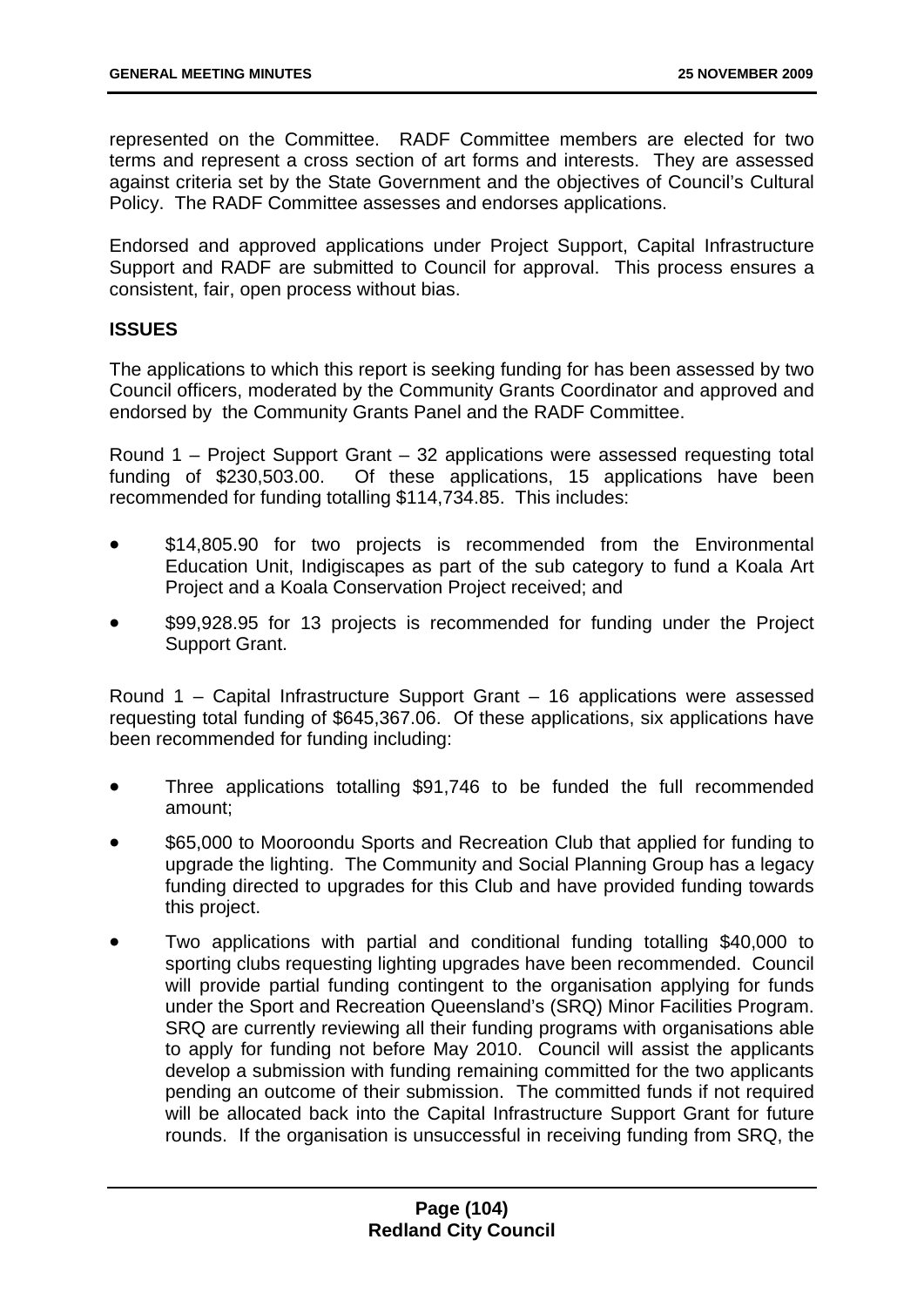represented on the Committee. RADF Committee members are elected for two terms and represent a cross section of art forms and interests. They are assessed against criteria set by the State Government and the objectives of Council's Cultural Policy. The RADF Committee assesses and endorses applications.

Endorsed and approved applications under Project Support, Capital Infrastructure Support and RADF are submitted to Council for approval. This process ensures a consistent, fair, open process without bias.

## ISSUES

The applications to which this report is seeking funding for has been assessed by two Council officers, moderated by the Community Grants Coordinator and approved and endorsed by the Community Grants Panel and the RADF Committee.

Round 1 – Project Support Grant – 32 applications were assessed requesting total funding of $230,503.00. Of these applications, 15 applications have been recommended for funding totalling $114,734.85. This includes:

- $14,805.90 for two projects is recommended from the Environmental Education Unit, Indigiscapes as part of the sub category to fund a Koala Art Project and a Koala Conservation Project received; and
- $99,928.95 for 13 projects is recommended for funding under the Project Support Grant.

Round 1 – Capital Infrastructure Support Grant – 16 applications were assessed requesting total funding of $645,367.06. Of these applications, six applications have been recommended for funding including:

- Three applications totalling $91,746 to be funded the full recommended amount;
- $65,000 to Mooroondu Sports and Recreation Club that applied for funding to upgrade the lighting. The Community and Social Planning Group has a legacy funding directed to upgrades for this Club and have provided funding towards this project.
- Two applications with partial and conditional funding totalling $40,000 to sporting clubs requesting lighting upgrades have been recommended. Council will provide partial funding contingent to the organisation applying for funds under the Sport and Recreation Queensland's (SRQ) Minor Facilities Program. SRQ are currently reviewing all their funding programs with organisations able to apply for funding not before May 2010. Council will assist the applicants develop a submission with funding remaining committed for the two applicants pending an outcome of their submission. The committed funds if not required will be allocated back into the Capital Infrastructure Support Grant for future rounds. If the organisation is unsuccessful in receiving funding from SRQ, the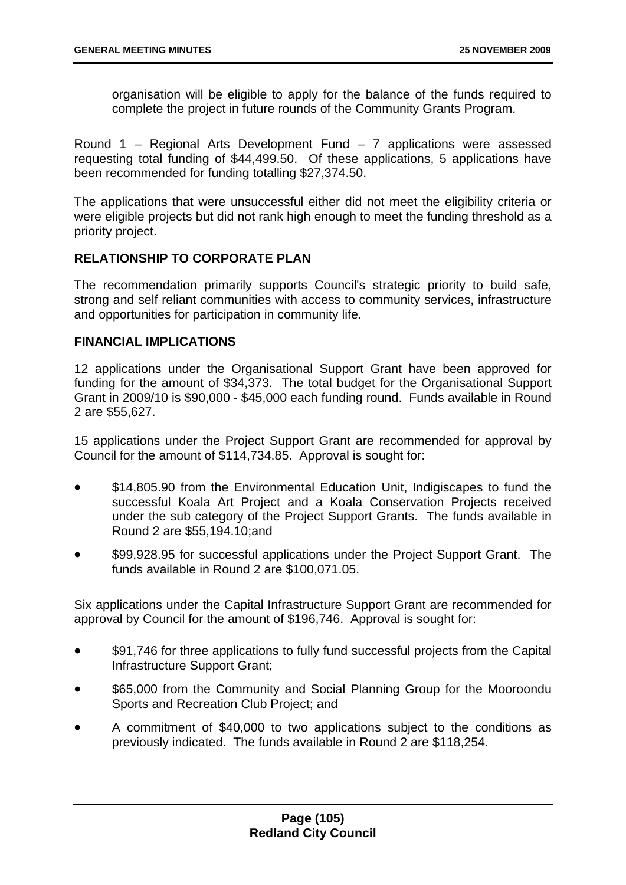organisation will be eligible to apply for the balance of the funds required to complete the project in future rounds of the Community Grants Program.

Round 1 – Regional Arts Development Fund – 7 applications were assessed requesting total funding of $44,499.50. Of these applications, 5 applications have been recommended for funding totalling $27,374.50.

The applications that were unsuccessful either did not meet the eligibility criteria or were eligible projects but did not rank high enough to meet the funding threshold as a priority project.

**RELATIONSHIP TO CORPORATE PLAN**

The recommendation primarily supports Council's strategic priority to build safe, strong and self reliant communities with access to community services, infrastructure and opportunities for participation in community life.

**FINANCIAL IMPLICATIONS**

12 applications under the Organisational Support Grant have been approved for funding for the amount of $34,373. The total budget for the Organisational Support Grant in 2009/10 is $90,000 - $45,000 each funding round. Funds available in Round 2 are $55,627.

15 applications under the Project Support Grant are recommended for approval by Council for the amount of $114,734.85. Approval is sought for:

- $14,805.90 from the Environmental Education Unit, Indigiscapes to fund the successful Koala Art Project and a Koala Conservation Projects received under the sub category of the Project Support Grants. The funds available in Round 2 are $55,194.10;and
- $99,928.95 for successful applications under the Project Support Grant. The funds available in Round 2 are $100,071.05.

Six applications under the Capital Infrastructure Support Grant are recommended for approval by Council for the amount of $196,746. Approval is sought for:

- $91,746 for three applications to fully fund successful projects from the Capital Infrastructure Support Grant;
- $65,000 from the Community and Social Planning Group for the Mooroondu Sports and Recreation Club Project; and
- A commitment of $40,000 to two applications subject to the conditions as previously indicated. The funds available in Round 2 are $118,254.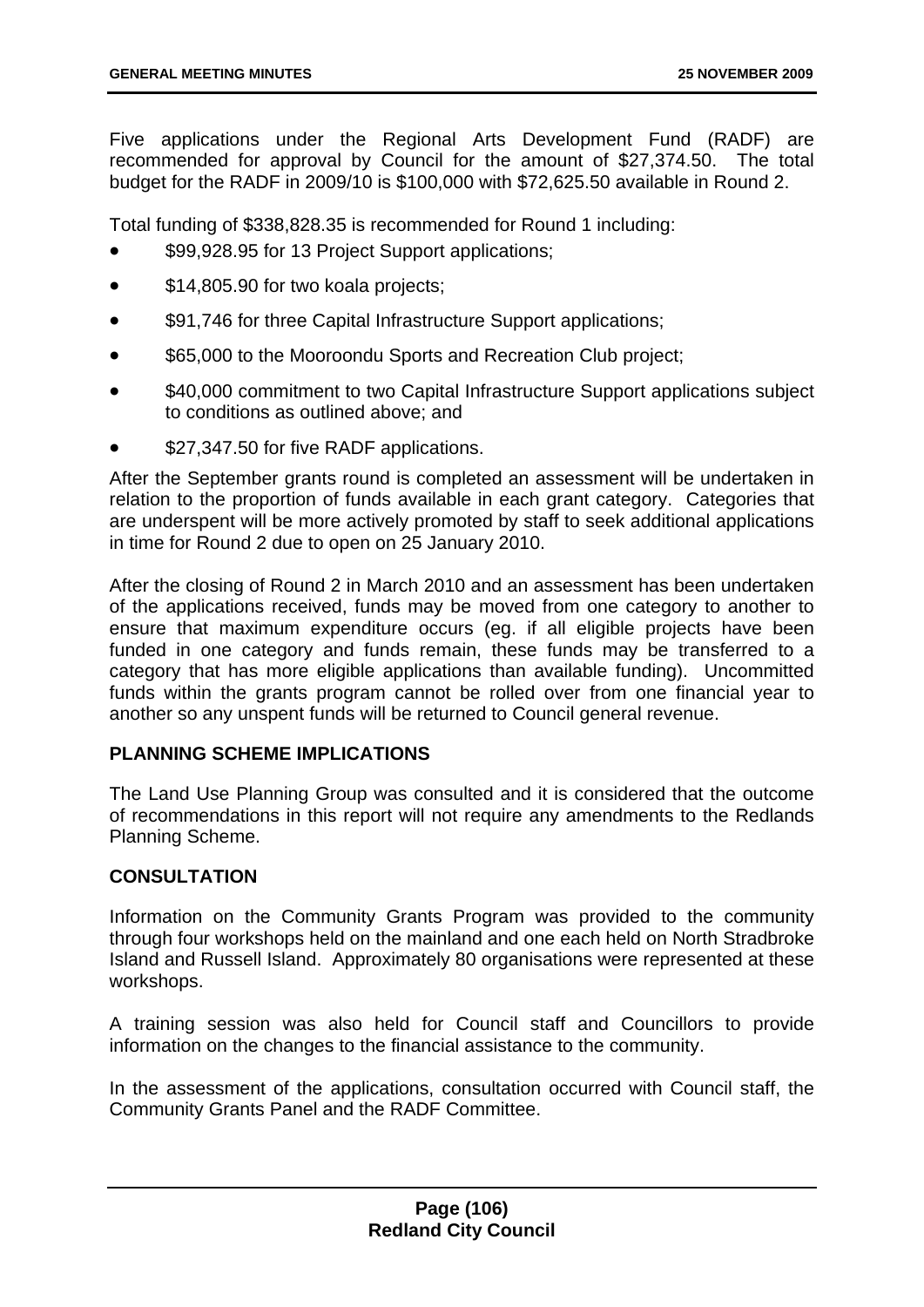Five applications under the Regional Arts Development Fund (RADF) are recommended for approval by Council for the amount of $27,374.50. The total budget for the RADF in 2009/10 is $100,000 with $72,625.50 available in Round 2.

Total funding of $338,828.35 is recommended for Round 1 including:

- $99,928.95 for 13 Project Support applications;
- $14,805.90 for two koala projects;
- $91,746 for three Capital Infrastructure Support applications;
- $65,000 to the Mooroondu Sports and Recreation Club project;
- $40,000 commitment to two Capital Infrastructure Support applications subject to conditions as outlined above; and
- $27,347.50 for five RADF applications.

After the September grants round is completed an assessment will be undertaken in relation to the proportion of funds available in each grant category. Categories that are underspent will be more actively promoted by staff to seek additional applications in time for Round 2 due to open on 25 January 2010.

After the closing of Round 2 in March 2010 and an assessment has been undertaken of the applications received, funds may be moved from one category to another to ensure that maximum expenditure occurs (eg. if all eligible projects have been funded in one category and funds remain, these funds may be transferred to a category that has more eligible applications than available funding). Uncommitted funds within the grants program cannot be rolled over from one financial year to another so any unspent funds will be returned to Council general revenue.

**PLANNING SCHEME IMPLICATIONS**

The Land Use Planning Group was consulted and it is considered that the outcome of recommendations in this report will not require any amendments to the Redlands Planning Scheme.

**CONSULTATION**

Information on the Community Grants Program was provided to the community through four workshops held on the mainland and one each held on North Stradbroke Island and Russell Island. Approximately 80 organisations were represented at these workshops.

A training session was also held for Council staff and Councillors to provide information on the changes to the financial assistance to the community.

In the assessment of the applications, consultation occurred with Council staff, the Community Grants Panel and the RADF Committee.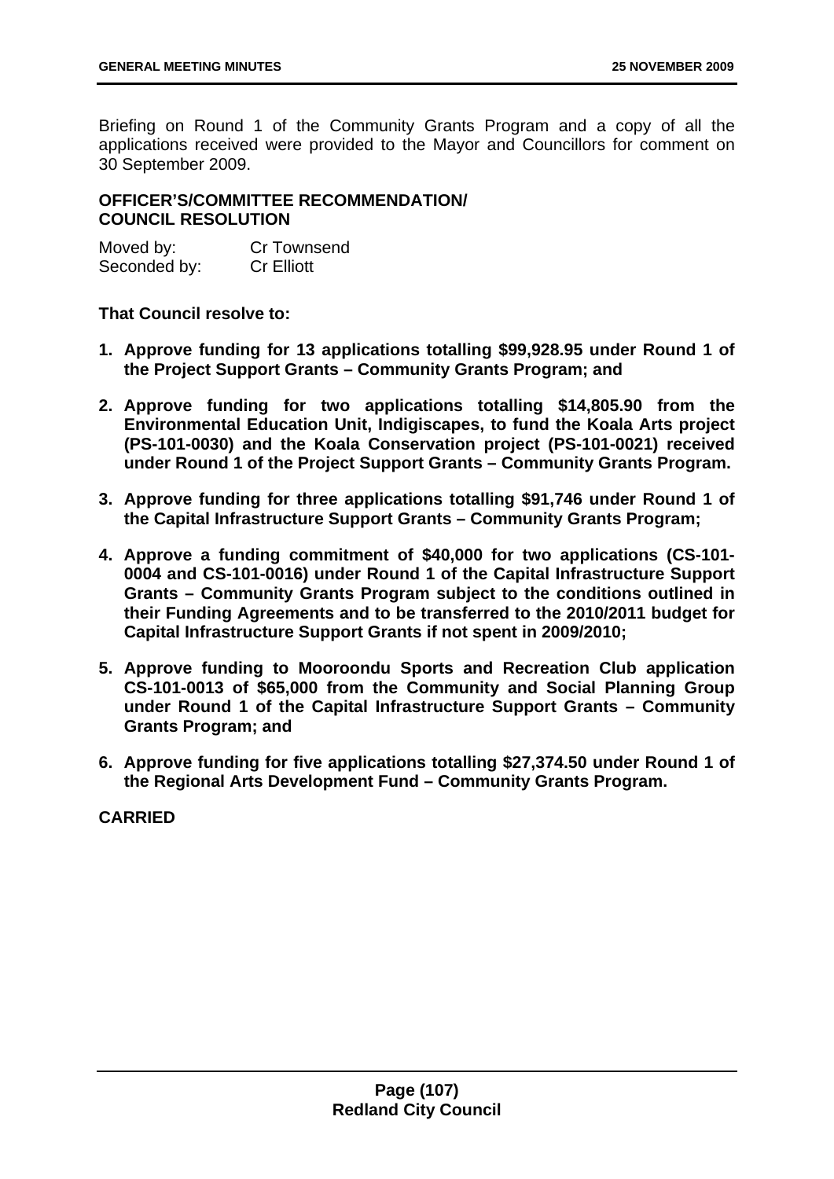Briefing on Round 1 of the Community Grants Program and a copy of all the applications received were provided to the Mayor and Councillors for comment on 30 September 2009.

**OFFICER'S/COMMITTEE RECOMMENDATION/ COUNCIL RESOLUTION**

Moved by: Cr Townsend
Seconded by: Cr Elliott

**That Council resolve to:**

1. **Approve funding for 13 applications totalling $99,928.95 under Round 1 of the Project Support Grants – Community Grants Program; and**
2. **Approve funding for two applications totalling $14,805.90 from the Environmental Education Unit, Indigiscapes, to fund the Koala Arts project (PS-101-0030) and the Koala Conservation project (PS-101-0021) received under Round 1 of the Project Support Grants – Community Grants Program.**
3. **Approve funding for three applications totalling $91,746 under Round 1 of the Capital Infrastructure Support Grants – Community Grants Program;**
4. **Approve a funding commitment of $40,000 for two applications (CS-101-0004 and CS-101-0016) under Round 1 of the Capital Infrastructure Support Grants – Community Grants Program subject to the conditions outlined in their Funding Agreements and to be transferred to the 2010/2011 budget for Capital Infrastructure Support Grants if not spent in 2009/2010;**
5. **Approve funding to Mooroondu Sports and Recreation Club application CS-101-0013 of $65,000 from the Community and Social Planning Group under Round 1 of the Capital Infrastructure Support Grants – Community Grants Program; and**
6. **Approve funding for five applications totalling $27,374.50 under Round 1 of the Regional Arts Development Fund – Community Grants Program.**

**CARRIED**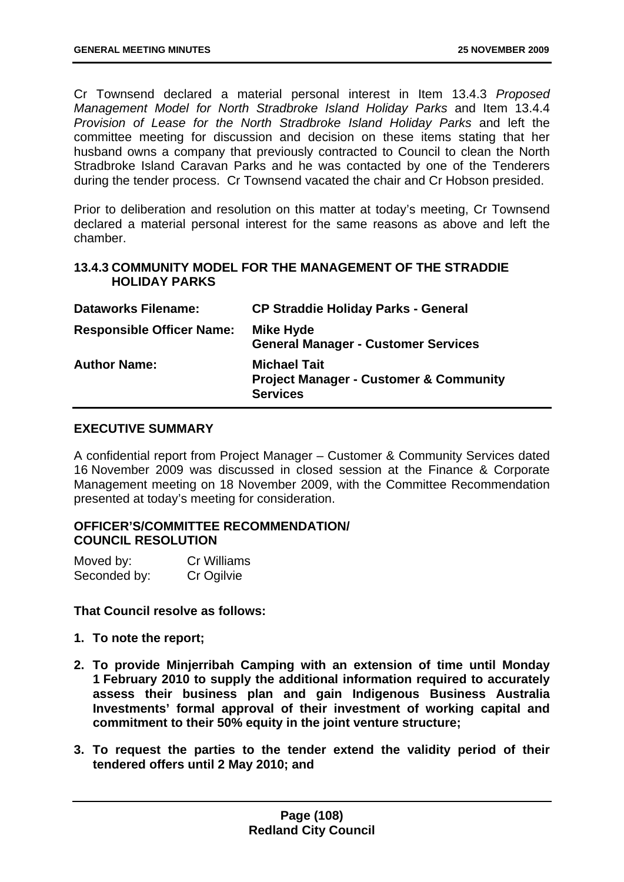Cr Townsend declared a material personal interest in Item 13.4.3 *Proposed Management Model for North Stradbroke Island Holiday Parks* and Item 13.4.4 *Provision of Lease for the North Stradbroke Island Holiday Parks* and left the committee meeting for discussion and decision on these items stating that her husband owns a company that previously contracted to Council to clean the North Stradbroke Island Caravan Parks and he was contacted by one of the Tenderers during the tender process. Cr Townsend vacated the chair and Cr Hobson presided.

Prior to deliberation and resolution on this matter at today's meeting, Cr Townsend declared a material personal interest for the same reasons as above and left the chamber.

### 13.4.3 COMMUNITY MODEL FOR THE MANAGEMENT OF THE STRADDIE HOLIDAY PARKS

| | |
|---|---|
| **Dataworks Filename:** | **CP Straddie Holiday Parks - General** |
| **Responsible Officer Name:** | **Mike Hyde**<br>**General Manager - Customer Services** |
| **Author Name:** | **Michael Tait**<br>**Project Manager - Customer & Community Services** |

#### EXECUTIVE SUMMARY

A confidential report from Project Manager – Customer & Community Services dated 16 November 2009 was discussed in closed session at the Finance & Corporate Management meeting on 18 November 2009, with the Committee Recommendation presented at today's meeting for consideration.

#### OFFICER'S/COMMITTEE RECOMMENDATION/ COUNCIL RESOLUTION

Moved by: Cr Williams
Seconded by: Cr Ogilvie

**That Council resolve as follows:**

1. **To note the report;**
2. **To provide Minjerribah Camping with an extension of time until Monday 1 February 2010 to supply the additional information required to accurately assess their business plan and gain Indigenous Business Australia Investments' formal approval of their investment of working capital and commitment to their 50% equity in the joint venture structure;**
3. **To request the parties to the tender extend the validity period of their tendered offers until 2 May 2010; and**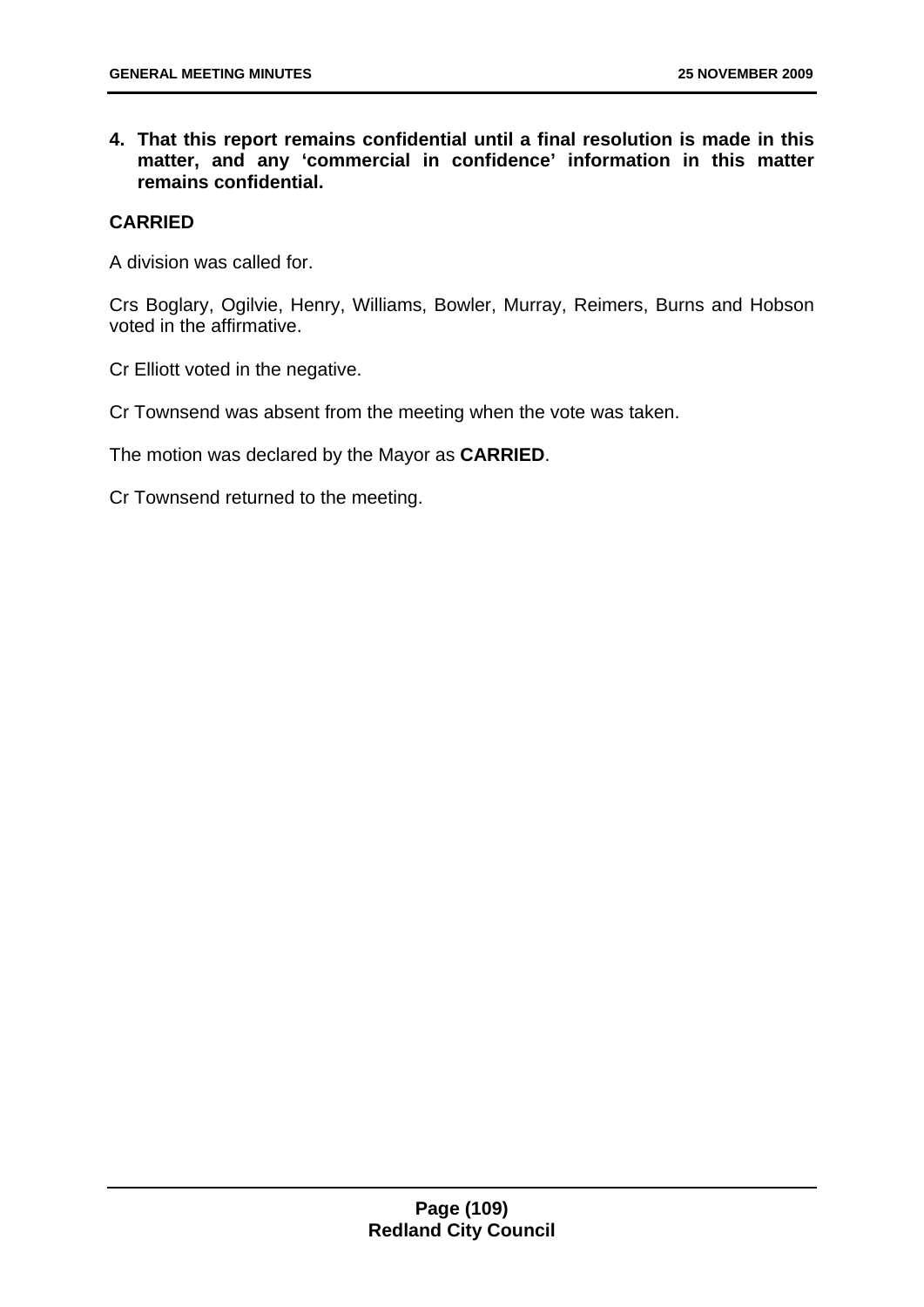**4. That this report remains confidential until a final resolution is made in this matter, and any 'commercial in confidence' information in this matter remains confidential.**

**CARRIED**

A division was called for.

Crs Boglary, Ogilvie, Henry, Williams, Bowler, Murray, Reimers, Burns and Hobson voted in the affirmative.

Cr Elliott voted in the negative.

Cr Townsend was absent from the meeting when the vote was taken.

The motion was declared by the Mayor as **CARRIED**.

Cr Townsend returned to the meeting.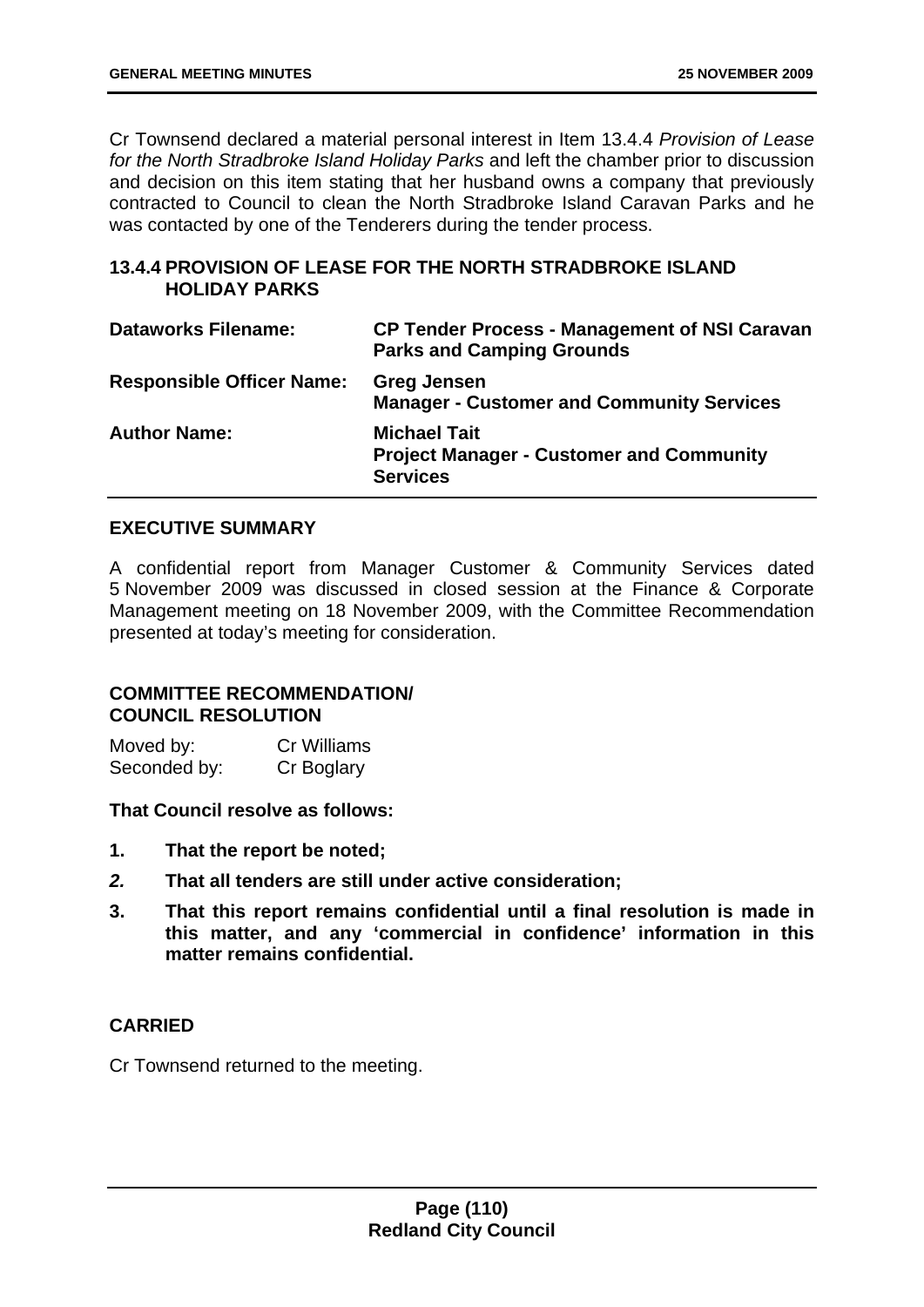Cr Townsend declared a material personal interest in Item 13.4.4 *Provision of Lease for the North Stradbroke Island Holiday Parks* and left the chamber prior to discussion and decision on this item stating that her husband owns a company that previously contracted to Council to clean the North Stradbroke Island Caravan Parks and he was contacted by one of the Tenderers during the tender process.

## 13.4.4 PROVISION OF LEASE FOR THE NORTH STRADBROKE ISLAND HOLIDAY PARKS

| | |
|---|---|
| **Dataworks Filename:** | **CP Tender Process - Management of NSI Caravan Parks and Camping Grounds** |
| **Responsible Officer Name:** | **Greg Jensen**<br>**Manager - Customer and Community Services** |
| **Author Name:** | **Michael Tait**<br>**Project Manager - Customer and Community Services** |

### EXECUTIVE SUMMARY

A confidential report from Manager Customer & Community Services dated 5 November 2009 was discussed in closed session at the Finance & Corporate Management meeting on 18 November 2009, with the Committee Recommendation presented at today's meeting for consideration.

### COMMITTEE RECOMMENDATION/ COUNCIL RESOLUTION

Moved by: Cr Williams
Seconded by: Cr Boglary

**That Council resolve as follows:**

1. **That the report be noted;**
2. **That all tenders are still under active consideration;**
3. **That this report remains confidential until a final resolution is made in this matter, and any 'commercial in confidence' information in this matter remains confidential.**

**CARRIED**

Cr Townsend returned to the meeting.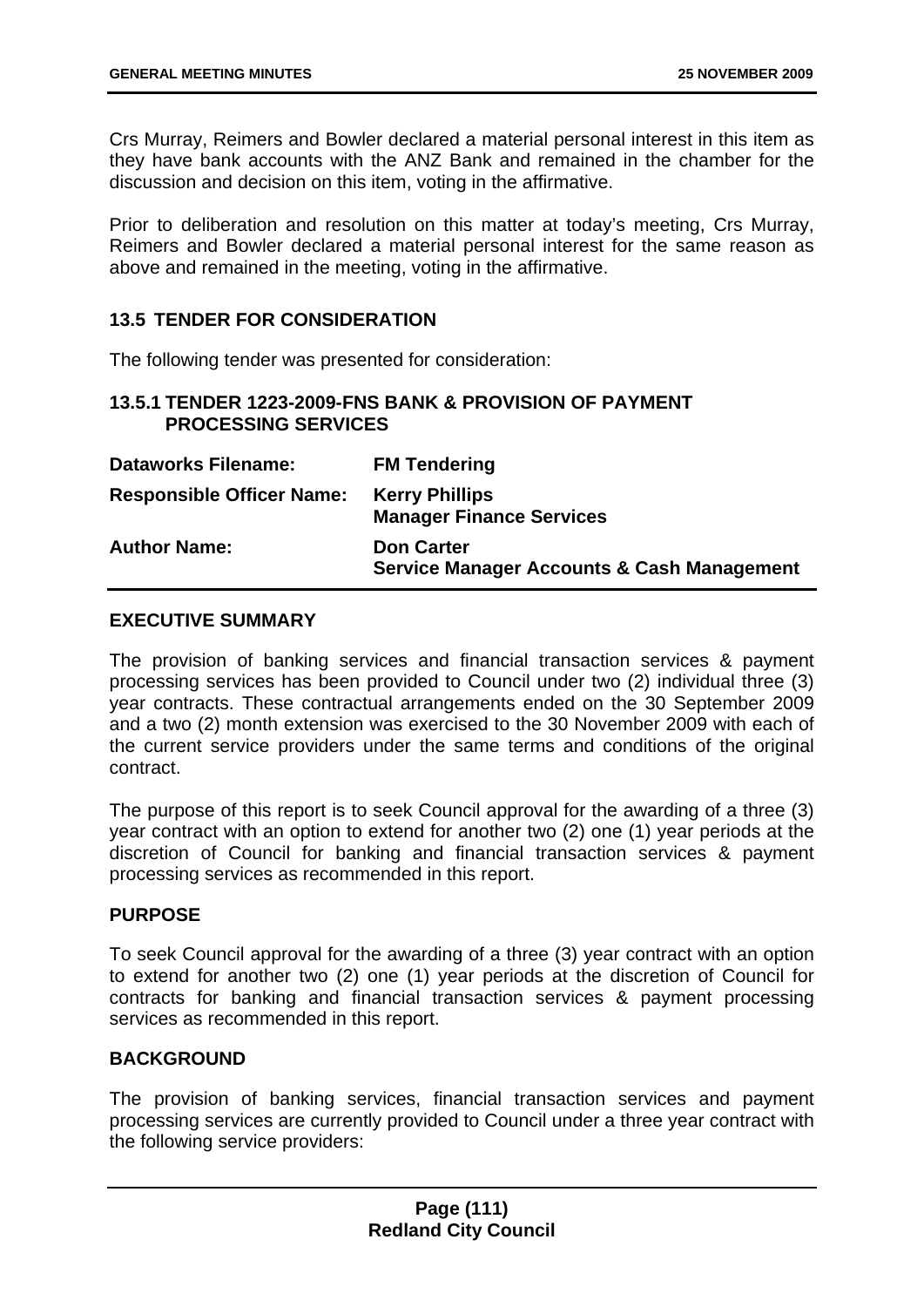Crs Murray, Reimers and Bowler declared a material personal interest in this item as they have bank accounts with the ANZ Bank and remained in the chamber for the discussion and decision on this item, voting in the affirmative.

Prior to deliberation and resolution on this matter at today's meeting, Crs Murray, Reimers and Bowler declared a material personal interest for the same reason as above and remained in the meeting, voting in the affirmative.

## 13.5 TENDER FOR CONSIDERATION

The following tender was presented for consideration:

### 13.5.1 TENDER 1223-2009-FNS BANK & PROVISION OF PAYMENT PROCESSING SERVICES

| | |
|---|---|
| **Dataworks Filename:** | **FM Tendering** |
| **Responsible Officer Name:** | **Kerry Phillips**<br>**Manager Finance Services** |
| **Author Name:** | **Don Carter**<br>**Service Manager Accounts & Cash Management** |

**EXECUTIVE SUMMARY**

The provision of banking services and financial transaction services & payment processing services has been provided to Council under two (2) individual three (3) year contracts. These contractual arrangements ended on the 30 September 2009 and a two (2) month extension was exercised to the 30 November 2009 with each of the current service providers under the same terms and conditions of the original contract.

The purpose of this report is to seek Council approval for the awarding of a three (3) year contract with an option to extend for another two (2) one (1) year periods at the discretion of Council for banking and financial transaction services & payment processing services as recommended in this report.

**PURPOSE**

To seek Council approval for the awarding of a three (3) year contract with an option to extend for another two (2) one (1) year periods at the discretion of Council for contracts for banking and financial transaction services & payment processing services as recommended in this report.

**BACKGROUND**

The provision of banking services, financial transaction services and payment processing services are currently provided to Council under a three year contract with the following service providers: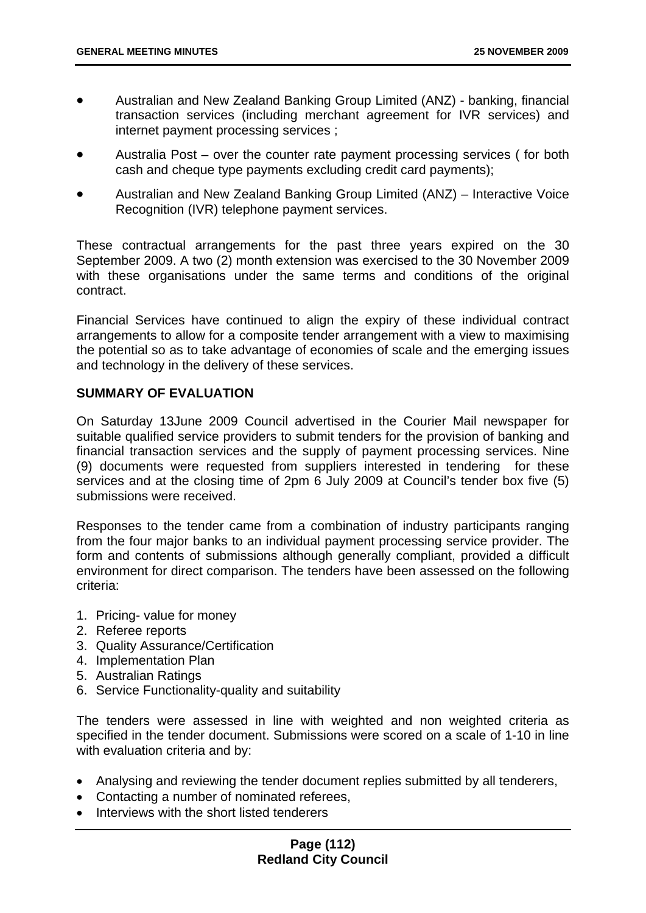- Australian and New Zealand Banking Group Limited (ANZ) - banking, financial transaction services (including merchant agreement for IVR services) and internet payment processing services ;
- Australia Post – over the counter rate payment processing services ( for both cash and cheque type payments excluding credit card payments);
- Australian and New Zealand Banking Group Limited (ANZ) – Interactive Voice Recognition (IVR) telephone payment services.

These contractual arrangements for the past three years expired on the 30 September 2009. A two (2) month extension was exercised to the 30 November 2009 with these organisations under the same terms and conditions of the original contract.

Financial Services have continued to align the expiry of these individual contract arrangements to allow for a composite tender arrangement with a view to maximising the potential so as to take advantage of economies of scale and the emerging issues and technology in the delivery of these services.

**SUMMARY OF EVALUATION**

On Saturday 13June 2009 Council advertised in the Courier Mail newspaper for suitable qualified service providers to submit tenders for the provision of banking and financial transaction services and the supply of payment processing services. Nine (9) documents were requested from suppliers interested in tendering for these services and at the closing time of 2pm 6 July 2009 at Council's tender box five (5) submissions were received.

Responses to the tender came from a combination of industry participants ranging from the four major banks to an individual payment processing service provider. The form and contents of submissions although generally compliant, provided a difficult environment for direct comparison. The tenders have been assessed on the following criteria:

1. Pricing- value for money
2. Referee reports
3. Quality Assurance/Certification
4. Implementation Plan
5. Australian Ratings
6. Service Functionality-quality and suitability

The tenders were assessed in line with weighted and non weighted criteria as specified in the tender document. Submissions were scored on a scale of 1-10 in line with evaluation criteria and by:

- Analysing and reviewing the tender document replies submitted by all tenderers,
- Contacting a number of nominated referees,
- Interviews with the short listed tenderers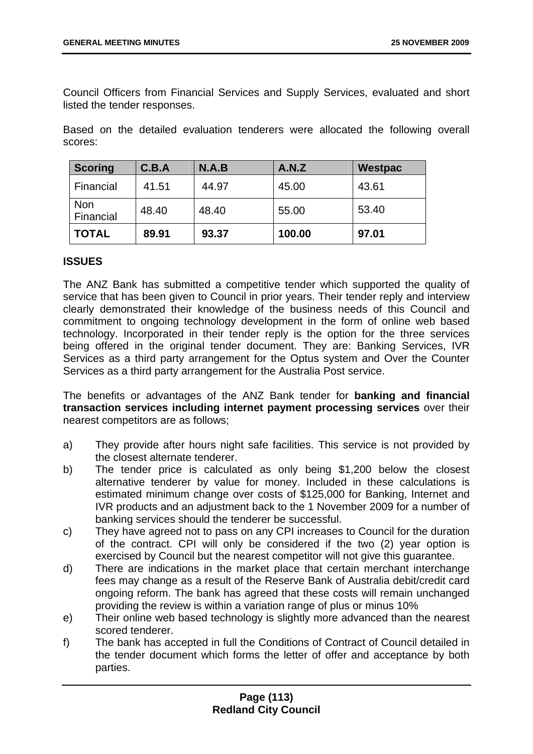Council Officers from Financial Services and Supply Services, evaluated and short listed the tender responses.

Based on the detailed evaluation tenderers were allocated the following overall scores:

| Scoring | C.B.A | N.A.B | A.N.Z | Westpac |
|---|---|---|---|---|
| Financial | 41.51 | 44.97 | 45.00 | 43.61 |
| Non Financial | 48.40 | 48.40 | 55.00 | 53.40 |
| **TOTAL** | **89.91** | **93.37** | **100.00** | **97.01** |

**ISSUES**

The ANZ Bank has submitted a competitive tender which supported the quality of service that has been given to Council in prior years. Their tender reply and interview clearly demonstrated their knowledge of the business needs of this Council and commitment to ongoing technology development in the form of online web based technology. Incorporated in their tender reply is the option for the three services being offered in the original tender document. They are: Banking Services, IVR Services as a third party arrangement for the Optus system and Over the Counter Services as a third party arrangement for the Australia Post service.

The benefits or advantages of the ANZ Bank tender for **banking and financial transaction services including internet payment processing services** over their nearest competitors are as follows;

a) They provide after hours night safe facilities. This service is not provided by the closest alternate tenderer.
b) The tender price is calculated as only being $1,200 below the closest alternative tenderer by value for money. Included in these calculations is estimated minimum change over costs of $125,000 for Banking, Internet and IVR products and an adjustment back to the 1 November 2009 for a number of banking services should the tenderer be successful.
c) They have agreed not to pass on any CPI increases to Council for the duration of the contract. CPI will only be considered if the two (2) year option is exercised by Council but the nearest competitor will not give this guarantee.
d) There are indications in the market place that certain merchant interchange fees may change as a result of the Reserve Bank of Australia debit/credit card ongoing reform. The bank has agreed that these costs will remain unchanged providing the review is within a variation range of plus or minus 10%
e) Their online web based technology is slightly more advanced than the nearest scored tenderer.
f) The bank has accepted in full the Conditions of Contract of Council detailed in the tender document which forms the letter of offer and acceptance by both parties.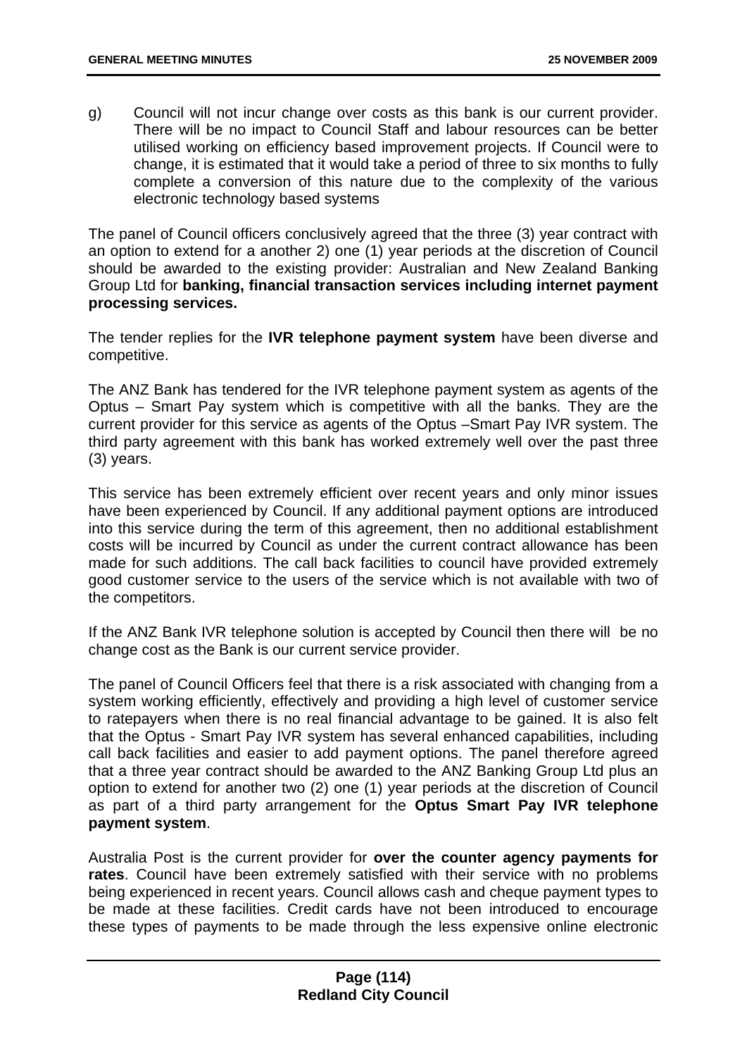g) Council will not incur change over costs as this bank is our current provider. There will be no impact to Council Staff and labour resources can be better utilised working on efficiency based improvement projects. If Council were to change, it is estimated that it would take a period of three to six months to fully complete a conversion of this nature due to the complexity of the various electronic technology based systems

The panel of Council officers conclusively agreed that the three (3) year contract with an option to extend for a another 2) one (1) year periods at the discretion of Council should be awarded to the existing provider: Australian and New Zealand Banking Group Ltd for **banking, financial transaction services including internet payment processing services.**

The tender replies for the **IVR telephone payment system** have been diverse and competitive.

The ANZ Bank has tendered for the IVR telephone payment system as agents of the Optus – Smart Pay system which is competitive with all the banks. They are the current provider for this service as agents of the Optus –Smart Pay IVR system. The third party agreement with this bank has worked extremely well over the past three (3) years.

This service has been extremely efficient over recent years and only minor issues have been experienced by Council. If any additional payment options are introduced into this service during the term of this agreement, then no additional establishment costs will be incurred by Council as under the current contract allowance has been made for such additions. The call back facilities to council have provided extremely good customer service to the users of the service which is not available with two of the competitors.

If the ANZ Bank IVR telephone solution is accepted by Council then there will be no change cost as the Bank is our current service provider.

The panel of Council Officers feel that there is a risk associated with changing from a system working efficiently, effectively and providing a high level of customer service to ratepayers when there is no real financial advantage to be gained. It is also felt that the Optus - Smart Pay IVR system has several enhanced capabilities, including call back facilities and easier to add payment options. The panel therefore agreed that a three year contract should be awarded to the ANZ Banking Group Ltd plus an option to extend for another two (2) one (1) year periods at the discretion of Council as part of a third party arrangement for the **Optus Smart Pay IVR telephone payment system**.

Australia Post is the current provider for **over the counter agency payments for rates**. Council have been extremely satisfied with their service with no problems being experienced in recent years. Council allows cash and cheque payment types to be made at these facilities. Credit cards have not been introduced to encourage these types of payments to be made through the less expensive online electronic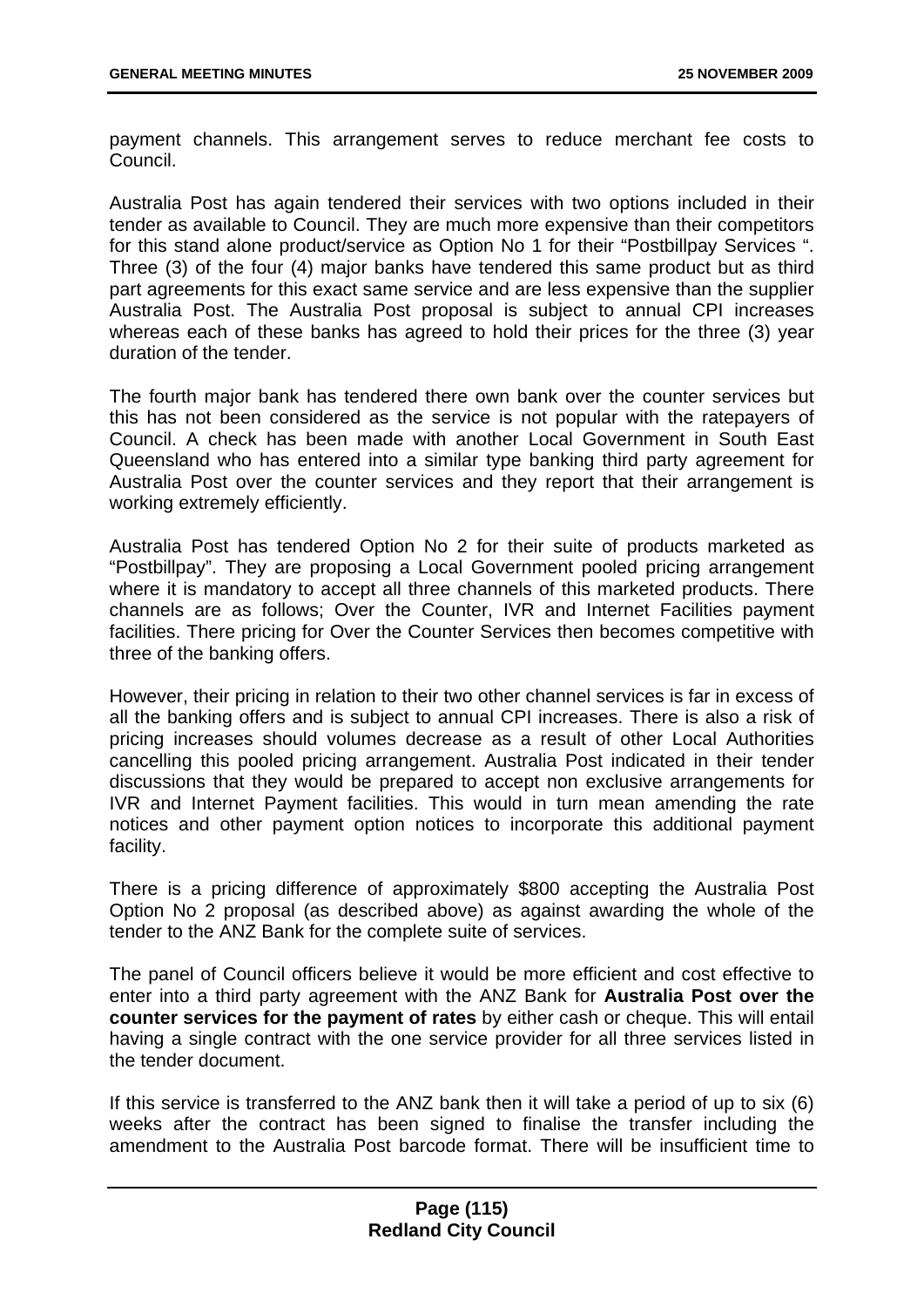payment channels. This arrangement serves to reduce merchant fee costs to Council.

Australia Post has again tendered their services with two options included in their tender as available to Council. They are much more expensive than their competitors for this stand alone product/service as Option No 1 for their "Postbillpay Services ". Three (3) of the four (4) major banks have tendered this same product but as third part agreements for this exact same service and are less expensive than the supplier Australia Post. The Australia Post proposal is subject to annual CPI increases whereas each of these banks has agreed to hold their prices for the three (3) year duration of the tender.

The fourth major bank has tendered there own bank over the counter services but this has not been considered as the service is not popular with the ratepayers of Council. A check has been made with another Local Government in South East Queensland who has entered into a similar type banking third party agreement for Australia Post over the counter services and they report that their arrangement is working extremely efficiently.

Australia Post has tendered Option No 2 for their suite of products marketed as "Postbillpay". They are proposing a Local Government pooled pricing arrangement where it is mandatory to accept all three channels of this marketed products. There channels are as follows; Over the Counter, IVR and Internet Facilities payment facilities. There pricing for Over the Counter Services then becomes competitive with three of the banking offers.

However, their pricing in relation to their two other channel services is far in excess of all the banking offers and is subject to annual CPI increases. There is also a risk of pricing increases should volumes decrease as a result of other Local Authorities cancelling this pooled pricing arrangement. Australia Post indicated in their tender discussions that they would be prepared to accept non exclusive arrangements for IVR and Internet Payment facilities. This would in turn mean amending the rate notices and other payment option notices to incorporate this additional payment facility.

There is a pricing difference of approximately $800 accepting the Australia Post Option No 2 proposal (as described above) as against awarding the whole of the tender to the ANZ Bank for the complete suite of services.

The panel of Council officers believe it would be more efficient and cost effective to enter into a third party agreement with the ANZ Bank for **Australia Post over the counter services for the payment of rates** by either cash or cheque. This will entail having a single contract with the one service provider for all three services listed in the tender document.

If this service is transferred to the ANZ bank then it will take a period of up to six (6) weeks after the contract has been signed to finalise the transfer including the amendment to the Australia Post barcode format. There will be insufficient time to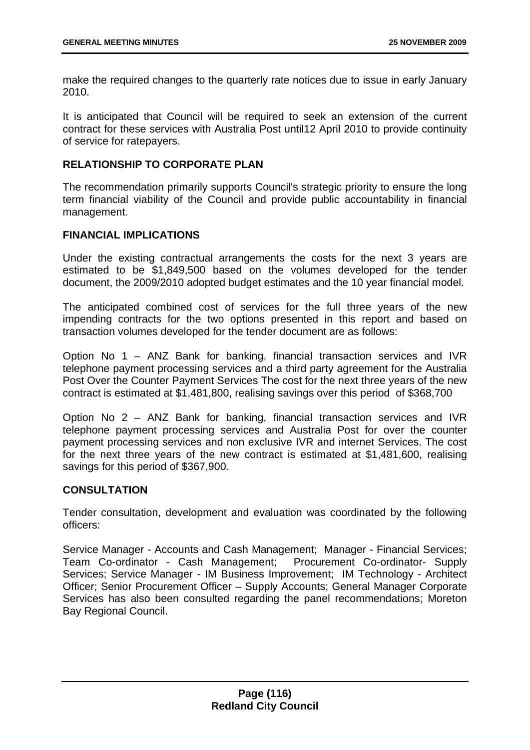make the required changes to the quarterly rate notices due to issue in early January 2010.

It is anticipated that Council will be required to seek an extension of the current contract for these services with Australia Post until12 April 2010 to provide continuity of service for ratepayers.

## RELATIONSHIP TO CORPORATE PLAN

The recommendation primarily supports Council's strategic priority to ensure the long term financial viability of the Council and provide public accountability in financial management.

## FINANCIAL IMPLICATIONS

Under the existing contractual arrangements the costs for the next 3 years are estimated to be $1,849,500 based on the volumes developed for the tender document, the 2009/2010 adopted budget estimates and the 10 year financial model.

The anticipated combined cost of services for the full three years of the new impending contracts for the two options presented in this report and based on transaction volumes developed for the tender document are as follows:

Option No 1 – ANZ Bank for banking, financial transaction services and IVR telephone payment processing services and a third party agreement for the Australia Post Over the Counter Payment Services The cost for the next three years of the new contract is estimated at $1,481,800, realising savings over this period of $368,700

Option No 2 – ANZ Bank for banking, financial transaction services and IVR telephone payment processing services and Australia Post for over the counter payment processing services and non exclusive IVR and internet Services. The cost for the next three years of the new contract is estimated at $1,481,600, realising savings for this period of $367,900.

## CONSULTATION

Tender consultation, development and evaluation was coordinated by the following officers:

Service Manager - Accounts and Cash Management; Manager - Financial Services; Team Co-ordinator - Cash Management; Procurement Co-ordinator- Supply Services; Service Manager - IM Business Improvement; IM Technology - Architect Officer; Senior Procurement Officer – Supply Accounts; General Manager Corporate Services has also been consulted regarding the panel recommendations; Moreton Bay Regional Council.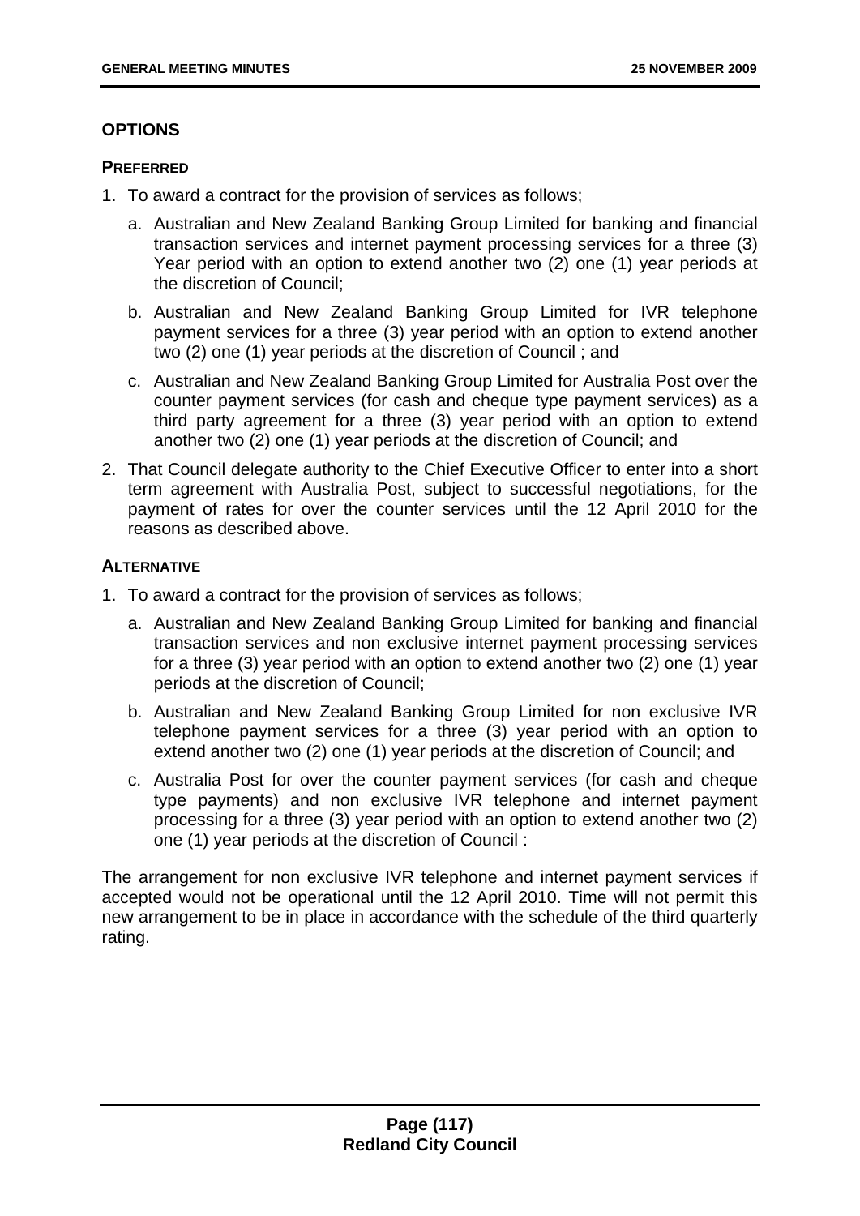## OPTIONS

### PREFERRED

1. To award a contract for the provision of services as follows;
   a. Australian and New Zealand Banking Group Limited for banking and financial transaction services and internet payment processing services for a three (3) Year period with an option to extend another two (2) one (1) year periods at the discretion of Council;
   b. Australian and New Zealand Banking Group Limited for IVR telephone payment services for a three (3) year period with an option to extend another two (2) one (1) year periods at the discretion of Council ; and
   c. Australian and New Zealand Banking Group Limited for Australia Post over the counter payment services (for cash and cheque type payment services) as a third party agreement for a three (3) year period with an option to extend another two (2) one (1) year periods at the discretion of Council; and
2. That Council delegate authority to the Chief Executive Officer to enter into a short term agreement with Australia Post, subject to successful negotiations, for the payment of rates for over the counter services until the 12 April 2010 for the reasons as described above.

### ALTERNATIVE

1. To award a contract for the provision of services as follows;
   a. Australian and New Zealand Banking Group Limited for banking and financial transaction services and non exclusive internet payment processing services for a three (3) year period with an option to extend another two (2) one (1) year periods at the discretion of Council;
   b. Australian and New Zealand Banking Group Limited for non exclusive IVR telephone payment services for a three (3) year period with an option to extend another two (2) one (1) year periods at the discretion of Council; and
   c. Australia Post for over the counter payment services (for cash and cheque type payments) and non exclusive IVR telephone and internet payment processing for a three (3) year period with an option to extend another two (2) one (1) year periods at the discretion of Council :

The arrangement for non exclusive IVR telephone and internet payment services if accepted would not be operational until the 12 April 2010. Time will not permit this new arrangement to be in place in accordance with the schedule of the third quarterly rating.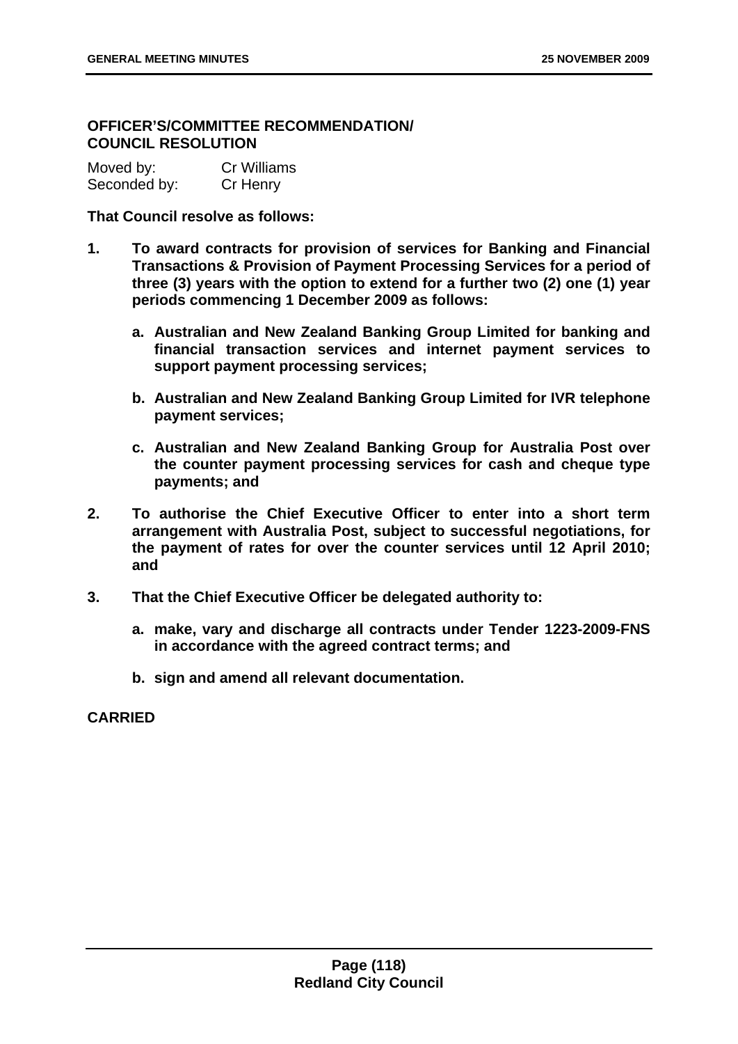### OFFICER'S/COMMITTEE RECOMMENDATION/ COUNCIL RESOLUTION

Moved by: Cr Williams
Seconded by: Cr Henry

**That Council resolve as follows:**

1. **To award contracts for provision of services for Banking and Financial Transactions & Provision of Payment Processing Services for a period of three (3) years with the option to extend for a further two (2) one (1) year periods commencing 1 December 2009 as follows:**

   a. **Australian and New Zealand Banking Group Limited for banking and financial transaction services and internet payment services to support payment processing services;**

   b. **Australian and New Zealand Banking Group Limited for IVR telephone payment services;**

   c. **Australian and New Zealand Banking Group for Australia Post over the counter payment processing services for cash and cheque type payments; and**

2. **To authorise the Chief Executive Officer to enter into a short term arrangement with Australia Post, subject to successful negotiations, for the payment of rates for over the counter services until 12 April 2010; and**

3. **That the Chief Executive Officer be delegated authority to:**

   a. **make, vary and discharge all contracts under Tender 1223-2009-FNS in accordance with the agreed contract terms; and**

   b. **sign and amend all relevant documentation.**

**CARRIED**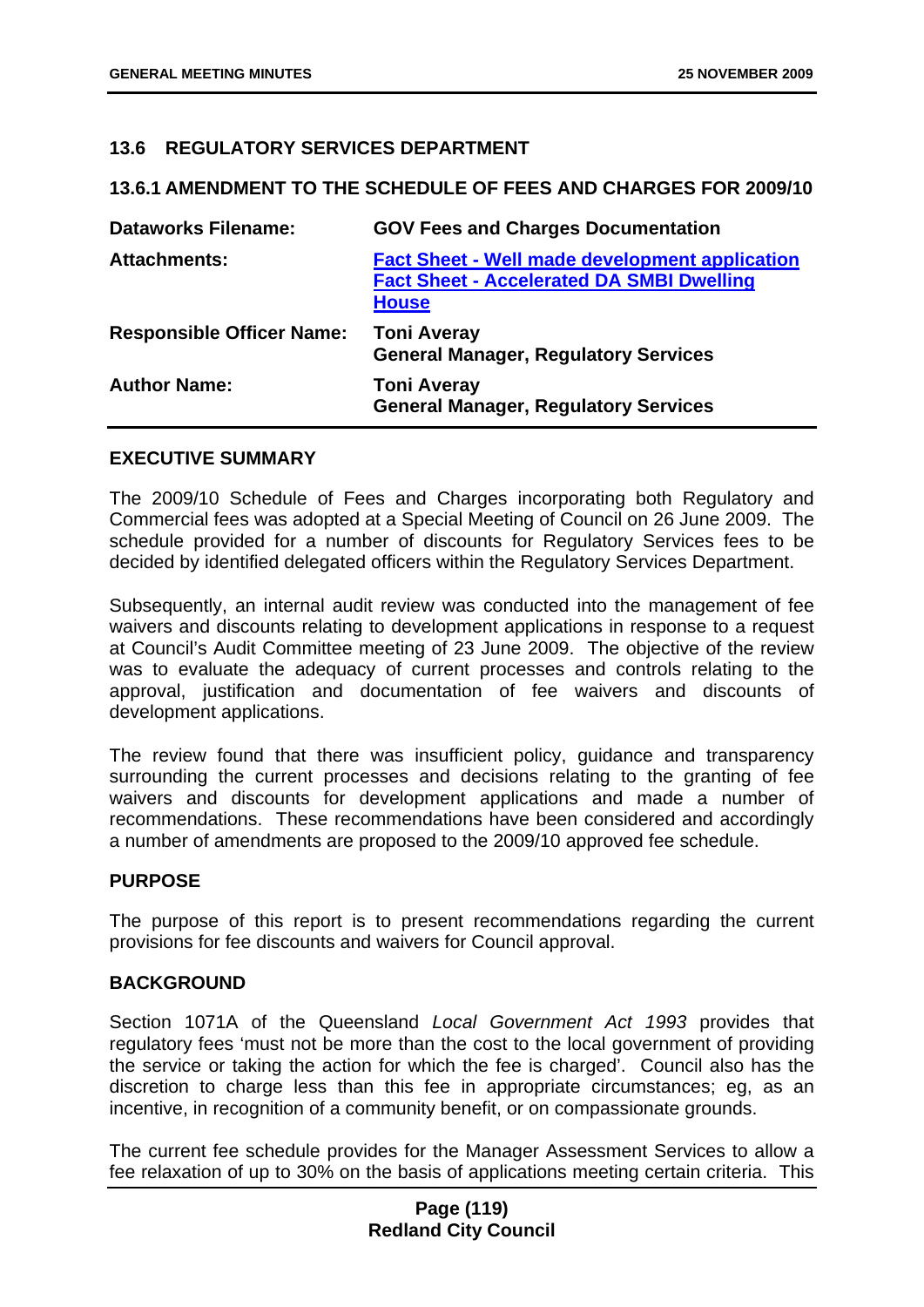### 13.6 REGULATORY SERVICES DEPARTMENT

#### 13.6.1 AMENDMENT TO THE SCHEDULE OF FEES AND CHARGES FOR 2009/10

| | |
|---|---|
| **Dataworks Filename:** | **GOV Fees and Charges Documentation** |
| **Attachments:** | **Fact Sheet - Well made development application**<br>**Fact Sheet - Accelerated DA SMBI Dwelling House** |
| **Responsible Officer Name:** | **Toni Averay**<br>**General Manager, Regulatory Services** |
| **Author Name:** | **Toni Averay**<br>**General Manager, Regulatory Services** |

**EXECUTIVE SUMMARY**

The 2009/10 Schedule of Fees and Charges incorporating both Regulatory and Commercial fees was adopted at a Special Meeting of Council on 26 June 2009. The schedule provided for a number of discounts for Regulatory Services fees to be decided by identified delegated officers within the Regulatory Services Department.

Subsequently, an internal audit review was conducted into the management of fee waivers and discounts relating to development applications in response to a request at Council's Audit Committee meeting of 23 June 2009. The objective of the review was to evaluate the adequacy of current processes and controls relating to the approval, justification and documentation of fee waivers and discounts of development applications.

The review found that there was insufficient policy, guidance and transparency surrounding the current processes and decisions relating to the granting of fee waivers and discounts for development applications and made a number of recommendations. These recommendations have been considered and accordingly a number of amendments are proposed to the 2009/10 approved fee schedule.

**PURPOSE**

The purpose of this report is to present recommendations regarding the current provisions for fee discounts and waivers for Council approval.

**BACKGROUND**

Section 1071A of the Queensland *Local Government Act 1993* provides that regulatory fees 'must not be more than the cost to the local government of providing the service or taking the action for which the fee is charged'. Council also has the discretion to charge less than this fee in appropriate circumstances; eg, as an incentive, in recognition of a community benefit, or on compassionate grounds.

The current fee schedule provides for the Manager Assessment Services to allow a fee relaxation of up to 30% on the basis of applications meeting certain criteria. This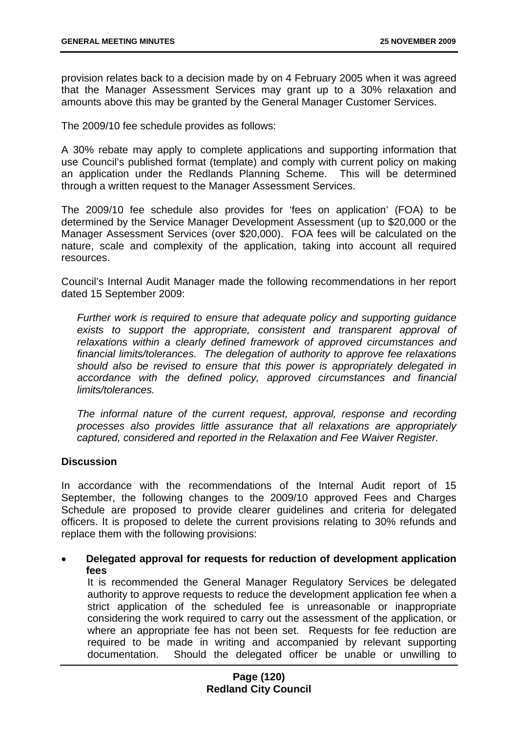provision relates back to a decision made by on 4 February 2005 when it was agreed that the Manager Assessment Services may grant up to a 30% relaxation and amounts above this may be granted by the General Manager Customer Services.

The 2009/10 fee schedule provides as follows:

A 30% rebate may apply to complete applications and supporting information that use Council's published format (template) and comply with current policy on making an application under the Redlands Planning Scheme. This will be determined through a written request to the Manager Assessment Services.

The 2009/10 fee schedule also provides for 'fees on application' (FOA) to be determined by the Service Manager Development Assessment (up to $20,000 or the Manager Assessment Services (over $20,000). FOA fees will be calculated on the nature, scale and complexity of the application, taking into account all required resources.

Council's Internal Audit Manager made the following recommendations in her report dated 15 September 2009:

> *Further work is required to ensure that adequate policy and supporting guidance exists to support the appropriate, consistent and transparent approval of relaxations within a clearly defined framework of approved circumstances and financial limits/tolerances. The delegation of authority to approve fee relaxations should also be revised to ensure that this power is appropriately delegated in accordance with the defined policy, approved circumstances and financial limits/tolerances.*
>
> *The informal nature of the current request, approval, response and recording processes also provides little assurance that all relaxations are appropriately captured, considered and reported in the Relaxation and Fee Waiver Register.*

**Discussion**

In accordance with the recommendations of the Internal Audit report of 15 September, the following changes to the 2009/10 approved Fees and Charges Schedule are proposed to provide clearer guidelines and criteria for delegated officers. It is proposed to delete the current provisions relating to 30% refunds and replace them with the following provisions:

- **Delegated approval for requests for reduction of development application fees**
  It is recommended the General Manager Regulatory Services be delegated authority to approve requests to reduce the development application fee when a strict application of the scheduled fee is unreasonable or inappropriate considering the work required to carry out the assessment of the application, or where an appropriate fee has not been set. Requests for fee reduction are required to be made in writing and accompanied by relevant supporting documentation. Should the delegated officer be unable or unwilling to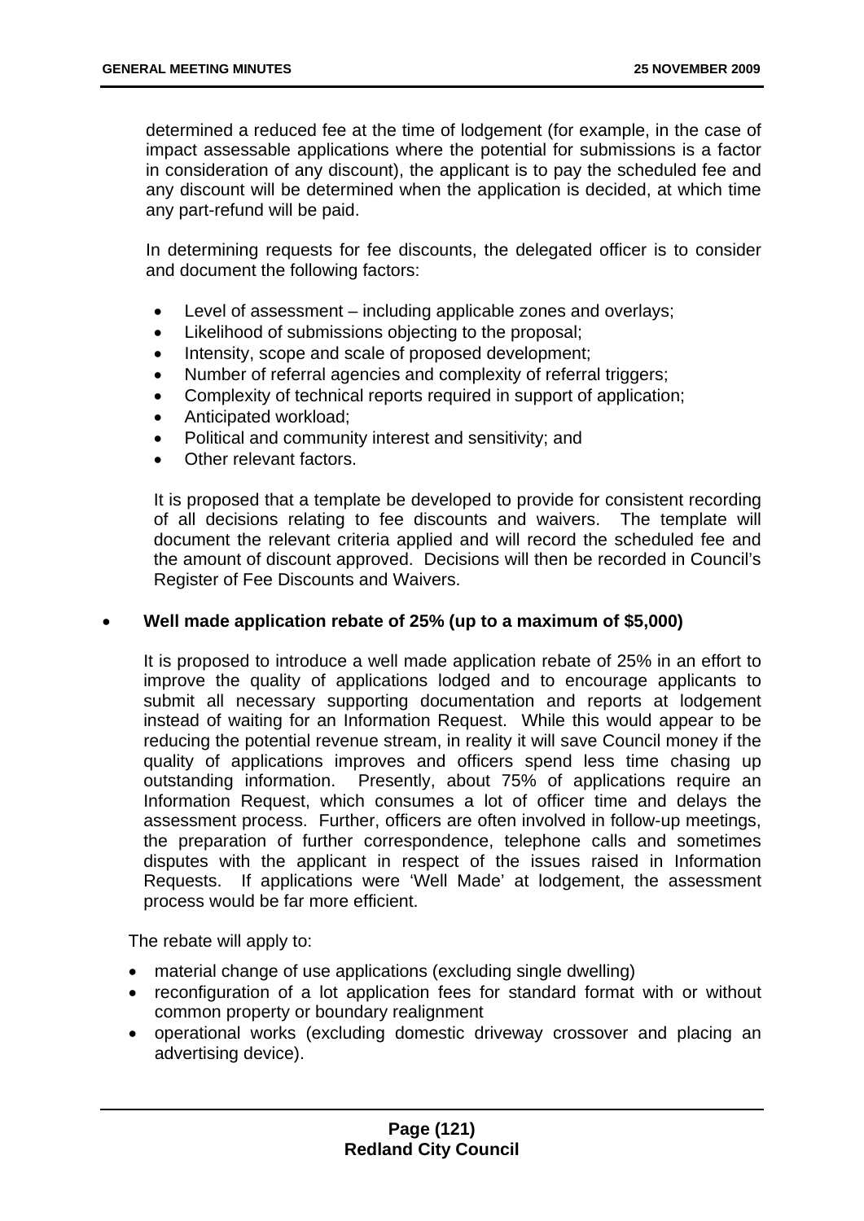determined a reduced fee at the time of lodgement (for example, in the case of impact assessable applications where the potential for submissions is a factor in consideration of any discount), the applicant is to pay the scheduled fee and any discount will be determined when the application is decided, at which time any part-refund will be paid.

In determining requests for fee discounts, the delegated officer is to consider and document the following factors:

- Level of assessment – including applicable zones and overlays;
- Likelihood of submissions objecting to the proposal;
- Intensity, scope and scale of proposed development;
- Number of referral agencies and complexity of referral triggers;
- Complexity of technical reports required in support of application;
- Anticipated workload;
- Political and community interest and sensitivity; and
- Other relevant factors.

It is proposed that a template be developed to provide for consistent recording of all decisions relating to fee discounts and waivers. The template will document the relevant criteria applied and will record the scheduled fee and the amount of discount approved. Decisions will then be recorded in Council's Register of Fee Discounts and Waivers.

- **Well made application rebate of 25% (up to a maximum of $5,000)**

  It is proposed to introduce a well made application rebate of 25% in an effort to improve the quality of applications lodged and to encourage applicants to submit all necessary supporting documentation and reports at lodgement instead of waiting for an Information Request. While this would appear to be reducing the potential revenue stream, in reality it will save Council money if the quality of applications improves and officers spend less time chasing up outstanding information. Presently, about 75% of applications require an Information Request, which consumes a lot of officer time and delays the assessment process. Further, officers are often involved in follow-up meetings, the preparation of further correspondence, telephone calls and sometimes disputes with the applicant in respect of the issues raised in Information Requests. If applications were 'Well Made' at lodgement, the assessment process would be far more efficient.

  The rebate will apply to:

  - material change of use applications (excluding single dwelling)
  - reconfiguration of a lot application fees for standard format with or without common property or boundary realignment
  - operational works (excluding domestic driveway crossover and placing an advertising device).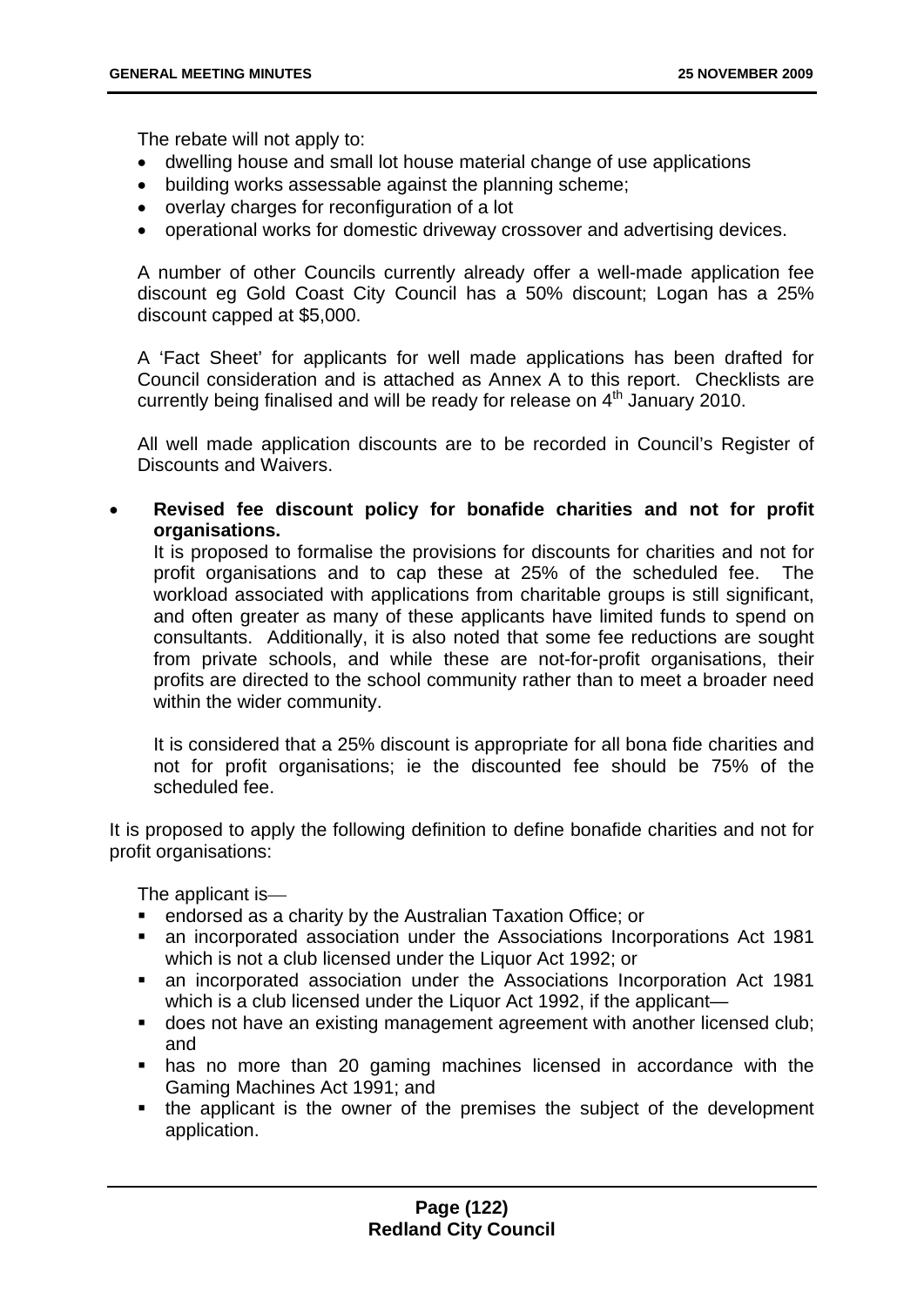The rebate will not apply to:

- dwelling house and small lot house material change of use applications
- building works assessable against the planning scheme;
- overlay charges for reconfiguration of a lot
- operational works for domestic driveway crossover and advertising devices.

A number of other Councils currently already offer a well-made application fee discount eg Gold Coast City Council has a 50% discount; Logan has a 25% discount capped at $5,000.

A 'Fact Sheet' for applicants for well made applications has been drafted for Council consideration and is attached as Annex A to this report. Checklists are currently being finalised and will be ready for release on 4th January 2010.

All well made application discounts are to be recorded in Council's Register of Discounts and Waivers.

- **Revised fee discount policy for bonafide charities and not for profit organisations.**

  It is proposed to formalise the provisions for discounts for charities and not for profit organisations and to cap these at 25% of the scheduled fee. The workload associated with applications from charitable groups is still significant, and often greater as many of these applicants have limited funds to spend on consultants. Additionally, it is also noted that some fee reductions are sought from private schools, and while these are not-for-profit organisations, their profits are directed to the school community rather than to meet a broader need within the wider community.

  It is considered that a 25% discount is appropriate for all bona fide charities and not for profit organisations; ie the discounted fee should be 75% of the scheduled fee.

It is proposed to apply the following definition to define bonafide charities and not for profit organisations:

The applicant is—

- endorsed as a charity by the Australian Taxation Office; or
- an incorporated association under the Associations Incorporations Act 1981 which is not a club licensed under the Liquor Act 1992; or
- an incorporated association under the Associations Incorporation Act 1981 which is a club licensed under the Liquor Act 1992, if the applicant—
- does not have an existing management agreement with another licensed club; and
- has no more than 20 gaming machines licensed in accordance with the Gaming Machines Act 1991; and
- the applicant is the owner of the premises the subject of the development application.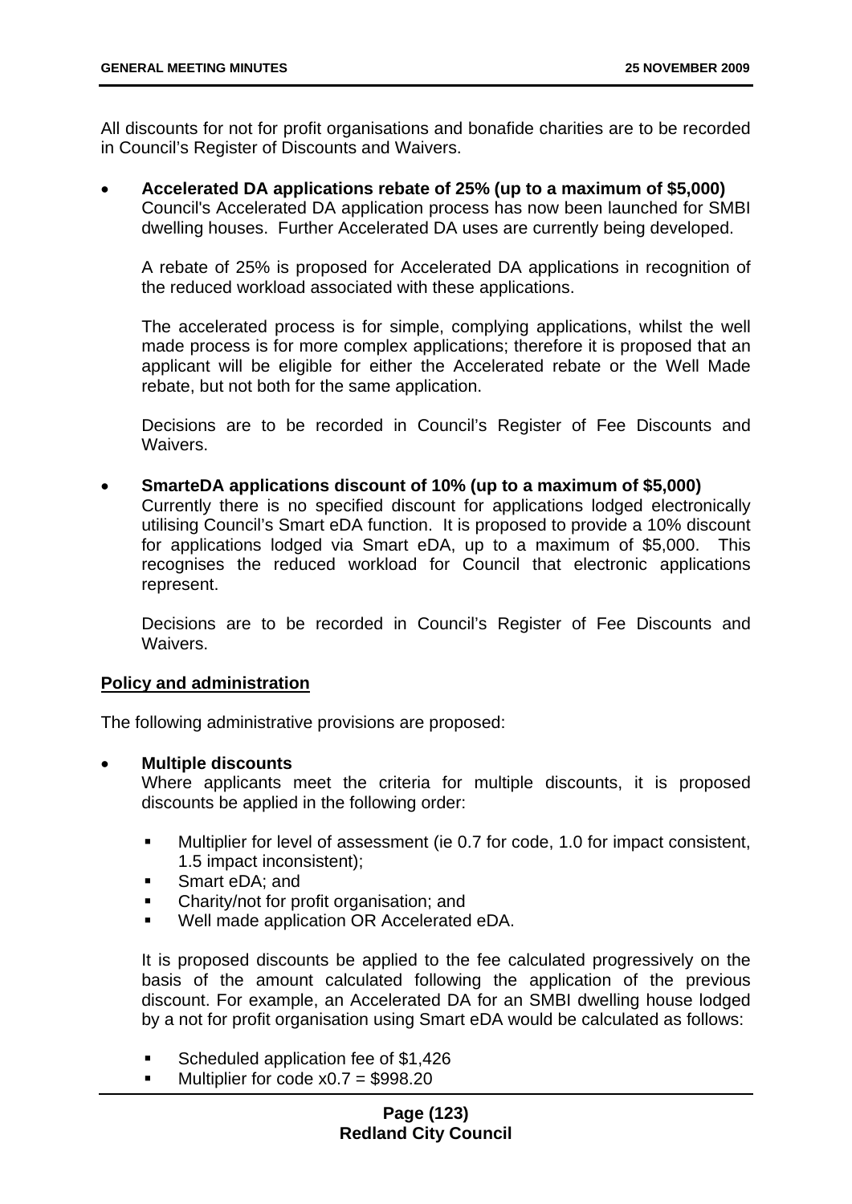All discounts for not for profit organisations and bonafide charities are to be recorded in Council's Register of Discounts and Waivers.

- **Accelerated DA applications rebate of 25% (up to a maximum of $5,000)**
  Council's Accelerated DA application process has now been launched for SMBI dwelling houses. Further Accelerated DA uses are currently being developed.

  A rebate of 25% is proposed for Accelerated DA applications in recognition of the reduced workload associated with these applications.

  The accelerated process is for simple, complying applications, whilst the well made process is for more complex applications; therefore it is proposed that an applicant will be eligible for either the Accelerated rebate or the Well Made rebate, but not both for the same application.

  Decisions are to be recorded in Council's Register of Fee Discounts and Waivers.

- **SmarteDA applications discount of 10% (up to a maximum of $5,000)**
  Currently there is no specified discount for applications lodged electronically utilising Council's Smart eDA function. It is proposed to provide a 10% discount for applications lodged via Smart eDA, up to a maximum of $5,000. This recognises the reduced workload for Council that electronic applications represent.

  Decisions are to be recorded in Council's Register of Fee Discounts and Waivers.

**Policy and administration**

The following administrative provisions are proposed:

- **Multiple discounts**
  Where applicants meet the criteria for multiple discounts, it is proposed discounts be applied in the following order:

  - Multiplier for level of assessment (ie 0.7 for code, 1.0 for impact consistent, 1.5 impact inconsistent);
  - Smart eDA; and
  - Charity/not for profit organisation; and
  - Well made application OR Accelerated eDA.

  It is proposed discounts be applied to the fee calculated progressively on the basis of the amount calculated following the application of the previous discount. For example, an Accelerated DA for an SMBI dwelling house lodged by a not for profit organisation using Smart eDA would be calculated as follows:

  - Scheduled application fee of $1,426
  - Multiplier for code x0.7 = $998.20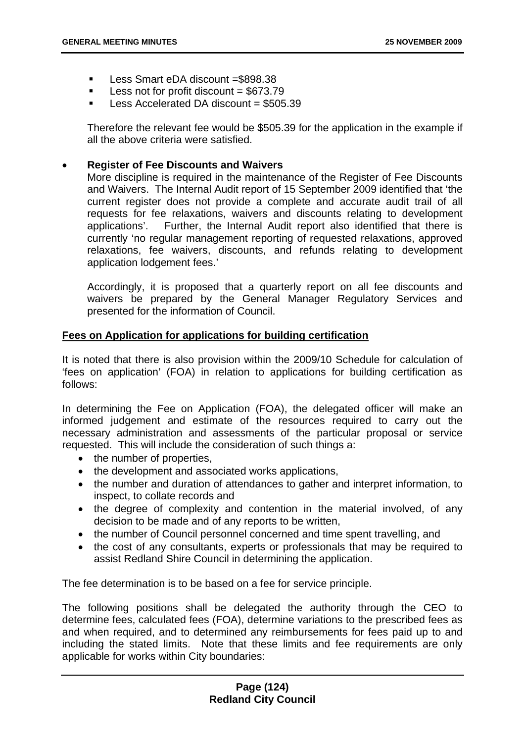- Less Smart eDA discount =$898.38
- Less not for profit discount = $673.79
- Less Accelerated DA discount = $505.39

Therefore the relevant fee would be $505.39 for the application in the example if all the above criteria were satisfied.

- **Register of Fee Discounts and Waivers**
  More discipline is required in the maintenance of the Register of Fee Discounts and Waivers. The Internal Audit report of 15 September 2009 identified that 'the current register does not provide a complete and accurate audit trail of all requests for fee relaxations, waivers and discounts relating to development applications'. Further, the Internal Audit report also identified that there is currently 'no regular management reporting of requested relaxations, approved relaxations, fee waivers, discounts, and refunds relating to development application lodgement fees.'

  Accordingly, it is proposed that a quarterly report on all fee discounts and waivers be prepared by the General Manager Regulatory Services and presented for the information of Council.

**Fees on Application for applications for building certification**

It is noted that there is also provision within the 2009/10 Schedule for calculation of 'fees on application' (FOA) in relation to applications for building certification as follows:

In determining the Fee on Application (FOA), the delegated officer will make an informed judgement and estimate of the resources required to carry out the necessary administration and assessments of the particular proposal or service requested. This will include the consideration of such things a:

- the number of properties,
- the development and associated works applications,
- the number and duration of attendances to gather and interpret information, to inspect, to collate records and
- the degree of complexity and contention in the material involved, of any decision to be made and of any reports to be written,
- the number of Council personnel concerned and time spent travelling, and
- the cost of any consultants, experts or professionals that may be required to assist Redland Shire Council in determining the application.

The fee determination is to be based on a fee for service principle.

The following positions shall be delegated the authority through the CEO to determine fees, calculated fees (FOA), determine variations to the prescribed fees as and when required, and to determined any reimbursements for fees paid up to and including the stated limits. Note that these limits and fee requirements are only applicable for works within City boundaries: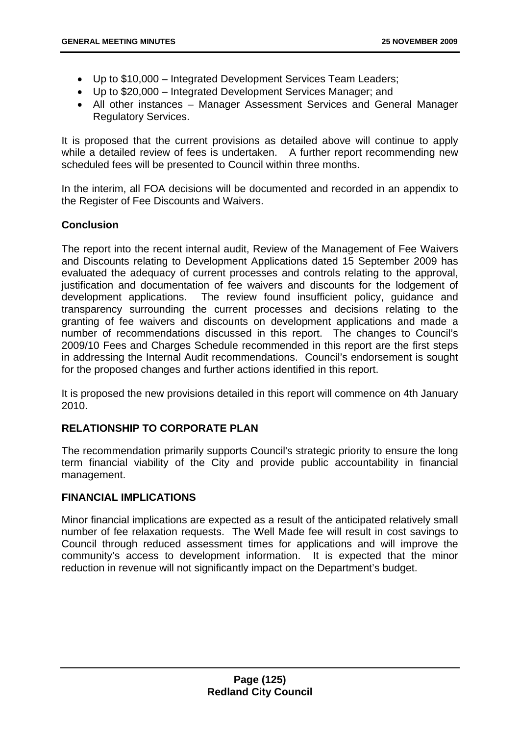- Up to $10,000 – Integrated Development Services Team Leaders;
- Up to $20,000 – Integrated Development Services Manager; and
- All other instances – Manager Assessment Services and General Manager Regulatory Services.

It is proposed that the current provisions as detailed above will continue to apply while a detailed review of fees is undertaken. A further report recommending new scheduled fees will be presented to Council within three months.

In the interim, all FOA decisions will be documented and recorded in an appendix to the Register of Fee Discounts and Waivers.

**Conclusion**

The report into the recent internal audit, Review of the Management of Fee Waivers and Discounts relating to Development Applications dated 15 September 2009 has evaluated the adequacy of current processes and controls relating to the approval, justification and documentation of fee waivers and discounts for the lodgement of development applications. The review found insufficient policy, guidance and transparency surrounding the current processes and decisions relating to the granting of fee waivers and discounts on development applications and made a number of recommendations discussed in this report. The changes to Council's 2009/10 Fees and Charges Schedule recommended in this report are the first steps in addressing the Internal Audit recommendations. Council's endorsement is sought for the proposed changes and further actions identified in this report.

It is proposed the new provisions detailed in this report will commence on 4th January 2010.

## RELATIONSHIP TO CORPORATE PLAN

The recommendation primarily supports Council's strategic priority to ensure the long term financial viability of the City and provide public accountability in financial management.

## FINANCIAL IMPLICATIONS

Minor financial implications are expected as a result of the anticipated relatively small number of fee relaxation requests. The Well Made fee will result in cost savings to Council through reduced assessment times for applications and will improve the community's access to development information. It is expected that the minor reduction in revenue will not significantly impact on the Department's budget.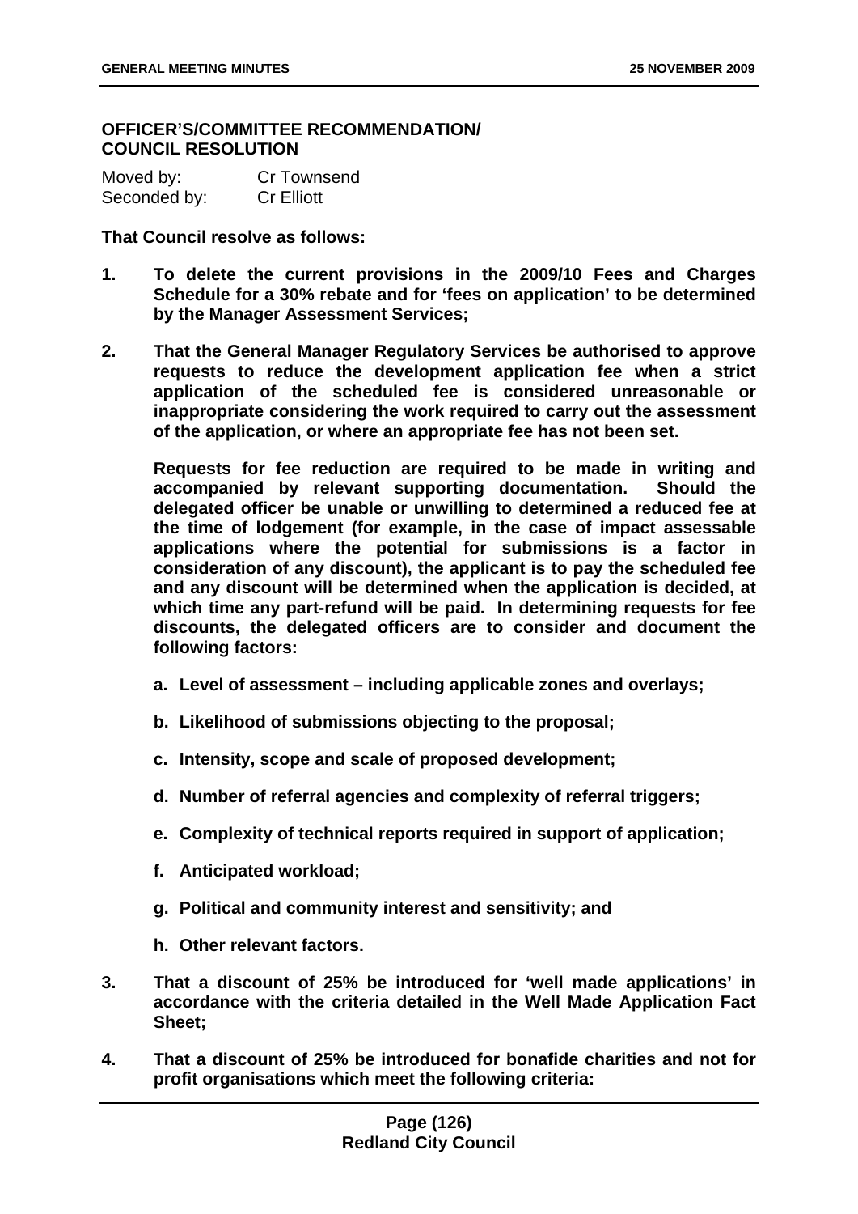## OFFICER'S/COMMITTEE RECOMMENDATION/ COUNCIL RESOLUTION

Moved by: Cr Townsend
Seconded by: Cr Elliott

**That Council resolve as follows:**

1. **To delete the current provisions in the 2009/10 Fees and Charges Schedule for a 30% rebate and for 'fees on application' to be determined by the Manager Assessment Services;**

2. **That the General Manager Regulatory Services be authorised to approve requests to reduce the development application fee when a strict application of the scheduled fee is considered unreasonable or inappropriate considering the work required to carry out the assessment of the application, or where an appropriate fee has not been set.**

   **Requests for fee reduction are required to be made in writing and accompanied by relevant supporting documentation. Should the delegated officer be unable or unwilling to determined a reduced fee at the time of lodgement (for example, in the case of impact assessable applications where the potential for submissions is a factor in consideration of any discount), the applicant is to pay the scheduled fee and any discount will be determined when the application is decided, at which time any part-refund will be paid. In determining requests for fee discounts, the delegated officers are to consider and document the following factors:**

   a. **Level of assessment – including applicable zones and overlays;**

   b. **Likelihood of submissions objecting to the proposal;**

   c. **Intensity, scope and scale of proposed development;**

   d. **Number of referral agencies and complexity of referral triggers;**

   e. **Complexity of technical reports required in support of application;**

   f. **Anticipated workload;**

   g. **Political and community interest and sensitivity; and**

   h. **Other relevant factors.**

3. **That a discount of 25% be introduced for 'well made applications' in accordance with the criteria detailed in the Well Made Application Fact Sheet;**

4. **That a discount of 25% be introduced for bonafide charities and not for profit organisations which meet the following criteria:**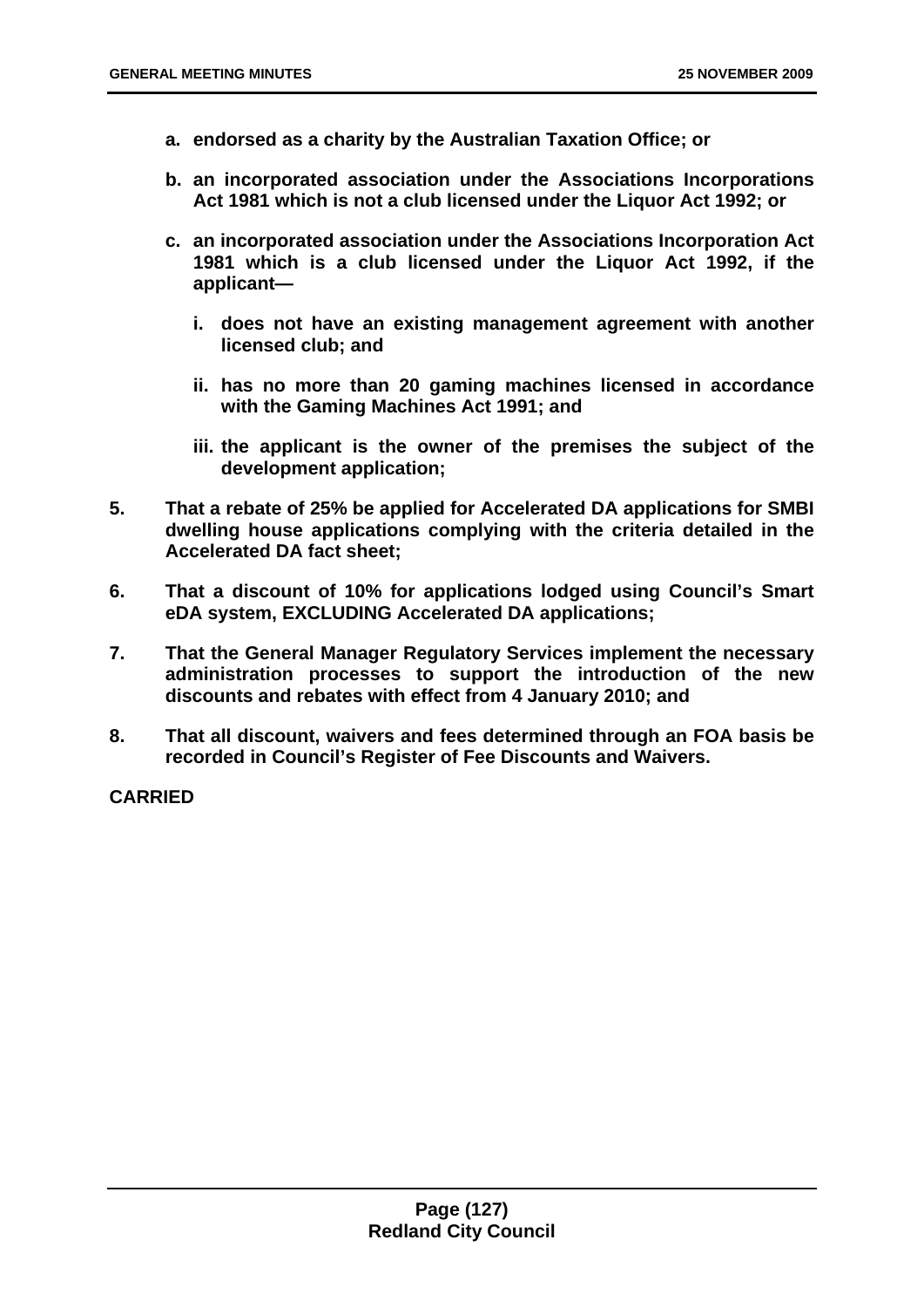**a. endorsed as a charity by the Australian Taxation Office; or**

**b. an incorporated association under the Associations Incorporations Act 1981 which is not a club licensed under the Liquor Act 1992; or**

**c. an incorporated association under the Associations Incorporation Act 1981 which is a club licensed under the Liquor Act 1992, if the applicant—**

**i. does not have an existing management agreement with another licensed club; and**

**ii. has no more than 20 gaming machines licensed in accordance with the Gaming Machines Act 1991; and**

**iii. the applicant is the owner of the premises the subject of the development application;**

**5. That a rebate of 25% be applied for Accelerated DA applications for SMBI dwelling house applications complying with the criteria detailed in the Accelerated DA fact sheet;**

**6. That a discount of 10% for applications lodged using Council's Smart eDA system, EXCLUDING Accelerated DA applications;**

**7. That the General Manager Regulatory Services implement the necessary administration processes to support the introduction of the new discounts and rebates with effect from 4 January 2010; and**

**8. That all discount, waivers and fees determined through an FOA basis be recorded in Council's Register of Fee Discounts and Waivers.**

**CARRIED**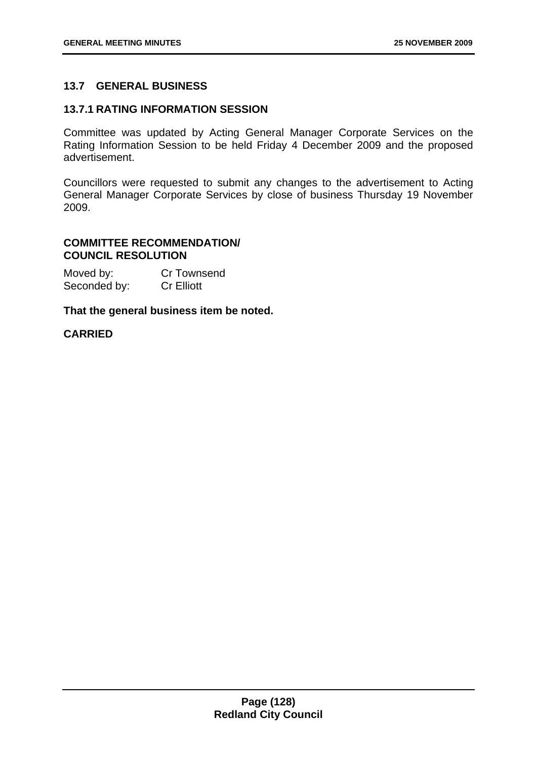## 13.7 GENERAL BUSINESS

### 13.7.1 RATING INFORMATION SESSION

Committee was updated by Acting General Manager Corporate Services on the Rating Information Session to be held Friday 4 December 2009 and the proposed advertisement.

Councillors were requested to submit any changes to the advertisement to Acting General Manager Corporate Services by close of business Thursday 19 November 2009.

**COMMITTEE RECOMMENDATION/ COUNCIL RESOLUTION**

Moved by: Cr Townsend
Seconded by: Cr Elliott

**That the general business item be noted.**

**CARRIED**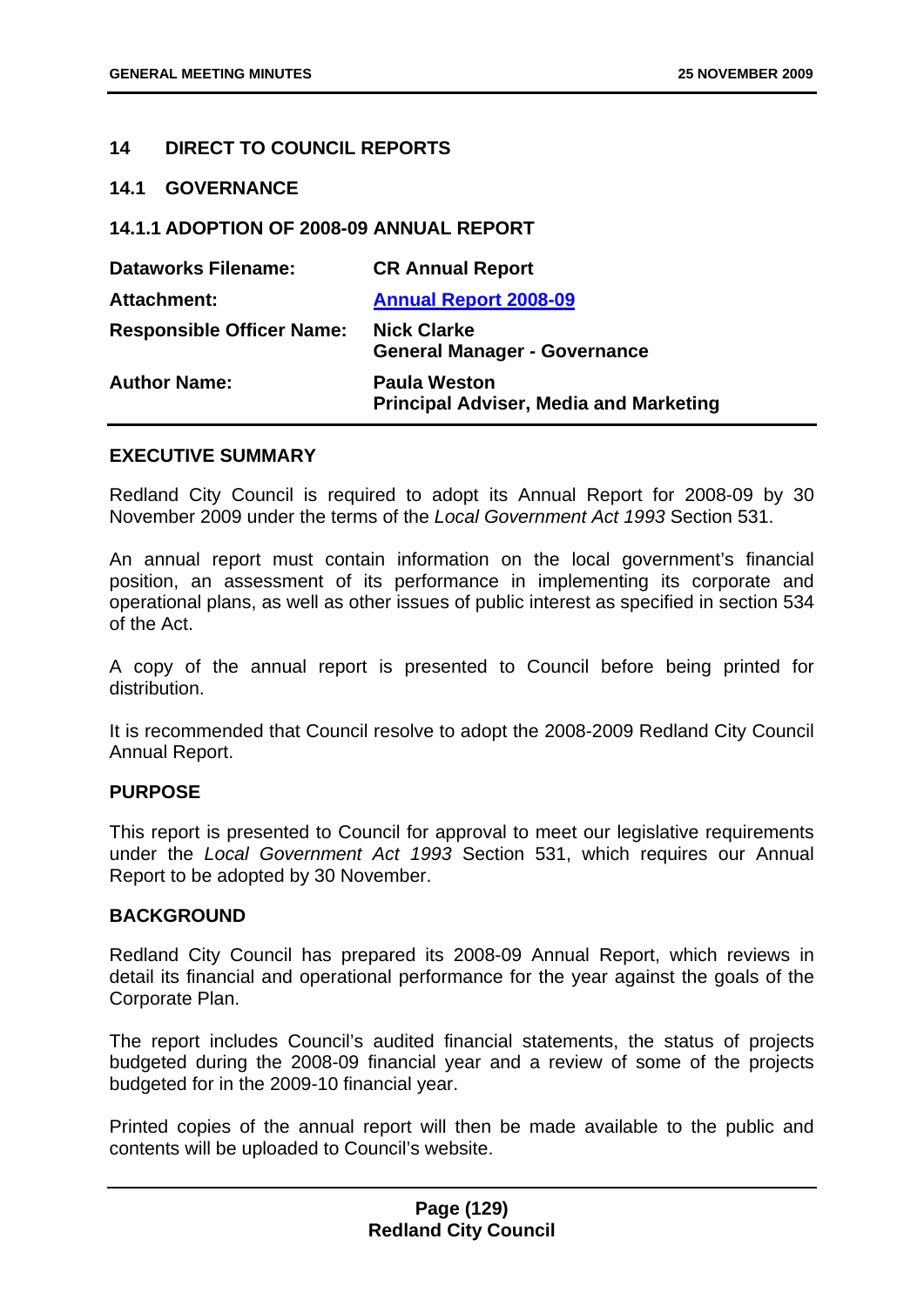## 14 DIRECT TO COUNCIL REPORTS

### 14.1 GOVERNANCE

#### 14.1.1 ADOPTION OF 2008-09 ANNUAL REPORT

| | |
|---|---|
| **Dataworks Filename:** | **CR Annual Report** |
| **Attachment:** | **Annual Report 2008-09** |
| **Responsible Officer Name:** | **Nick Clarke**<br>**General Manager - Governance** |
| **Author Name:** | **Paula Weston**<br>**Principal Adviser, Media and Marketing** |

**EXECUTIVE SUMMARY**

Redland City Council is required to adopt its Annual Report for 2008-09 by 30 November 2009 under the terms of the *Local Government Act 1993* Section 531.

An annual report must contain information on the local government's financial position, an assessment of its performance in implementing its corporate and operational plans, as well as other issues of public interest as specified in section 534 of the Act.

A copy of the annual report is presented to Council before being printed for distribution.

It is recommended that Council resolve to adopt the 2008-2009 Redland City Council Annual Report.

**PURPOSE**

This report is presented to Council for approval to meet our legislative requirements under the *Local Government Act 1993* Section 531, which requires our Annual Report to be adopted by 30 November.

**BACKGROUND**

Redland City Council has prepared its 2008-09 Annual Report, which reviews in detail its financial and operational performance for the year against the goals of the Corporate Plan.

The report includes Council's audited financial statements, the status of projects budgeted during the 2008-09 financial year and a review of some of the projects budgeted for in the 2009-10 financial year.

Printed copies of the annual report will then be made available to the public and contents will be uploaded to Council's website.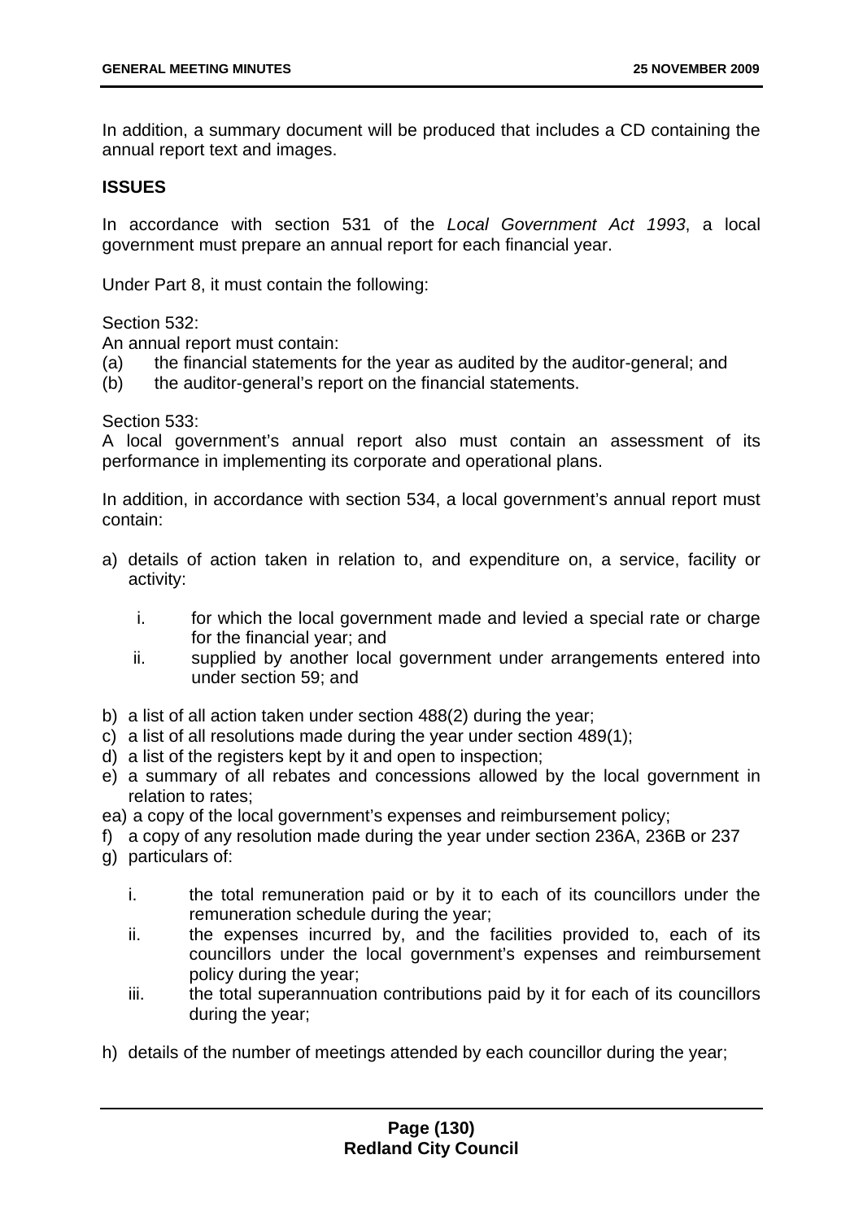In addition, a summary document will be produced that includes a CD containing the annual report text and images.

**ISSUES**

In accordance with section 531 of the *Local Government Act 1993*, a local government must prepare an annual report for each financial year.

Under Part 8, it must contain the following:

Section 532:
An annual report must contain:
(a) the financial statements for the year as audited by the auditor-general; and
(b) the auditor-general's report on the financial statements.

Section 533:
A local government's annual report also must contain an assessment of its performance in implementing its corporate and operational plans.

In addition, in accordance with section 534, a local government's annual report must contain:

a) details of action taken in relation to, and expenditure on, a service, facility or activity:

   i. for which the local government made and levied a special rate or charge for the financial year; and
   ii. supplied by another local government under arrangements entered into under section 59; and

b) a list of all action taken under section 488(2) during the year;
c) a list of all resolutions made during the year under section 489(1);
d) a list of the registers kept by it and open to inspection;
e) a summary of all rebates and concessions allowed by the local government in relation to rates;
ea) a copy of the local government's expenses and reimbursement policy;
f) a copy of any resolution made during the year under section 236A, 236B or 237
g) particulars of:

   i. the total remuneration paid or by it to each of its councillors under the remuneration schedule during the year;
   ii. the expenses incurred by, and the facilities provided to, each of its councillors under the local government's expenses and reimbursement policy during the year;
   iii. the total superannuation contributions paid by it for each of its councillors during the year;

h) details of the number of meetings attended by each councillor during the year;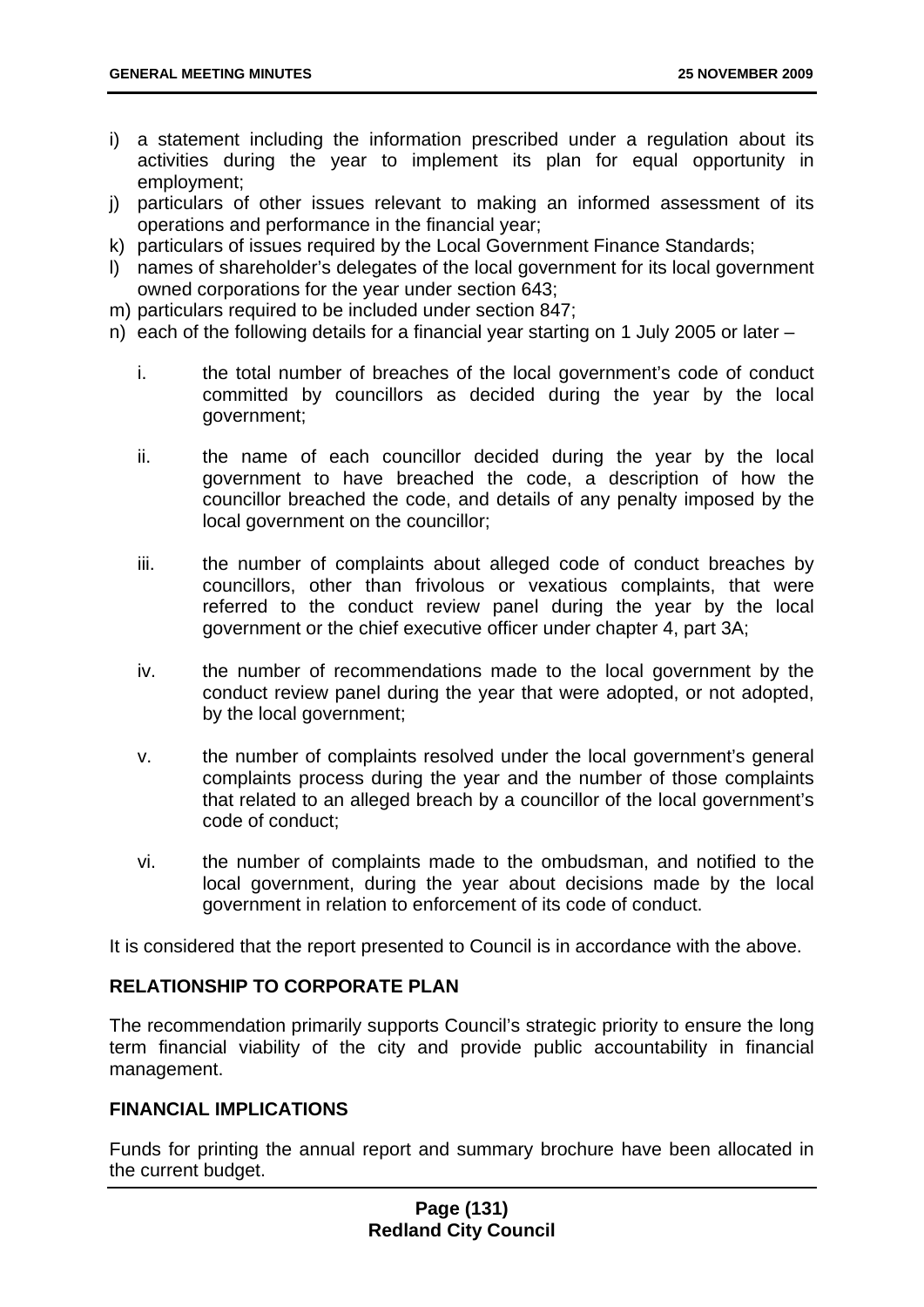i) a statement including the information prescribed under a regulation about its activities during the year to implement its plan for equal opportunity in employment;
j) particulars of other issues relevant to making an informed assessment of its operations and performance in the financial year;
k) particulars of issues required by the Local Government Finance Standards;
l) names of shareholder's delegates of the local government for its local government owned corporations for the year under section 643;
m) particulars required to be included under section 847;
n) each of the following details for a financial year starting on 1 July 2005 or later –

   i. the total number of breaches of the local government's code of conduct committed by councillors as decided during the year by the local government;

   ii. the name of each councillor decided during the year by the local government to have breached the code, a description of how the councillor breached the code, and details of any penalty imposed by the local government on the councillor;

   iii. the number of complaints about alleged code of conduct breaches by councillors, other than frivolous or vexatious complaints, that were referred to the conduct review panel during the year by the local government or the chief executive officer under chapter 4, part 3A;

   iv. the number of recommendations made to the local government by the conduct review panel during the year that were adopted, or not adopted, by the local government;

   v. the number of complaints resolved under the local government's general complaints process during the year and the number of those complaints that related to an alleged breach by a councillor of the local government's code of conduct;

   vi. the number of complaints made to the ombudsman, and notified to the local government, during the year about decisions made by the local government in relation to enforcement of its code of conduct.

It is considered that the report presented to Council is in accordance with the above.

## RELATIONSHIP TO CORPORATE PLAN

The recommendation primarily supports Council's strategic priority to ensure the long term financial viability of the city and provide public accountability in financial management.

## FINANCIAL IMPLICATIONS

Funds for printing the annual report and summary brochure have been allocated in the current budget.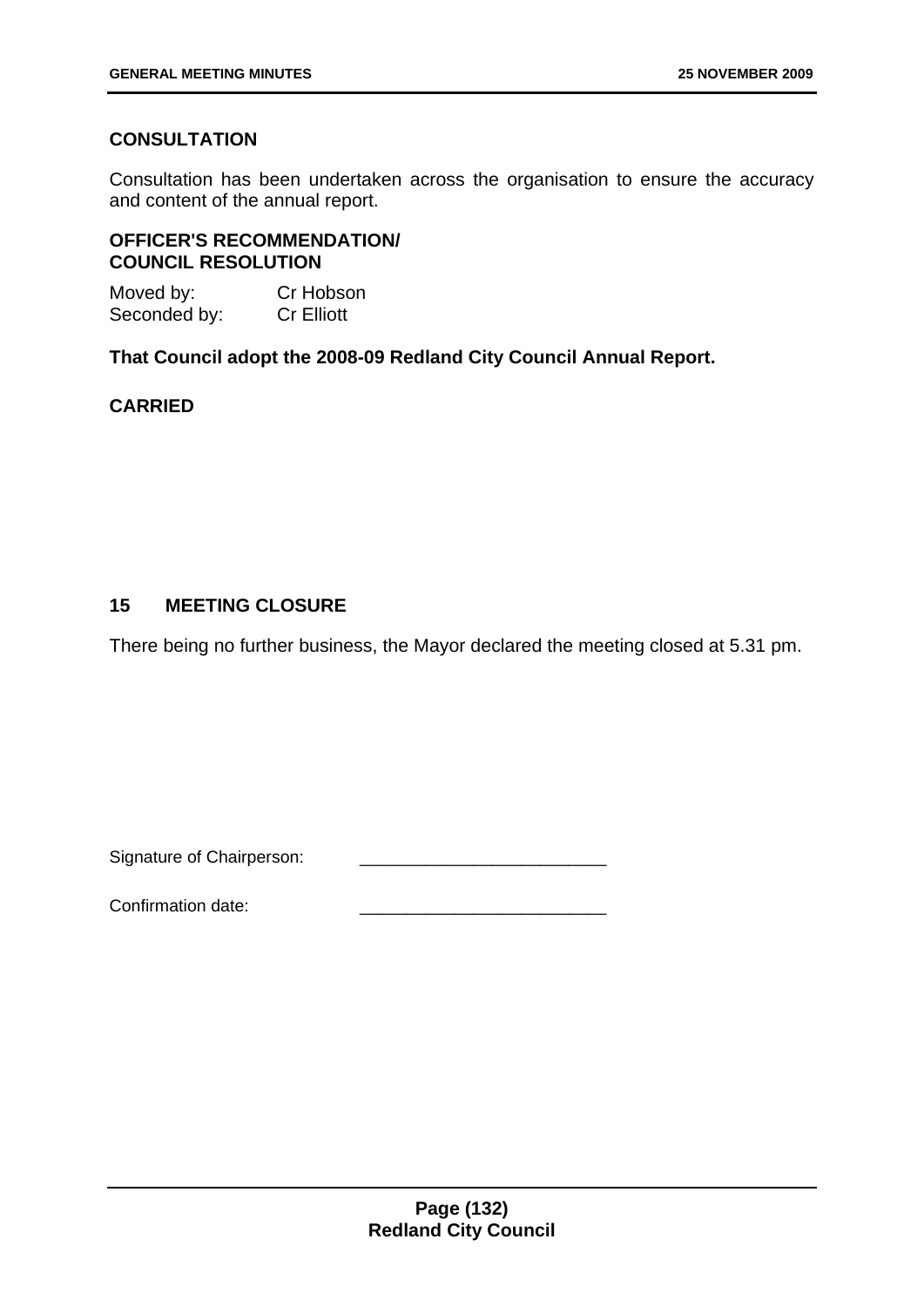**CONSULTATION**

Consultation has been undertaken across the organisation to ensure the accuracy and content of the annual report.

**OFFICER'S RECOMMENDATION/**
**COUNCIL RESOLUTION**

Moved by: Cr Hobson
Seconded by: Cr Elliott

**That Council adopt the 2008-09 Redland City Council Annual Report.**

**CARRIED**

## 15 MEETING CLOSURE

There being no further business, the Mayor declared the meeting closed at 5.31 pm.

Signature of Chairperson: ___________________________

Confirmation date: ___________________________